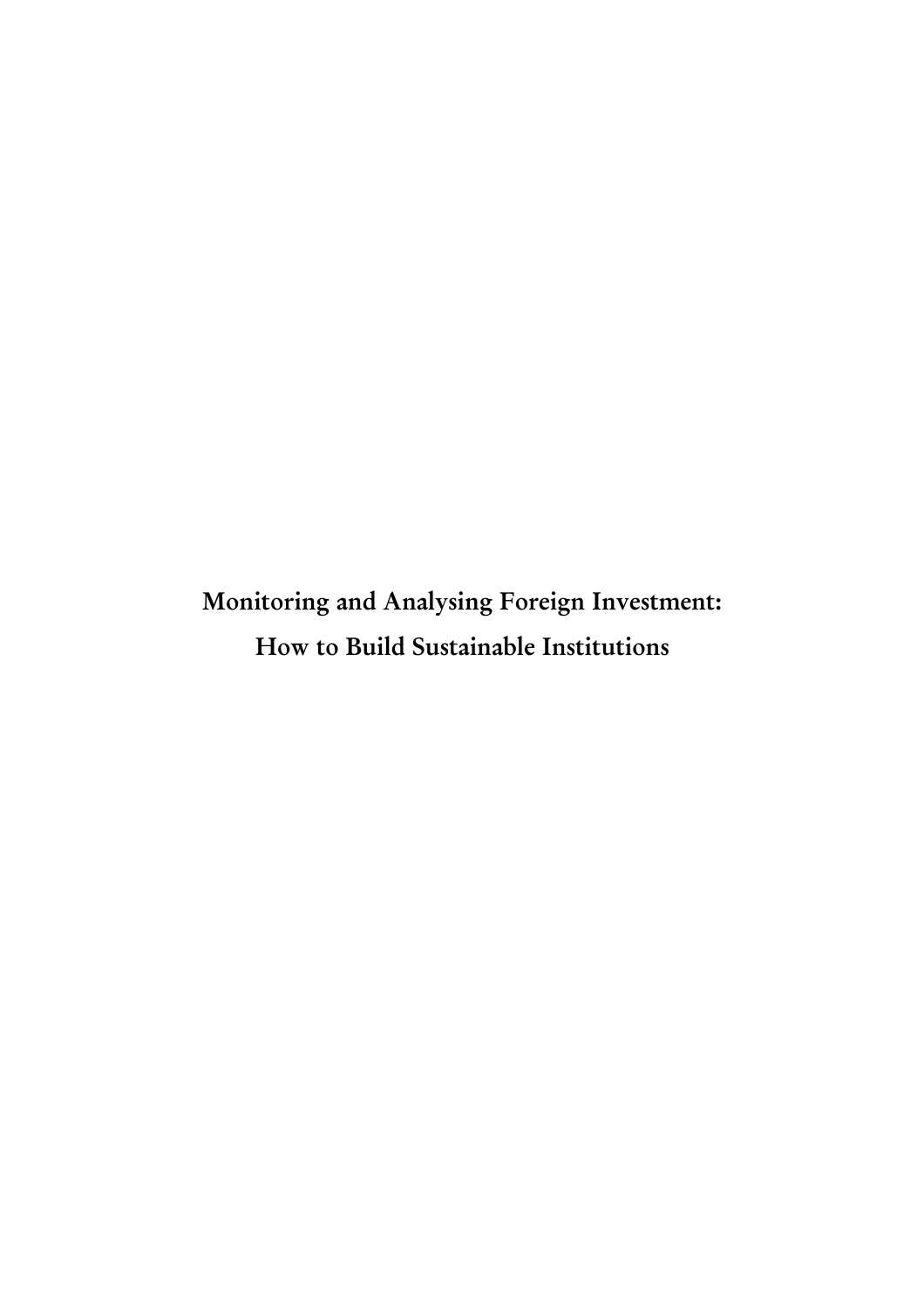# Monitoring and Analysing Foreign Investment: How to Build Sustainable Institutions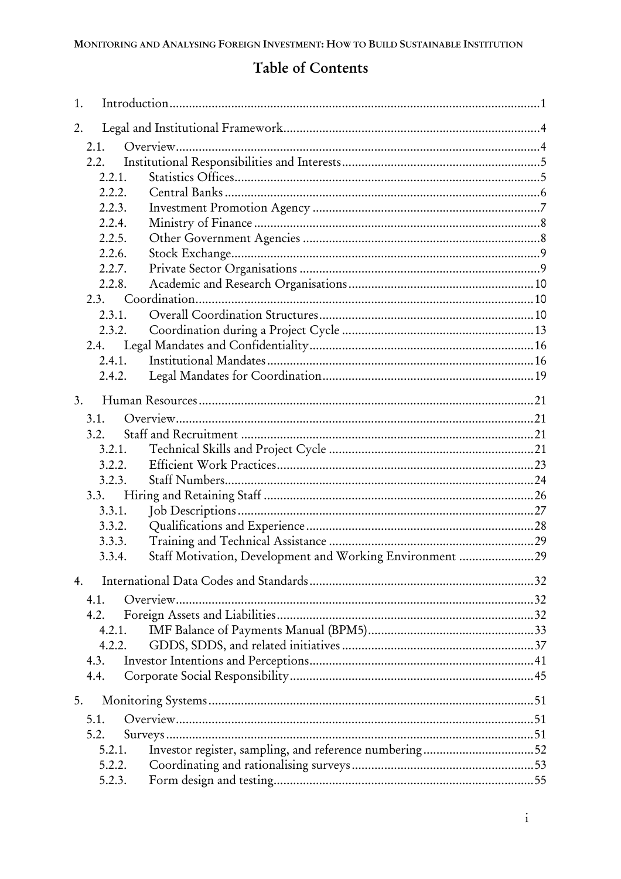# Table of Contents

1. Introduction ........ 1
2. Legal and Institutional Framework ........ 4
   - 2.1. Overview ........ 4
   - 2.2. Institutional Responsibilities and Interests ........ 5
     - 2.2.1. Statistics Offices ........ 5
     - 2.2.2. Central Banks ........ 6
     - 2.2.3. Investment Promotion Agency ........ 7
     - 2.2.4. Ministry of Finance ........ 8
     - 2.2.5. Other Government Agencies ........ 8
     - 2.2.6. Stock Exchange ........ 9
     - 2.2.7. Private Sector Organisations ........ 9
     - 2.2.8. Academic and Research Organisations ........ 10
   - 2.3. Coordination ........ 10
     - 2.3.1. Overall Coordination Structures ........ 10
     - 2.3.2. Coordination during a Project Cycle ........ 13
   - 2.4. Legal Mandates and Confidentiality ........ 16
     - 2.4.1. Institutional Mandates ........ 16
     - 2.4.2. Legal Mandates for Coordination ........ 19
3. Human Resources ........ 21
   - 3.1. Overview ........ 21
   - 3.2. Staff and Recruitment ........ 21
     - 3.2.1. Technical Skills and Project Cycle ........ 21
     - 3.2.2. Efficient Work Practices ........ 23
     - 3.2.3. Staff Numbers ........ 24
   - 3.3. Hiring and Retaining Staff ........ 26
     - 3.3.1. Job Descriptions ........ 27
     - 3.3.2. Qualifications and Experience ........ 28
     - 3.3.3. Training and Technical Assistance ........ 29
     - 3.3.4. Staff Motivation, Development and Working Environment ........ 29
4. International Data Codes and Standards ........ 32
   - 4.1. Overview ........ 32
   - 4.2. Foreign Assets and Liabilities ........ 32
     - 4.2.1. IMF Balance of Payments Manual (BPM5) ........ 33
     - 4.2.2. GDDS, SDDS, and related initiatives ........ 37
   - 4.3. Investor Intentions and Perceptions ........ 41
   - 4.4. Corporate Social Responsibility ........ 45
5. Monitoring Systems ........ 51
   - 5.1. Overview ........ 51
   - 5.2. Surveys ........ 51
     - 5.2.1. Investor register, sampling, and reference numbering ........ 52
     - 5.2.2. Coordinating and rationalising surveys ........ 53
     - 5.2.3. Form design and testing ........ 55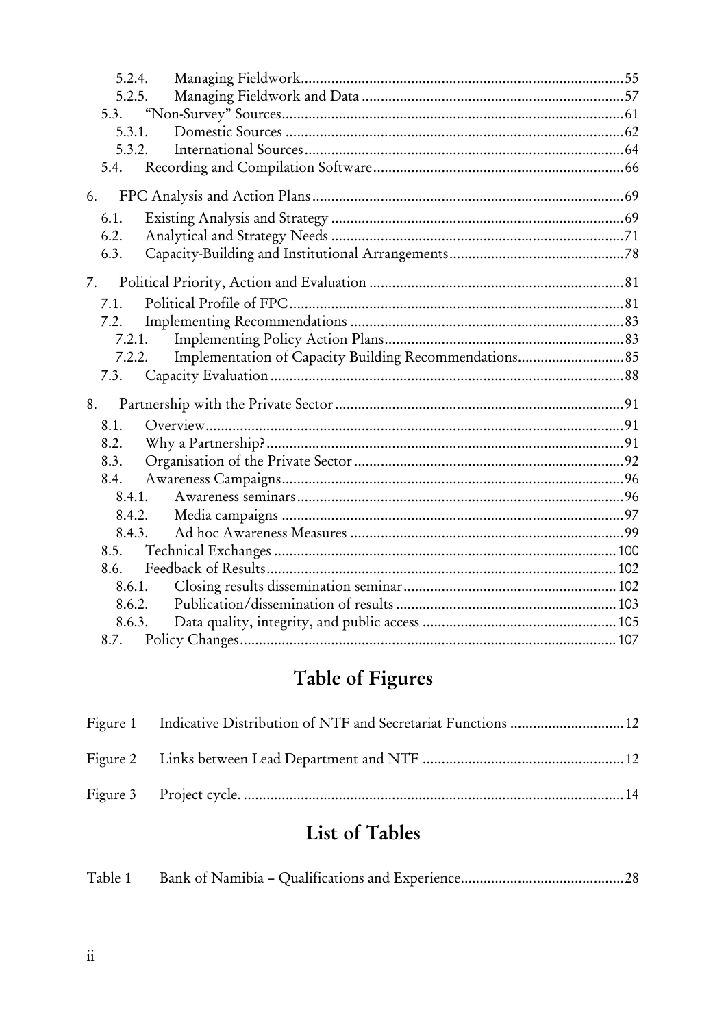5.2.4. Managing Fieldwork ........ 55
5.2.5. Managing Fieldwork and Data ........ 57
5.3. "Non-Survey" Sources ........ 61
5.3.1. Domestic Sources ........ 62
5.3.2. International Sources ........ 64
5.4. Recording and Compilation Software ........ 66

6. FPC Analysis and Action Plans ........ 69
6.1. Existing Analysis and Strategy ........ 69
6.2. Analytical and Strategy Needs ........ 71
6.3. Capacity-Building and Institutional Arrangements ........ 78

7. Political Priority, Action and Evaluation ........ 81
7.1. Political Profile of FPC ........ 81
7.2. Implementing Recommendations ........ 83
7.2.1. Implementing Policy Action Plans ........ 83
7.2.2. Implementation of Capacity Building Recommendations ........ 85
7.3. Capacity Evaluation ........ 88

8. Partnership with the Private Sector ........ 91
8.1. Overview ........ 91
8.2. Why a Partnership? ........ 91
8.3. Organisation of the Private Sector ........ 92
8.4. Awareness Campaigns ........ 96
8.4.1. Awareness seminars ........ 96
8.4.2. Media campaigns ........ 97
8.4.3. Ad hoc Awareness Measures ........ 99
8.5. Technical Exchanges ........ 100
8.6. Feedback of Results ........ 102
8.6.1. Closing results dissemination seminar ........ 102
8.6.2. Publication/dissemination of results ........ 103
8.6.3. Data quality, integrity, and public access ........ 105
8.7. Policy Changes ........ 107

## Table of Figures

Figure 1 Indicative Distribution of NTF and Secretariat Functions ........ 12

Figure 2 Links between Lead Department and NTF ........ 12

Figure 3 Project cycle. ........ 14

## List of Tables

Table 1 Bank of Namibia – Qualifications and Experience ........ 28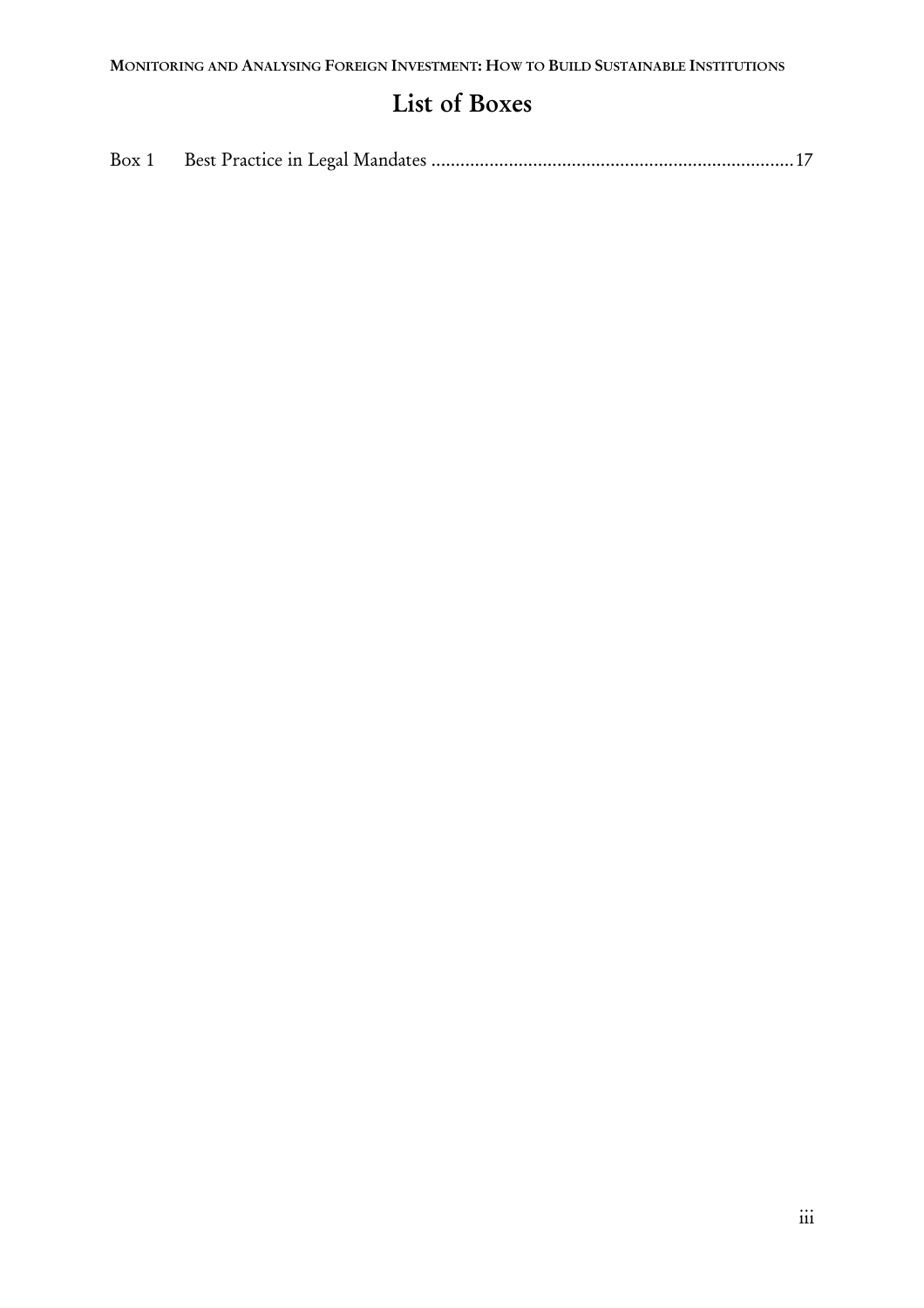# List of Boxes

Box 1 Best Practice in Legal Mandates ..........................................................................17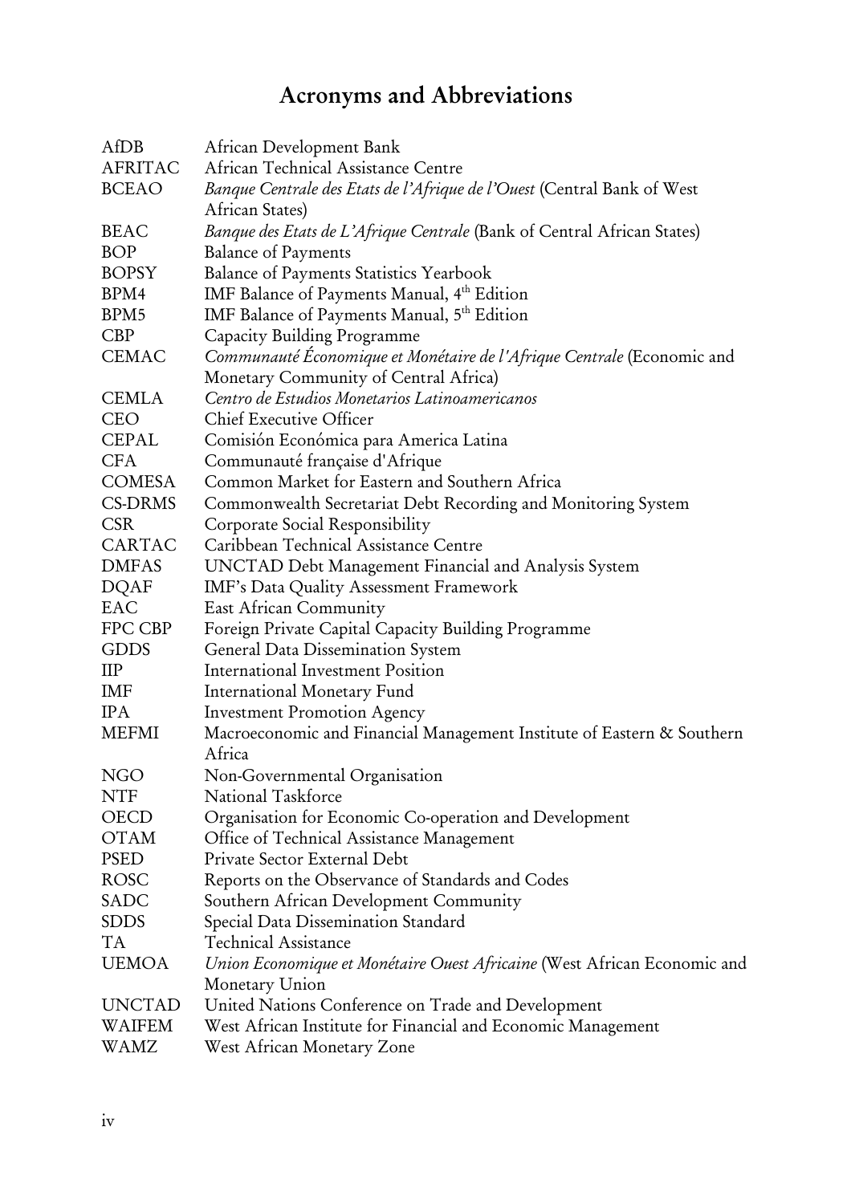# Acronyms and Abbreviations

| | |
|---|---|
| AfDB | African Development Bank |
| AFRITAC | African Technical Assistance Centre |
| BCEAO | *Banque Centrale des Etats de l'Afrique de l'Ouest* (Central Bank of West African States) |
| BEAC | *Banque des Etats de L'Afrique Centrale* (Bank of Central African States) |
| BOP | Balance of Payments |
| BOPSY | Balance of Payments Statistics Yearbook |
| BPM4 | IMF Balance of Payments Manual, 4th Edition |
| BPM5 | IMF Balance of Payments Manual, 5th Edition |
| CBP | Capacity Building Programme |
| CEMAC | *Communauté Économique et Monétaire de l'Afrique Centrale* (Economic and Monetary Community of Central Africa) |
| CEMLA | *Centro de Estudios Monetarios Latinoamericanos* |
| CEO | Chief Executive Officer |
| CEPAL | Comisión Económica para America Latina |
| CFA | Communauté française d'Afrique |
| COMESA | Common Market for Eastern and Southern Africa |
| CS-DRMS | Commonwealth Secretariat Debt Recording and Monitoring System |
| CSR | Corporate Social Responsibility |
| CARTAC | Caribbean Technical Assistance Centre |
| DMFAS | UNCTAD Debt Management Financial and Analysis System |
| DQAF | IMF's Data Quality Assessment Framework |
| EAC | East African Community |
| FPC CBP | Foreign Private Capital Capacity Building Programme |
| GDDS | General Data Dissemination System |
| IIP | International Investment Position |
| IMF | International Monetary Fund |
| IPA | Investment Promotion Agency |
| MEFMI | Macroeconomic and Financial Management Institute of Eastern & Southern Africa |
| NGO | Non-Governmental Organisation |
| NTF | National Taskforce |
| OECD | Organisation for Economic Co-operation and Development |
| OTAM | Office of Technical Assistance Management |
| PSED | Private Sector External Debt |
| ROSC | Reports on the Observance of Standards and Codes |
| SADC | Southern African Development Community |
| SDDS | Special Data Dissemination Standard |
| TA | Technical Assistance |
| UEMOA | *Union Economique et Monétaire Ouest Africaine* (West African Economic and Monetary Union |
| UNCTAD | United Nations Conference on Trade and Development |
| WAIFEM | West African Institute for Financial and Economic Management |
| WAMZ | West African Monetary Zone |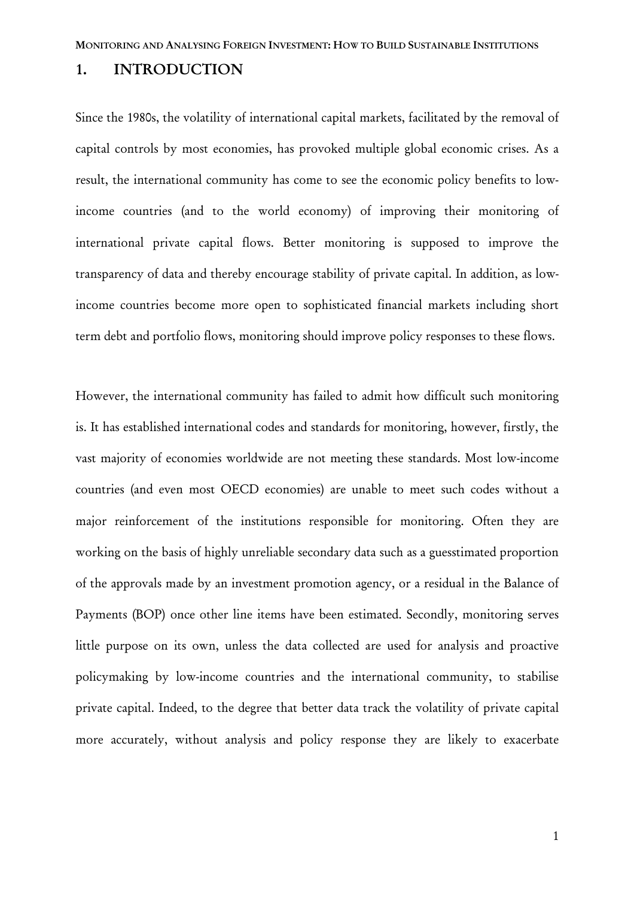# 1. INTRODUCTION

Since the 1980s, the volatility of international capital markets, facilitated by the removal of capital controls by most economies, has provoked multiple global economic crises. As a result, the international community has come to see the economic policy benefits to low-income countries (and to the world economy) of improving their monitoring of international private capital flows. Better monitoring is supposed to improve the transparency of data and thereby encourage stability of private capital. In addition, as low-income countries become more open to sophisticated financial markets including short term debt and portfolio flows, monitoring should improve policy responses to these flows.

However, the international community has failed to admit how difficult such monitoring is. It has established international codes and standards for monitoring, however, firstly, the vast majority of economies worldwide are not meeting these standards. Most low-income countries (and even most OECD economies) are unable to meet such codes without a major reinforcement of the institutions responsible for monitoring. Often they are working on the basis of highly unreliable secondary data such as a guesstimated proportion of the approvals made by an investment promotion agency, or a residual in the Balance of Payments (BOP) once other line items have been estimated. Secondly, monitoring serves little purpose on its own, unless the data collected are used for analysis and proactive policymaking by low-income countries and the international community, to stabilise private capital. Indeed, to the degree that better data track the volatility of private capital more accurately, without analysis and policy response they are likely to exacerbate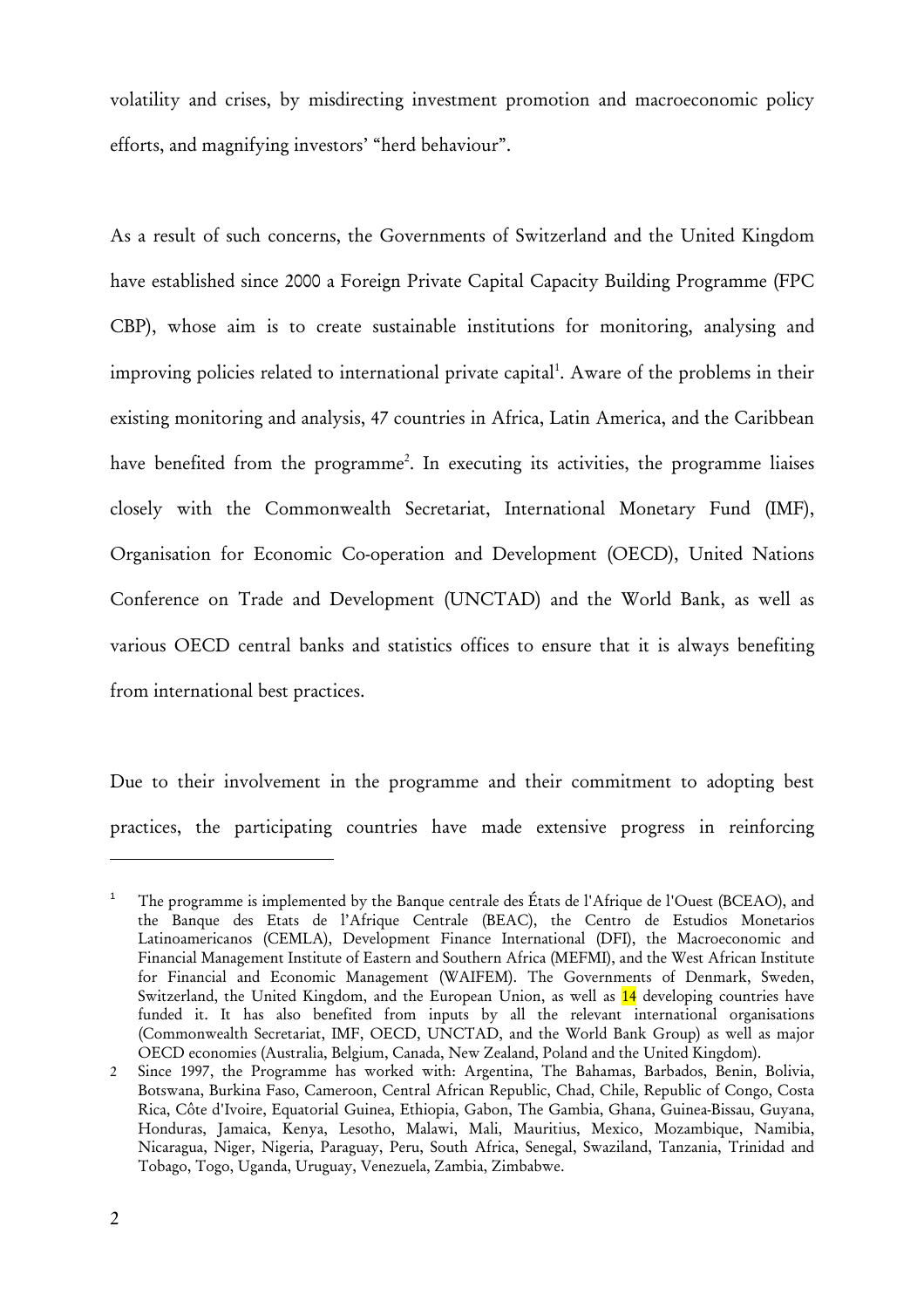volatility and crises, by misdirecting investment promotion and macroeconomic policy efforts, and magnifying investors' "herd behaviour".

As a result of such concerns, the Governments of Switzerland and the United Kingdom have established since 2000 a Foreign Private Capital Capacity Building Programme (FPC CBP), whose aim is to create sustainable institutions for monitoring, analysing and improving policies related to international private capital[1]. Aware of the problems in their existing monitoring and analysis, 47 countries in Africa, Latin America, and the Caribbean have benefited from the programme[2]. In executing its activities, the programme liaises closely with the Commonwealth Secretariat, International Monetary Fund (IMF), Organisation for Economic Co-operation and Development (OECD), United Nations Conference on Trade and Development (UNCTAD) and the World Bank, as well as various OECD central banks and statistics offices to ensure that it is always benefiting from international best practices.

Due to their involvement in the programme and their commitment to adopting best practices, the participating countries have made extensive progress in reinforcing

---

[1] The programme is implemented by the Banque centrale des États de l'Afrique de l'Ouest (BCEAO), and the Banque des Etats de l'Afrique Centrale (BEAC), the Centro de Estudios Monetarios Latinoamericanos (CEMLA), Development Finance International (DFI), the Macroeconomic and Financial Management Institute of Eastern and Southern Africa (MEFMI), and the West African Institute for Financial and Economic Management (WAIFEM). The Governments of Denmark, Sweden, Switzerland, the United Kingdom, and the European Union, as well as 14 developing countries have funded it. It has also benefited from inputs by all the relevant international organisations (Commonwealth Secretariat, IMF, OECD, UNCTAD, and the World Bank Group) as well as major OECD economies (Australia, Belgium, Canada, New Zealand, Poland and the United Kingdom).

[2] Since 1997, the Programme has worked with: Argentina, The Bahamas, Barbados, Benin, Bolivia, Botswana, Burkina Faso, Cameroon, Central African Republic, Chad, Chile, Republic of Congo, Costa Rica, Côte d'Ivoire, Equatorial Guinea, Ethiopia, Gabon, The Gambia, Ghana, Guinea-Bissau, Guyana, Honduras, Jamaica, Kenya, Lesotho, Malawi, Mali, Mauritius, Mexico, Mozambique, Namibia, Nicaragua, Niger, Nigeria, Paraguay, Peru, South Africa, Senegal, Swaziland, Tanzania, Trinidad and Tobago, Togo, Uganda, Uruguay, Venezuela, Zambia, Zimbabwe.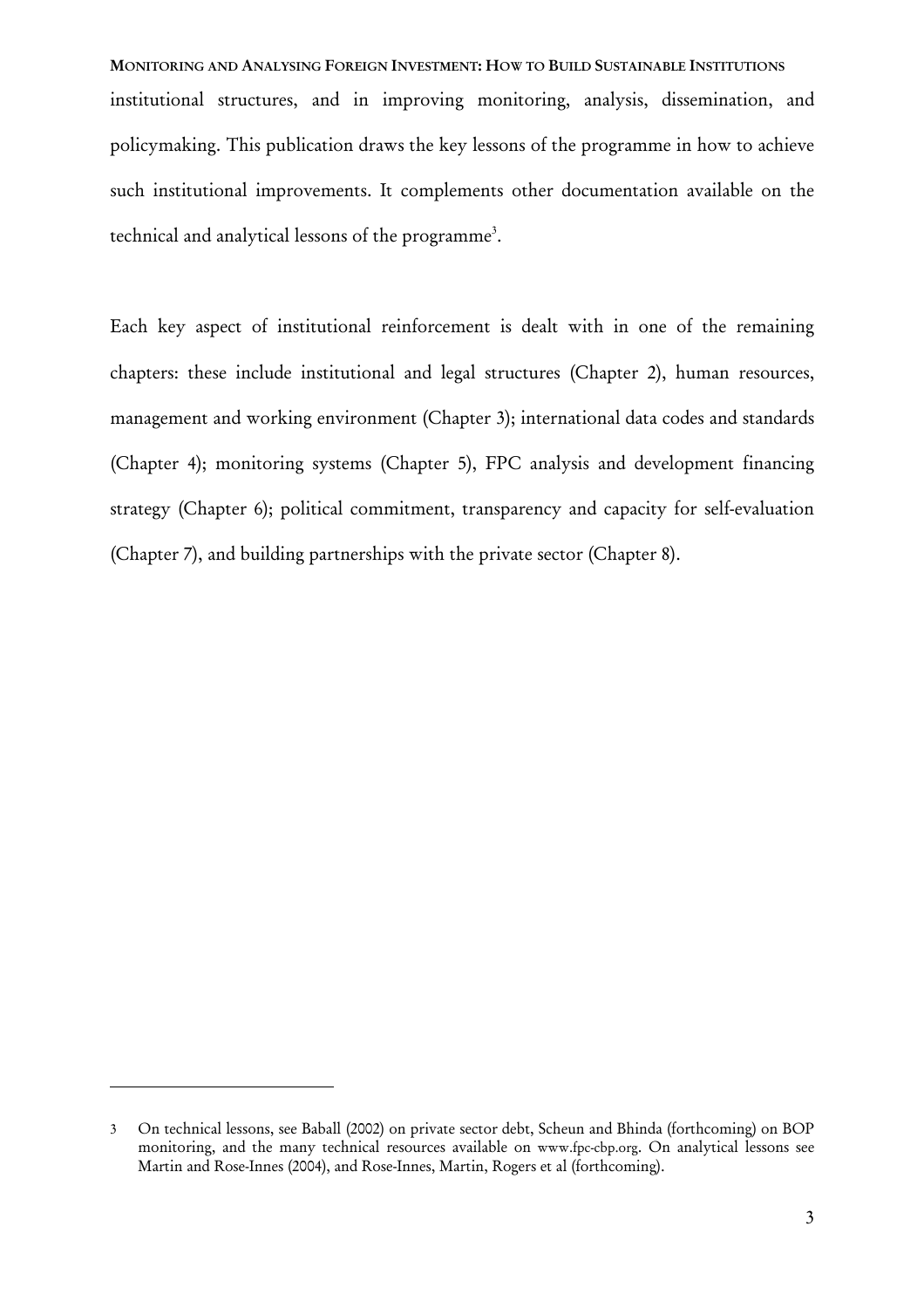institutional structures, and in improving monitoring, analysis, dissemination, and policymaking. This publication draws the key lessons of the programme in how to achieve such institutional improvements. It complements other documentation available on the technical and analytical lessons of the programme[3].

Each key aspect of institutional reinforcement is dealt with in one of the remaining chapters: these include institutional and legal structures (Chapter 2), human resources, management and working environment (Chapter 3); international data codes and standards (Chapter 4); monitoring systems (Chapter 5), FPC analysis and development financing strategy (Chapter 6); political commitment, transparency and capacity for self-evaluation (Chapter 7), and building partnerships with the private sector (Chapter 8).

---

3 On technical lessons, see Baball (2002) on private sector debt, Scheun and Bhinda (forthcoming) on BOP monitoring, and the many technical resources available on www.fpc-cbp.org. On analytical lessons see Martin and Rose-Innes (2004), and Rose-Innes, Martin, Rogers et al (forthcoming).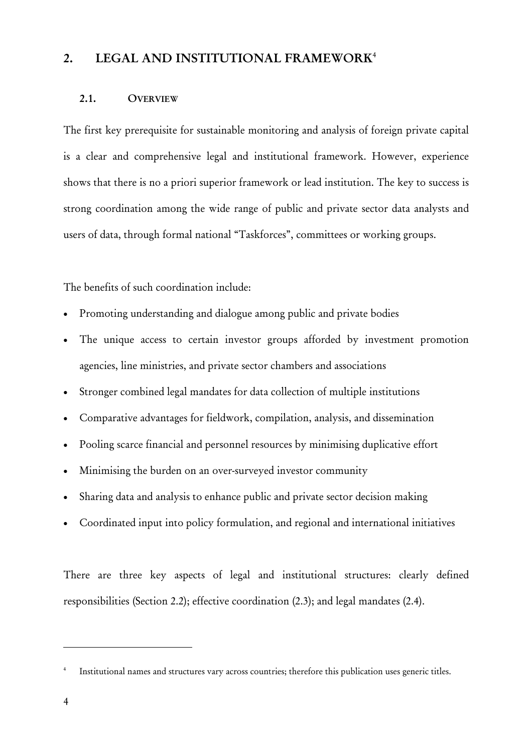## 2. LEGAL AND INSTITUTIONAL FRAMEWORK[4]

### 2.1. OVERVIEW

The first key prerequisite for sustainable monitoring and analysis of foreign private capital is a clear and comprehensive legal and institutional framework. However, experience shows that there is no a priori superior framework or lead institution. The key to success is strong coordination among the wide range of public and private sector data analysts and users of data, through formal national "Taskforces", committees or working groups.

The benefits of such coordination include:

- Promoting understanding and dialogue among public and private bodies
- The unique access to certain investor groups afforded by investment promotion agencies, line ministries, and private sector chambers and associations
- Stronger combined legal mandates for data collection of multiple institutions
- Comparative advantages for fieldwork, compilation, analysis, and dissemination
- Pooling scarce financial and personnel resources by minimising duplicative effort
- Minimising the burden on an over-surveyed investor community
- Sharing data and analysis to enhance public and private sector decision making
- Coordinated input into policy formulation, and regional and international initiatives

There are three key aspects of legal and institutional structures: clearly defined responsibilities (Section 2.2); effective coordination (2.3); and legal mandates (2.4).

[4] Institutional names and structures vary across countries; therefore this publication uses generic titles.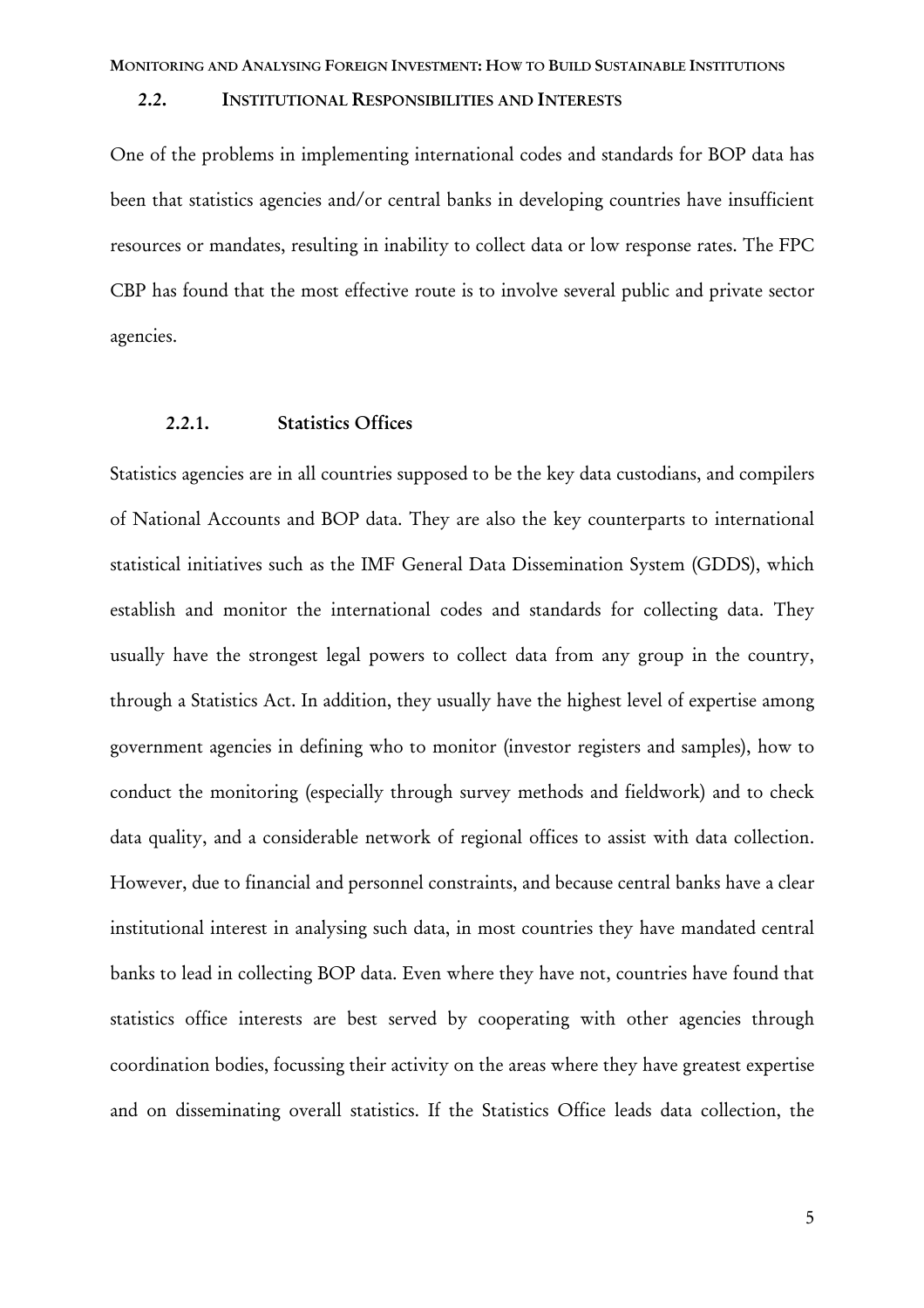## 2.2. INSTITUTIONAL RESPONSIBILITIES AND INTERESTS

One of the problems in implementing international codes and standards for BOP data has been that statistics agencies and/or central banks in developing countries have insufficient resources or mandates, resulting in inability to collect data or low response rates. The FPC CBP has found that the most effective route is to involve several public and private sector agencies.

### 2.2.1. Statistics Offices

Statistics agencies are in all countries supposed to be the key data custodians, and compilers of National Accounts and BOP data. They are also the key counterparts to international statistical initiatives such as the IMF General Data Dissemination System (GDDS), which establish and monitor the international codes and standards for collecting data. They usually have the strongest legal powers to collect data from any group in the country, through a Statistics Act. In addition, they usually have the highest level of expertise among government agencies in defining who to monitor (investor registers and samples), how to conduct the monitoring (especially through survey methods and fieldwork) and to check data quality, and a considerable network of regional offices to assist with data collection. However, due to financial and personnel constraints, and because central banks have a clear institutional interest in analysing such data, in most countries they have mandated central banks to lead in collecting BOP data. Even where they have not, countries have found that statistics office interests are best served by cooperating with other agencies through coordination bodies, focussing their activity on the areas where they have greatest expertise and on disseminating overall statistics. If the Statistics Office leads data collection, the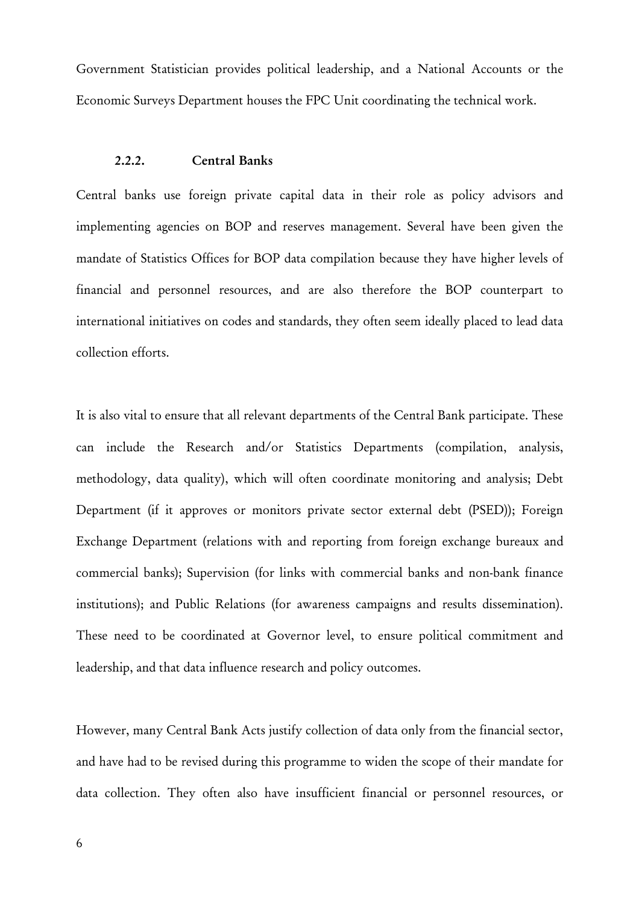Government Statistician provides political leadership, and a National Accounts or the Economic Surveys Department houses the FPC Unit coordinating the technical work.

### 2.2.2. Central Banks

Central banks use foreign private capital data in their role as policy advisors and implementing agencies on BOP and reserves management. Several have been given the mandate of Statistics Offices for BOP data compilation because they have higher levels of financial and personnel resources, and are also therefore the BOP counterpart to international initiatives on codes and standards, they often seem ideally placed to lead data collection efforts.

It is also vital to ensure that all relevant departments of the Central Bank participate. These can include the Research and/or Statistics Departments (compilation, analysis, methodology, data quality), which will often coordinate monitoring and analysis; Debt Department (if it approves or monitors private sector external debt (PSED)); Foreign Exchange Department (relations with and reporting from foreign exchange bureaux and commercial banks); Supervision (for links with commercial banks and non-bank finance institutions); and Public Relations (for awareness campaigns and results dissemination). These need to be coordinated at Governor level, to ensure political commitment and leadership, and that data influence research and policy outcomes.

However, many Central Bank Acts justify collection of data only from the financial sector, and have had to be revised during this programme to widen the scope of their mandate for data collection. They often also have insufficient financial or personnel resources, or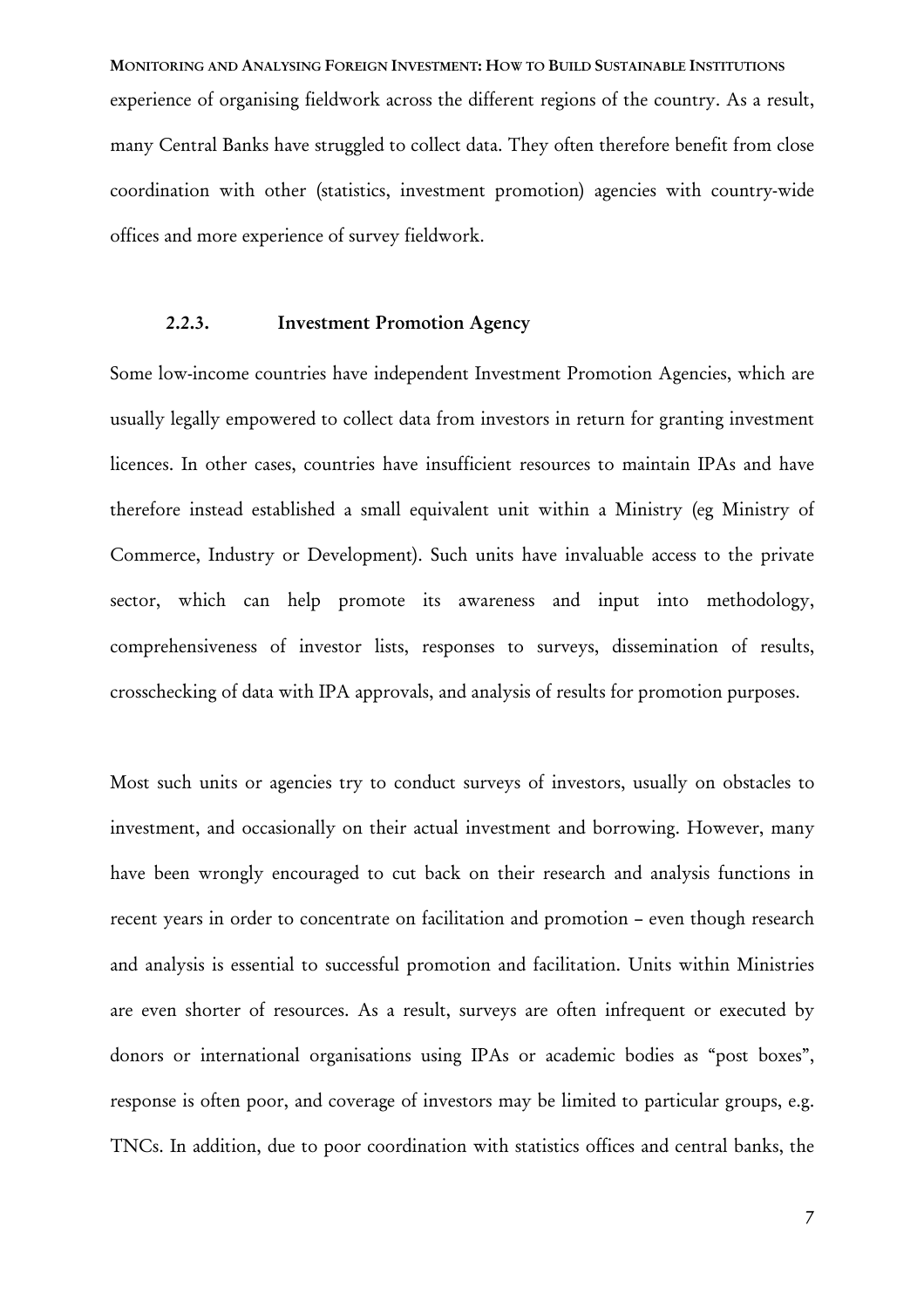experience of organising fieldwork across the different regions of the country. As a result, many Central Banks have struggled to collect data. They often therefore benefit from close coordination with other (statistics, investment promotion) agencies with country-wide offices and more experience of survey fieldwork.

### 2.2.3. Investment Promotion Agency

Some low-income countries have independent Investment Promotion Agencies, which are usually legally empowered to collect data from investors in return for granting investment licences. In other cases, countries have insufficient resources to maintain IPAs and have therefore instead established a small equivalent unit within a Ministry (eg Ministry of Commerce, Industry or Development). Such units have invaluable access to the private sector, which can help promote its awareness and input into methodology, comprehensiveness of investor lists, responses to surveys, dissemination of results, crosschecking of data with IPA approvals, and analysis of results for promotion purposes.

Most such units or agencies try to conduct surveys of investors, usually on obstacles to investment, and occasionally on their actual investment and borrowing. However, many have been wrongly encouraged to cut back on their research and analysis functions in recent years in order to concentrate on facilitation and promotion – even though research and analysis is essential to successful promotion and facilitation. Units within Ministries are even shorter of resources. As a result, surveys are often infrequent or executed by donors or international organisations using IPAs or academic bodies as "post boxes", response is often poor, and coverage of investors may be limited to particular groups, e.g. TNCs. In addition, due to poor coordination with statistics offices and central banks, the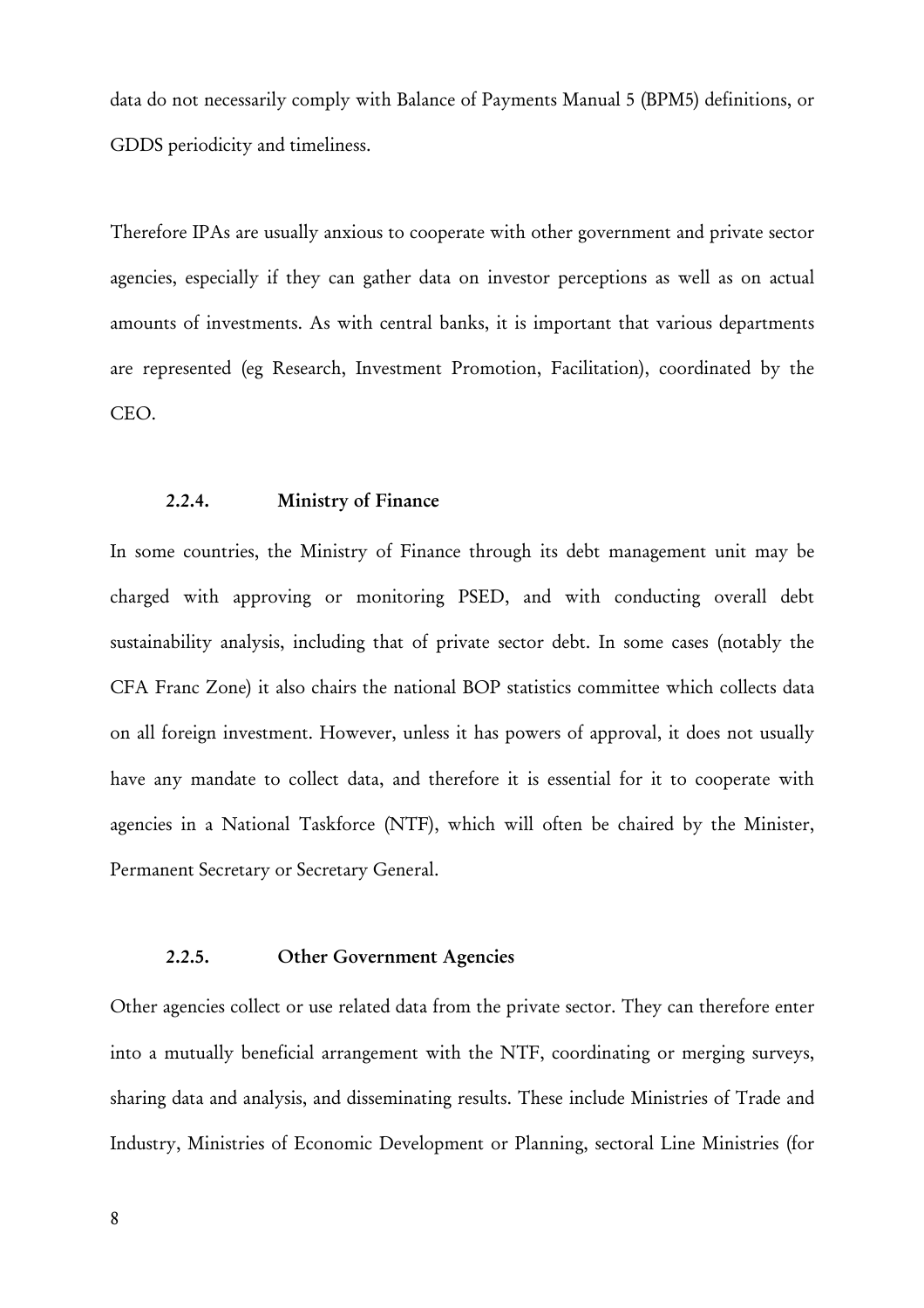data do not necessarily comply with Balance of Payments Manual 5 (BPM5) definitions, or GDDS periodicity and timeliness.

Therefore IPAs are usually anxious to cooperate with other government and private sector agencies, especially if they can gather data on investor perceptions as well as on actual amounts of investments. As with central banks, it is important that various departments are represented (eg Research, Investment Promotion, Facilitation), coordinated by the CEO.

### 2.2.4. Ministry of Finance

In some countries, the Ministry of Finance through its debt management unit may be charged with approving or monitoring PSED, and with conducting overall debt sustainability analysis, including that of private sector debt. In some cases (notably the CFA Franc Zone) it also chairs the national BOP statistics committee which collects data on all foreign investment. However, unless it has powers of approval, it does not usually have any mandate to collect data, and therefore it is essential for it to cooperate with agencies in a National Taskforce (NTF), which will often be chaired by the Minister, Permanent Secretary or Secretary General.

### 2.2.5. Other Government Agencies

Other agencies collect or use related data from the private sector. They can therefore enter into a mutually beneficial arrangement with the NTF, coordinating or merging surveys, sharing data and analysis, and disseminating results. These include Ministries of Trade and Industry, Ministries of Economic Development or Planning, sectoral Line Ministries (for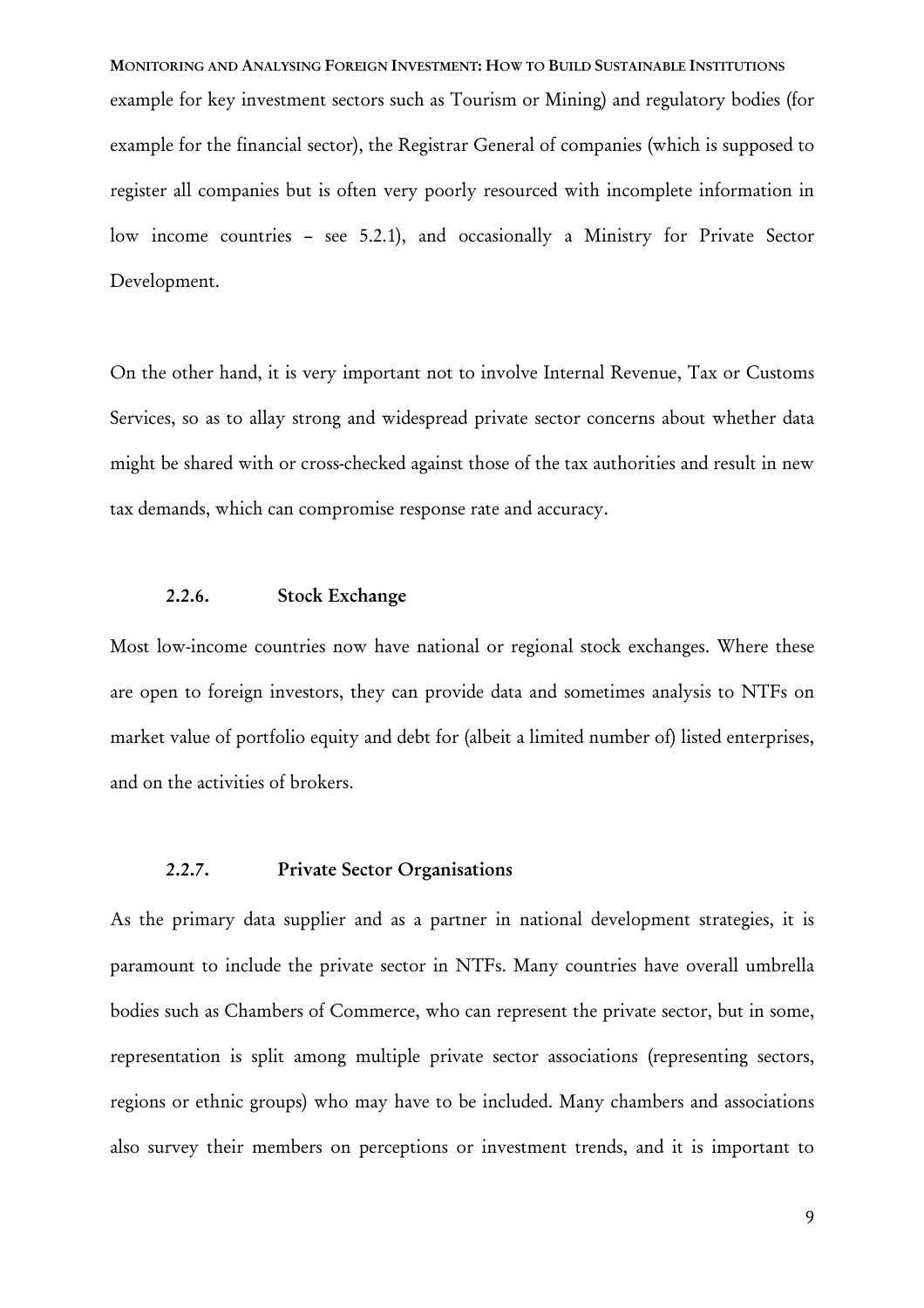example for key investment sectors such as Tourism or Mining) and regulatory bodies (for example for the financial sector), the Registrar General of companies (which is supposed to register all companies but is often very poorly resourced with incomplete information in low income countries – see 5.2.1), and occasionally a Ministry for Private Sector Development.

On the other hand, it is very important not to involve Internal Revenue, Tax or Customs Services, so as to allay strong and widespread private sector concerns about whether data might be shared with or cross-checked against those of the tax authorities and result in new tax demands, which can compromise response rate and accuracy.

### 2.2.6. Stock Exchange

Most low-income countries now have national or regional stock exchanges. Where these are open to foreign investors, they can provide data and sometimes analysis to NTFs on market value of portfolio equity and debt for (albeit a limited number of) listed enterprises, and on the activities of brokers.

### 2.2.7. Private Sector Organisations

As the primary data supplier and as a partner in national development strategies, it is paramount to include the private sector in NTFs. Many countries have overall umbrella bodies such as Chambers of Commerce, who can represent the private sector, but in some, representation is split among multiple private sector associations (representing sectors, regions or ethnic groups) who may have to be included. Many chambers and associations also survey their members on perceptions or investment trends, and it is important to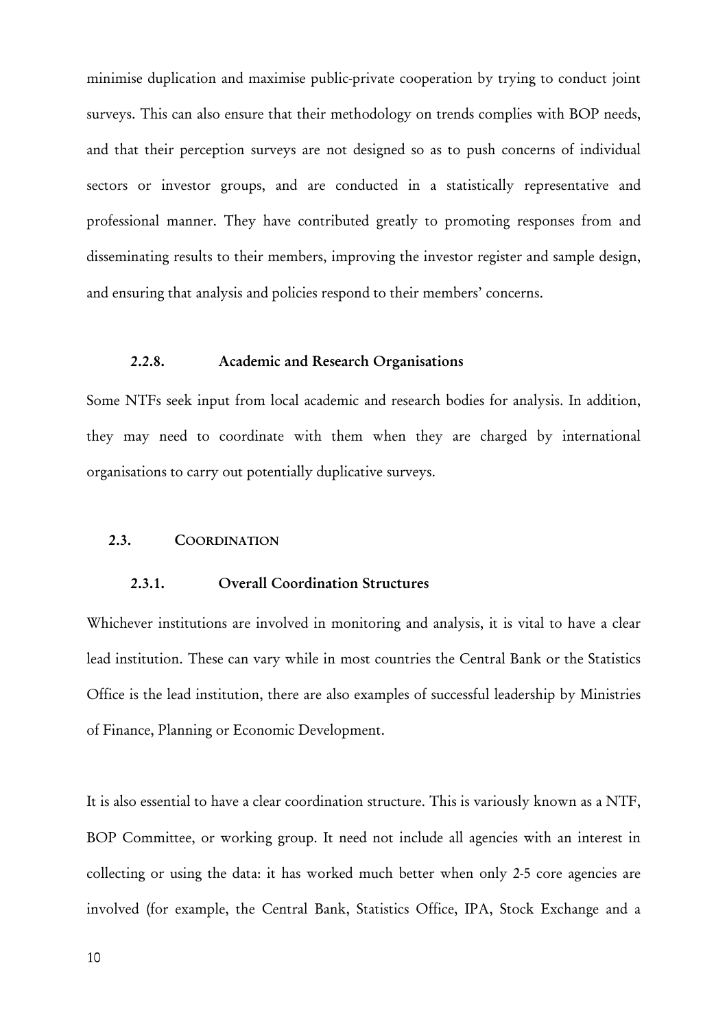minimise duplication and maximise public-private cooperation by trying to conduct joint surveys. This can also ensure that their methodology on trends complies with BOP needs, and that their perception surveys are not designed so as to push concerns of individual sectors or investor groups, and are conducted in a statistically representative and professional manner. They have contributed greatly to promoting responses from and disseminating results to their members, improving the investor register and sample design, and ensuring that analysis and policies respond to their members' concerns.

### 2.2.8. Academic and Research Organisations

Some NTFs seek input from local academic and research bodies for analysis. In addition, they may need to coordinate with them when they are charged by international organisations to carry out potentially duplicative surveys.

## 2.3. COORDINATION

### 2.3.1. Overall Coordination Structures

Whichever institutions are involved in monitoring and analysis, it is vital to have a clear lead institution. These can vary while in most countries the Central Bank or the Statistics Office is the lead institution, there are also examples of successful leadership by Ministries of Finance, Planning or Economic Development.

It is also essential to have a clear coordination structure. This is variously known as a NTF, BOP Committee, or working group. It need not include all agencies with an interest in collecting or using the data: it has worked much better when only 2-5 core agencies are involved (for example, the Central Bank, Statistics Office, IPA, Stock Exchange and a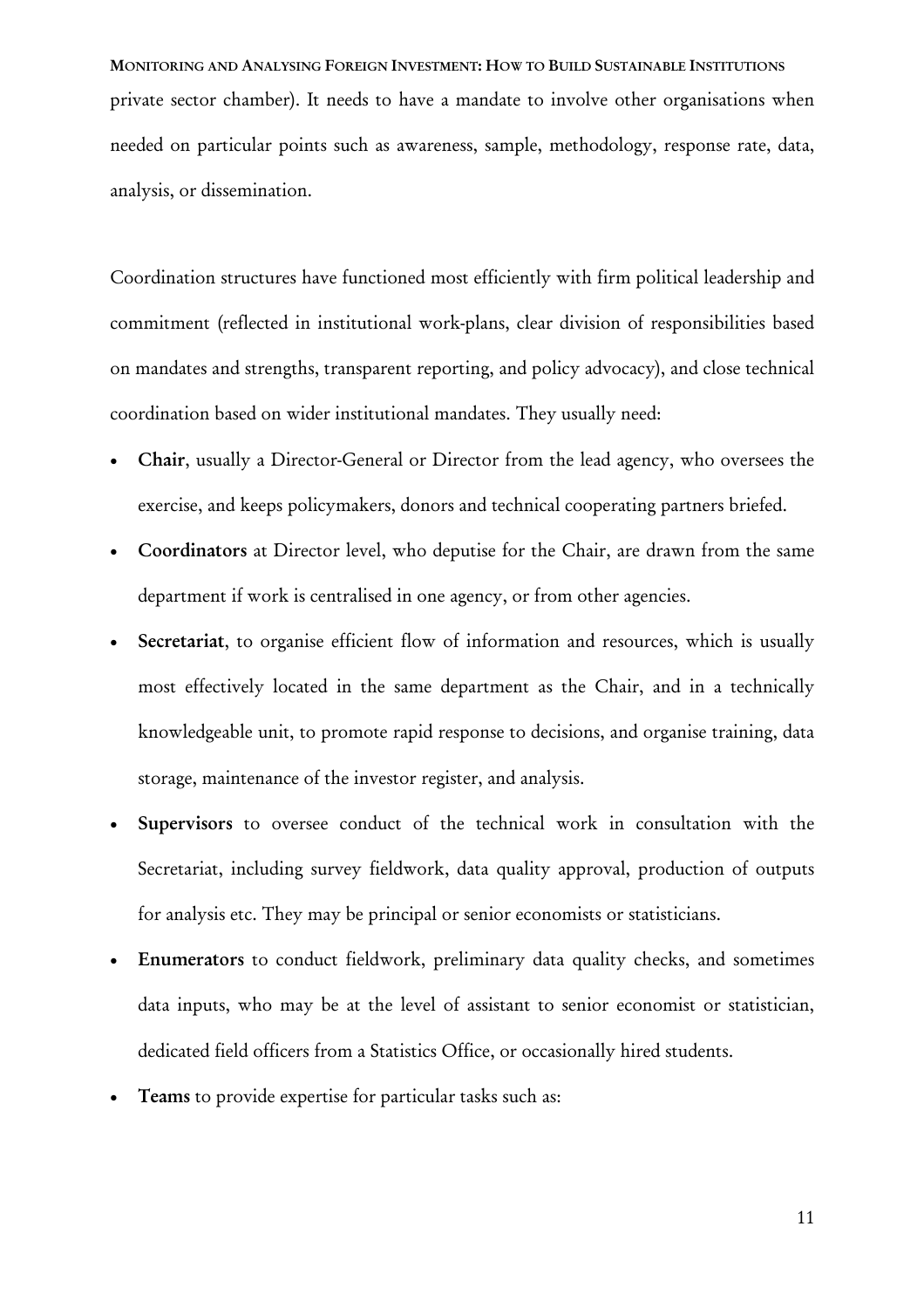private sector chamber). It needs to have a mandate to involve other organisations when needed on particular points such as awareness, sample, methodology, response rate, data, analysis, or dissemination.

Coordination structures have functioned most efficiently with firm political leadership and commitment (reflected in institutional work-plans, clear division of responsibilities based on mandates and strengths, transparent reporting, and policy advocacy), and close technical coordination based on wider institutional mandates. They usually need:

- **Chair**, usually a Director-General or Director from the lead agency, who oversees the exercise, and keeps policymakers, donors and technical cooperating partners briefed.
- **Coordinators** at Director level, who deputise for the Chair, are drawn from the same department if work is centralised in one agency, or from other agencies.
- **Secretariat**, to organise efficient flow of information and resources, which is usually most effectively located in the same department as the Chair, and in a technically knowledgeable unit, to promote rapid response to decisions, and organise training, data storage, maintenance of the investor register, and analysis.
- **Supervisors** to oversee conduct of the technical work in consultation with the Secretariat, including survey fieldwork, data quality approval, production of outputs for analysis etc. They may be principal or senior economists or statisticians.
- **Enumerators** to conduct fieldwork, preliminary data quality checks, and sometimes data inputs, who may be at the level of assistant to senior economist or statistician, dedicated field officers from a Statistics Office, or occasionally hired students.
- **Teams** to provide expertise for particular tasks such as: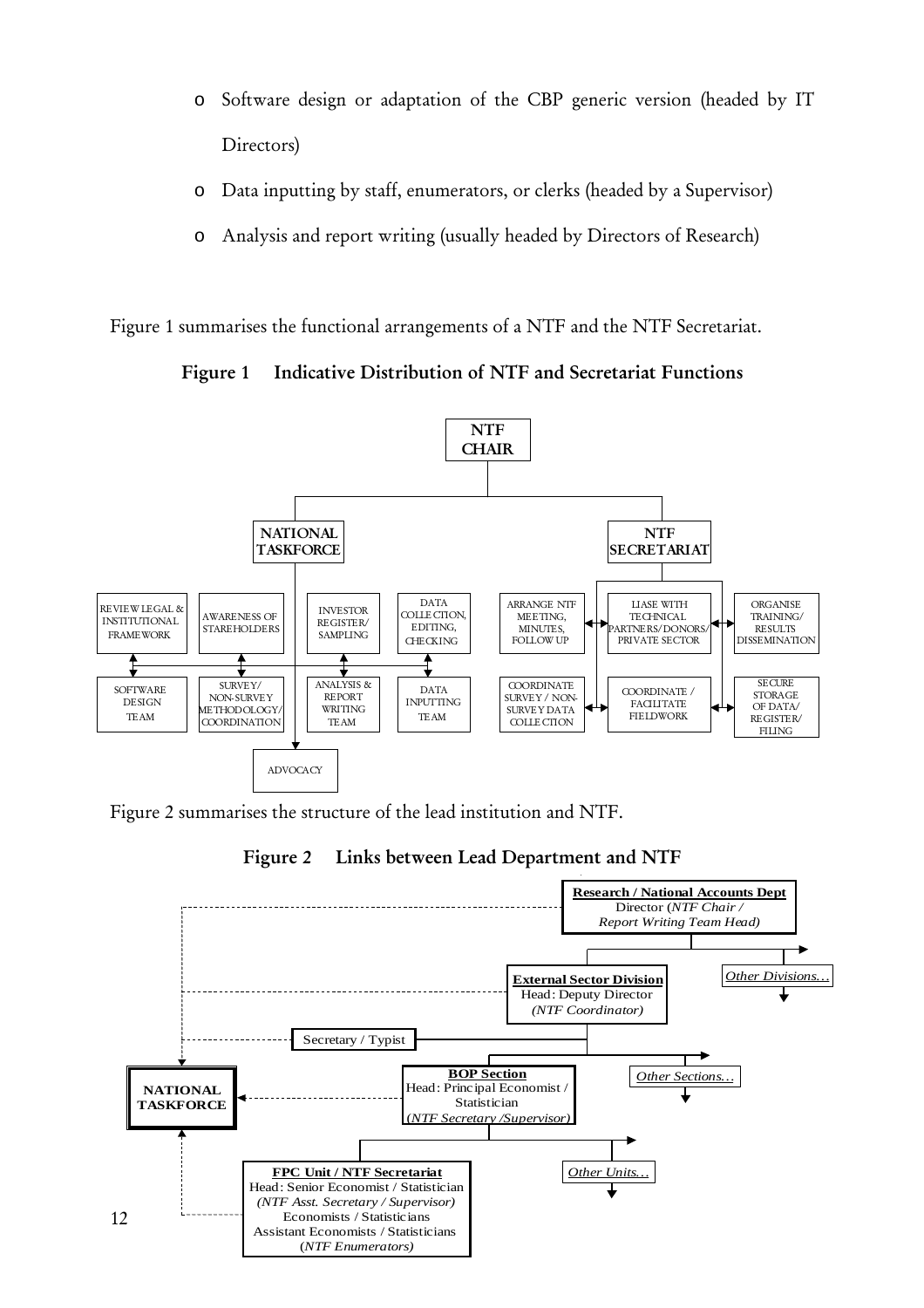- o Software design or adaptation of the CBP generic version (headed by IT Directors)
- o Data inputting by staff, enumerators, or clerks (headed by a Supervisor)
- o Analysis and report writing (usually headed by Directors of Research)

Figure 1 summarises the functional arrangements of a NTF and the NTF Secretariat.

**Figure 1 Indicative Distribution of NTF and Secretariat Functions**

NTF CHAIR

- NATIONAL TASKFORCE
  - REVIEW LEGAL & INSTITUTIONAL FRAMEWORK
  - SOFTWARE DESIGN TEAM
  - AWARENESS OF STAKEHOLDERS
  - SURVEY/ NON-SURVEY METHODOLOGY/ COORDINATION
  - INVESTOR REGISTER/ SAMPLING
  - ANALYSIS & REPORT WRITING TEAM
  - DATA COLLECTION, EDITING, CHECKING
  - DATA INPUTTING TEAM
  - ADVOCACY
- NTF SECRETARIAT
  - ARRANGE NTF MEETING, MINUTES, FOLLOW UP
  - COORDINATE SURVEY / NON-SURVEY DATA COLLECTION
  - LIASE WITH TECHNICAL PARTNERS/DONORS/ PRIVATE SECTOR
  - COORDINATE / FACILITATE FIELDWORK
  - ORGANISE TRAINING/ RESULTS DISSEMINATION
  - SECURE STORAGE OF DATA/ REGISTER/ FILING

Figure 2 summarises the structure of the lead institution and NTF.

**Figure 2 Links between Lead Department and NTF**

- **Research / National Accounts Dept** – Director (*NTF Chair / Report Writing Team Head)*
  - **External Sector Division** – Head: Deputy Director (*NTF Coordinator)*
    - Secretary / Typist
    - **BOP Section** – Head: Principal Economist / Statistician (*NTF Secretary /Supervisor)*
      - **FPC Unit / NTF Secretariat** – Head: Senior Economist / Statistician (*NTF Asst. Secretary / Supervisor)*; Economists / Statisticians; Assistant Economists / Statisticians (*NTF Enumerators)*
      - *Other Units…*
    - *Other Sections…*
  - *Other Divisions…*

NATIONAL TASKFORCE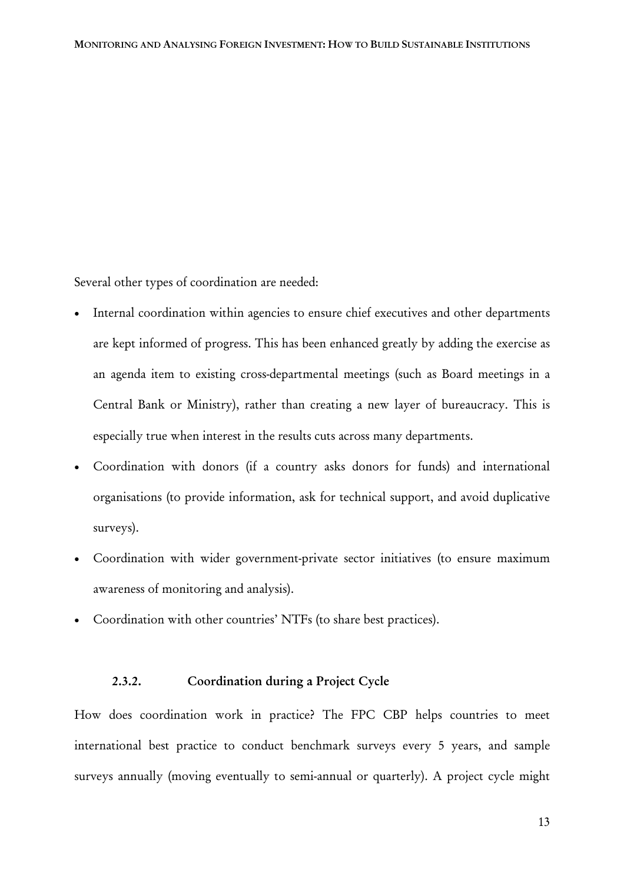Several other types of coordination are needed:

- Internal coordination within agencies to ensure chief executives and other departments are kept informed of progress. This has been enhanced greatly by adding the exercise as an agenda item to existing cross-departmental meetings (such as Board meetings in a Central Bank or Ministry), rather than creating a new layer of bureaucracy. This is especially true when interest in the results cuts across many departments.
- Coordination with donors (if a country asks donors for funds) and international organisations (to provide information, ask for technical support, and avoid duplicative surveys).
- Coordination with wider government-private sector initiatives (to ensure maximum awareness of monitoring and analysis).
- Coordination with other countries' NTFs (to share best practices).

### 2.3.2. Coordination during a Project Cycle

How does coordination work in practice? The FPC CBP helps countries to meet international best practice to conduct benchmark surveys every 5 years, and sample surveys annually (moving eventually to semi-annual or quarterly). A project cycle might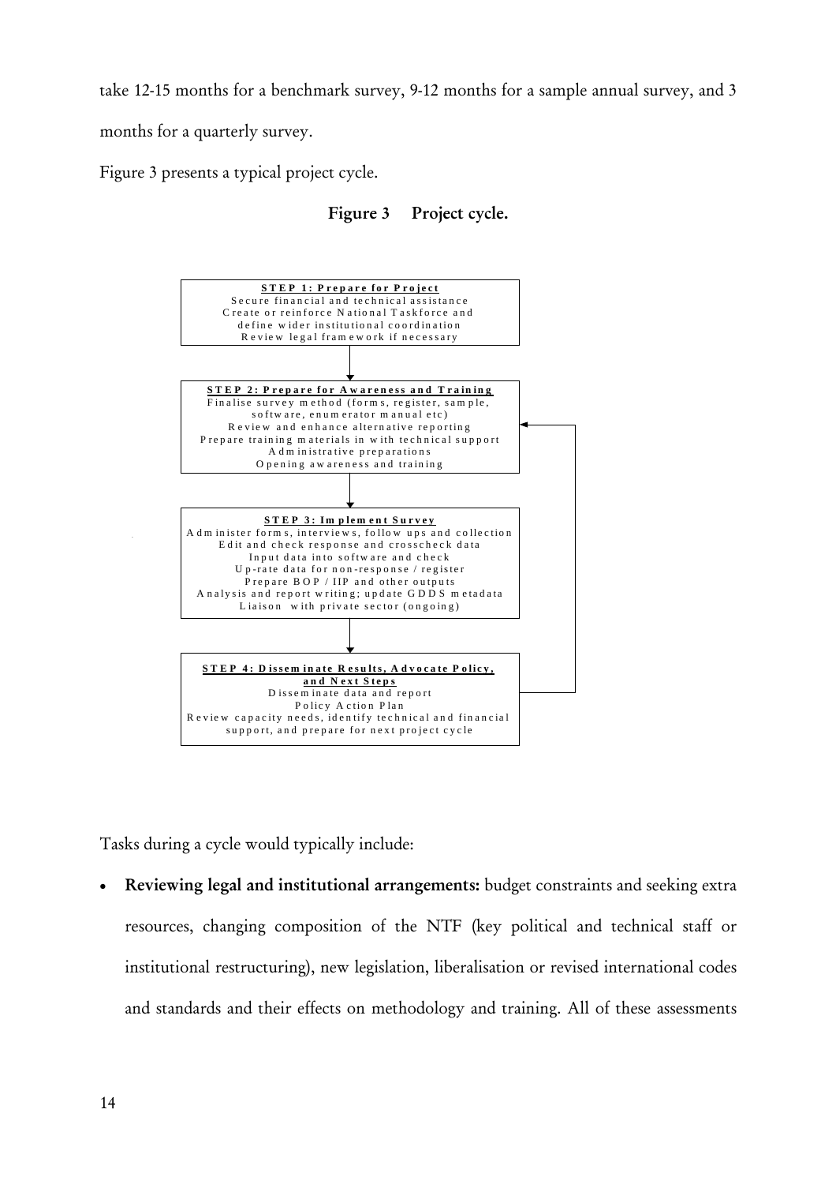take 12-15 months for a benchmark survey, 9-12 months for a sample annual survey, and 3 months for a quarterly survey.

Figure 3 presents a typical project cycle.

**Figure 3 Project cycle.**

**STEP 1: Prepare for Project**
Secure financial and technical assistance
Create or reinforce National Taskforce and define wider institutional coordination
Review legal framework if necessary

↓

**STEP 2: Prepare for Awareness and Training**
Finalise survey method (forms, register, sample, software, enumerator manual etc)
Review and enhance alternative reporting
Prepare training materials in with technical support
Administrative preparations
Opening awareness and training

↓

**STEP 3: Implement Survey**
Administer forms, interviews, follow ups and collection
Edit and check response and crosscheck data
Input data into software and check
Up-rate data for non-response / register
Prepare BOP / IIP and other outputs
Analysis and report writing; update GDDS metadata
Liaison with private sector (ongoing)

↓

**STEP 4: Disseminate Results, Advocate Policy, and Next Steps**
Disseminate data and report
Policy Action Plan
Review capacity needs, identify technical and financial support, and prepare for next project cycle

(Step 4 loops back to Step 2.)

Tasks during a cycle would typically include:

- **Reviewing legal and institutional arrangements:** budget constraints and seeking extra resources, changing composition of the NTF (key political and technical staff or institutional restructuring), new legislation, liberalisation or revised international codes and standards and their effects on methodology and training. All of these assessments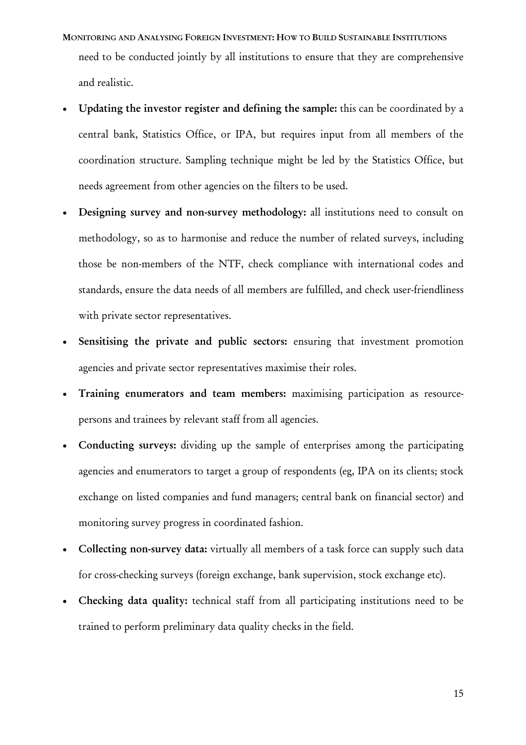need to be conducted jointly by all institutions to ensure that they are comprehensive and realistic.

- **Updating the investor register and defining the sample:** this can be coordinated by a central bank, Statistics Office, or IPA, but requires input from all members of the coordination structure. Sampling technique might be led by the Statistics Office, but needs agreement from other agencies on the filters to be used.
- **Designing survey and non-survey methodology:** all institutions need to consult on methodology, so as to harmonise and reduce the number of related surveys, including those be non-members of the NTF, check compliance with international codes and standards, ensure the data needs of all members are fulfilled, and check user-friendliness with private sector representatives.
- **Sensitising the private and public sectors:** ensuring that investment promotion agencies and private sector representatives maximise their roles.
- **Training enumerators and team members:** maximising participation as resource-persons and trainees by relevant staff from all agencies.
- **Conducting surveys:** dividing up the sample of enterprises among the participating agencies and enumerators to target a group of respondents (eg, IPA on its clients; stock exchange on listed companies and fund managers; central bank on financial sector) and monitoring survey progress in coordinated fashion.
- **Collecting non-survey data:** virtually all members of a task force can supply such data for cross-checking surveys (foreign exchange, bank supervision, stock exchange etc).
- **Checking data quality:** technical staff from all participating institutions need to be trained to perform preliminary data quality checks in the field.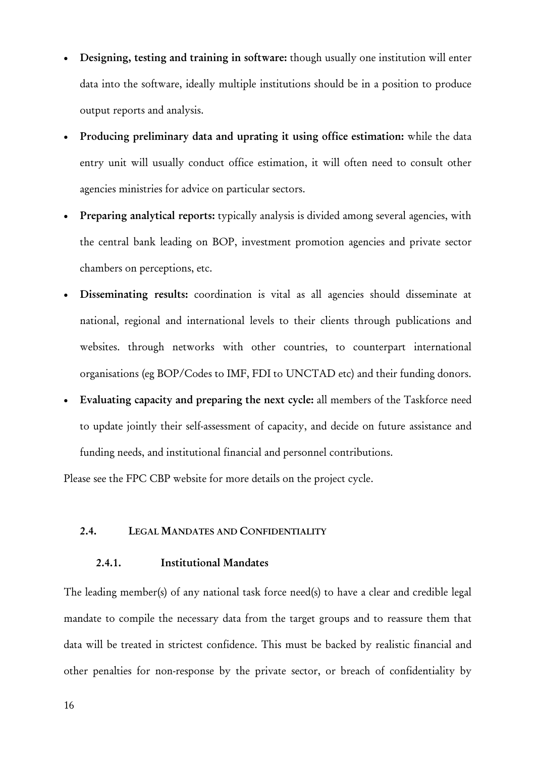- **Designing, testing and training in software:** though usually one institution will enter data into the software, ideally multiple institutions should be in a position to produce output reports and analysis.
- **Producing preliminary data and uprating it using office estimation:** while the data entry unit will usually conduct office estimation, it will often need to consult other agencies ministries for advice on particular sectors.
- **Preparing analytical reports:** typically analysis is divided among several agencies, with the central bank leading on BOP, investment promotion agencies and private sector chambers on perceptions, etc.
- **Disseminating results:** coordination is vital as all agencies should disseminate at national, regional and international levels to their clients through publications and websites. through networks with other countries, to counterpart international organisations (eg BOP/Codes to IMF, FDI to UNCTAD etc) and their funding donors.
- **Evaluating capacity and preparing the next cycle:** all members of the Taskforce need to update jointly their self-assessment of capacity, and decide on future assistance and funding needs, and institutional financial and personnel contributions.

Please see the FPC CBP website for more details on the project cycle.

## 2.4. LEGAL MANDATES AND CONFIDENTIALITY

### 2.4.1. Institutional Mandates

The leading member(s) of any national task force need(s) to have a clear and credible legal mandate to compile the necessary data from the target groups and to reassure them that data will be treated in strictest confidence. This must be backed by realistic financial and other penalties for non-response by the private sector, or breach of confidentiality by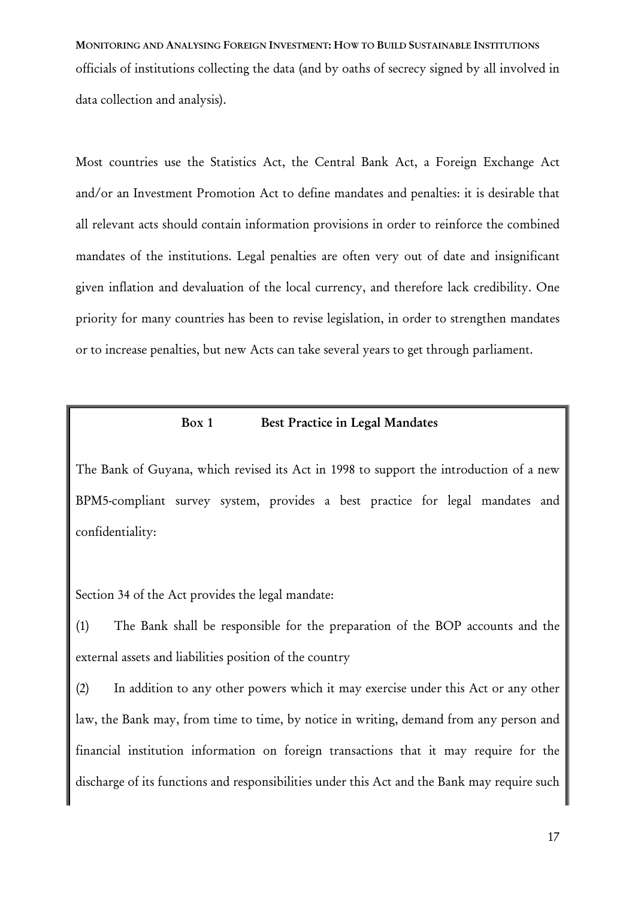officials of institutions collecting the data (and by oaths of secrecy signed by all involved in data collection and analysis).

Most countries use the Statistics Act, the Central Bank Act, a Foreign Exchange Act and/or an Investment Promotion Act to define mandates and penalties: it is desirable that all relevant acts should contain information provisions in order to reinforce the combined mandates of the institutions. Legal penalties are often very out of date and insignificant given inflation and devaluation of the local currency, and therefore lack credibility. One priority for many countries has been to revise legislation, in order to strengthen mandates or to increase penalties, but new Acts can take several years to get through parliament.

**Box 1 Best Practice in Legal Mandates**

The Bank of Guyana, which revised its Act in 1998 to support the introduction of a new BPM5-compliant survey system, provides a best practice for legal mandates and confidentiality:

Section 34 of the Act provides the legal mandate:

(1) The Bank shall be responsible for the preparation of the BOP accounts and the external assets and liabilities position of the country

(2) In addition to any other powers which it may exercise under this Act or any other law, the Bank may, from time to time, by notice in writing, demand from any person and financial institution information on foreign transactions that it may require for the discharge of its functions and responsibilities under this Act and the Bank may require such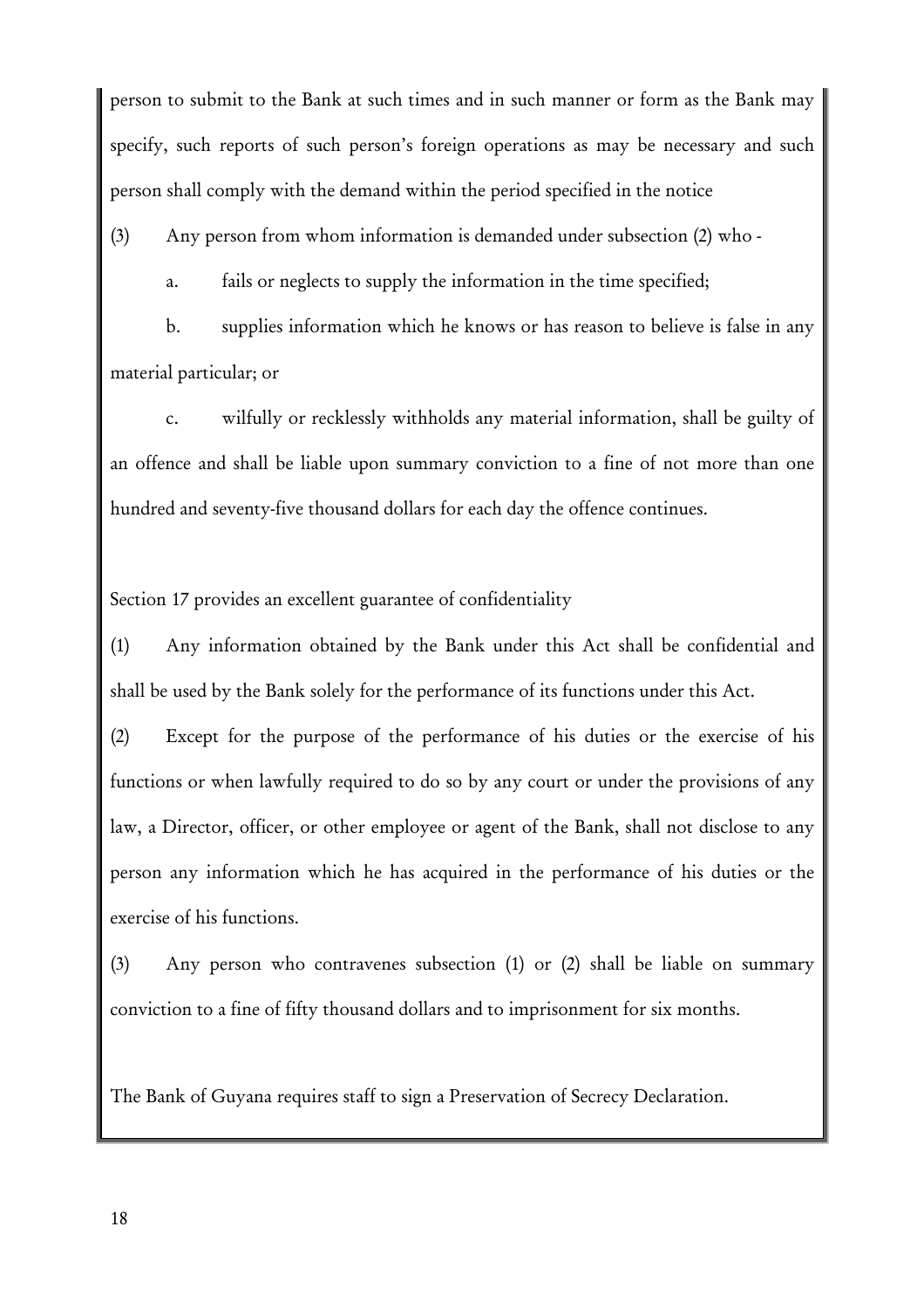person to submit to the Bank at such times and in such manner or form as the Bank may specify, such reports of such person's foreign operations as may be necessary and such person shall comply with the demand within the period specified in the notice

(3) Any person from whom information is demanded under subsection (2) who -

a. fails or neglects to supply the information in the time specified;

b. supplies information which he knows or has reason to believe is false in any material particular; or

c. wilfully or recklessly withholds any material information, shall be guilty of an offence and shall be liable upon summary conviction to a fine of not more than one hundred and seventy-five thousand dollars for each day the offence continues.

Section 17 provides an excellent guarantee of confidentiality

(1) Any information obtained by the Bank under this Act shall be confidential and shall be used by the Bank solely for the performance of its functions under this Act.

(2) Except for the purpose of the performance of his duties or the exercise of his functions or when lawfully required to do so by any court or under the provisions of any law, a Director, officer, or other employee or agent of the Bank, shall not disclose to any person any information which he has acquired in the performance of his duties or the exercise of his functions.

(3) Any person who contravenes subsection (1) or (2) shall be liable on summary conviction to a fine of fifty thousand dollars and to imprisonment for six months.

The Bank of Guyana requires staff to sign a Preservation of Secrecy Declaration.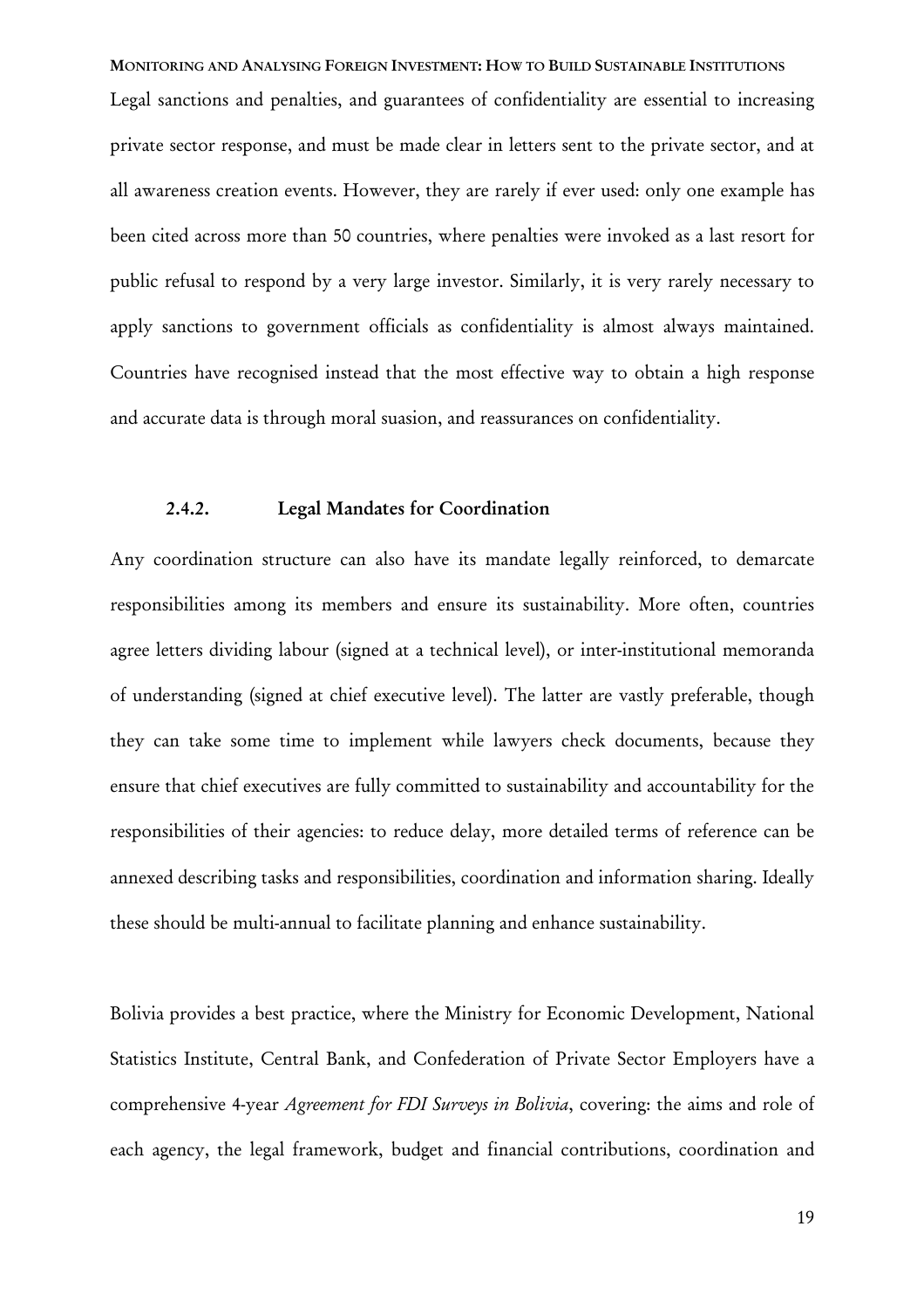Legal sanctions and penalties, and guarantees of confidentiality are essential to increasing private sector response, and must be made clear in letters sent to the private sector, and at all awareness creation events. However, they are rarely if ever used: only one example has been cited across more than 50 countries, where penalties were invoked as a last resort for public refusal to respond by a very large investor. Similarly, it is very rarely necessary to apply sanctions to government officials as confidentiality is almost always maintained. Countries have recognised instead that the most effective way to obtain a high response and accurate data is through moral suasion, and reassurances on confidentiality.

### 2.4.2. Legal Mandates for Coordination

Any coordination structure can also have its mandate legally reinforced, to demarcate responsibilities among its members and ensure its sustainability. More often, countries agree letters dividing labour (signed at a technical level), or inter-institutional memoranda of understanding (signed at chief executive level). The latter are vastly preferable, though they can take some time to implement while lawyers check documents, because they ensure that chief executives are fully committed to sustainability and accountability for the responsibilities of their agencies: to reduce delay, more detailed terms of reference can be annexed describing tasks and responsibilities, coordination and information sharing. Ideally these should be multi-annual to facilitate planning and enhance sustainability.

Bolivia provides a best practice, where the Ministry for Economic Development, National Statistics Institute, Central Bank, and Confederation of Private Sector Employers have a comprehensive 4-year *Agreement for FDI Surveys in Bolivia*, covering: the aims and role of each agency, the legal framework, budget and financial contributions, coordination and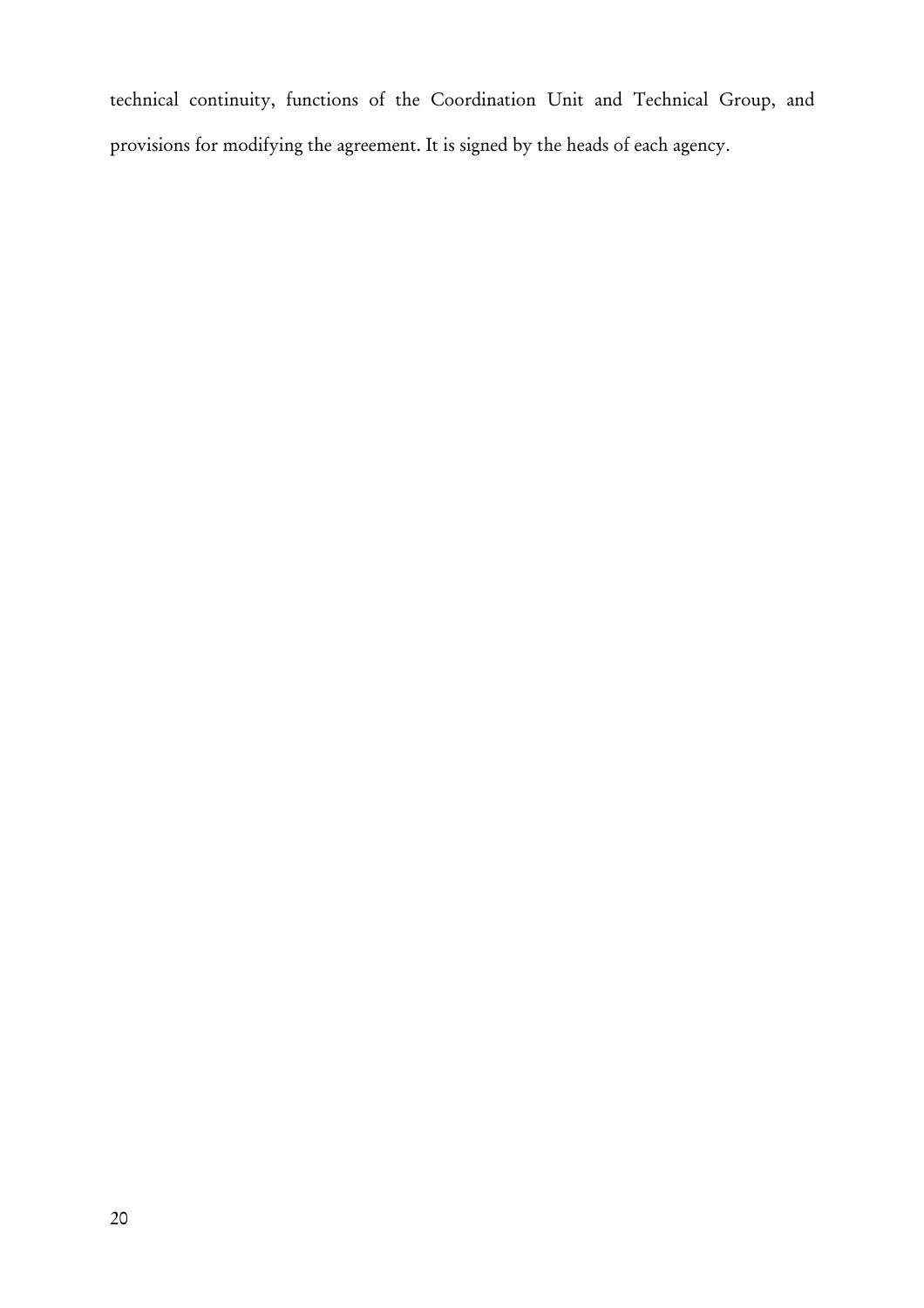technical continuity, functions of the Coordination Unit and Technical Group, and provisions for modifying the agreement. It is signed by the heads of each agency.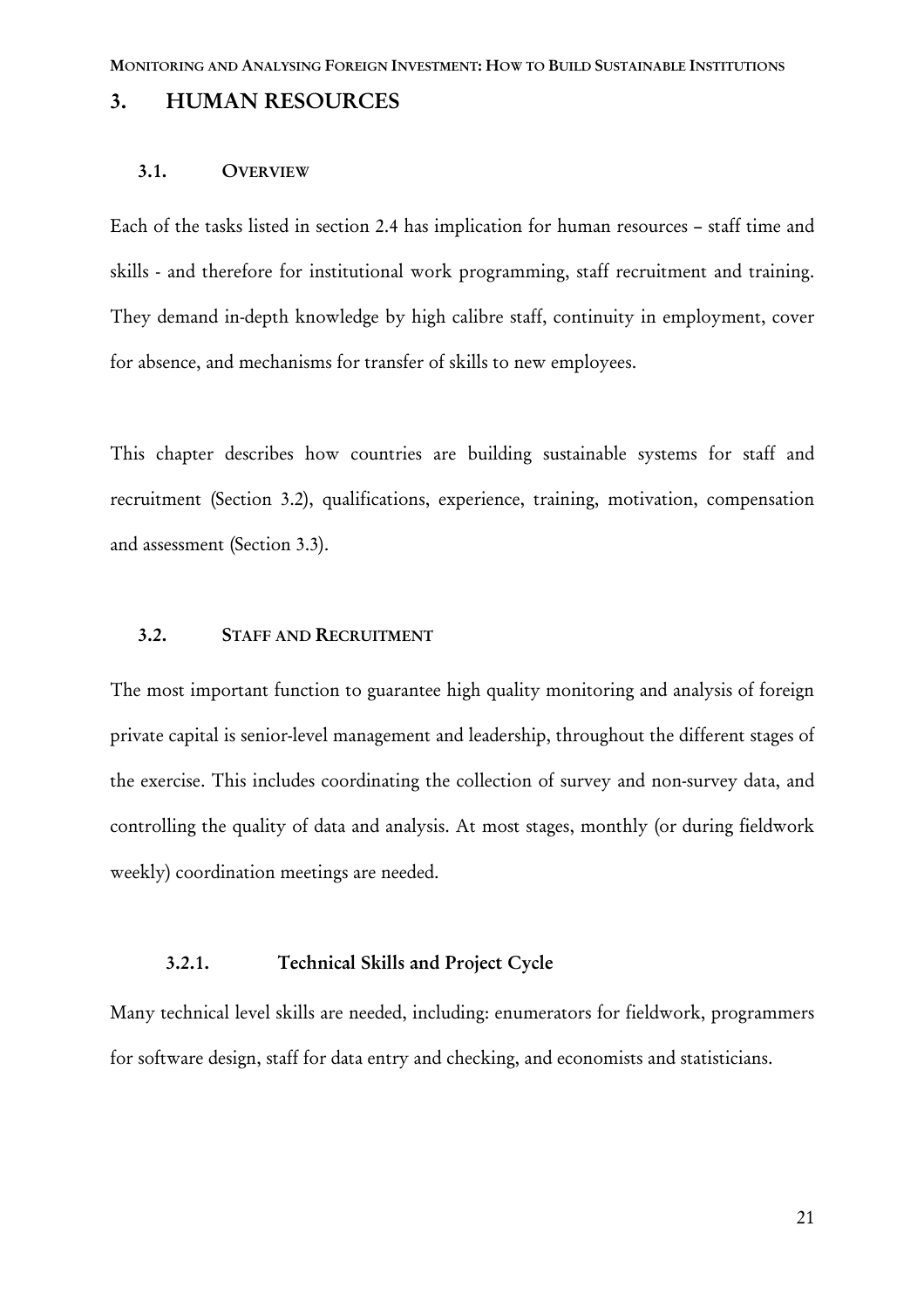# 3. HUMAN RESOURCES

## 3.1. OVERVIEW

Each of the tasks listed in section 2.4 has implication for human resources – staff time and skills - and therefore for institutional work programming, staff recruitment and training. They demand in-depth knowledge by high calibre staff, continuity in employment, cover for absence, and mechanisms for transfer of skills to new employees.

This chapter describes how countries are building sustainable systems for staff and recruitment (Section 3.2), qualifications, experience, training, motivation, compensation and assessment (Section 3.3).

## 3.2. STAFF AND RECRUITMENT

The most important function to guarantee high quality monitoring and analysis of foreign private capital is senior-level management and leadership, throughout the different stages of the exercise. This includes coordinating the collection of survey and non-survey data, and controlling the quality of data and analysis. At most stages, monthly (or during fieldwork weekly) coordination meetings are needed.

### 3.2.1. Technical Skills and Project Cycle

Many technical level skills are needed, including: enumerators for fieldwork, programmers for software design, staff for data entry and checking, and economists and statisticians.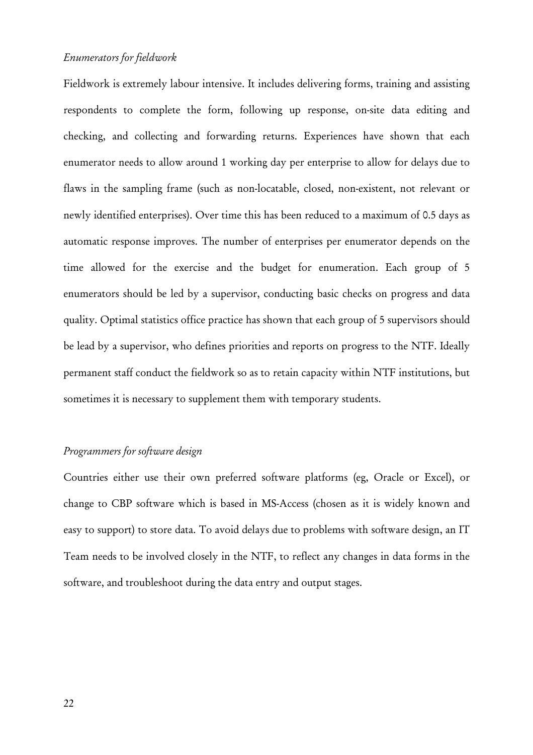*Enumerators for fieldwork*

Fieldwork is extremely labour intensive. It includes delivering forms, training and assisting respondents to complete the form, following up response, on-site data editing and checking, and collecting and forwarding returns. Experiences have shown that each enumerator needs to allow around 1 working day per enterprise to allow for delays due to flaws in the sampling frame (such as non-locatable, closed, non-existent, not relevant or newly identified enterprises). Over time this has been reduced to a maximum of 0.5 days as automatic response improves. The number of enterprises per enumerator depends on the time allowed for the exercise and the budget for enumeration. Each group of 5 enumerators should be led by a supervisor, conducting basic checks on progress and data quality. Optimal statistics office practice has shown that each group of 5 supervisors should be lead by a supervisor, who defines priorities and reports on progress to the NTF. Ideally permanent staff conduct the fieldwork so as to retain capacity within NTF institutions, but sometimes it is necessary to supplement them with temporary students.

*Programmers for software design*

Countries either use their own preferred software platforms (eg, Oracle or Excel), or change to CBP software which is based in MS-Access (chosen as it is widely known and easy to support) to store data. To avoid delays due to problems with software design, an IT Team needs to be involved closely in the NTF, to reflect any changes in data forms in the software, and troubleshoot during the data entry and output stages.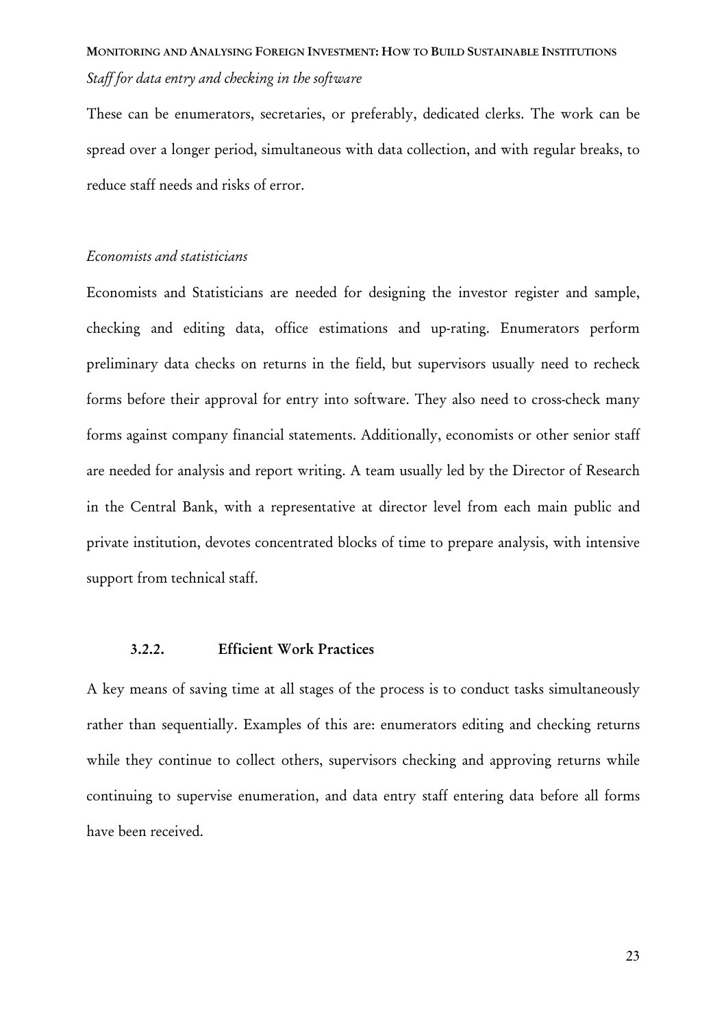*Staff for data entry and checking in the software*

These can be enumerators, secretaries, or preferably, dedicated clerks. The work can be spread over a longer period, simultaneous with data collection, and with regular breaks, to reduce staff needs and risks of error.

*Economists and statisticians*

Economists and Statisticians are needed for designing the investor register and sample, checking and editing data, office estimations and up-rating. Enumerators perform preliminary data checks on returns in the field, but supervisors usually need to recheck forms before their approval for entry into software. They also need to cross-check many forms against company financial statements. Additionally, economists or other senior staff are needed for analysis and report writing. A team usually led by the Director of Research in the Central Bank, with a representative at director level from each main public and private institution, devotes concentrated blocks of time to prepare analysis, with intensive support from technical staff.

#### 3.2.2. Efficient Work Practices

A key means of saving time at all stages of the process is to conduct tasks simultaneously rather than sequentially. Examples of this are: enumerators editing and checking returns while they continue to collect others, supervisors checking and approving returns while continuing to supervise enumeration, and data entry staff entering data before all forms have been received.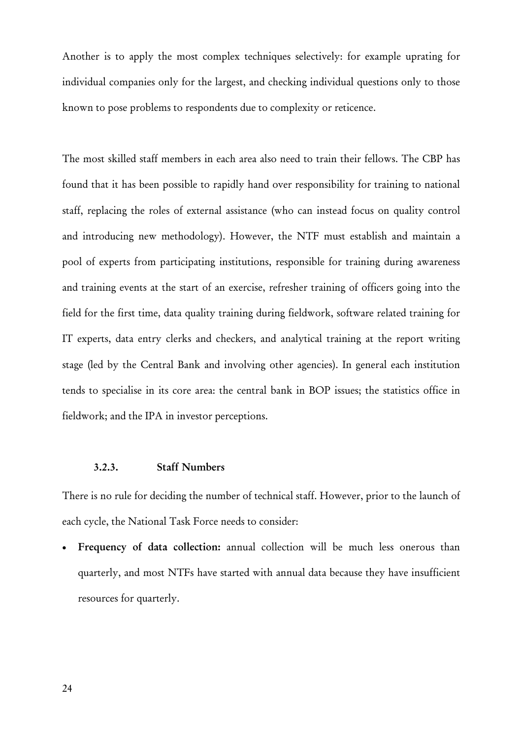Another is to apply the most complex techniques selectively: for example uprating for individual companies only for the largest, and checking individual questions only to those known to pose problems to respondents due to complexity or reticence.

The most skilled staff members in each area also need to train their fellows. The CBP has found that it has been possible to rapidly hand over responsibility for training to national staff, replacing the roles of external assistance (who can instead focus on quality control and introducing new methodology). However, the NTF must establish and maintain a pool of experts from participating institutions, responsible for training during awareness and training events at the start of an exercise, refresher training of officers going into the field for the first time, data quality training during fieldwork, software related training for IT experts, data entry clerks and checkers, and analytical training at the report writing stage (led by the Central Bank and involving other agencies). In general each institution tends to specialise in its core area: the central bank in BOP issues; the statistics office in fieldwork; and the IPA in investor perceptions.

#### 3.2.3. Staff Numbers

There is no rule for deciding the number of technical staff. However, prior to the launch of each cycle, the National Task Force needs to consider:

- **Frequency of data collection:** annual collection will be much less onerous than quarterly, and most NTFs have started with annual data because they have insufficient resources for quarterly.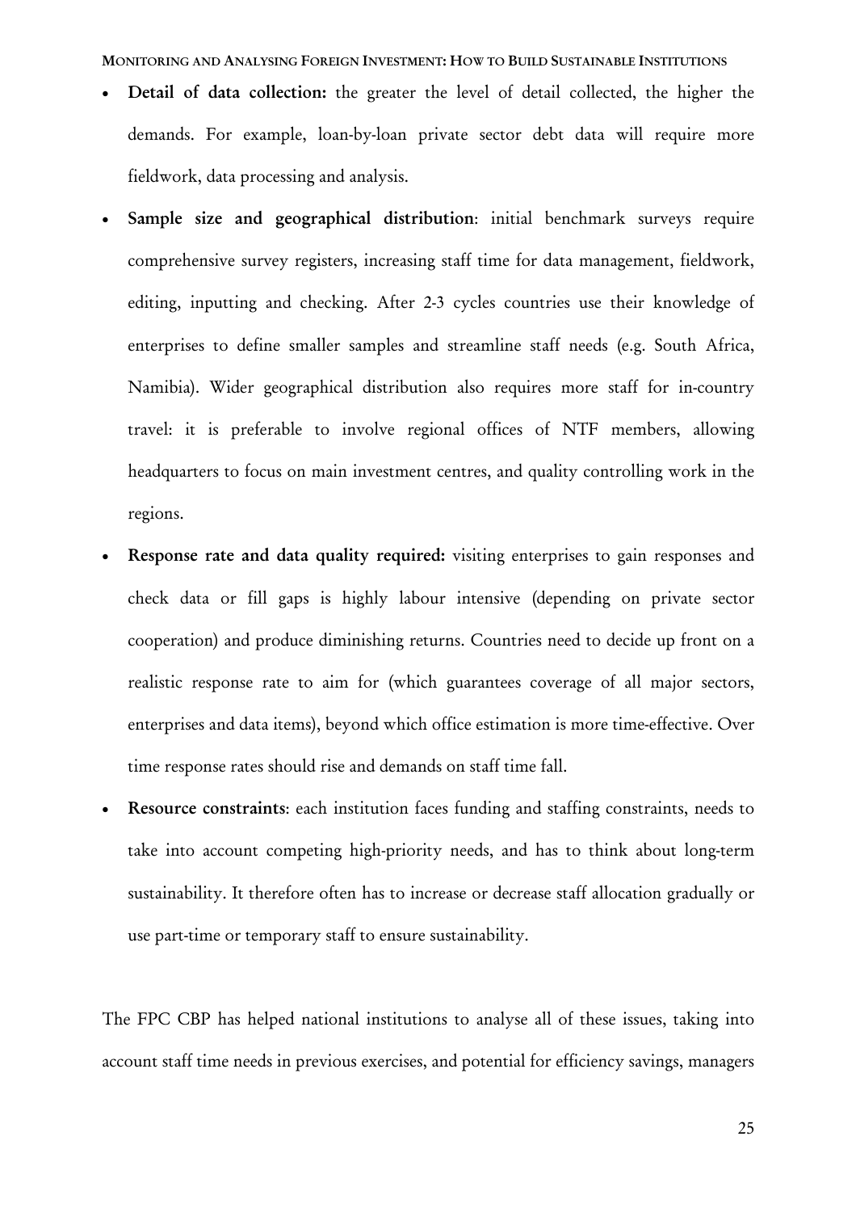- **Detail of data collection:** the greater the level of detail collected, the higher the demands. For example, loan-by-loan private sector debt data will require more fieldwork, data processing and analysis.
- **Sample size and geographical distribution**: initial benchmark surveys require comprehensive survey registers, increasing staff time for data management, fieldwork, editing, inputting and checking. After 2-3 cycles countries use their knowledge of enterprises to define smaller samples and streamline staff needs (e.g. South Africa, Namibia). Wider geographical distribution also requires more staff for in-country travel: it is preferable to involve regional offices of NTF members, allowing headquarters to focus on main investment centres, and quality controlling work in the regions.
- **Response rate and data quality required:** visiting enterprises to gain responses and check data or fill gaps is highly labour intensive (depending on private sector cooperation) and produce diminishing returns. Countries need to decide up front on a realistic response rate to aim for (which guarantees coverage of all major sectors, enterprises and data items), beyond which office estimation is more time-effective. Over time response rates should rise and demands on staff time fall.
- **Resource constraints**: each institution faces funding and staffing constraints, needs to take into account competing high-priority needs, and has to think about long-term sustainability. It therefore often has to increase or decrease staff allocation gradually or use part-time or temporary staff to ensure sustainability.

The FPC CBP has helped national institutions to analyse all of these issues, taking into account staff time needs in previous exercises, and potential for efficiency savings, managers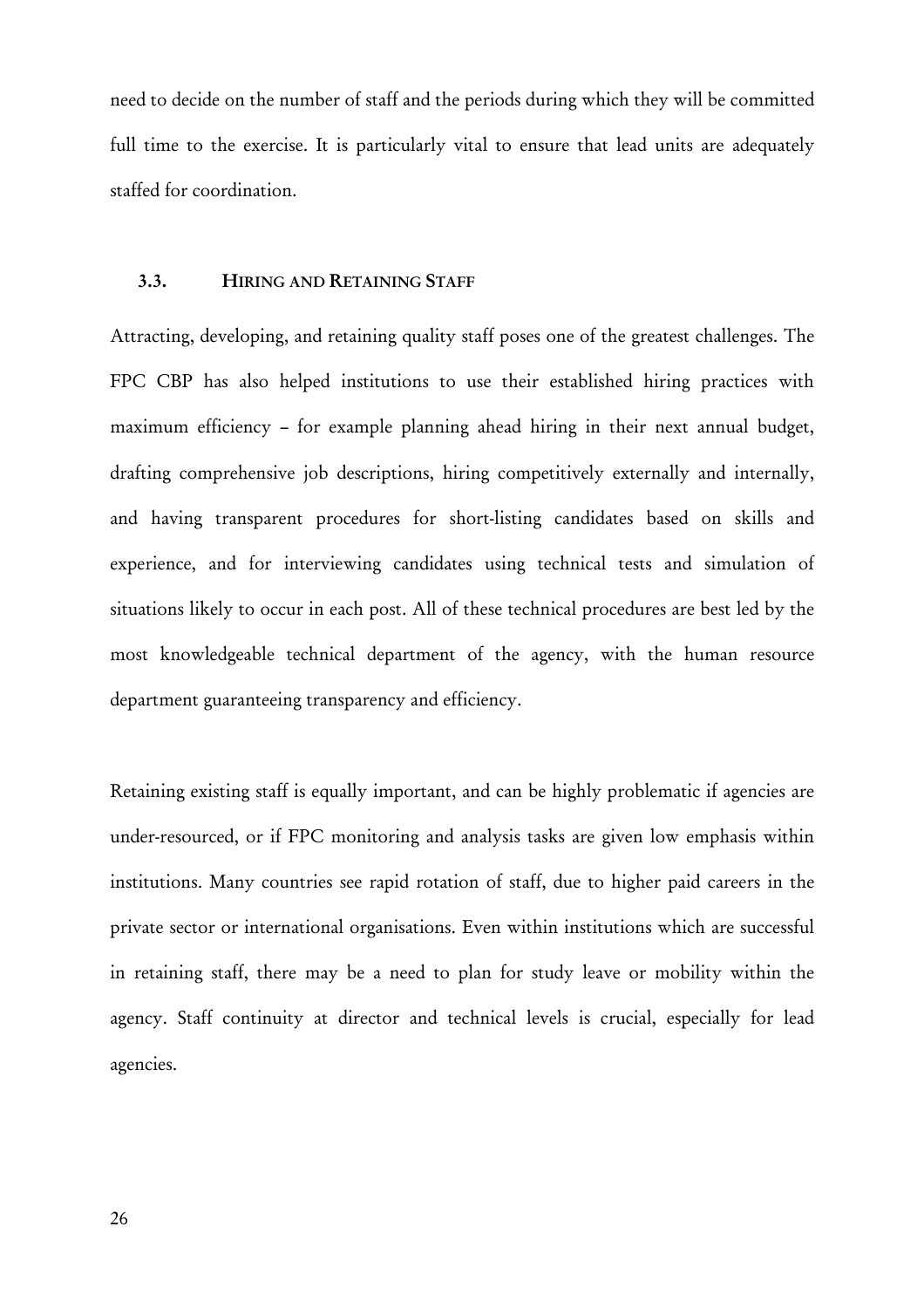need to decide on the number of staff and the periods during which they will be committed full time to the exercise. It is particularly vital to ensure that lead units are adequately staffed for coordination.

### 3.3. HIRING AND RETAINING STAFF

Attracting, developing, and retaining quality staff poses one of the greatest challenges. The FPC CBP has also helped institutions to use their established hiring practices with maximum efficiency – for example planning ahead hiring in their next annual budget, drafting comprehensive job descriptions, hiring competitively externally and internally, and having transparent procedures for short-listing candidates based on skills and experience, and for interviewing candidates using technical tests and simulation of situations likely to occur in each post. All of these technical procedures are best led by the most knowledgeable technical department of the agency, with the human resource department guaranteeing transparency and efficiency.

Retaining existing staff is equally important, and can be highly problematic if agencies are under-resourced, or if FPC monitoring and analysis tasks are given low emphasis within institutions. Many countries see rapid rotation of staff, due to higher paid careers in the private sector or international organisations. Even within institutions which are successful in retaining staff, there may be a need to plan for study leave or mobility within the agency. Staff continuity at director and technical levels is crucial, especially for lead agencies.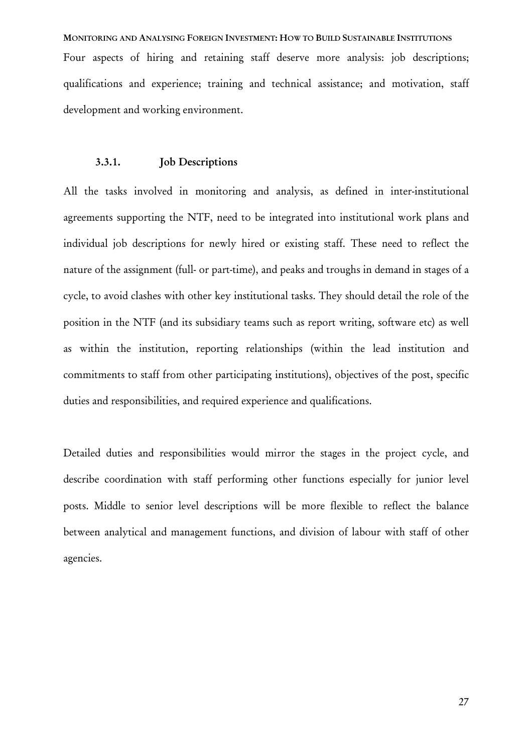Four aspects of hiring and retaining staff deserve more analysis: job descriptions; qualifications and experience; training and technical assistance; and motivation, staff development and working environment.

### 3.3.1. Job Descriptions

All the tasks involved in monitoring and analysis, as defined in inter-institutional agreements supporting the NTF, need to be integrated into institutional work plans and individual job descriptions for newly hired or existing staff. These need to reflect the nature of the assignment (full- or part-time), and peaks and troughs in demand in stages of a cycle, to avoid clashes with other key institutional tasks. They should detail the role of the position in the NTF (and its subsidiary teams such as report writing, software etc) as well as within the institution, reporting relationships (within the lead institution and commitments to staff from other participating institutions), objectives of the post, specific duties and responsibilities, and required experience and qualifications.

Detailed duties and responsibilities would mirror the stages in the project cycle, and describe coordination with staff performing other functions especially for junior level posts. Middle to senior level descriptions will be more flexible to reflect the balance between analytical and management functions, and division of labour with staff of other agencies.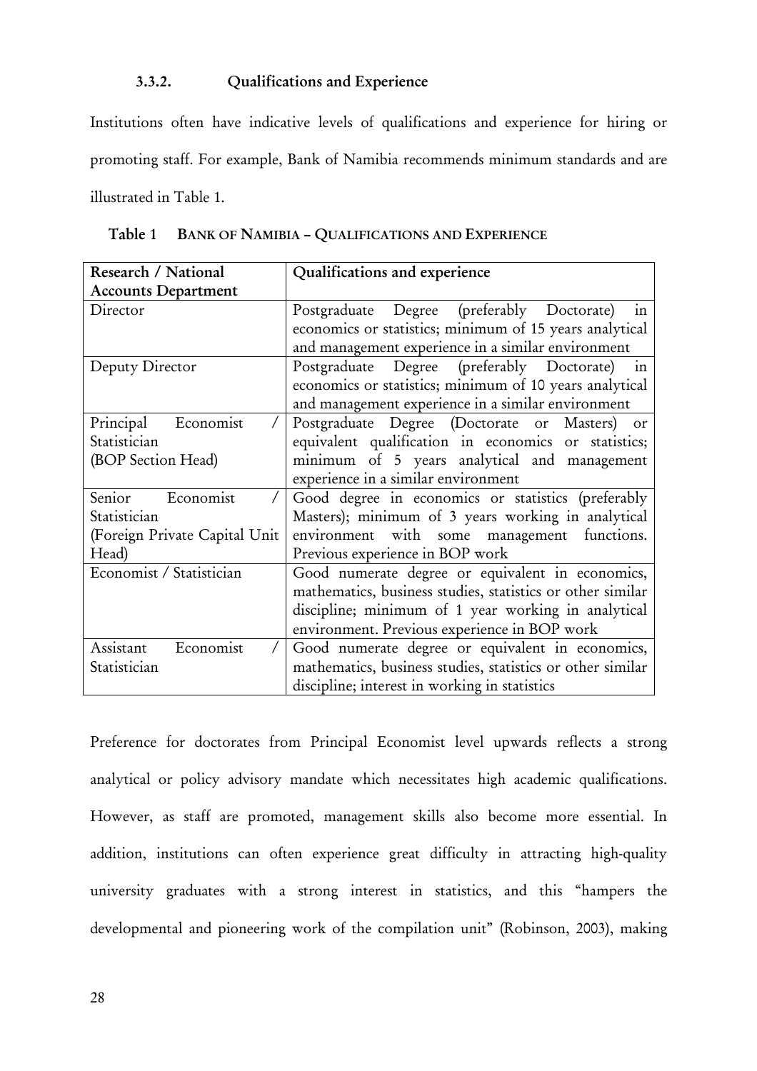### 3.3.2. Qualifications and Experience

Institutions often have indicative levels of qualifications and experience for hiring or promoting staff. For example, Bank of Namibia recommends minimum standards and are illustrated in Table 1.

Table 1 BANK OF NAMIBIA – QUALIFICATIONS AND EXPERIENCE

| Research / National Accounts Department | Qualifications and experience |
|---|---|
| Director | Postgraduate Degree (preferably Doctorate) in economics or statistics; minimum of 15 years analytical and management experience in a similar environment |
| Deputy Director | Postgraduate Degree (preferably Doctorate) in economics or statistics; minimum of 10 years analytical and management experience in a similar environment |
| Principal Economist / Statistician (BOP Section Head) | Postgraduate Degree (Doctorate or Masters) or equivalent qualification in economics or statistics; minimum of 5 years analytical and management experience in a similar environment |
| Senior Economist / Statistician (Foreign Private Capital Unit Head) | Good degree in economics or statistics (preferably Masters); minimum of 3 years working in analytical environment with some management functions. Previous experience in BOP work |
| Economist / Statistician | Good numerate degree or equivalent in economics, mathematics, business studies, statistics or other similar discipline; minimum of 1 year working in analytical environment. Previous experience in BOP work |
| Assistant Economist / Statistician | Good numerate degree or equivalent in economics, mathematics, business studies, statistics or other similar discipline; interest in working in statistics |

Preference for doctorates from Principal Economist level upwards reflects a strong analytical or policy advisory mandate which necessitates high academic qualifications. However, as staff are promoted, management skills also become more essential. In addition, institutions can often experience great difficulty in attracting high-quality university graduates with a strong interest in statistics, and this "hampers the developmental and pioneering work of the compilation unit" (Robinson, 2003), making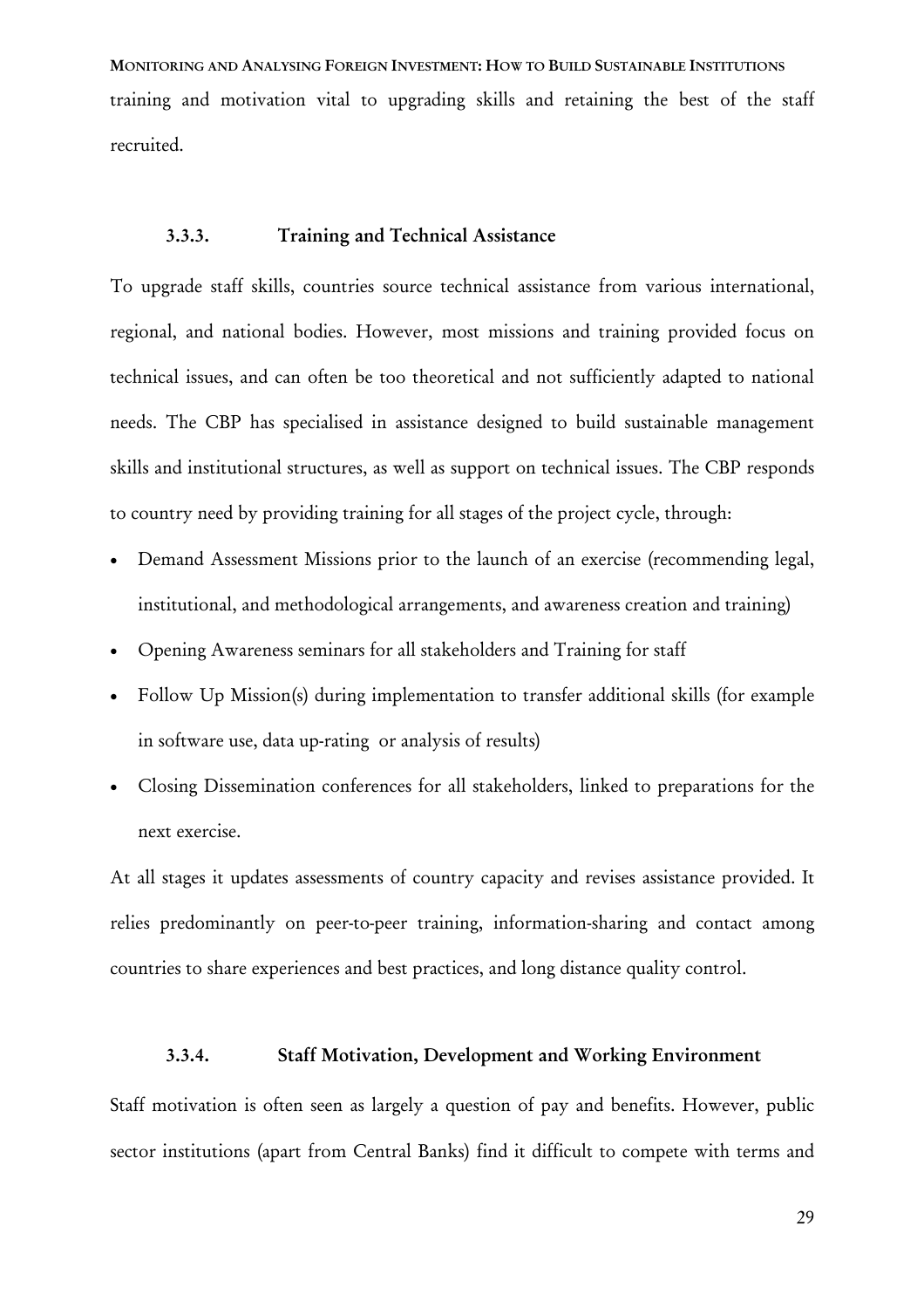training and motivation vital to upgrading skills and retaining the best of the staff recruited.

### 3.3.3. Training and Technical Assistance

To upgrade staff skills, countries source technical assistance from various international, regional, and national bodies. However, most missions and training provided focus on technical issues, and can often be too theoretical and not sufficiently adapted to national needs. The CBP has specialised in assistance designed to build sustainable management skills and institutional structures, as well as support on technical issues. The CBP responds to country need by providing training for all stages of the project cycle, through:

- Demand Assessment Missions prior to the launch of an exercise (recommending legal, institutional, and methodological arrangements, and awareness creation and training)
- Opening Awareness seminars for all stakeholders and Training for staff
- Follow Up Mission(s) during implementation to transfer additional skills (for example in software use, data up-rating or analysis of results)
- Closing Dissemination conferences for all stakeholders, linked to preparations for the next exercise.

At all stages it updates assessments of country capacity and revises assistance provided. It relies predominantly on peer-to-peer training, information-sharing and contact among countries to share experiences and best practices, and long distance quality control.

### 3.3.4. Staff Motivation, Development and Working Environment

Staff motivation is often seen as largely a question of pay and benefits. However, public sector institutions (apart from Central Banks) find it difficult to compete with terms and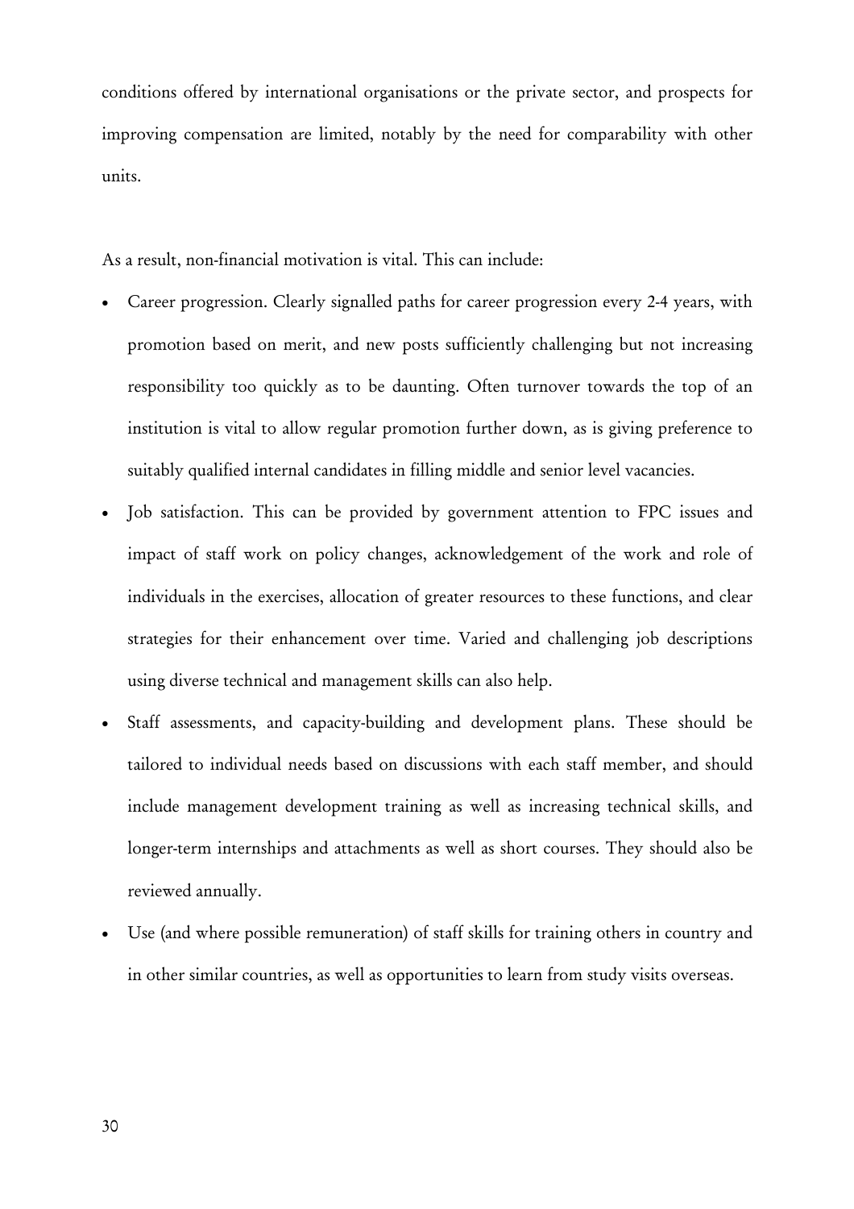conditions offered by international organisations or the private sector, and prospects for improving compensation are limited, notably by the need for comparability with other units.

As a result, non-financial motivation is vital. This can include:

- Career progression. Clearly signalled paths for career progression every 2-4 years, with promotion based on merit, and new posts sufficiently challenging but not increasing responsibility too quickly as to be daunting. Often turnover towards the top of an institution is vital to allow regular promotion further down, as is giving preference to suitably qualified internal candidates in filling middle and senior level vacancies.
- Job satisfaction. This can be provided by government attention to FPC issues and impact of staff work on policy changes, acknowledgement of the work and role of individuals in the exercises, allocation of greater resources to these functions, and clear strategies for their enhancement over time. Varied and challenging job descriptions using diverse technical and management skills can also help.
- Staff assessments, and capacity-building and development plans. These should be tailored to individual needs based on discussions with each staff member, and should include management development training as well as increasing technical skills, and longer-term internships and attachments as well as short courses. They should also be reviewed annually.
- Use (and where possible remuneration) of staff skills for training others in country and in other similar countries, as well as opportunities to learn from study visits overseas.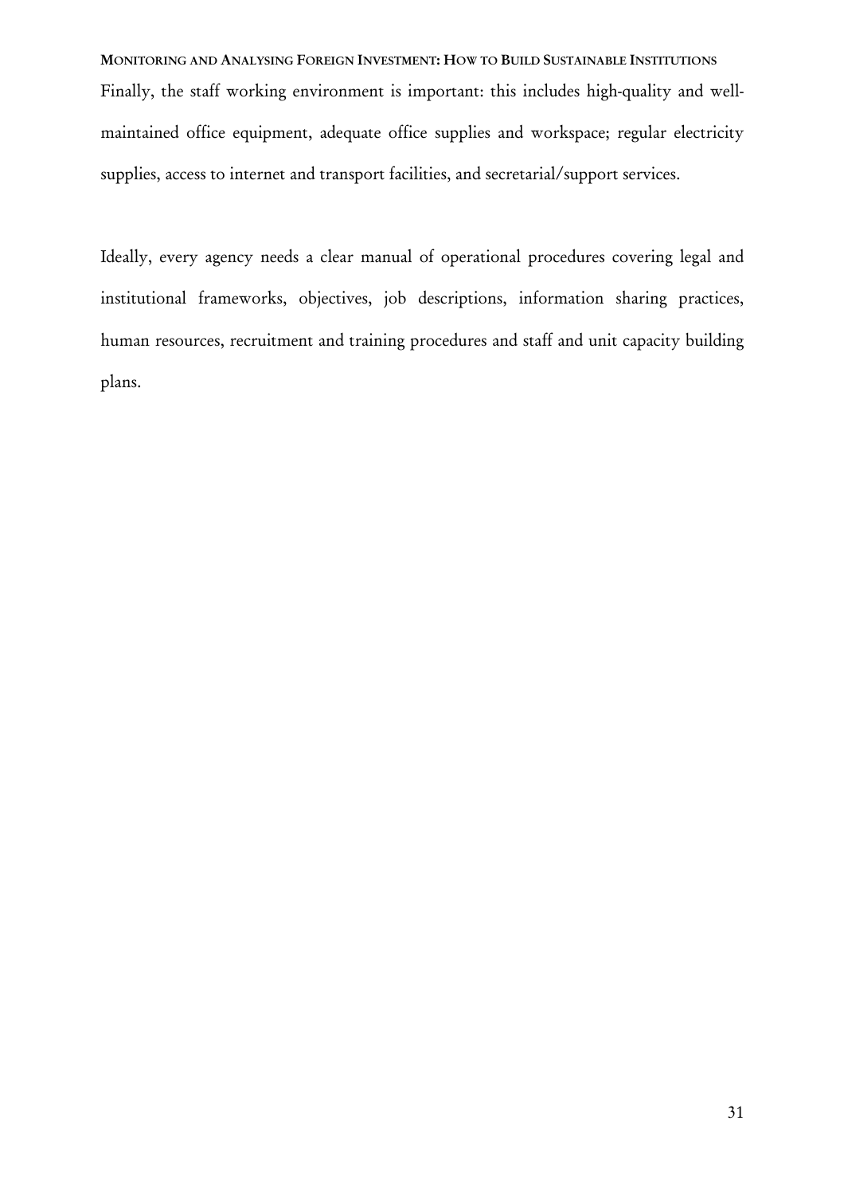Finally, the staff working environment is important: this includes high-quality and well-maintained office equipment, adequate office supplies and workspace; regular electricity supplies, access to internet and transport facilities, and secretarial/support services.

Ideally, every agency needs a clear manual of operational procedures covering legal and institutional frameworks, objectives, job descriptions, information sharing practices, human resources, recruitment and training procedures and staff and unit capacity building plans.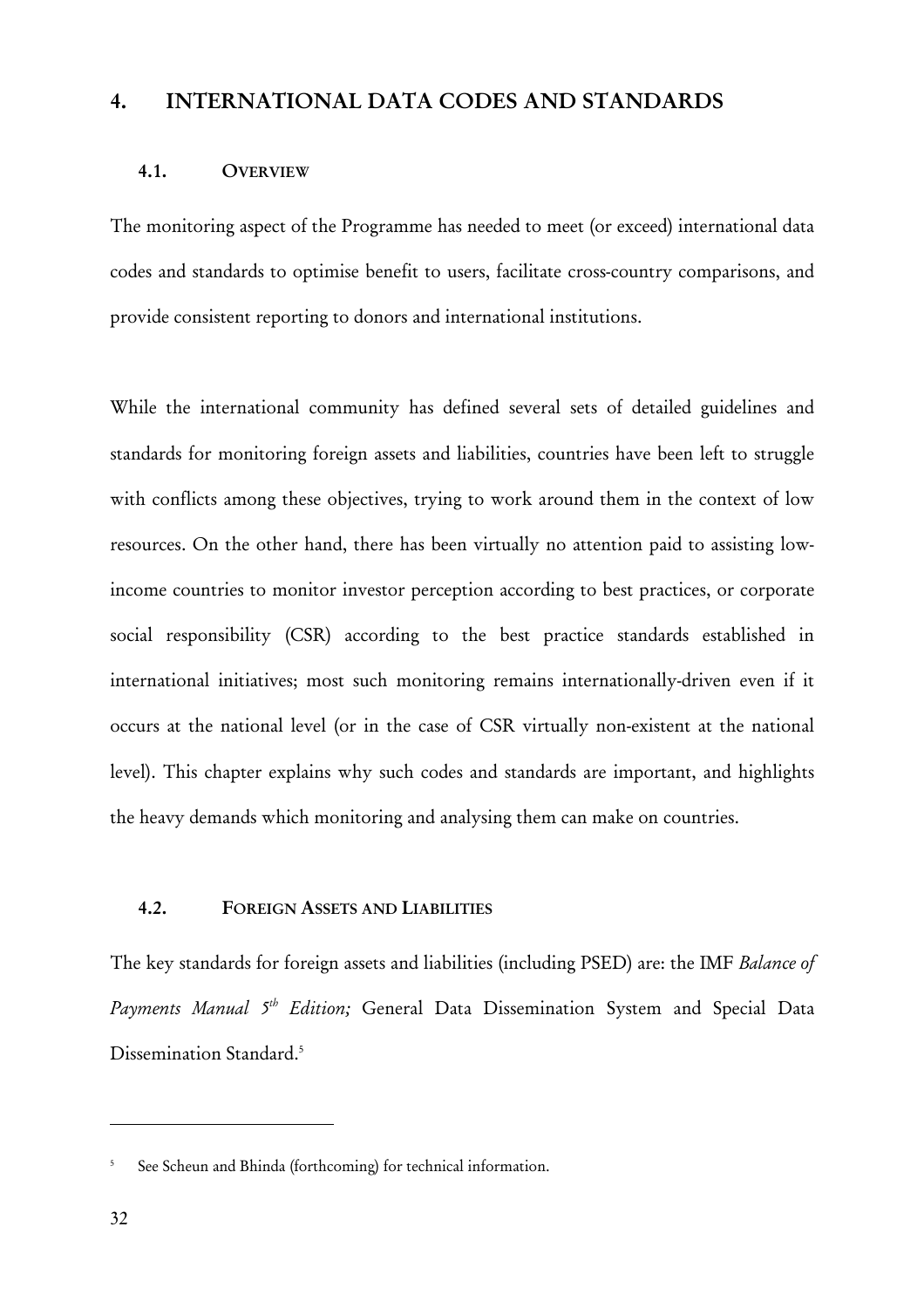# 4. INTERNATIONAL DATA CODES AND STANDARDS

## 4.1. OVERVIEW

The monitoring aspect of the Programme has needed to meet (or exceed) international data codes and standards to optimise benefit to users, facilitate cross-country comparisons, and provide consistent reporting to donors and international institutions.

While the international community has defined several sets of detailed guidelines and standards for monitoring foreign assets and liabilities, countries have been left to struggle with conflicts among these objectives, trying to work around them in the context of low resources. On the other hand, there has been virtually no attention paid to assisting low-income countries to monitor investor perception according to best practices, or corporate social responsibility (CSR) according to the best practice standards established in international initiatives; most such monitoring remains internationally-driven even if it occurs at the national level (or in the case of CSR virtually non-existent at the national level). This chapter explains why such codes and standards are important, and highlights the heavy demands which monitoring and analysing them can make on countries.

## 4.2. FOREIGN ASSETS AND LIABILITIES

The key standards for foreign assets and liabilities (including PSED) are: the IMF *Balance of Payments Manual 5th Edition;* General Data Dissemination System and Special Data Dissemination Standard.[5]

---

[5] See Scheun and Bhinda (forthcoming) for technical information.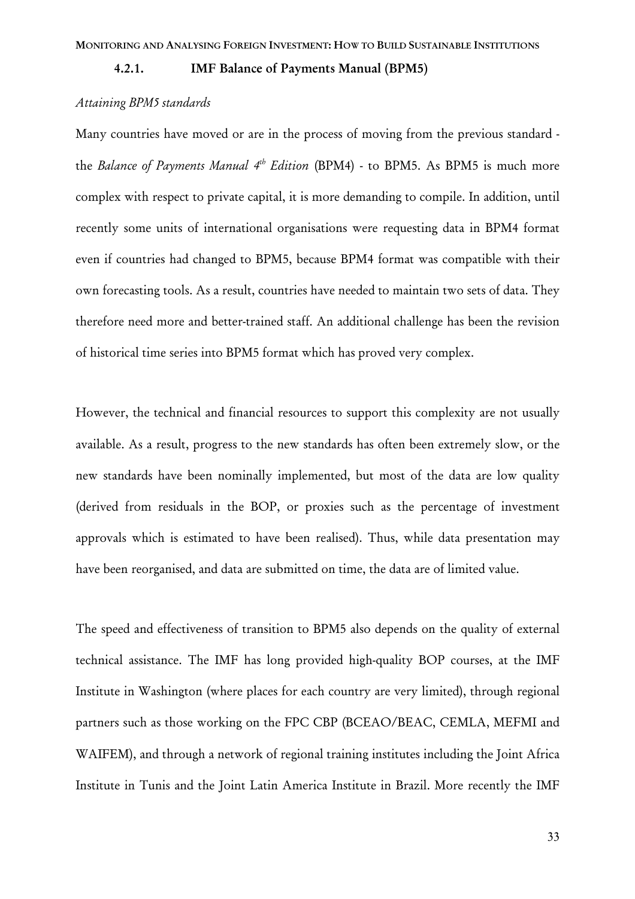### 4.2.1. IMF Balance of Payments Manual (BPM5)

*Attaining BPM5 standards*

Many countries have moved or are in the process of moving from the previous standard - the *Balance of Payments Manual 4th Edition* (BPM4) - to BPM5. As BPM5 is much more complex with respect to private capital, it is more demanding to compile. In addition, until recently some units of international organisations were requesting data in BPM4 format even if countries had changed to BPM5, because BPM4 format was compatible with their own forecasting tools. As a result, countries have needed to maintain two sets of data. They therefore need more and better-trained staff. An additional challenge has been the revision of historical time series into BPM5 format which has proved very complex.

However, the technical and financial resources to support this complexity are not usually available. As a result, progress to the new standards has often been extremely slow, or the new standards have been nominally implemented, but most of the data are low quality (derived from residuals in the BOP, or proxies such as the percentage of investment approvals which is estimated to have been realised). Thus, while data presentation may have been reorganised, and data are submitted on time, the data are of limited value.

The speed and effectiveness of transition to BPM5 also depends on the quality of external technical assistance. The IMF has long provided high-quality BOP courses, at the IMF Institute in Washington (where places for each country are very limited), through regional partners such as those working on the FPC CBP (BCEAO/BEAC, CEMLA, MEFMI and WAIFEM), and through a network of regional training institutes including the Joint Africa Institute in Tunis and the Joint Latin America Institute in Brazil. More recently the IMF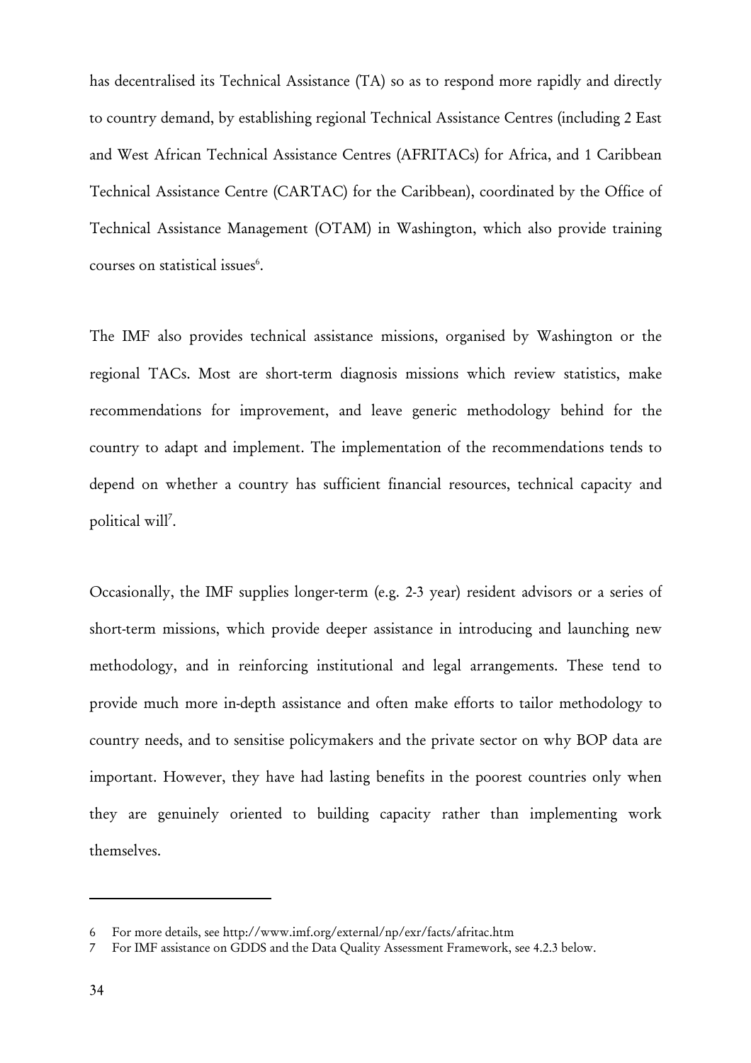has decentralised its Technical Assistance (TA) so as to respond more rapidly and directly to country demand, by establishing regional Technical Assistance Centres (including 2 East and West African Technical Assistance Centres (AFRITACs) for Africa, and 1 Caribbean Technical Assistance Centre (CARTAC) for the Caribbean), coordinated by the Office of Technical Assistance Management (OTAM) in Washington, which also provide training courses on statistical issues[6].

The IMF also provides technical assistance missions, organised by Washington or the regional TACs. Most are short-term diagnosis missions which review statistics, make recommendations for improvement, and leave generic methodology behind for the country to adapt and implement. The implementation of the recommendations tends to depend on whether a country has sufficient financial resources, technical capacity and political will[7].

Occasionally, the IMF supplies longer-term (e.g. 2-3 year) resident advisors or a series of short-term missions, which provide deeper assistance in introducing and launching new methodology, and in reinforcing institutional and legal arrangements. These tend to provide much more in-depth assistance and often make efforts to tailor methodology to country needs, and to sensitise policymakers and the private sector on why BOP data are important. However, they have had lasting benefits in the poorest countries only when they are genuinely oriented to building capacity rather than implementing work themselves.

---

6 For more details, see http://www.imf.org/external/np/exr/facts/afritac.htm

7 For IMF assistance on GDDS and the Data Quality Assessment Framework, see 4.2.3 below.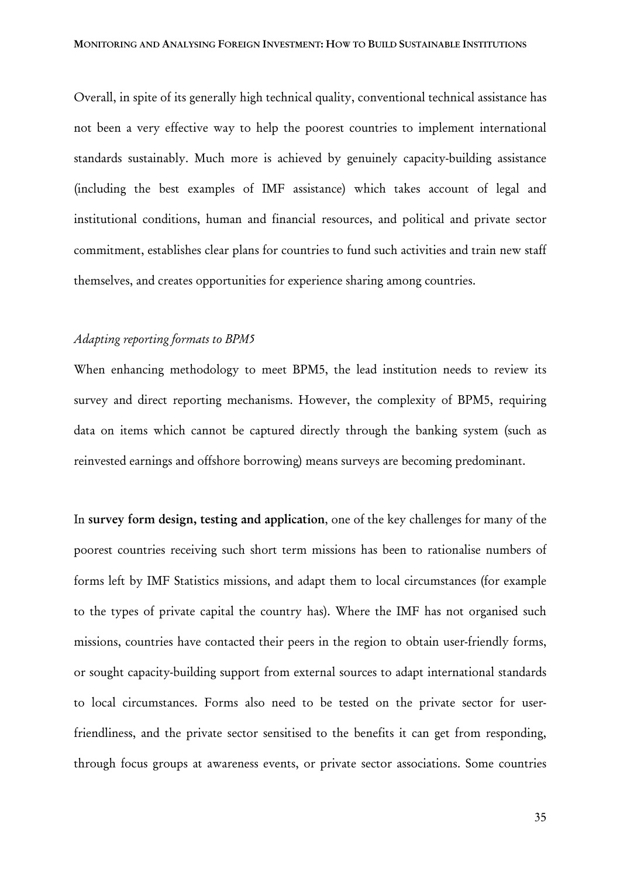Overall, in spite of its generally high technical quality, conventional technical assistance has not been a very effective way to help the poorest countries to implement international standards sustainably. Much more is achieved by genuinely capacity-building assistance (including the best examples of IMF assistance) which takes account of legal and institutional conditions, human and financial resources, and political and private sector commitment, establishes clear plans for countries to fund such activities and train new staff themselves, and creates opportunities for experience sharing among countries.

*Adapting reporting formats to BPM5*

When enhancing methodology to meet BPM5, the lead institution needs to review its survey and direct reporting mechanisms. However, the complexity of BPM5, requiring data on items which cannot be captured directly through the banking system (such as reinvested earnings and offshore borrowing) means surveys are becoming predominant.

In **survey form design, testing and application**, one of the key challenges for many of the poorest countries receiving such short term missions has been to rationalise numbers of forms left by IMF Statistics missions, and adapt them to local circumstances (for example to the types of private capital the country has). Where the IMF has not organised such missions, countries have contacted their peers in the region to obtain user-friendly forms, or sought capacity-building support from external sources to adapt international standards to local circumstances. Forms also need to be tested on the private sector for user-friendliness, and the private sector sensitised to the benefits it can get from responding, through focus groups at awareness events, or private sector associations. Some countries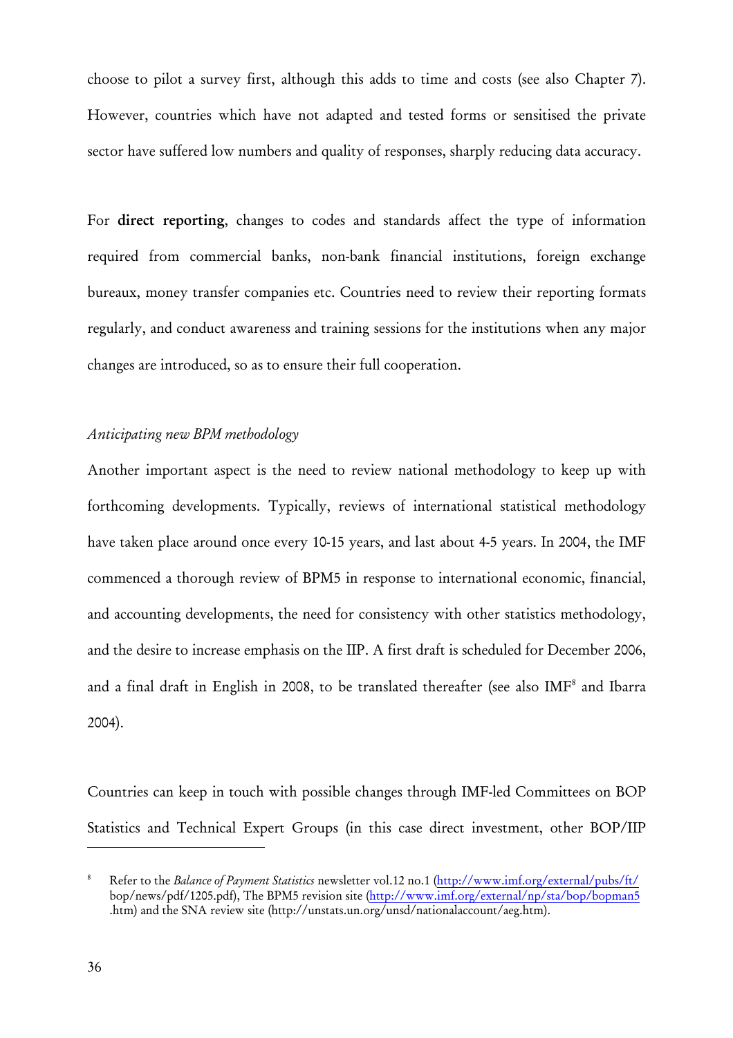choose to pilot a survey first, although this adds to time and costs (see also Chapter 7). However, countries which have not adapted and tested forms or sensitised the private sector have suffered low numbers and quality of responses, sharply reducing data accuracy.

For **direct reporting**, changes to codes and standards affect the type of information required from commercial banks, non-bank financial institutions, foreign exchange bureaux, money transfer companies etc. Countries need to review their reporting formats regularly, and conduct awareness and training sessions for the institutions when any major changes are introduced, so as to ensure their full cooperation.

*Anticipating new BPM methodology*

Another important aspect is the need to review national methodology to keep up with forthcoming developments. Typically, reviews of international statistical methodology have taken place around once every 10-15 years, and last about 4-5 years. In 2004, the IMF commenced a thorough review of BPM5 in response to international economic, financial, and accounting developments, the need for consistency with other statistics methodology, and the desire to increase emphasis on the IIP. A first draft is scheduled for December 2006, and a final draft in English in 2008, to be translated thereafter (see also IMF[8] and Ibarra 2004).

Countries can keep in touch with possible changes through IMF-led Committees on BOP Statistics and Technical Expert Groups (in this case direct investment, other BOP/IIP

---

[8] Refer to the *Balance of Payment Statistics* newsletter vol.12 no.1 (http://www.imf.org/external/pubs/ft/bop/news/pdf/1205.pdf), The BPM5 revision site (http://www.imf.org/external/np/sta/bop/bopman5.htm) and the SNA review site (http://unstats.un.org/unsd/nationalaccount/aeg.htm).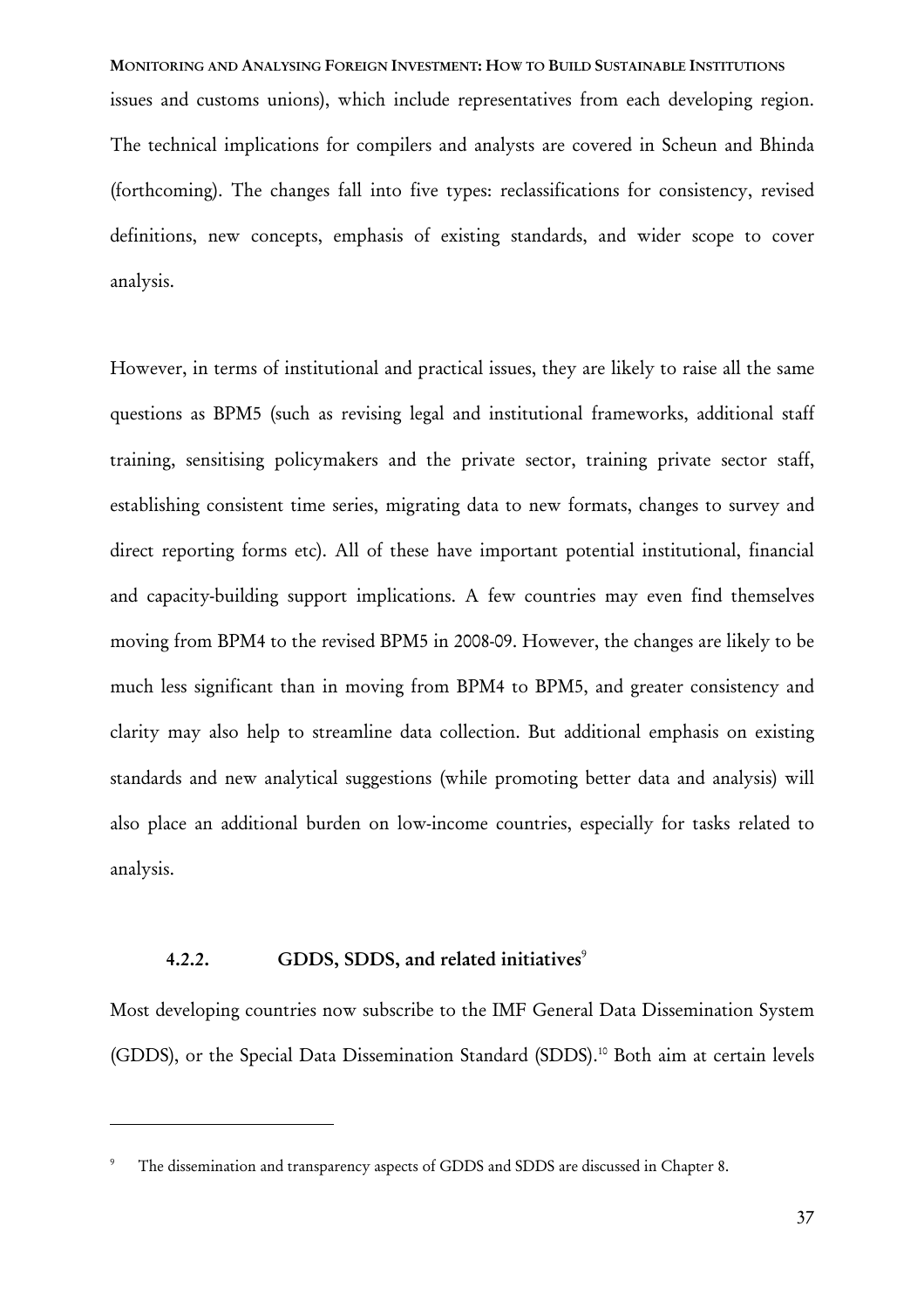issues and customs unions), which include representatives from each developing region. The technical implications for compilers and analysts are covered in Scheun and Bhinda (forthcoming). The changes fall into five types: reclassifications for consistency, revised definitions, new concepts, emphasis of existing standards, and wider scope to cover analysis.

However, in terms of institutional and practical issues, they are likely to raise all the same questions as BPM5 (such as revising legal and institutional frameworks, additional staff training, sensitising policymakers and the private sector, training private sector staff, establishing consistent time series, migrating data to new formats, changes to survey and direct reporting forms etc). All of these have important potential institutional, financial and capacity-building support implications. A few countries may even find themselves moving from BPM4 to the revised BPM5 in 2008-09. However, the changes are likely to be much less significant than in moving from BPM4 to BPM5, and greater consistency and clarity may also help to streamline data collection. But additional emphasis on existing standards and new analytical suggestions (while promoting better data and analysis) will also place an additional burden on low-income countries, especially for tasks related to analysis.

### 4.2.2. GDDS, SDDS, and related initiatives[9]

Most developing countries now subscribe to the IMF General Data Dissemination System (GDDS), or the Special Data Dissemination Standard (SDDS).[10] Both aim at certain levels

---

[9] The dissemination and transparency aspects of GDDS and SDDS are discussed in Chapter 8.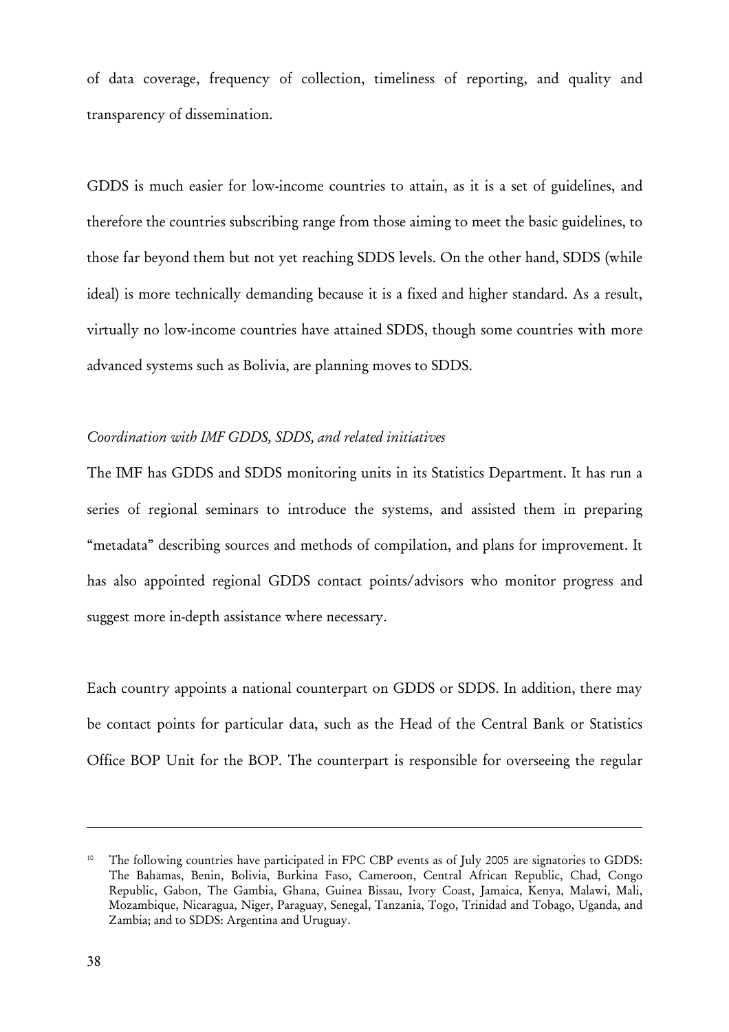of data coverage, frequency of collection, timeliness of reporting, and quality and transparency of dissemination.

GDDS is much easier for low-income countries to attain, as it is a set of guidelines, and therefore the countries subscribing range from those aiming to meet the basic guidelines, to those far beyond them but not yet reaching SDDS levels. On the other hand, SDDS (while ideal) is more technically demanding because it is a fixed and higher standard. As a result, virtually no low-income countries have attained SDDS, though some countries with more advanced systems such as Bolivia, are planning moves to SDDS.

*Coordination with IMF GDDS, SDDS, and related initiatives*

The IMF has GDDS and SDDS monitoring units in its Statistics Department. It has run a series of regional seminars to introduce the systems, and assisted them in preparing "metadata" describing sources and methods of compilation, and plans for improvement. It has also appointed regional GDDS contact points/advisors who monitor progress and suggest more in-depth assistance where necessary.

Each country appoints a national counterpart on GDDS or SDDS. In addition, there may be contact points for particular data, such as the Head of the Central Bank or Statistics Office BOP Unit for the BOP. The counterpart is responsible for overseeing the regular

---

[10] The following countries have participated in FPC CBP events as of July 2005 are signatories to GDDS: The Bahamas, Benin, Bolivia, Burkina Faso, Cameroon, Central African Republic, Chad, Congo Republic, Gabon, The Gambia, Ghana, Guinea Bissau, Ivory Coast, Jamaica, Kenya, Malawi, Mali, Mozambique, Nicaragua, Niger, Paraguay, Senegal, Tanzania, Togo, Trinidad and Tobago, Uganda, and Zambia; and to SDDS: Argentina and Uruguay.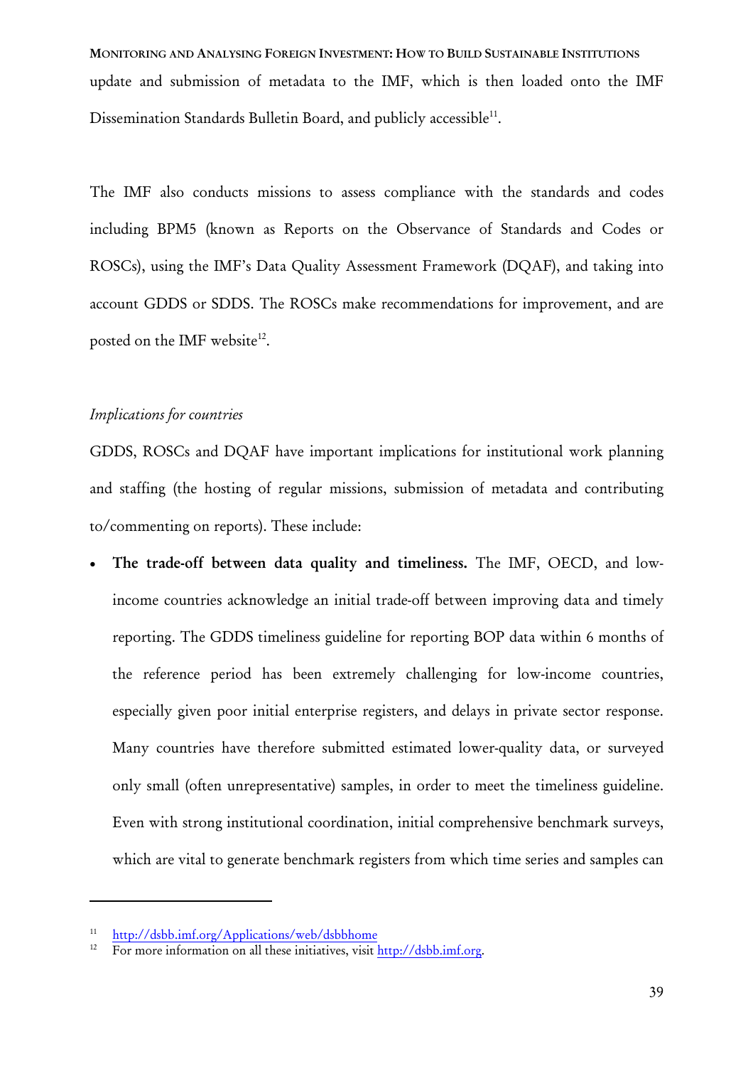update and submission of metadata to the IMF, which is then loaded onto the IMF Dissemination Standards Bulletin Board, and publicly accessible[11].

The IMF also conducts missions to assess compliance with the standards and codes including BPM5 (known as Reports on the Observance of Standards and Codes or ROSCs), using the IMF's Data Quality Assessment Framework (DQAF), and taking into account GDDS or SDDS. The ROSCs make recommendations for improvement, and are posted on the IMF website[12].

*Implications for countries*

GDDS, ROSCs and DQAF have important implications for institutional work planning and staffing (the hosting of regular missions, submission of metadata and contributing to/commenting on reports). These include:

- **The trade-off between data quality and timeliness.** The IMF, OECD, and low-income countries acknowledge an initial trade-off between improving data and timely reporting. The GDDS timeliness guideline for reporting BOP data within 6 months of the reference period has been extremely challenging for low-income countries, especially given poor initial enterprise registers, and delays in private sector response. Many countries have therefore submitted estimated lower-quality data, or surveyed only small (often unrepresentative) samples, in order to meet the timeliness guideline. Even with strong institutional coordination, initial comprehensive benchmark surveys, which are vital to generate benchmark registers from which time series and samples can

---

[11] http://dsbb.imf.org/Applications/web/dsbbhome

[12] For more information on all these initiatives, visit http://dsbb.imf.org.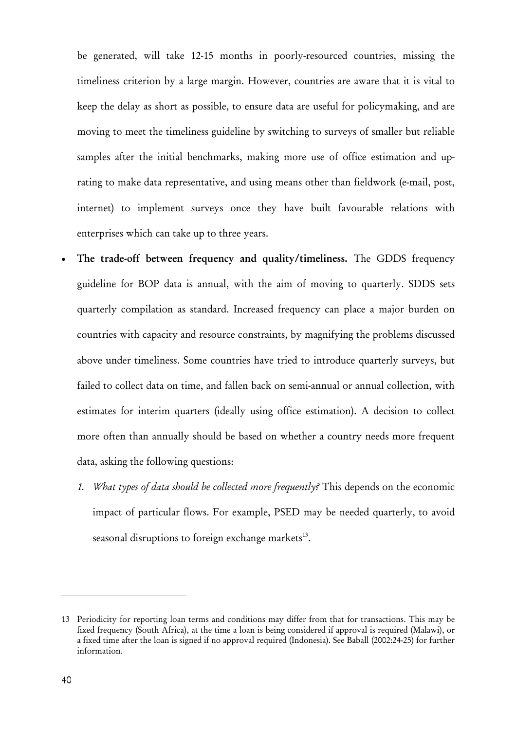be generated, will take 12-15 months in poorly-resourced countries, missing the timeliness criterion by a large margin. However, countries are aware that it is vital to keep the delay as short as possible, to ensure data are useful for policymaking, and are moving to meet the timeliness guideline by switching to surveys of smaller but reliable samples after the initial benchmarks, making more use of office estimation and up-rating to make data representative, and using means other than fieldwork (e-mail, post, internet) to implement surveys once they have built favourable relations with enterprises which can take up to three years.

- **The trade-off between frequency and quality/timeliness.** The GDDS frequency guideline for BOP data is annual, with the aim of moving to quarterly. SDDS sets quarterly compilation as standard. Increased frequency can place a major burden on countries with capacity and resource constraints, by magnifying the problems discussed above under timeliness. Some countries have tried to introduce quarterly surveys, but failed to collect data on time, and fallen back on semi-annual or annual collection, with estimates for interim quarters (ideally using office estimation). A decision to collect more often than annually should be based on whether a country needs more frequent data, asking the following questions:
    1. *What types of data should be collected more frequently?* This depends on the economic impact of particular flows. For example, PSED may be needed quarterly, to avoid seasonal disruptions to foreign exchange markets[13].

13 Periodicity for reporting loan terms and conditions may differ from that for transactions. This may be fixed frequency (South Africa), at the time a loan is being considered if approval is required (Malawi), or a fixed time after the loan is signed if no approval required (Indonesia). See Baball (2002:24-25) for further information.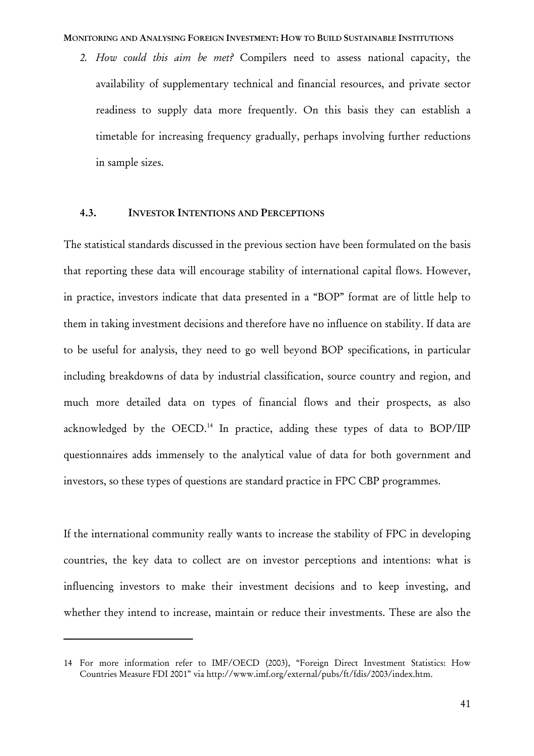2. *How could this aim be met?* Compilers need to assess national capacity, the availability of supplementary technical and financial resources, and private sector readiness to supply data more frequently. On this basis they can establish a timetable for increasing frequency gradually, perhaps involving further reductions in sample sizes.

### 4.3. INVESTOR INTENTIONS AND PERCEPTIONS

The statistical standards discussed in the previous section have been formulated on the basis that reporting these data will encourage stability of international capital flows. However, in practice, investors indicate that data presented in a "BOP" format are of little help to them in taking investment decisions and therefore have no influence on stability. If data are to be useful for analysis, they need to go well beyond BOP specifications, in particular including breakdowns of data by industrial classification, source country and region, and much more detailed data on types of financial flows and their prospects, as also acknowledged by the OECD.[14] In practice, adding these types of data to BOP/IIP questionnaires adds immensely to the analytical value of data for both government and investors, so these types of questions are standard practice in FPC CBP programmes.

If the international community really wants to increase the stability of FPC in developing countries, the key data to collect are on investor perceptions and intentions: what is influencing investors to make their investment decisions and to keep investing, and whether they intend to increase, maintain or reduce their investments. These are also the

---

14 For more information refer to IMF/OECD (2003), "Foreign Direct Investment Statistics: How Countries Measure FDI 2001" via http://www.imf.org/external/pubs/ft/fdis/2003/index.htm.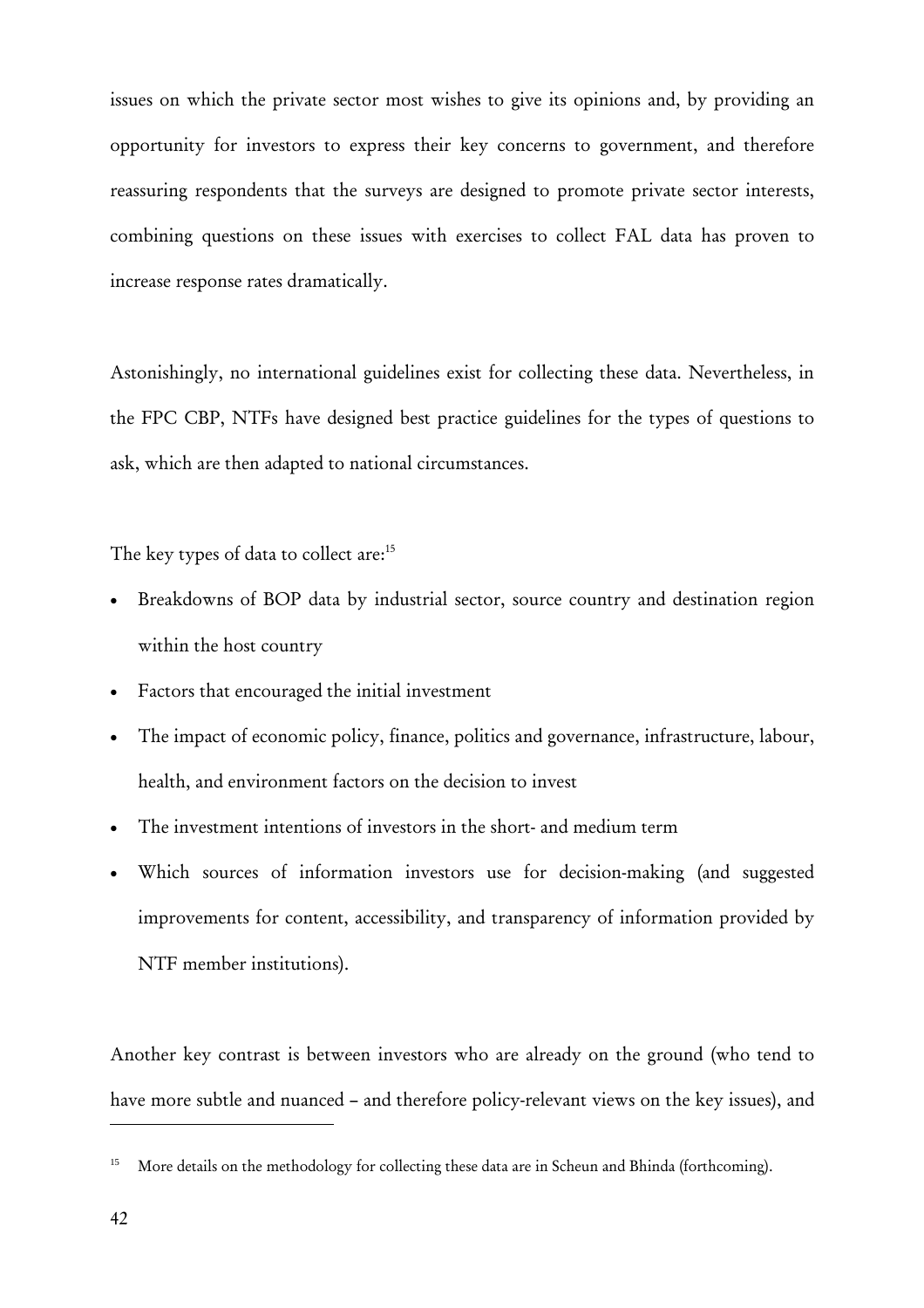issues on which the private sector most wishes to give its opinions and, by providing an opportunity for investors to express their key concerns to government, and therefore reassuring respondents that the surveys are designed to promote private sector interests, combining questions on these issues with exercises to collect FAL data has proven to increase response rates dramatically.

Astonishingly, no international guidelines exist for collecting these data. Nevertheless, in the FPC CBP, NTFs have designed best practice guidelines for the types of questions to ask, which are then adapted to national circumstances.

The key types of data to collect are:[15]

- Breakdowns of BOP data by industrial sector, source country and destination region within the host country
- Factors that encouraged the initial investment
- The impact of economic policy, finance, politics and governance, infrastructure, labour, health, and environment factors on the decision to invest
- The investment intentions of investors in the short- and medium term
- Which sources of information investors use for decision-making (and suggested improvements for content, accessibility, and transparency of information provided by NTF member institutions).

Another key contrast is between investors who are already on the ground (who tend to have more subtle and nuanced – and therefore policy-relevant views on the key issues), and

[15] More details on the methodology for collecting these data are in Scheun and Bhinda (forthcoming).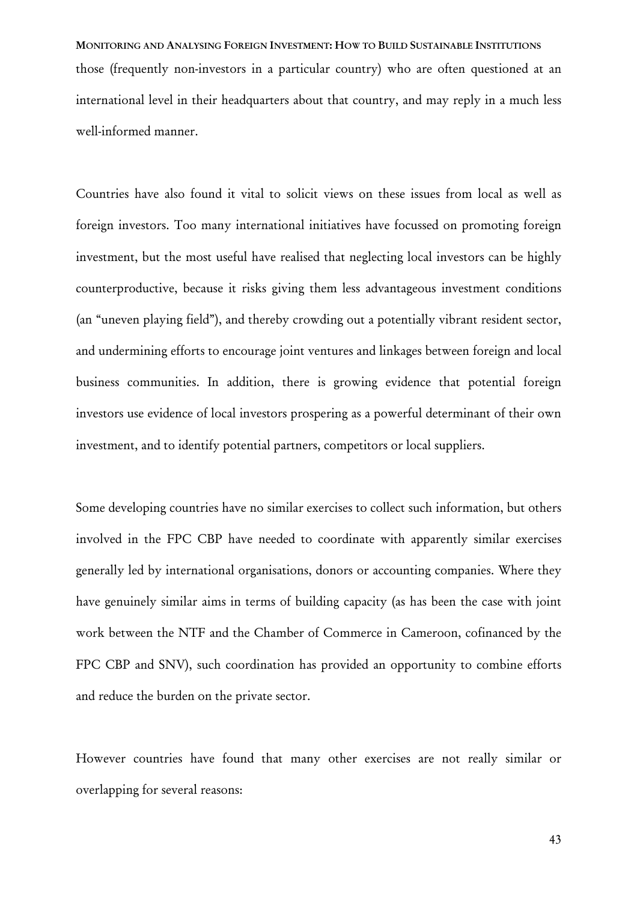those (frequently non-investors in a particular country) who are often questioned at an international level in their headquarters about that country, and may reply in a much less well-informed manner.

Countries have also found it vital to solicit views on these issues from local as well as foreign investors. Too many international initiatives have focussed on promoting foreign investment, but the most useful have realised that neglecting local investors can be highly counterproductive, because it risks giving them less advantageous investment conditions (an "uneven playing field"), and thereby crowding out a potentially vibrant resident sector, and undermining efforts to encourage joint ventures and linkages between foreign and local business communities. In addition, there is growing evidence that potential foreign investors use evidence of local investors prospering as a powerful determinant of their own investment, and to identify potential partners, competitors or local suppliers.

Some developing countries have no similar exercises to collect such information, but others involved in the FPC CBP have needed to coordinate with apparently similar exercises generally led by international organisations, donors or accounting companies. Where they have genuinely similar aims in terms of building capacity (as has been the case with joint work between the NTF and the Chamber of Commerce in Cameroon, cofinanced by the FPC CBP and SNV), such coordination has provided an opportunity to combine efforts and reduce the burden on the private sector.

However countries have found that many other exercises are not really similar or overlapping for several reasons: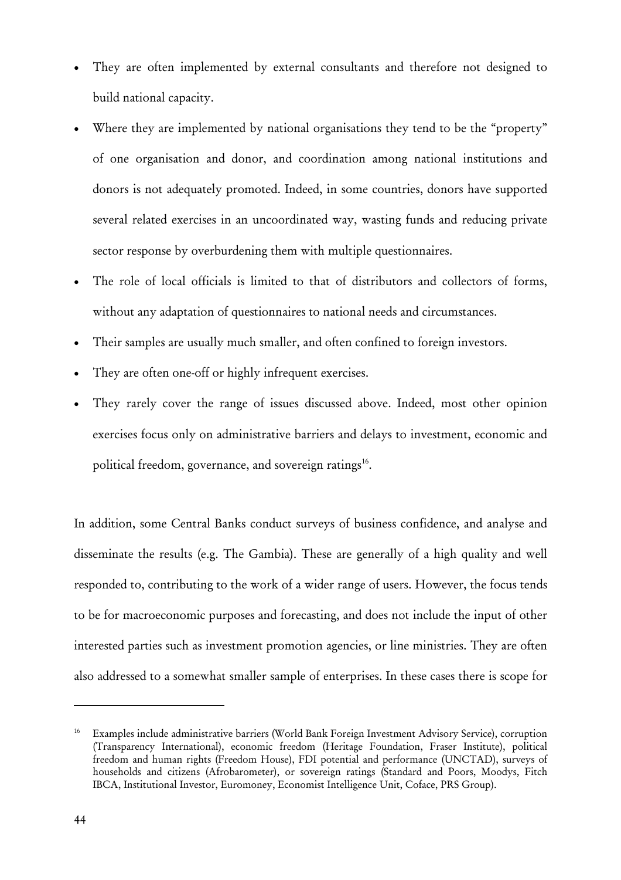- They are often implemented by external consultants and therefore not designed to build national capacity.
- Where they are implemented by national organisations they tend to be the "property" of one organisation and donor, and coordination among national institutions and donors is not adequately promoted. Indeed, in some countries, donors have supported several related exercises in an uncoordinated way, wasting funds and reducing private sector response by overburdening them with multiple questionnaires.
- The role of local officials is limited to that of distributors and collectors of forms, without any adaptation of questionnaires to national needs and circumstances.
- Their samples are usually much smaller, and often confined to foreign investors.
- They are often one-off or highly infrequent exercises.
- They rarely cover the range of issues discussed above. Indeed, most other opinion exercises focus only on administrative barriers and delays to investment, economic and political freedom, governance, and sovereign ratings[16].

In addition, some Central Banks conduct surveys of business confidence, and analyse and disseminate the results (e.g. The Gambia). These are generally of a high quality and well responded to, contributing to the work of a wider range of users. However, the focus tends to be for macroeconomic purposes and forecasting, and does not include the input of other interested parties such as investment promotion agencies, or line ministries. They are often also addressed to a somewhat smaller sample of enterprises. In these cases there is scope for

---

[16] Examples include administrative barriers (World Bank Foreign Investment Advisory Service), corruption (Transparency International), economic freedom (Heritage Foundation, Fraser Institute), political freedom and human rights (Freedom House), FDI potential and performance (UNCTAD), surveys of households and citizens (Afrobarometer), or sovereign ratings (Standard and Poors, Moodys, Fitch IBCA, Institutional Investor, Euromoney, Economist Intelligence Unit, Coface, PRS Group).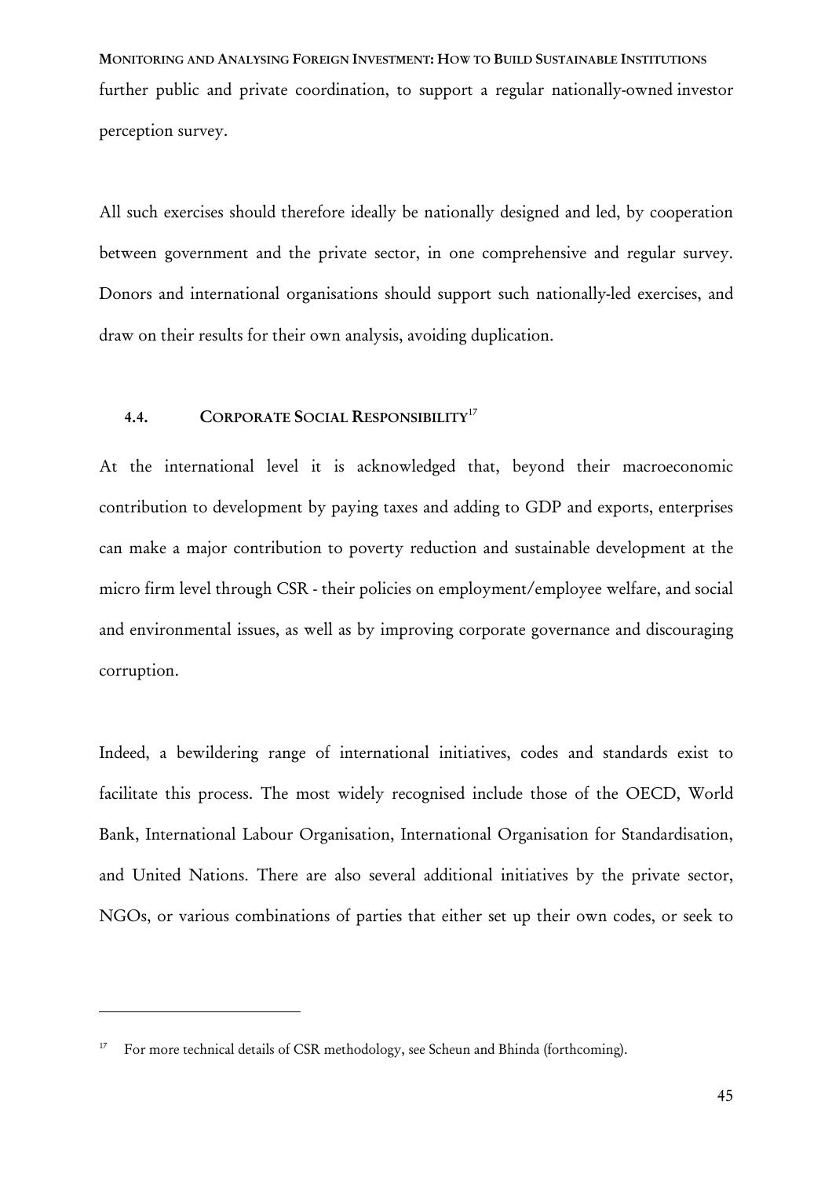further public and private coordination, to support a regular nationally-owned investor perception survey.

All such exercises should therefore ideally be nationally designed and led, by cooperation between government and the private sector, in one comprehensive and regular survey. Donors and international organisations should support such nationally-led exercises, and draw on their results for their own analysis, avoiding duplication.

### 4.4. CORPORATE SOCIAL RESPONSIBILITY[17]

At the international level it is acknowledged that, beyond their macroeconomic contribution to development by paying taxes and adding to GDP and exports, enterprises can make a major contribution to poverty reduction and sustainable development at the micro firm level through CSR - their policies on employment/employee welfare, and social and environmental issues, as well as by improving corporate governance and discouraging corruption.

Indeed, a bewildering range of international initiatives, codes and standards exist to facilitate this process. The most widely recognised include those of the OECD, World Bank, International Labour Organisation, International Organisation for Standardisation, and United Nations. There are also several additional initiatives by the private sector, NGOs, or various combinations of parties that either set up their own codes, or seek to

---

[17] For more technical details of CSR methodology, see Scheun and Bhinda (forthcoming).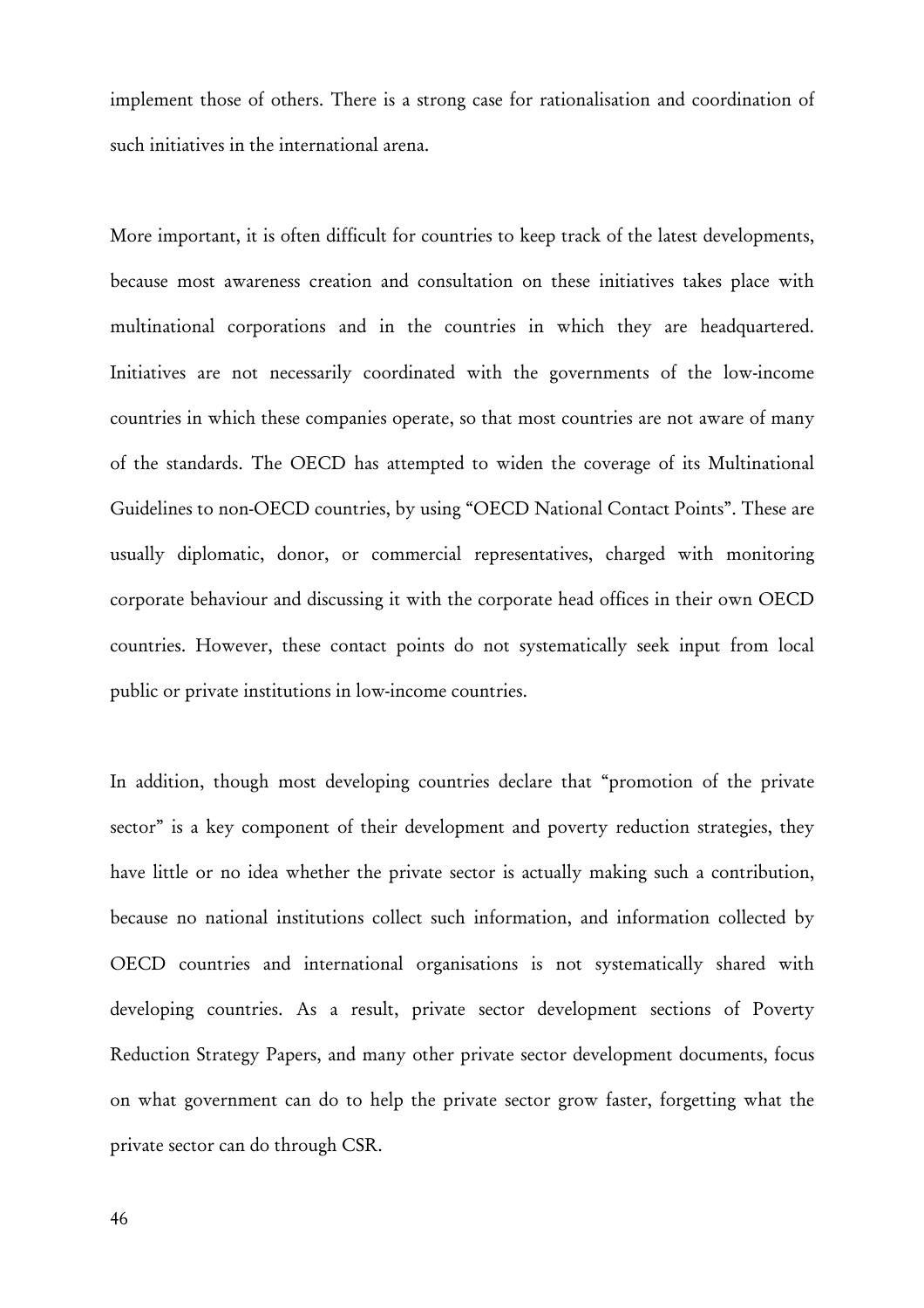implement those of others. There is a strong case for rationalisation and coordination of such initiatives in the international arena.

More important, it is often difficult for countries to keep track of the latest developments, because most awareness creation and consultation on these initiatives takes place with multinational corporations and in the countries in which they are headquartered. Initiatives are not necessarily coordinated with the governments of the low-income countries in which these companies operate, so that most countries are not aware of many of the standards. The OECD has attempted to widen the coverage of its Multinational Guidelines to non-OECD countries, by using "OECD National Contact Points". These are usually diplomatic, donor, or commercial representatives, charged with monitoring corporate behaviour and discussing it with the corporate head offices in their own OECD countries. However, these contact points do not systematically seek input from local public or private institutions in low-income countries.

In addition, though most developing countries declare that "promotion of the private sector" is a key component of their development and poverty reduction strategies, they have little or no idea whether the private sector is actually making such a contribution, because no national institutions collect such information, and information collected by OECD countries and international organisations is not systematically shared with developing countries. As a result, private sector development sections of Poverty Reduction Strategy Papers, and many other private sector development documents, focus on what government can do to help the private sector grow faster, forgetting what the private sector can do through CSR.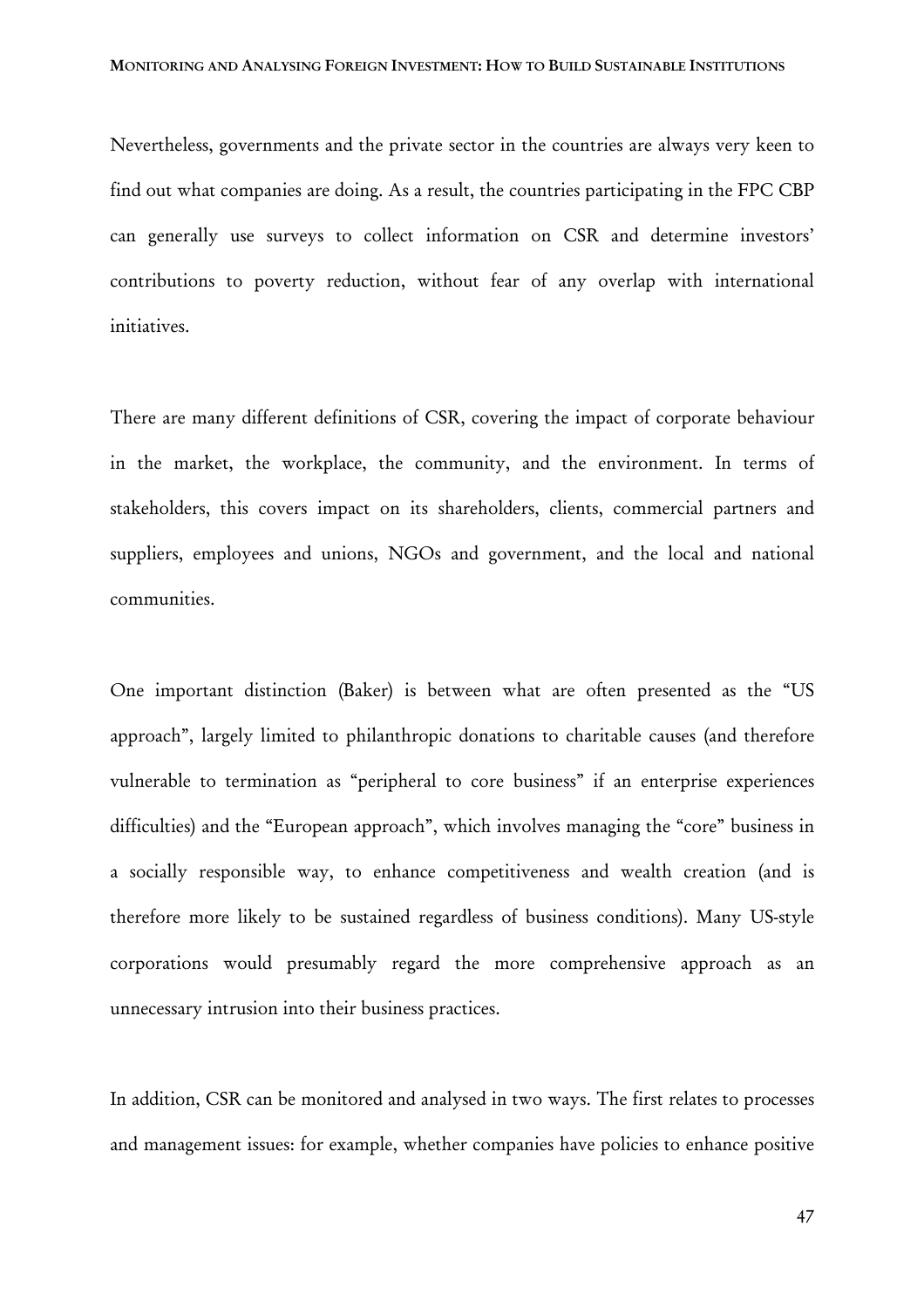Nevertheless, governments and the private sector in the countries are always very keen to find out what companies are doing. As a result, the countries participating in the FPC CBP can generally use surveys to collect information on CSR and determine investors' contributions to poverty reduction, without fear of any overlap with international initiatives.

There are many different definitions of CSR, covering the impact of corporate behaviour in the market, the workplace, the community, and the environment. In terms of stakeholders, this covers impact on its shareholders, clients, commercial partners and suppliers, employees and unions, NGOs and government, and the local and national communities.

One important distinction (Baker) is between what are often presented as the "US approach", largely limited to philanthropic donations to charitable causes (and therefore vulnerable to termination as "peripheral to core business" if an enterprise experiences difficulties) and the "European approach", which involves managing the "core" business in a socially responsible way, to enhance competitiveness and wealth creation (and is therefore more likely to be sustained regardless of business conditions). Many US-style corporations would presumably regard the more comprehensive approach as an unnecessary intrusion into their business practices.

In addition, CSR can be monitored and analysed in two ways. The first relates to processes and management issues: for example, whether companies have policies to enhance positive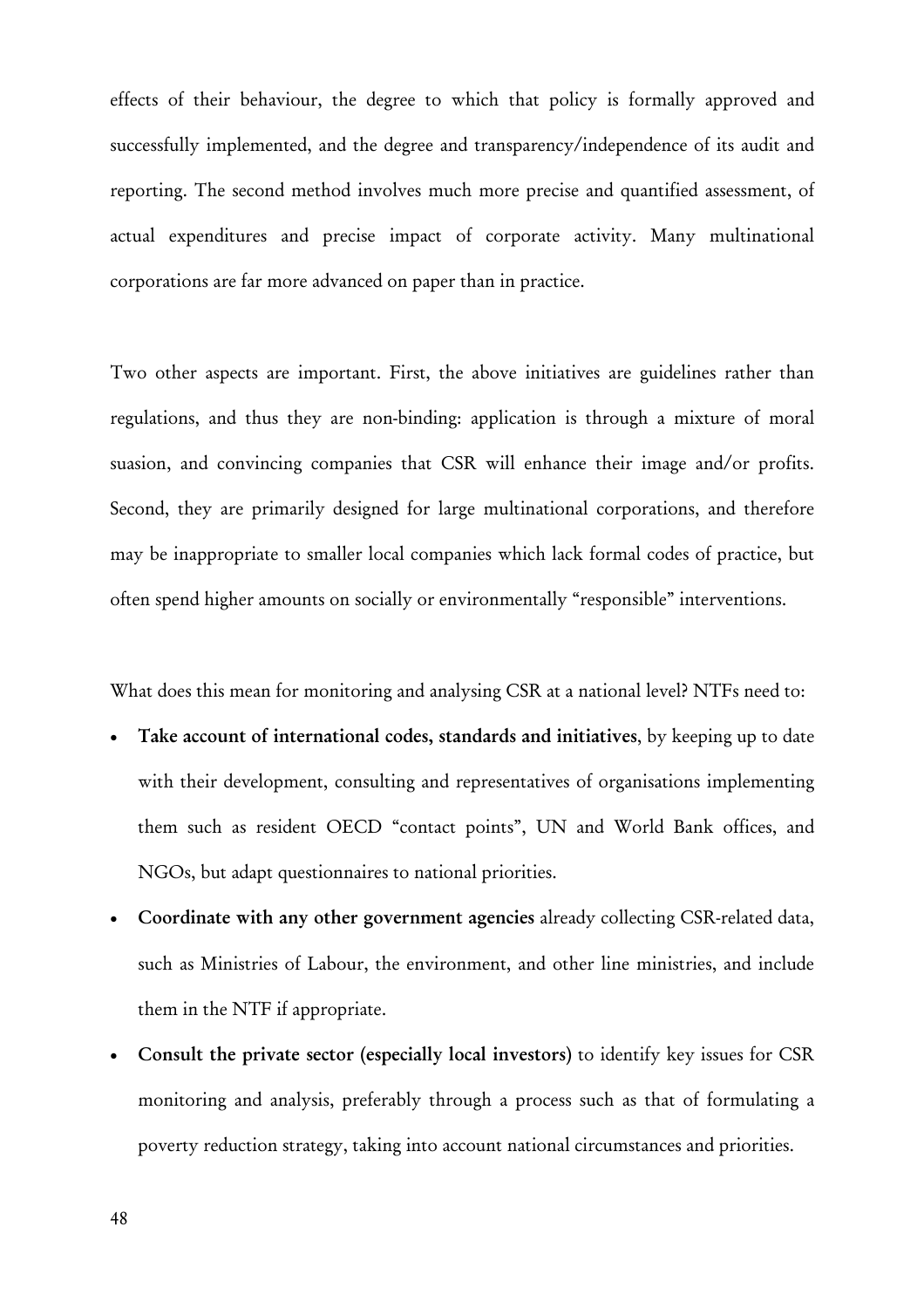effects of their behaviour, the degree to which that policy is formally approved and successfully implemented, and the degree and transparency/independence of its audit and reporting. The second method involves much more precise and quantified assessment, of actual expenditures and precise impact of corporate activity. Many multinational corporations are far more advanced on paper than in practice.

Two other aspects are important. First, the above initiatives are guidelines rather than regulations, and thus they are non-binding: application is through a mixture of moral suasion, and convincing companies that CSR will enhance their image and/or profits. Second, they are primarily designed for large multinational corporations, and therefore may be inappropriate to smaller local companies which lack formal codes of practice, but often spend higher amounts on socially or environmentally "responsible" interventions.

What does this mean for monitoring and analysing CSR at a national level? NTFs need to:

- **Take account of international codes, standards and initiatives**, by keeping up to date with their development, consulting and representatives of organisations implementing them such as resident OECD "contact points", UN and World Bank offices, and NGOs, but adapt questionnaires to national priorities.
- **Coordinate with any other government agencies** already collecting CSR-related data, such as Ministries of Labour, the environment, and other line ministries, and include them in the NTF if appropriate.
- **Consult the private sector (especially local investors)** to identify key issues for CSR monitoring and analysis, preferably through a process such as that of formulating a poverty reduction strategy, taking into account national circumstances and priorities.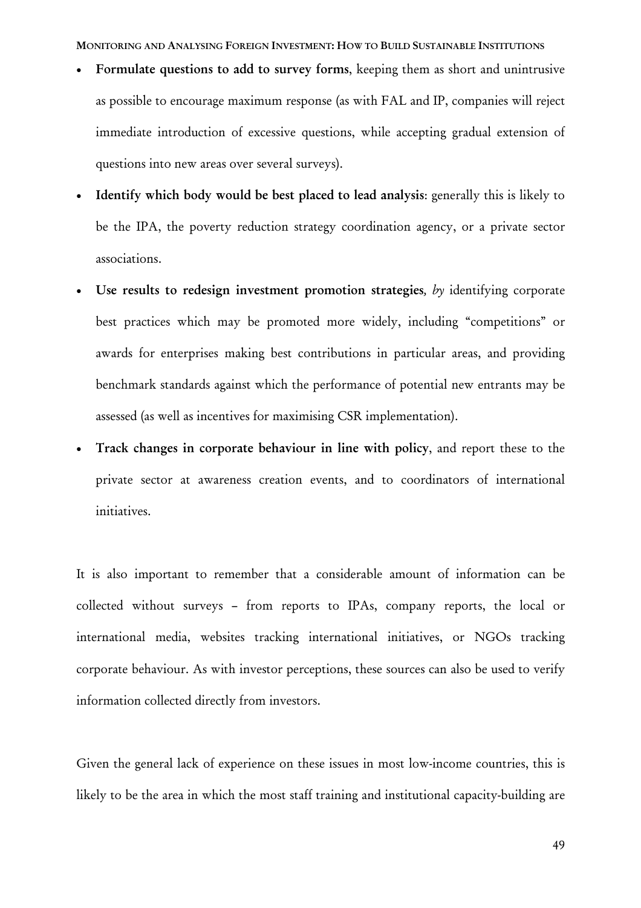- **Formulate questions to add to survey forms**, keeping them as short and unintrusive as possible to encourage maximum response (as with FAL and IP, companies will reject immediate introduction of excessive questions, while accepting gradual extension of questions into new areas over several surveys).
- **Identify which body would be best placed to lead analysis**: generally this is likely to be the IPA, the poverty reduction strategy coordination agency, or a private sector associations.
- **Use results to redesign investment promotion strategies***, by* identifying corporate best practices which may be promoted more widely, including "competitions" or awards for enterprises making best contributions in particular areas, and providing benchmark standards against which the performance of potential new entrants may be assessed (as well as incentives for maximising CSR implementation).
- **Track changes in corporate behaviour in line with policy**, and report these to the private sector at awareness creation events, and to coordinators of international initiatives.

It is also important to remember that a considerable amount of information can be collected without surveys – from reports to IPAs, company reports, the local or international media, websites tracking international initiatives, or NGOs tracking corporate behaviour. As with investor perceptions, these sources can also be used to verify information collected directly from investors.

Given the general lack of experience on these issues in most low-income countries, this is likely to be the area in which the most staff training and institutional capacity-building are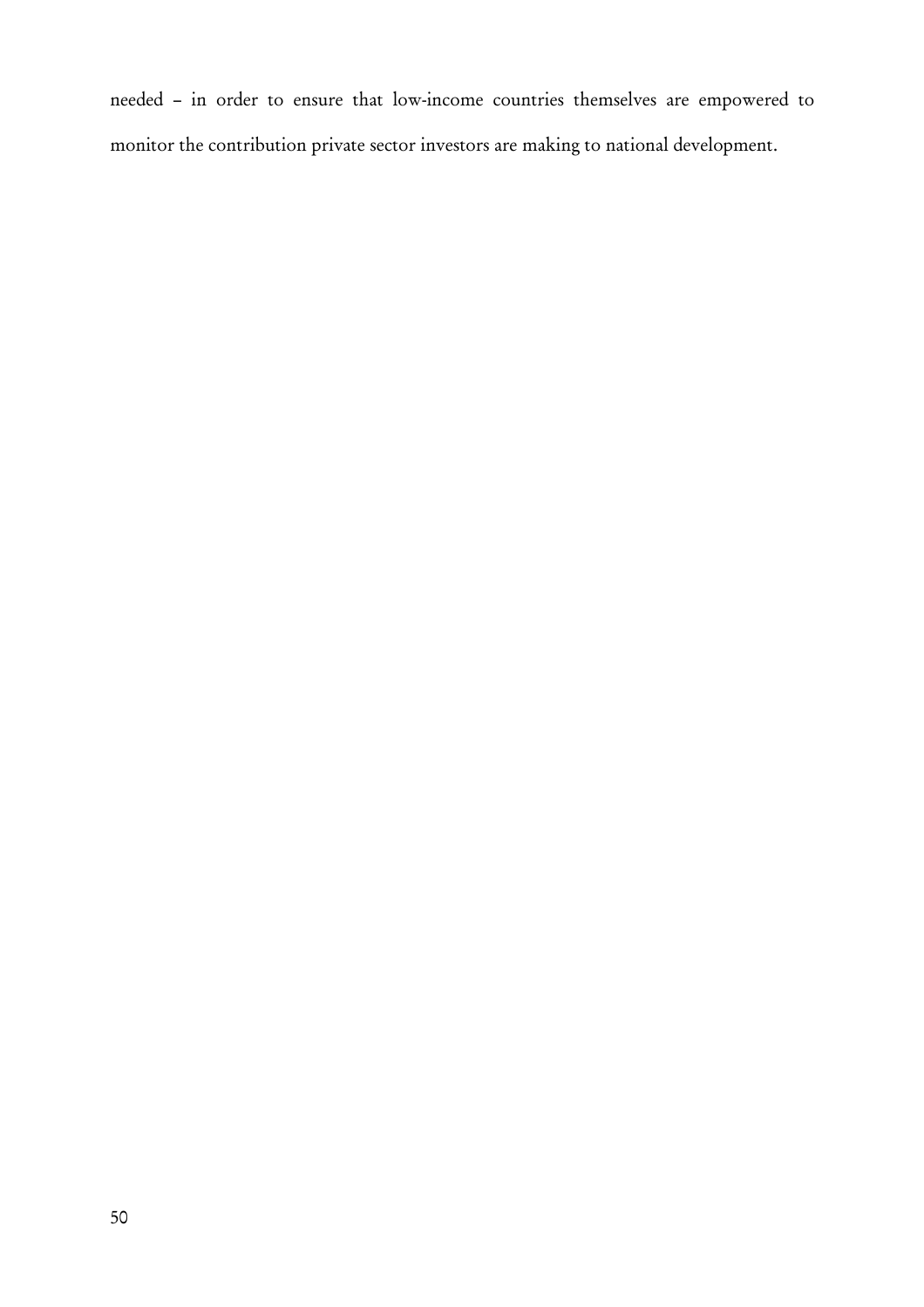needed – in order to ensure that low-income countries themselves are empowered to monitor the contribution private sector investors are making to national development.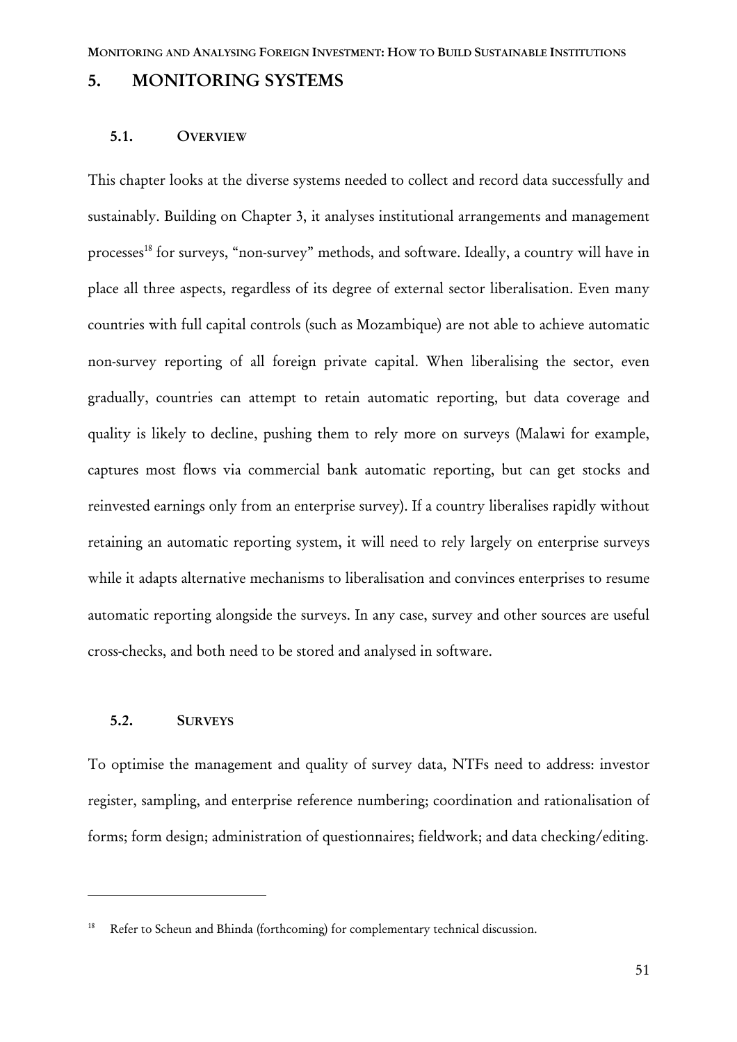# 5. MONITORING SYSTEMS

## 5.1. OVERVIEW

This chapter looks at the diverse systems needed to collect and record data successfully and sustainably. Building on Chapter 3, it analyses institutional arrangements and management processes[18] for surveys, "non-survey" methods, and software. Ideally, a country will have in place all three aspects, regardless of its degree of external sector liberalisation. Even many countries with full capital controls (such as Mozambique) are not able to achieve automatic non-survey reporting of all foreign private capital. When liberalising the sector, even gradually, countries can attempt to retain automatic reporting, but data coverage and quality is likely to decline, pushing them to rely more on surveys (Malawi for example, captures most flows via commercial bank automatic reporting, but can get stocks and reinvested earnings only from an enterprise survey). If a country liberalises rapidly without retaining an automatic reporting system, it will need to rely largely on enterprise surveys while it adapts alternative mechanisms to liberalisation and convinces enterprises to resume automatic reporting alongside the surveys. In any case, survey and other sources are useful cross-checks, and both need to be stored and analysed in software.

## 5.2. SURVEYS

To optimise the management and quality of survey data, NTFs need to address: investor register, sampling, and enterprise reference numbering; coordination and rationalisation of forms; form design; administration of questionnaires; fieldwork; and data checking/editing.

---

[18] Refer to Scheun and Bhinda (forthcoming) for complementary technical discussion.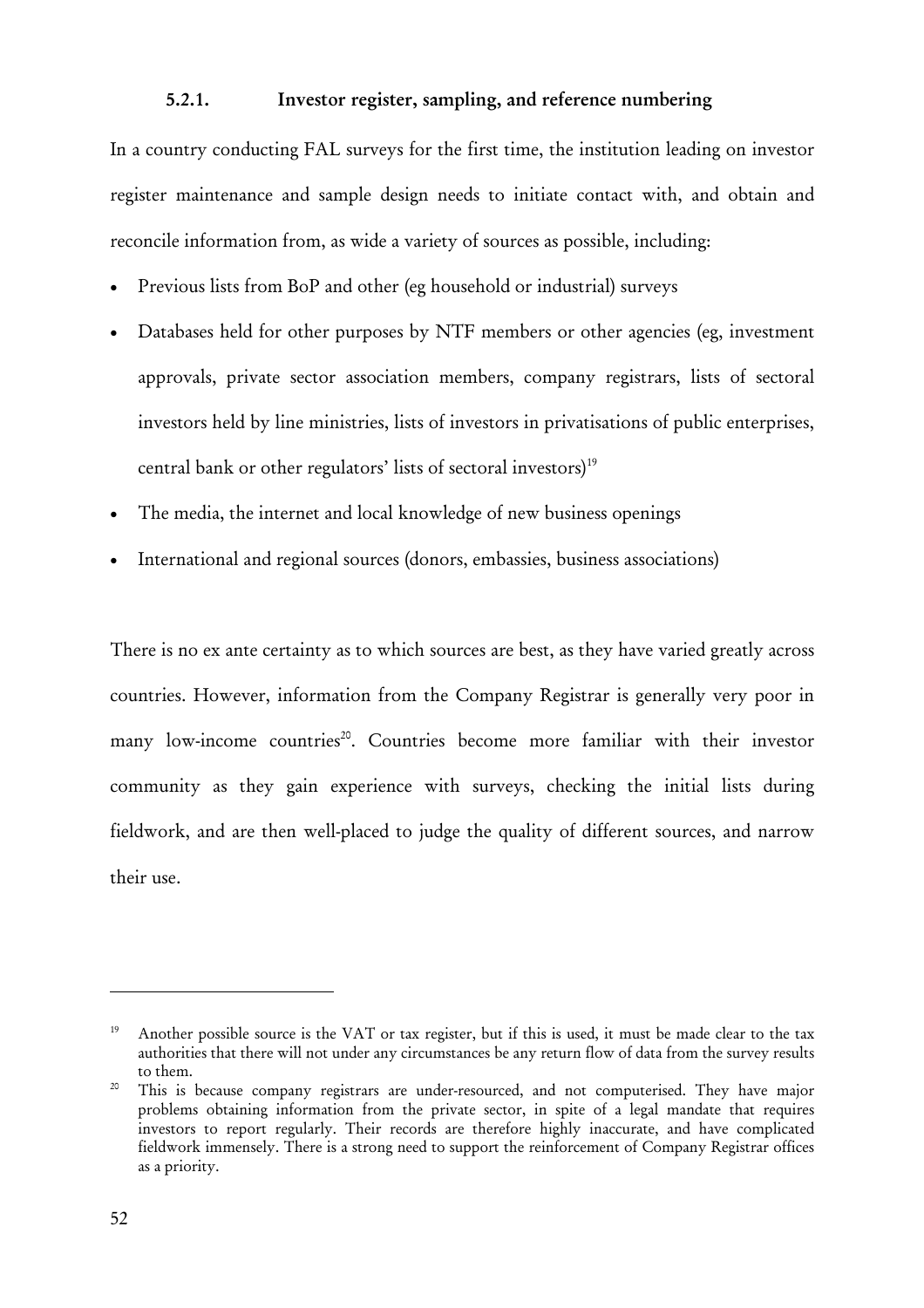### 5.2.1. Investor register, sampling, and reference numbering

In a country conducting FAL surveys for the first time, the institution leading on investor register maintenance and sample design needs to initiate contact with, and obtain and reconcile information from, as wide a variety of sources as possible, including:

- Previous lists from BoP and other (eg household or industrial) surveys
- Databases held for other purposes by NTF members or other agencies (eg, investment approvals, private sector association members, company registrars, lists of sectoral investors held by line ministries, lists of investors in privatisations of public enterprises, central bank or other regulators' lists of sectoral investors)[19]
- The media, the internet and local knowledge of new business openings
- International and regional sources (donors, embassies, business associations)

There is no ex ante certainty as to which sources are best, as they have varied greatly across countries. However, information from the Company Registrar is generally very poor in many low-income countries[20]. Countries become more familiar with their investor community as they gain experience with surveys, checking the initial lists during fieldwork, and are then well-placed to judge the quality of different sources, and narrow their use.

---

[19] Another possible source is the VAT or tax register, but if this is used, it must be made clear to the tax authorities that there will not under any circumstances be any return flow of data from the survey results to them.

[20] This is because company registrars are under-resourced, and not computerised. They have major problems obtaining information from the private sector, in spite of a legal mandate that requires investors to report regularly. Their records are therefore highly inaccurate, and have complicated fieldwork immensely. There is a strong need to support the reinforcement of Company Registrar offices as a priority.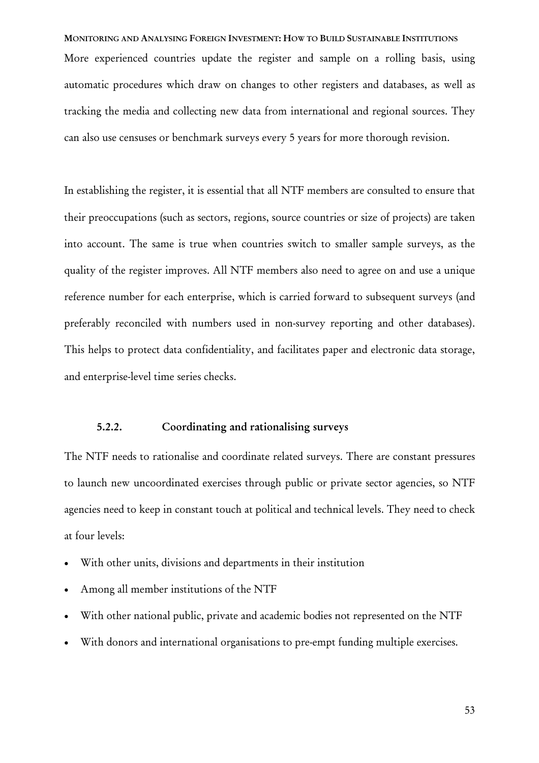More experienced countries update the register and sample on a rolling basis, using automatic procedures which draw on changes to other registers and databases, as well as tracking the media and collecting new data from international and regional sources. They can also use censuses or benchmark surveys every 5 years for more thorough revision.

In establishing the register, it is essential that all NTF members are consulted to ensure that their preoccupations (such as sectors, regions, source countries or size of projects) are taken into account. The same is true when countries switch to smaller sample surveys, as the quality of the register improves. All NTF members also need to agree on and use a unique reference number for each enterprise, which is carried forward to subsequent surveys (and preferably reconciled with numbers used in non-survey reporting and other databases). This helps to protect data confidentiality, and facilitates paper and electronic data storage, and enterprise-level time series checks.

### 5.2.2. Coordinating and rationalising surveys

The NTF needs to rationalise and coordinate related surveys. There are constant pressures to launch new uncoordinated exercises through public or private sector agencies, so NTF agencies need to keep in constant touch at political and technical levels. They need to check at four levels:

- With other units, divisions and departments in their institution
- Among all member institutions of the NTF
- With other national public, private and academic bodies not represented on the NTF
- With donors and international organisations to pre-empt funding multiple exercises.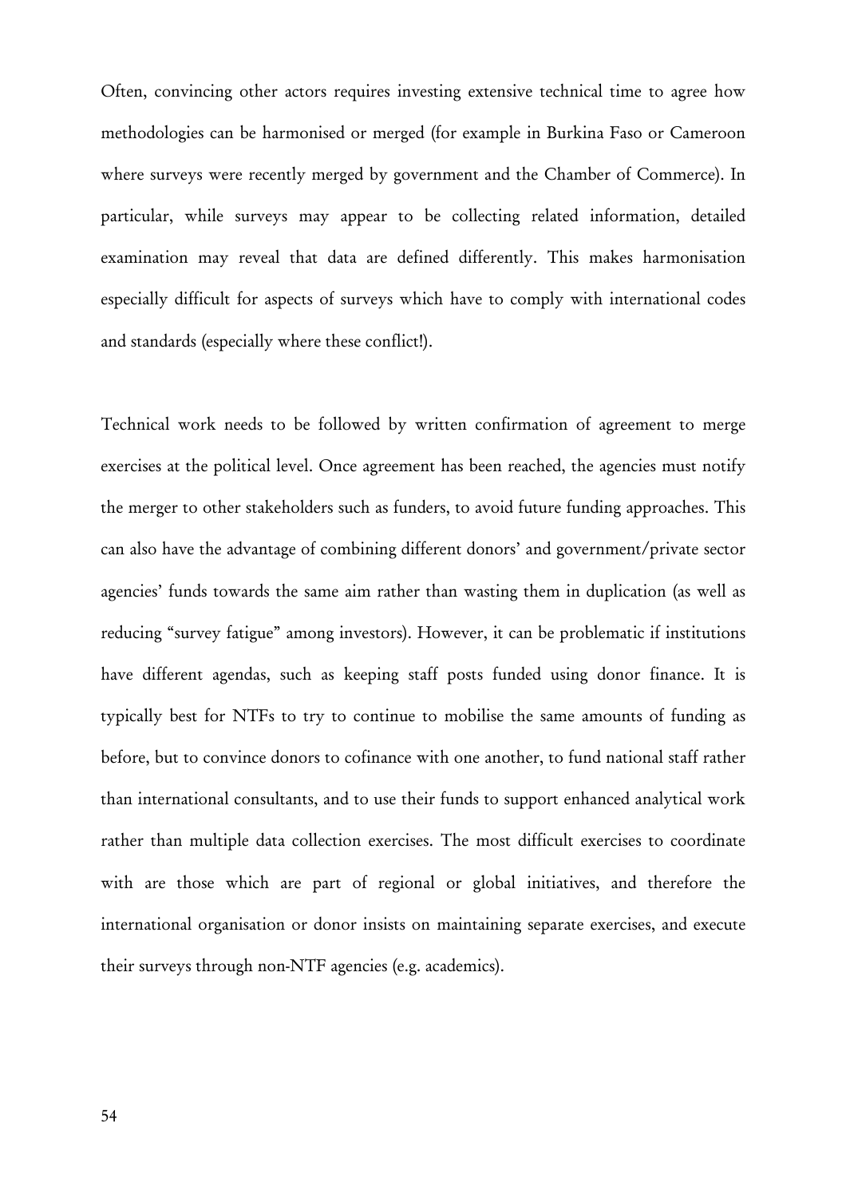Often, convincing other actors requires investing extensive technical time to agree how methodologies can be harmonised or merged (for example in Burkina Faso or Cameroon where surveys were recently merged by government and the Chamber of Commerce). In particular, while surveys may appear to be collecting related information, detailed examination may reveal that data are defined differently. This makes harmonisation especially difficult for aspects of surveys which have to comply with international codes and standards (especially where these conflict!).

Technical work needs to be followed by written confirmation of agreement to merge exercises at the political level. Once agreement has been reached, the agencies must notify the merger to other stakeholders such as funders, to avoid future funding approaches. This can also have the advantage of combining different donors' and government/private sector agencies' funds towards the same aim rather than wasting them in duplication (as well as reducing "survey fatigue" among investors). However, it can be problematic if institutions have different agendas, such as keeping staff posts funded using donor finance. It is typically best for NTFs to try to continue to mobilise the same amounts of funding as before, but to convince donors to cofinance with one another, to fund national staff rather than international consultants, and to use their funds to support enhanced analytical work rather than multiple data collection exercises. The most difficult exercises to coordinate with are those which are part of regional or global initiatives, and therefore the international organisation or donor insists on maintaining separate exercises, and execute their surveys through non-NTF agencies (e.g. academics).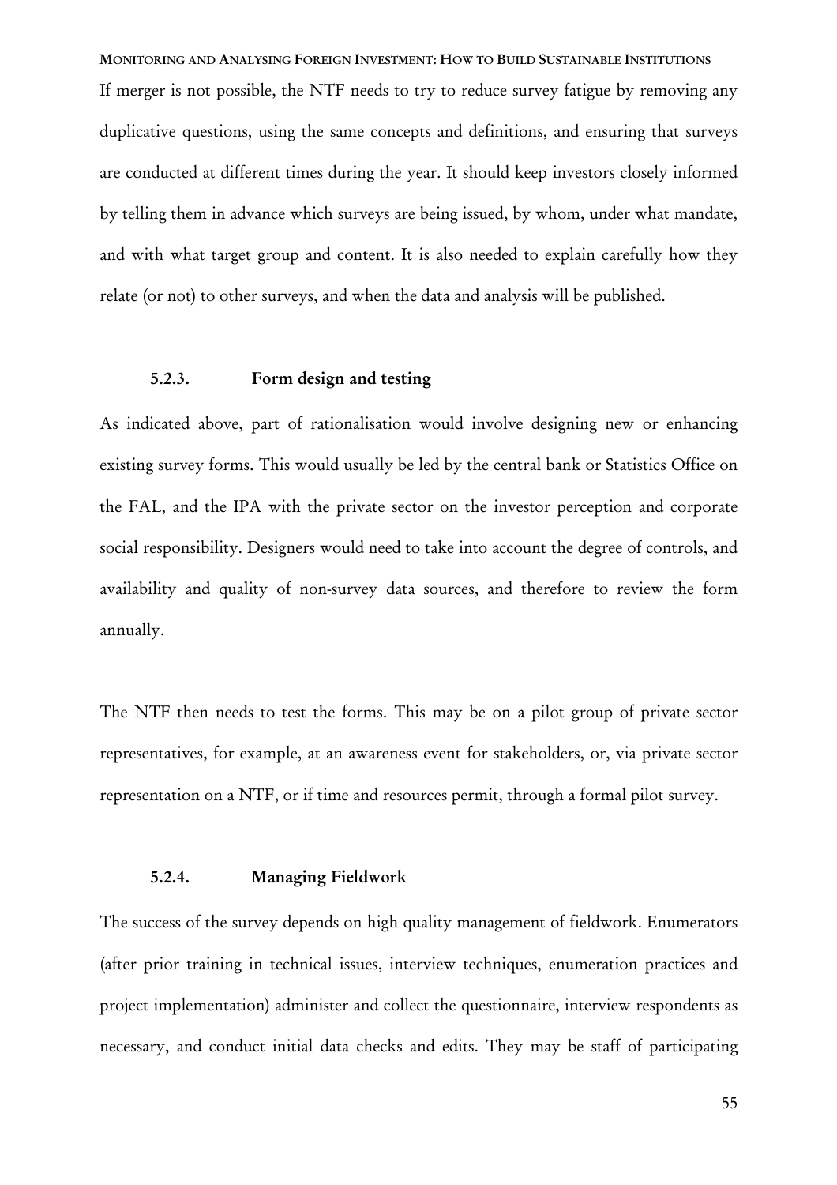If merger is not possible, the NTF needs to try to reduce survey fatigue by removing any duplicative questions, using the same concepts and definitions, and ensuring that surveys are conducted at different times during the year. It should keep investors closely informed by telling them in advance which surveys are being issued, by whom, under what mandate, and with what target group and content. It is also needed to explain carefully how they relate (or not) to other surveys, and when the data and analysis will be published.

### 5.2.3. Form design and testing

As indicated above, part of rationalisation would involve designing new or enhancing existing survey forms. This would usually be led by the central bank or Statistics Office on the FAL, and the IPA with the private sector on the investor perception and corporate social responsibility. Designers would need to take into account the degree of controls, and availability and quality of non-survey data sources, and therefore to review the form annually.

The NTF then needs to test the forms. This may be on a pilot group of private sector representatives, for example, at an awareness event for stakeholders, or, via private sector representation on a NTF, or if time and resources permit, through a formal pilot survey.

### 5.2.4. Managing Fieldwork

The success of the survey depends on high quality management of fieldwork. Enumerators (after prior training in technical issues, interview techniques, enumeration practices and project implementation) administer and collect the questionnaire, interview respondents as necessary, and conduct initial data checks and edits. They may be staff of participating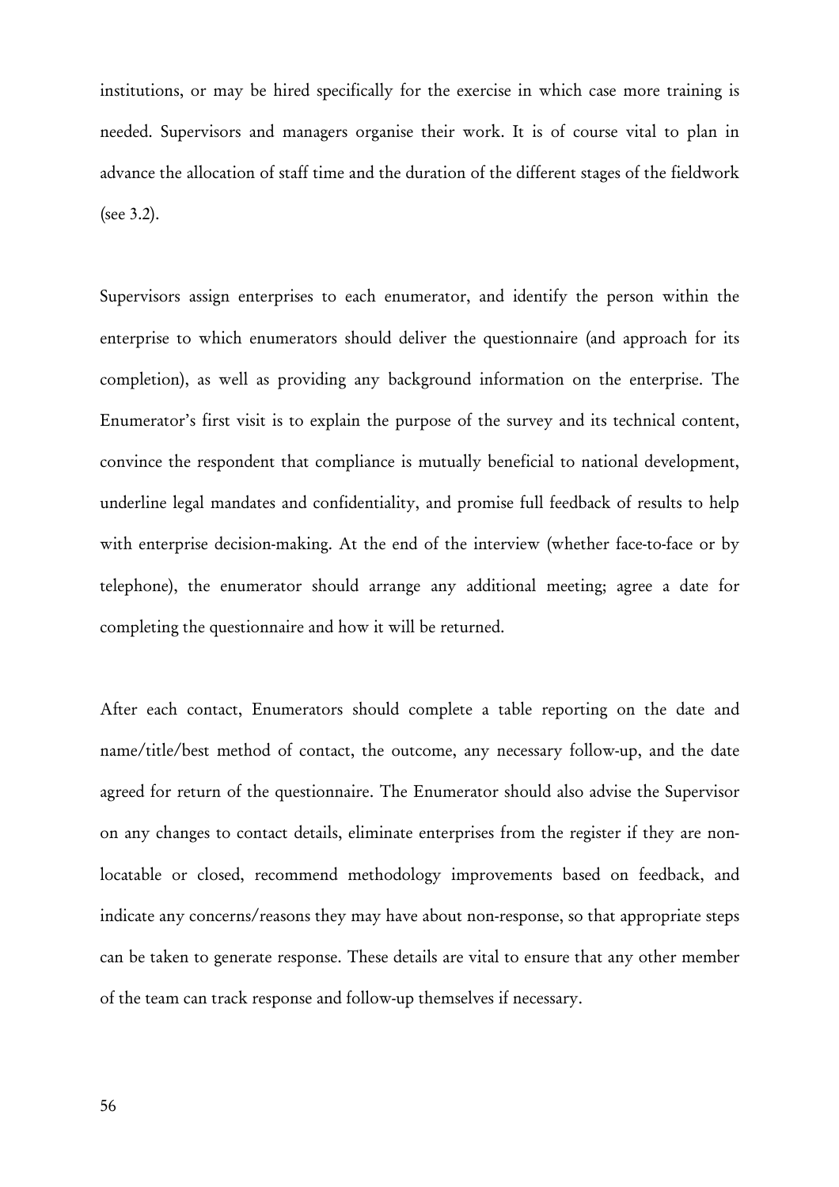institutions, or may be hired specifically for the exercise in which case more training is needed. Supervisors and managers organise their work. It is of course vital to plan in advance the allocation of staff time and the duration of the different stages of the fieldwork (see 3.2).

Supervisors assign enterprises to each enumerator, and identify the person within the enterprise to which enumerators should deliver the questionnaire (and approach for its completion), as well as providing any background information on the enterprise. The Enumerator's first visit is to explain the purpose of the survey and its technical content, convince the respondent that compliance is mutually beneficial to national development, underline legal mandates and confidentiality, and promise full feedback of results to help with enterprise decision-making. At the end of the interview (whether face-to-face or by telephone), the enumerator should arrange any additional meeting; agree a date for completing the questionnaire and how it will be returned.

After each contact, Enumerators should complete a table reporting on the date and name/title/best method of contact, the outcome, any necessary follow-up, and the date agreed for return of the questionnaire. The Enumerator should also advise the Supervisor on any changes to contact details, eliminate enterprises from the register if they are non-locatable or closed, recommend methodology improvements based on feedback, and indicate any concerns/reasons they may have about non-response, so that appropriate steps can be taken to generate response. These details are vital to ensure that any other member of the team can track response and follow-up themselves if necessary.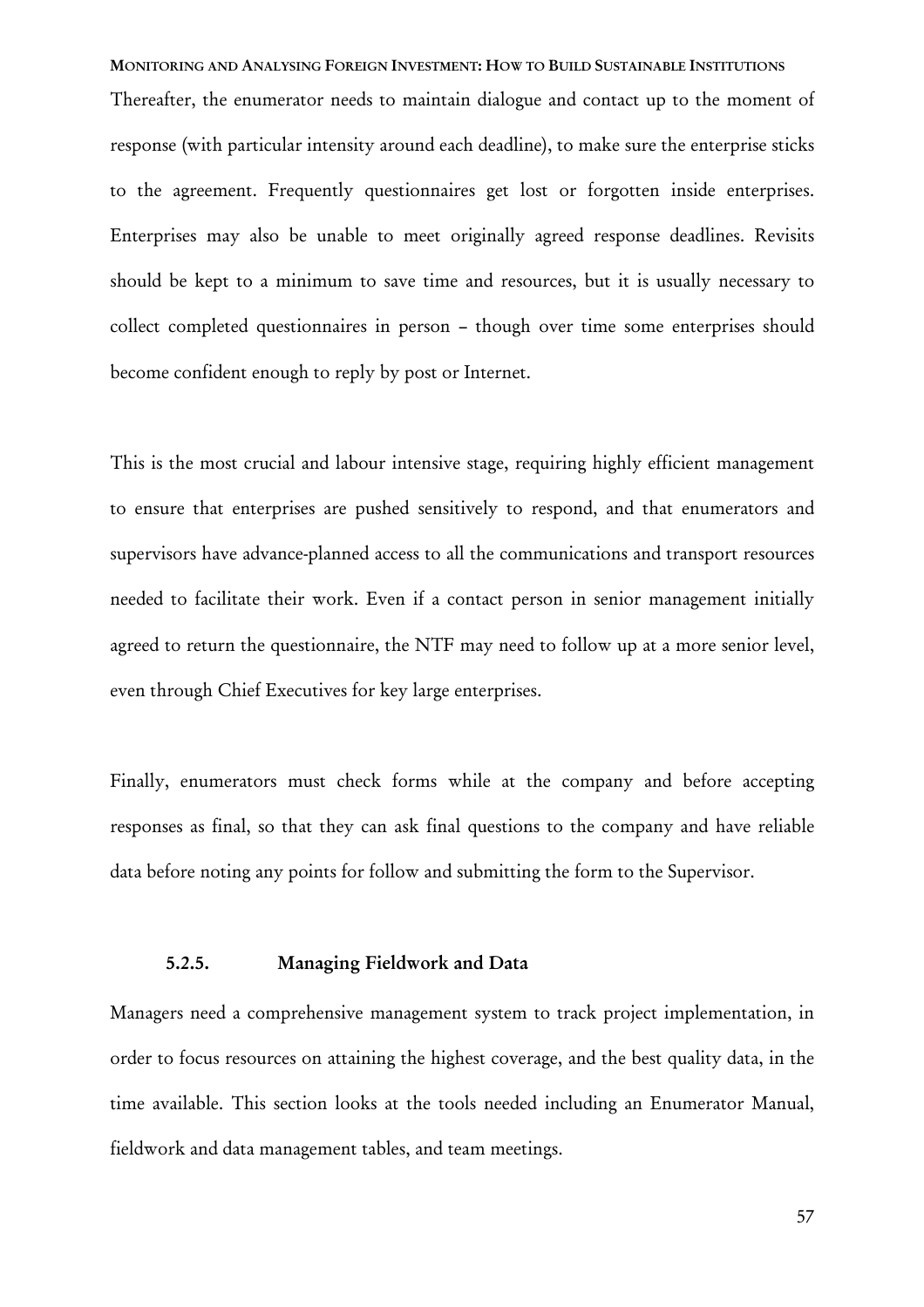Thereafter, the enumerator needs to maintain dialogue and contact up to the moment of response (with particular intensity around each deadline), to make sure the enterprise sticks to the agreement. Frequently questionnaires get lost or forgotten inside enterprises. Enterprises may also be unable to meet originally agreed response deadlines. Revisits should be kept to a minimum to save time and resources, but it is usually necessary to collect completed questionnaires in person – though over time some enterprises should become confident enough to reply by post or Internet.

This is the most crucial and labour intensive stage, requiring highly efficient management to ensure that enterprises are pushed sensitively to respond, and that enumerators and supervisors have advance-planned access to all the communications and transport resources needed to facilitate their work. Even if a contact person in senior management initially agreed to return the questionnaire, the NTF may need to follow up at a more senior level, even through Chief Executives for key large enterprises.

Finally, enumerators must check forms while at the company and before accepting responses as final, so that they can ask final questions to the company and have reliable data before noting any points for follow and submitting the form to the Supervisor.

### 5.2.5. Managing Fieldwork and Data

Managers need a comprehensive management system to track project implementation, in order to focus resources on attaining the highest coverage, and the best quality data, in the time available. This section looks at the tools needed including an Enumerator Manual, fieldwork and data management tables, and team meetings.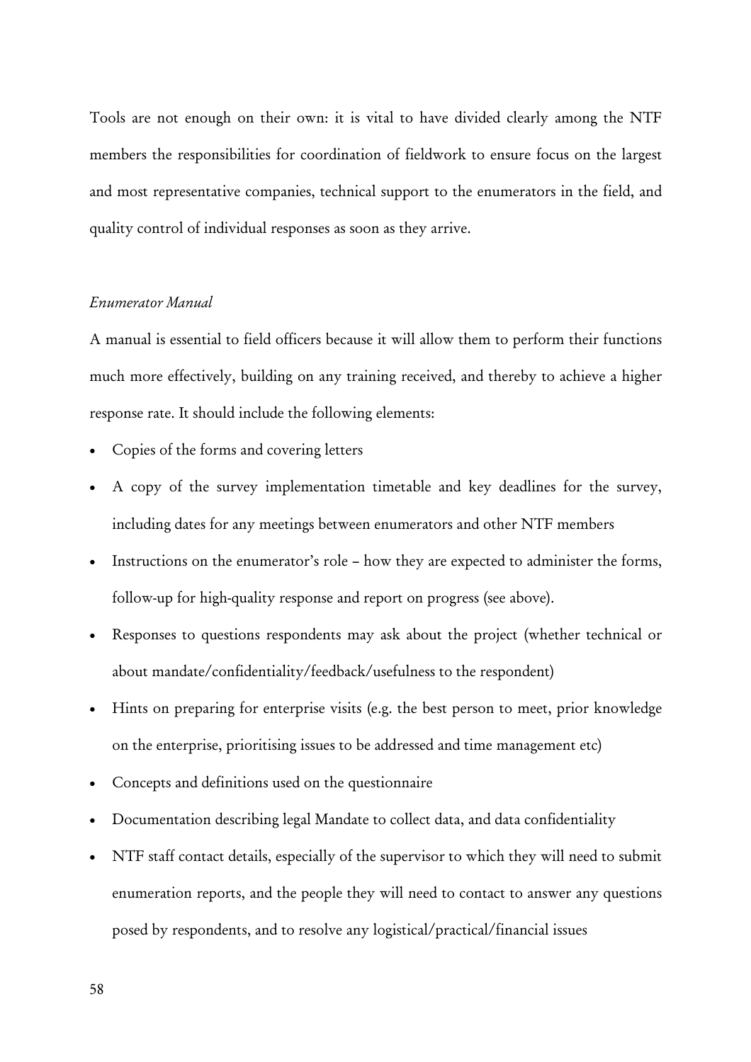Tools are not enough on their own: it is vital to have divided clearly among the NTF members the responsibilities for coordination of fieldwork to ensure focus on the largest and most representative companies, technical support to the enumerators in the field, and quality control of individual responses as soon as they arrive.

*Enumerator Manual*

A manual is essential to field officers because it will allow them to perform their functions much more effectively, building on any training received, and thereby to achieve a higher response rate. It should include the following elements:

- Copies of the forms and covering letters
- A copy of the survey implementation timetable and key deadlines for the survey, including dates for any meetings between enumerators and other NTF members
- Instructions on the enumerator's role – how they are expected to administer the forms, follow-up for high-quality response and report on progress (see above).
- Responses to questions respondents may ask about the project (whether technical or about mandate/confidentiality/feedback/usefulness to the respondent)
- Hints on preparing for enterprise visits (e.g. the best person to meet, prior knowledge on the enterprise, prioritising issues to be addressed and time management etc)
- Concepts and definitions used on the questionnaire
- Documentation describing legal Mandate to collect data, and data confidentiality
- NTF staff contact details, especially of the supervisor to which they will need to submit enumeration reports, and the people they will need to contact to answer any questions posed by respondents, and to resolve any logistical/practical/financial issues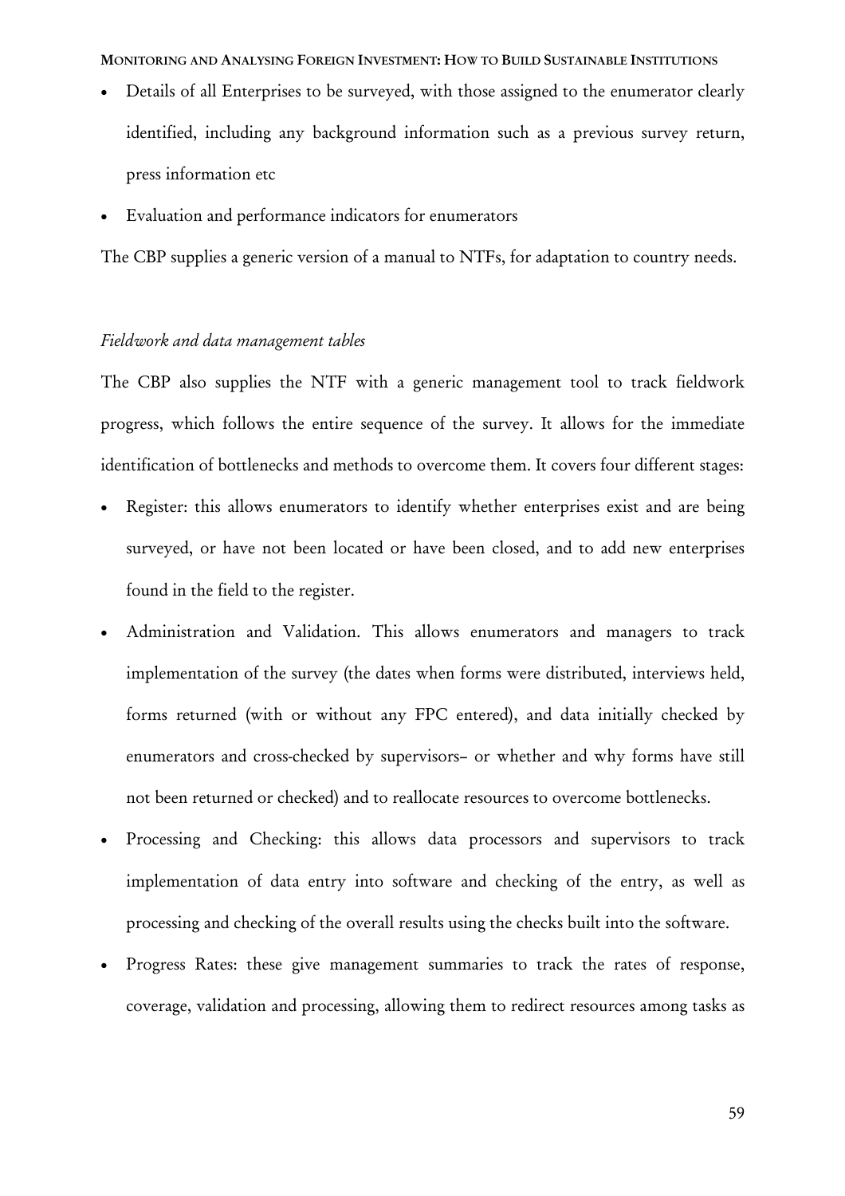- Details of all Enterprises to be surveyed, with those assigned to the enumerator clearly identified, including any background information such as a previous survey return, press information etc
- Evaluation and performance indicators for enumerators

The CBP supplies a generic version of a manual to NTFs, for adaptation to country needs.

*Fieldwork and data management tables*

The CBP also supplies the NTF with a generic management tool to track fieldwork progress, which follows the entire sequence of the survey. It allows for the immediate identification of bottlenecks and methods to overcome them. It covers four different stages:

- Register: this allows enumerators to identify whether enterprises exist and are being surveyed, or have not been located or have been closed, and to add new enterprises found in the field to the register.
- Administration and Validation. This allows enumerators and managers to track implementation of the survey (the dates when forms were distributed, interviews held, forms returned (with or without any FPC entered), and data initially checked by enumerators and cross-checked by supervisors– or whether and why forms have still not been returned or checked) and to reallocate resources to overcome bottlenecks.
- Processing and Checking: this allows data processors and supervisors to track implementation of data entry into software and checking of the entry, as well as processing and checking of the overall results using the checks built into the software.
- Progress Rates: these give management summaries to track the rates of response, coverage, validation and processing, allowing them to redirect resources among tasks as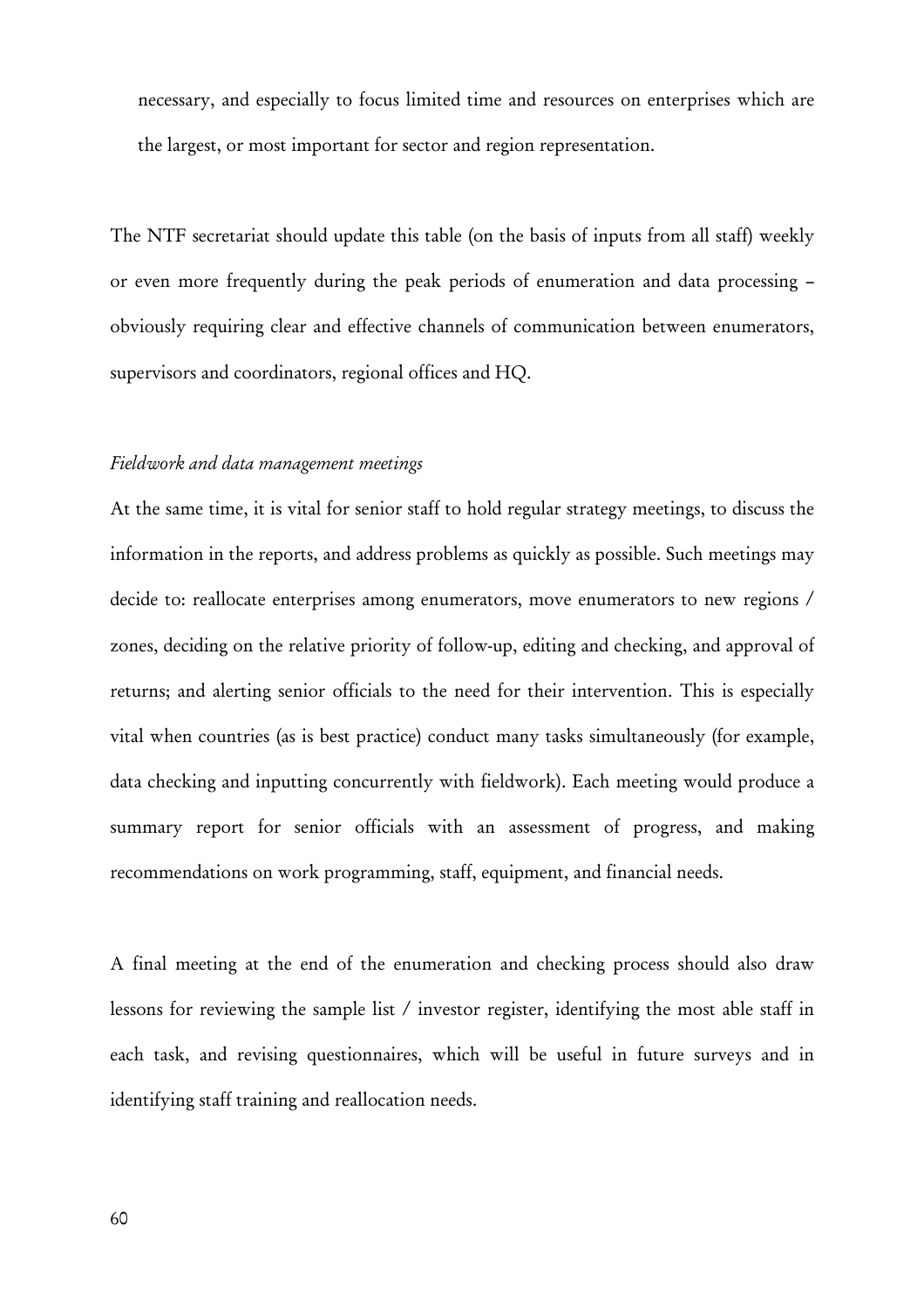necessary, and especially to focus limited time and resources on enterprises which are the largest, or most important for sector and region representation.

The NTF secretariat should update this table (on the basis of inputs from all staff) weekly or even more frequently during the peak periods of enumeration and data processing – obviously requiring clear and effective channels of communication between enumerators, supervisors and coordinators, regional offices and HQ.

*Fieldwork and data management meetings*

At the same time, it is vital for senior staff to hold regular strategy meetings, to discuss the information in the reports, and address problems as quickly as possible. Such meetings may decide to: reallocate enterprises among enumerators, move enumerators to new regions / zones, deciding on the relative priority of follow-up, editing and checking, and approval of returns; and alerting senior officials to the need for their intervention. This is especially vital when countries (as is best practice) conduct many tasks simultaneously (for example, data checking and inputting concurrently with fieldwork). Each meeting would produce a summary report for senior officials with an assessment of progress, and making recommendations on work programming, staff, equipment, and financial needs.

A final meeting at the end of the enumeration and checking process should also draw lessons for reviewing the sample list / investor register, identifying the most able staff in each task, and revising questionnaires, which will be useful in future surveys and in identifying staff training and reallocation needs.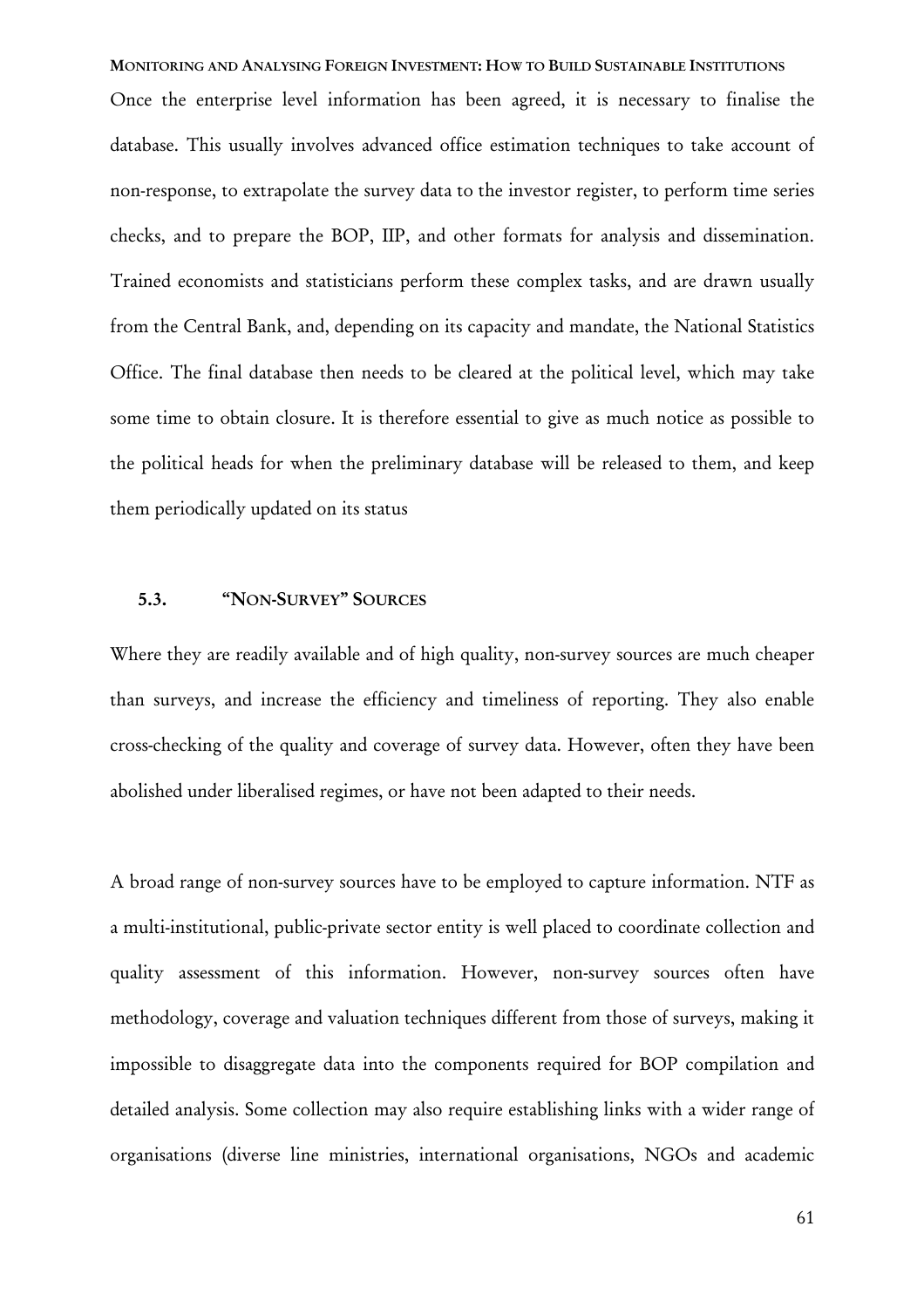Once the enterprise level information has been agreed, it is necessary to finalise the database. This usually involves advanced office estimation techniques to take account of non-response, to extrapolate the survey data to the investor register, to perform time series checks, and to prepare the BOP, IIP, and other formats for analysis and dissemination. Trained economists and statisticians perform these complex tasks, and are drawn usually from the Central Bank, and, depending on its capacity and mandate, the National Statistics Office. The final database then needs to be cleared at the political level, which may take some time to obtain closure. It is therefore essential to give as much notice as possible to the political heads for when the preliminary database will be released to them, and keep them periodically updated on its status

### 5.3. "NON-SURVEY" SOURCES

Where they are readily available and of high quality, non-survey sources are much cheaper than surveys, and increase the efficiency and timeliness of reporting. They also enable cross-checking of the quality and coverage of survey data. However, often they have been abolished under liberalised regimes, or have not been adapted to their needs.

A broad range of non-survey sources have to be employed to capture information. NTF as a multi-institutional, public-private sector entity is well placed to coordinate collection and quality assessment of this information. However, non-survey sources often have methodology, coverage and valuation techniques different from those of surveys, making it impossible to disaggregate data into the components required for BOP compilation and detailed analysis. Some collection may also require establishing links with a wider range of organisations (diverse line ministries, international organisations, NGOs and academic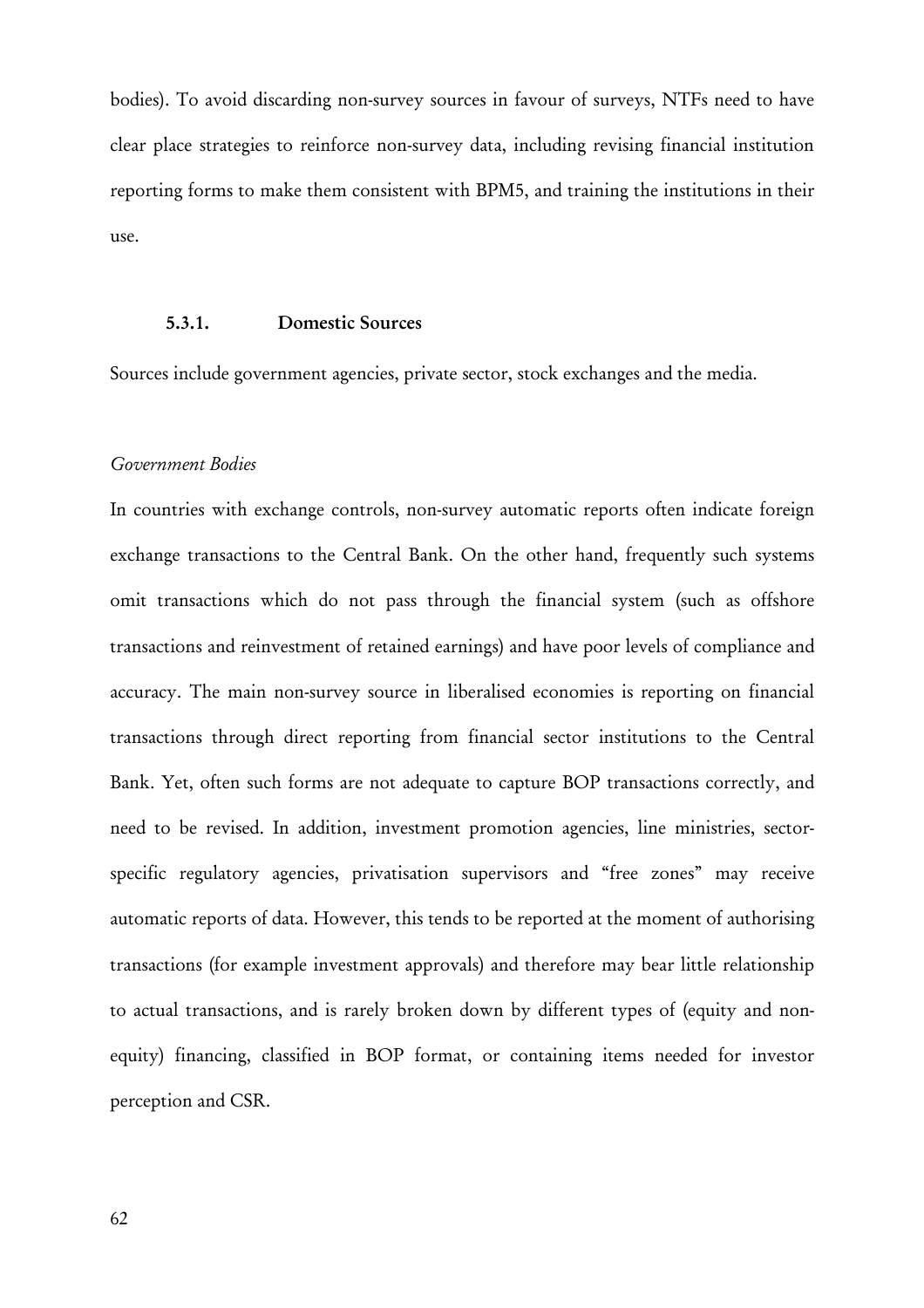bodies). To avoid discarding non-survey sources in favour of surveys, NTFs need to have clear place strategies to reinforce non-survey data, including revising financial institution reporting forms to make them consistent with BPM5, and training the institutions in their use.

### 5.3.1. Domestic Sources

Sources include government agencies, private sector, stock exchanges and the media.

*Government Bodies*

In countries with exchange controls, non-survey automatic reports often indicate foreign exchange transactions to the Central Bank. On the other hand, frequently such systems omit transactions which do not pass through the financial system (such as offshore transactions and reinvestment of retained earnings) and have poor levels of compliance and accuracy. The main non-survey source in liberalised economies is reporting on financial transactions through direct reporting from financial sector institutions to the Central Bank. Yet, often such forms are not adequate to capture BOP transactions correctly, and need to be revised. In addition, investment promotion agencies, line ministries, sector-specific regulatory agencies, privatisation supervisors and "free zones" may receive automatic reports of data. However, this tends to be reported at the moment of authorising transactions (for example investment approvals) and therefore may bear little relationship to actual transactions, and is rarely broken down by different types of (equity and non-equity) financing, classified in BOP format, or containing items needed for investor perception and CSR.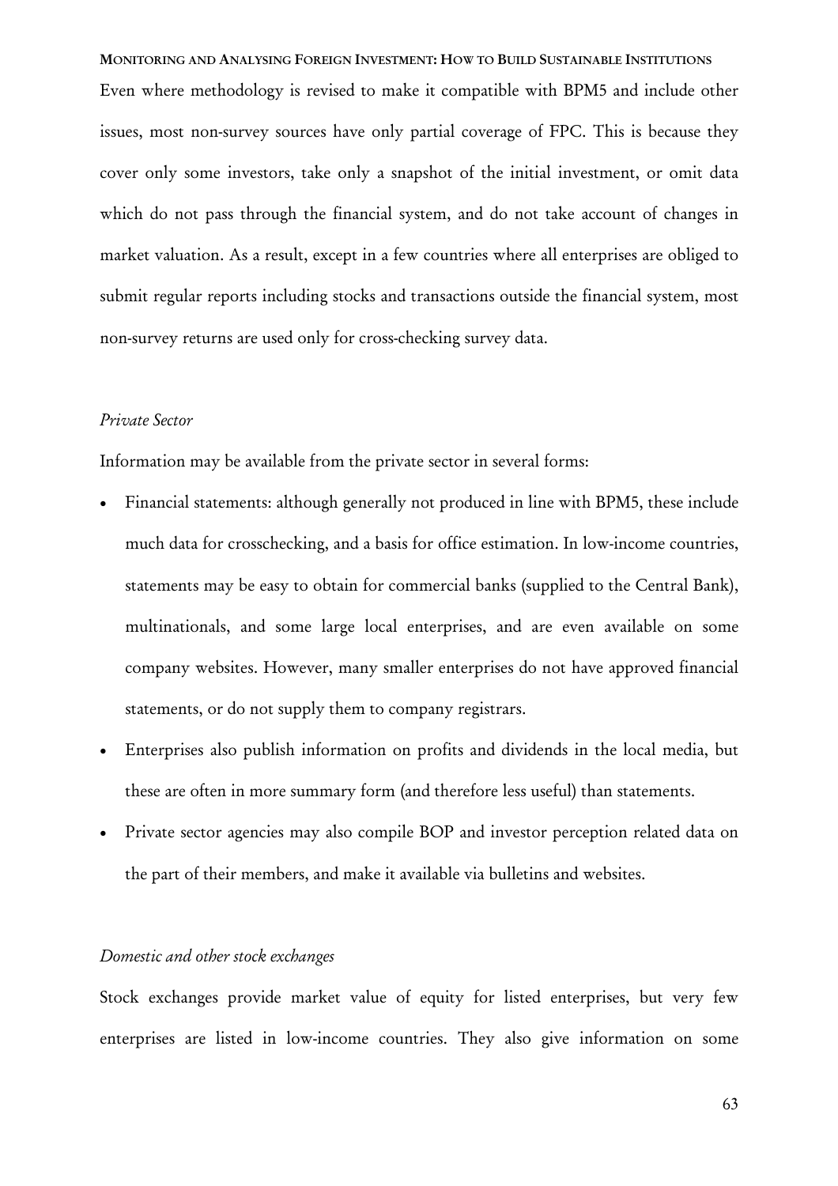Even where methodology is revised to make it compatible with BPM5 and include other issues, most non-survey sources have only partial coverage of FPC. This is because they cover only some investors, take only a snapshot of the initial investment, or omit data which do not pass through the financial system, and do not take account of changes in market valuation. As a result, except in a few countries where all enterprises are obliged to submit regular reports including stocks and transactions outside the financial system, most non-survey returns are used only for cross-checking survey data.

*Private Sector*

Information may be available from the private sector in several forms:

- Financial statements: although generally not produced in line with BPM5, these include much data for crosschecking, and a basis for office estimation. In low-income countries, statements may be easy to obtain for commercial banks (supplied to the Central Bank), multinationals, and some large local enterprises, and are even available on some company websites. However, many smaller enterprises do not have approved financial statements, or do not supply them to company registrars.
- Enterprises also publish information on profits and dividends in the local media, but these are often in more summary form (and therefore less useful) than statements.
- Private sector agencies may also compile BOP and investor perception related data on the part of their members, and make it available via bulletins and websites.

*Domestic and other stock exchanges*

Stock exchanges provide market value of equity for listed enterprises, but very few enterprises are listed in low-income countries. They also give information on some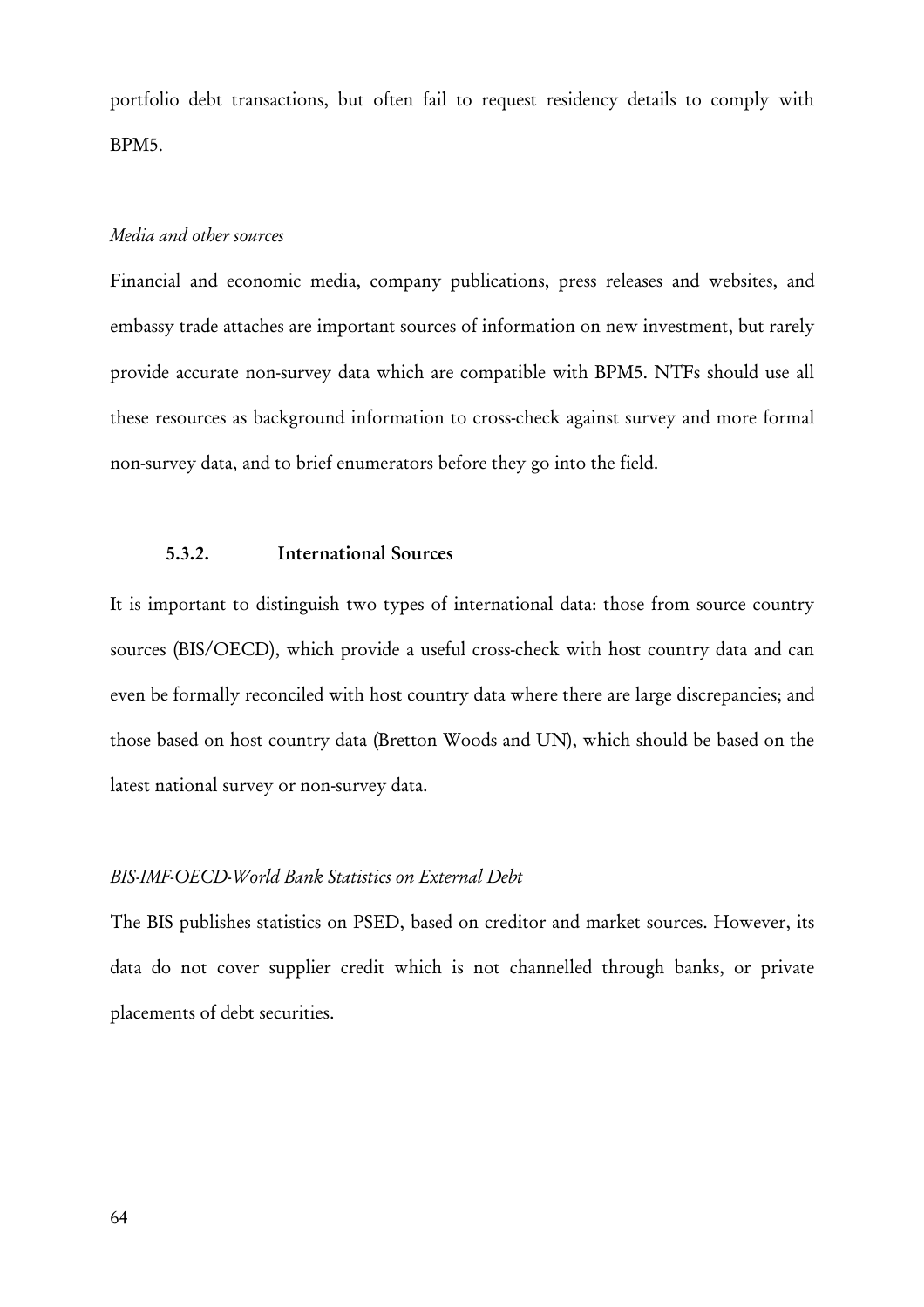portfolio debt transactions, but often fail to request residency details to comply with BPM5.

*Media and other sources*

Financial and economic media, company publications, press releases and websites, and embassy trade attaches are important sources of information on new investment, but rarely provide accurate non-survey data which are compatible with BPM5. NTFs should use all these resources as background information to cross-check against survey and more formal non-survey data, and to brief enumerators before they go into the field.

### 5.3.2. International Sources

It is important to distinguish two types of international data: those from source country sources (BIS/OECD), which provide a useful cross-check with host country data and can even be formally reconciled with host country data where there are large discrepancies; and those based on host country data (Bretton Woods and UN), which should be based on the latest national survey or non-survey data.

*BIS-IMF-OECD-World Bank Statistics on External Debt*

The BIS publishes statistics on PSED, based on creditor and market sources. However, its data do not cover supplier credit which is not channelled through banks, or private placements of debt securities.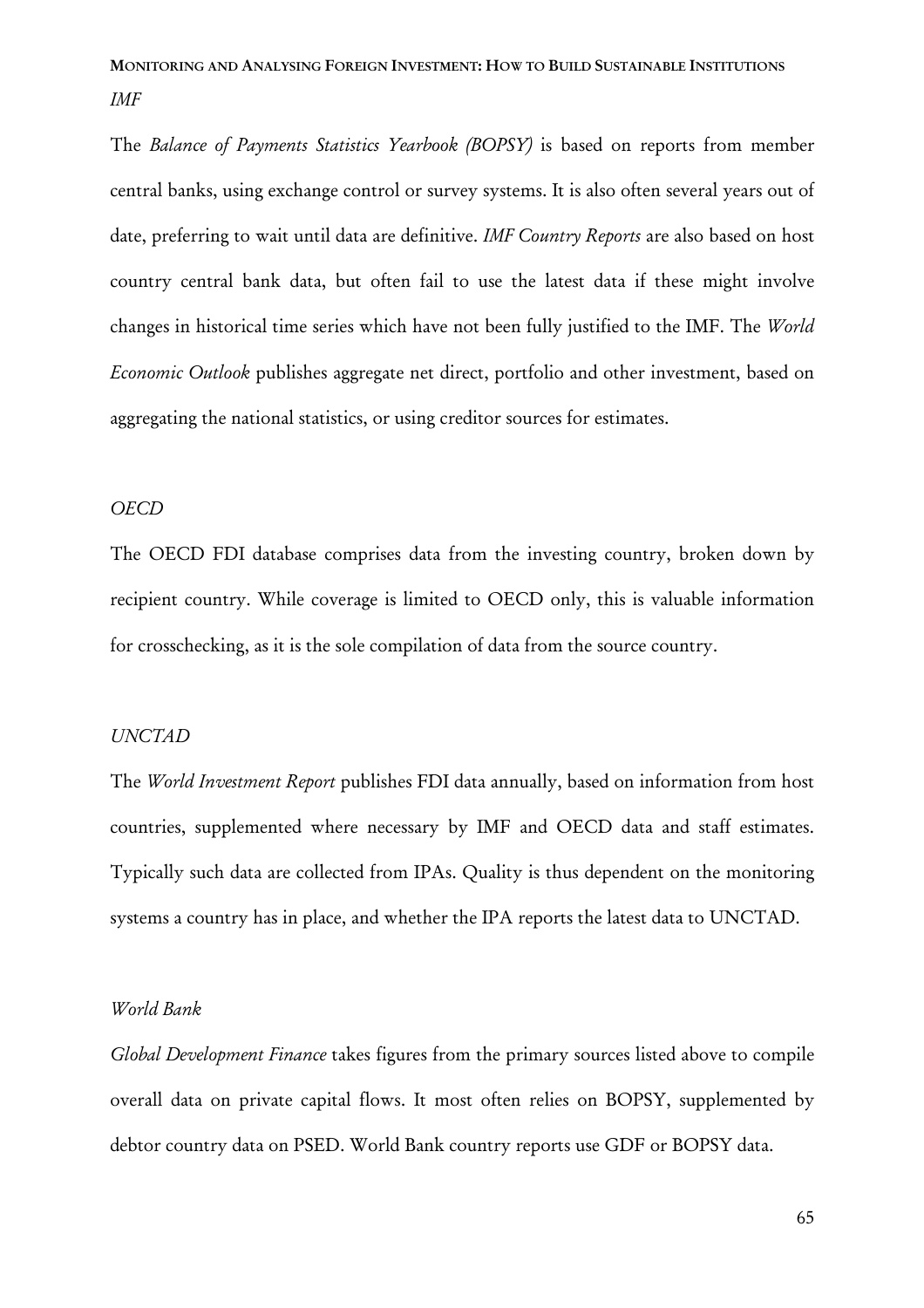*IMF*

The *Balance of Payments Statistics Yearbook (BOPSY)* is based on reports from member central banks, using exchange control or survey systems. It is also often several years out of date, preferring to wait until data are definitive. *IMF Country Reports* are also based on host country central bank data, but often fail to use the latest data if these might involve changes in historical time series which have not been fully justified to the IMF. The *World Economic Outlook* publishes aggregate net direct, portfolio and other investment, based on aggregating the national statistics, or using creditor sources for estimates.

*OECD*

The OECD FDI database comprises data from the investing country, broken down by recipient country. While coverage is limited to OECD only, this is valuable information for crosschecking, as it is the sole compilation of data from the source country.

*UNCTAD*

The *World Investment Report* publishes FDI data annually, based on information from host countries, supplemented where necessary by IMF and OECD data and staff estimates. Typically such data are collected from IPAs. Quality is thus dependent on the monitoring systems a country has in place, and whether the IPA reports the latest data to UNCTAD.

*World Bank*

*Global Development Finance* takes figures from the primary sources listed above to compile overall data on private capital flows. It most often relies on BOPSY, supplemented by debtor country data on PSED. World Bank country reports use GDF or BOPSY data.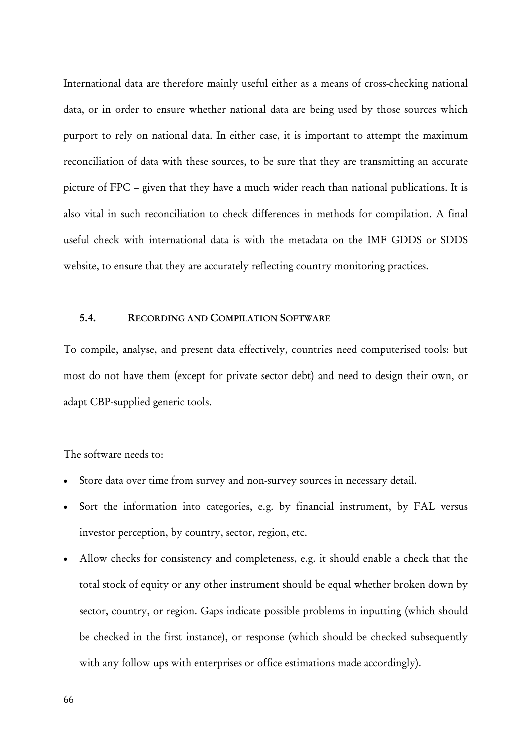International data are therefore mainly useful either as a means of cross-checking national data, or in order to ensure whether national data are being used by those sources which purport to rely on national data. In either case, it is important to attempt the maximum reconciliation of data with these sources, to be sure that they are transmitting an accurate picture of FPC – given that they have a much wider reach than national publications. It is also vital in such reconciliation to check differences in methods for compilation. A final useful check with international data is with the metadata on the IMF GDDS or SDDS website, to ensure that they are accurately reflecting country monitoring practices.

### 5.4. RECORDING AND COMPILATION SOFTWARE

To compile, analyse, and present data effectively, countries need computerised tools: but most do not have them (except for private sector debt) and need to design their own, or adapt CBP-supplied generic tools.

The software needs to:

- Store data over time from survey and non-survey sources in necessary detail.
- Sort the information into categories, e.g. by financial instrument, by FAL versus investor perception, by country, sector, region, etc.
- Allow checks for consistency and completeness, e.g. it should enable a check that the total stock of equity or any other instrument should be equal whether broken down by sector, country, or region. Gaps indicate possible problems in inputting (which should be checked in the first instance), or response (which should be checked subsequently with any follow ups with enterprises or office estimations made accordingly).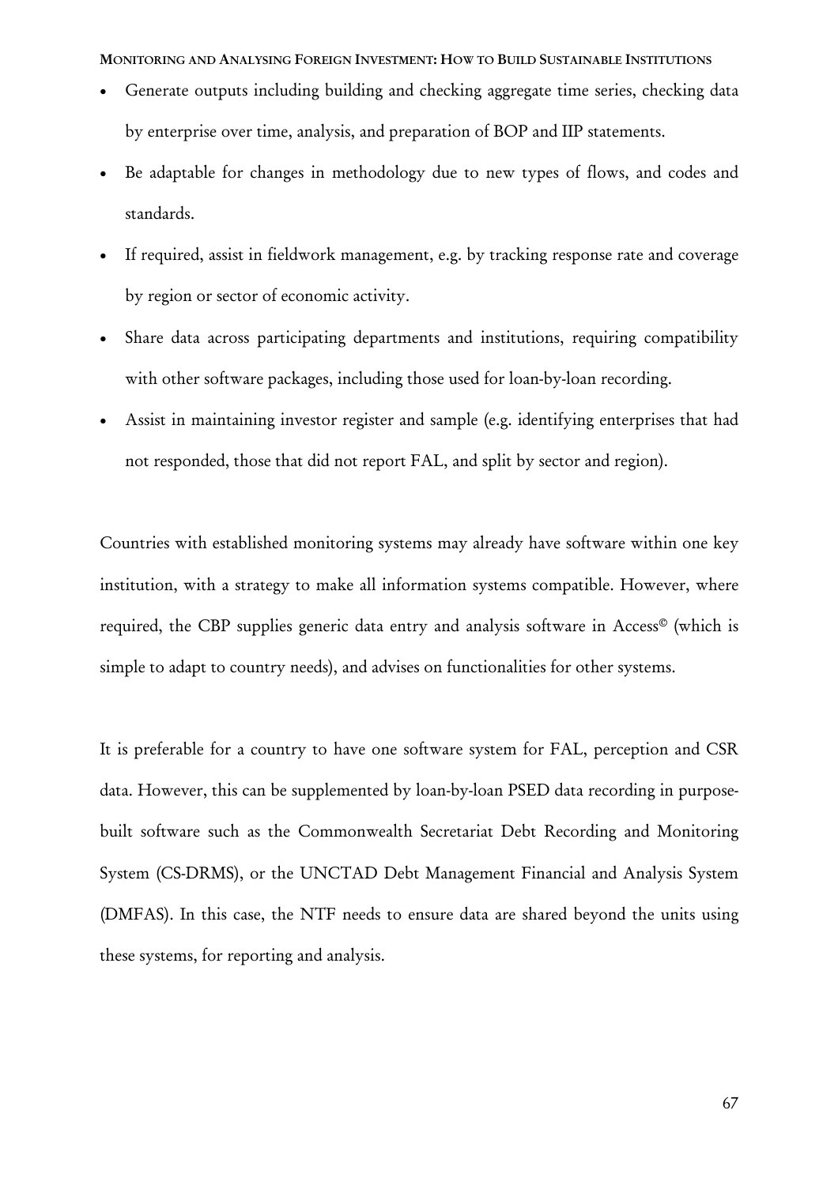- Generate outputs including building and checking aggregate time series, checking data by enterprise over time, analysis, and preparation of BOP and IIP statements.
- Be adaptable for changes in methodology due to new types of flows, and codes and standards.
- If required, assist in fieldwork management, e.g. by tracking response rate and coverage by region or sector of economic activity.
- Share data across participating departments and institutions, requiring compatibility with other software packages, including those used for loan-by-loan recording.
- Assist in maintaining investor register and sample (e.g. identifying enterprises that had not responded, those that did not report FAL, and split by sector and region).

Countries with established monitoring systems may already have software within one key institution, with a strategy to make all information systems compatible. However, where required, the CBP supplies generic data entry and analysis software in Access© (which is simple to adapt to country needs), and advises on functionalities for other systems.

It is preferable for a country to have one software system for FAL, perception and CSR data. However, this can be supplemented by loan-by-loan PSED data recording in purpose-built software such as the Commonwealth Secretariat Debt Recording and Monitoring System (CS-DRMS), or the UNCTAD Debt Management Financial and Analysis System (DMFAS). In this case, the NTF needs to ensure data are shared beyond the units using these systems, for reporting and analysis.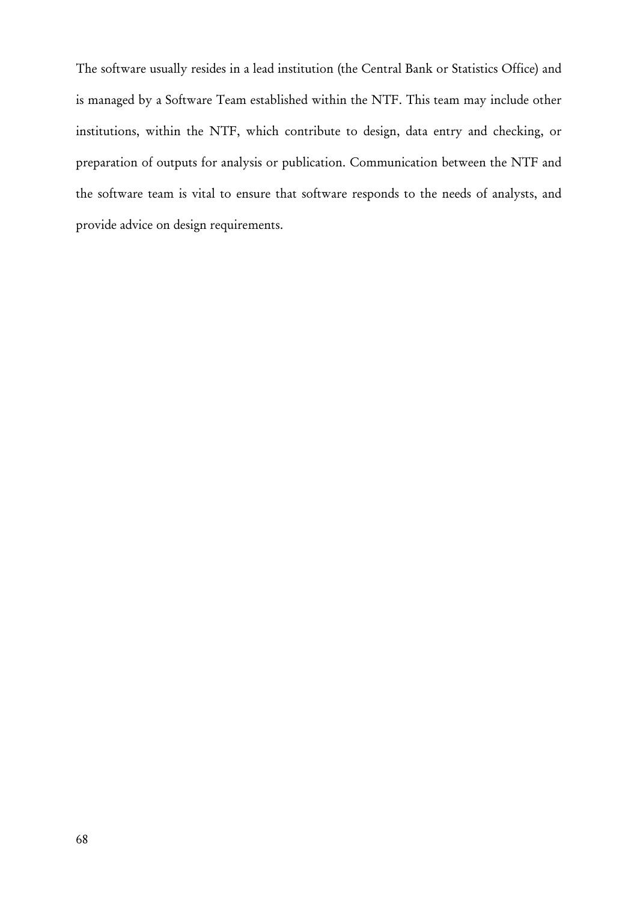The software usually resides in a lead institution (the Central Bank or Statistics Office) and is managed by a Software Team established within the NTF. This team may include other institutions, within the NTF, which contribute to design, data entry and checking, or preparation of outputs for analysis or publication. Communication between the NTF and the software team is vital to ensure that software responds to the needs of analysts, and provide advice on design requirements.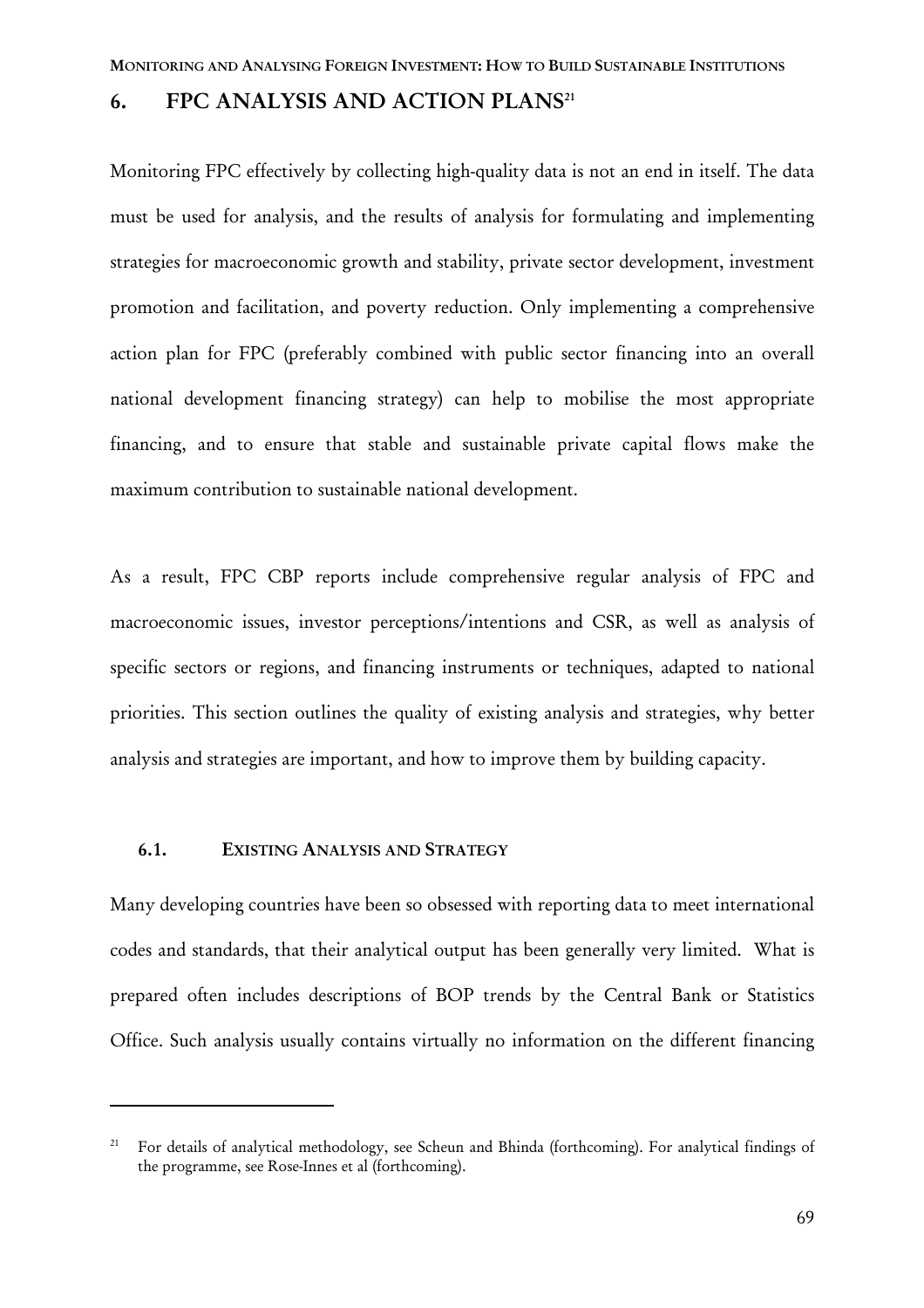## 6. FPC ANALYSIS AND ACTION PLANS[21]

Monitoring FPC effectively by collecting high-quality data is not an end in itself. The data must be used for analysis, and the results of analysis for formulating and implementing strategies for macroeconomic growth and stability, private sector development, investment promotion and facilitation, and poverty reduction. Only implementing a comprehensive action plan for FPC (preferably combined with public sector financing into an overall national development financing strategy) can help to mobilise the most appropriate financing, and to ensure that stable and sustainable private capital flows make the maximum contribution to sustainable national development.

As a result, FPC CBP reports include comprehensive regular analysis of FPC and macroeconomic issues, investor perceptions/intentions and CSR, as well as analysis of specific sectors or regions, and financing instruments or techniques, adapted to national priorities. This section outlines the quality of existing analysis and strategies, why better analysis and strategies are important, and how to improve them by building capacity.

### 6.1. EXISTING ANALYSIS AND STRATEGY

Many developing countries have been so obsessed with reporting data to meet international codes and standards, that their analytical output has been generally very limited. What is prepared often includes descriptions of BOP trends by the Central Bank or Statistics Office. Such analysis usually contains virtually no information on the different financing

---

[21] For details of analytical methodology, see Scheun and Bhinda (forthcoming). For analytical findings of the programme, see Rose-Innes et al (forthcoming).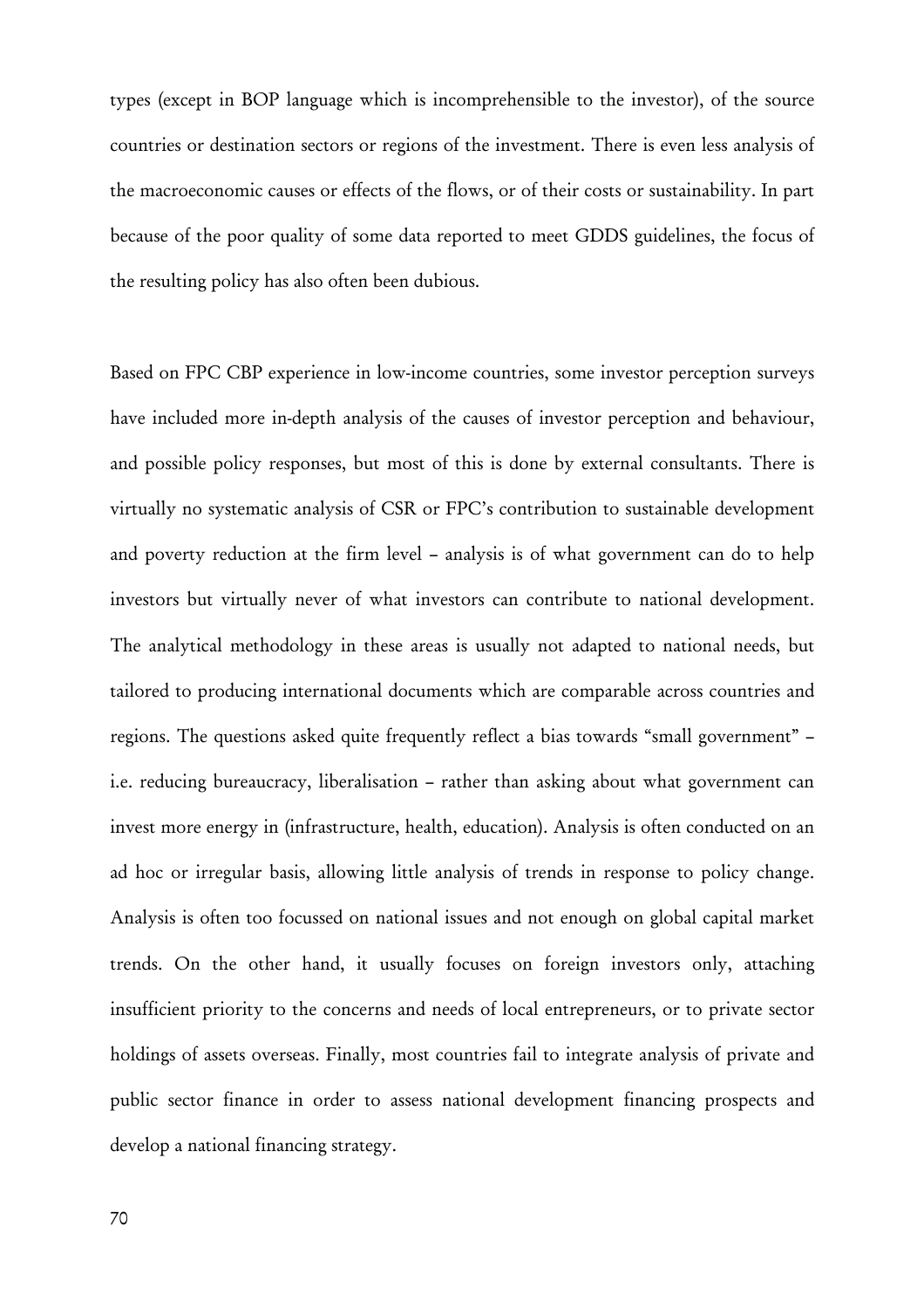types (except in BOP language which is incomprehensible to the investor), of the source countries or destination sectors or regions of the investment. There is even less analysis of the macroeconomic causes or effects of the flows, or of their costs or sustainability. In part because of the poor quality of some data reported to meet GDDS guidelines, the focus of the resulting policy has also often been dubious.

Based on FPC CBP experience in low-income countries, some investor perception surveys have included more in-depth analysis of the causes of investor perception and behaviour, and possible policy responses, but most of this is done by external consultants. There is virtually no systematic analysis of CSR or FPC's contribution to sustainable development and poverty reduction at the firm level – analysis is of what government can do to help investors but virtually never of what investors can contribute to national development. The analytical methodology in these areas is usually not adapted to national needs, but tailored to producing international documents which are comparable across countries and regions. The questions asked quite frequently reflect a bias towards "small government" – i.e. reducing bureaucracy, liberalisation – rather than asking about what government can invest more energy in (infrastructure, health, education). Analysis is often conducted on an ad hoc or irregular basis, allowing little analysis of trends in response to policy change. Analysis is often too focussed on national issues and not enough on global capital market trends. On the other hand, it usually focuses on foreign investors only, attaching insufficient priority to the concerns and needs of local entrepreneurs, or to private sector holdings of assets overseas. Finally, most countries fail to integrate analysis of private and public sector finance in order to assess national development financing prospects and develop a national financing strategy.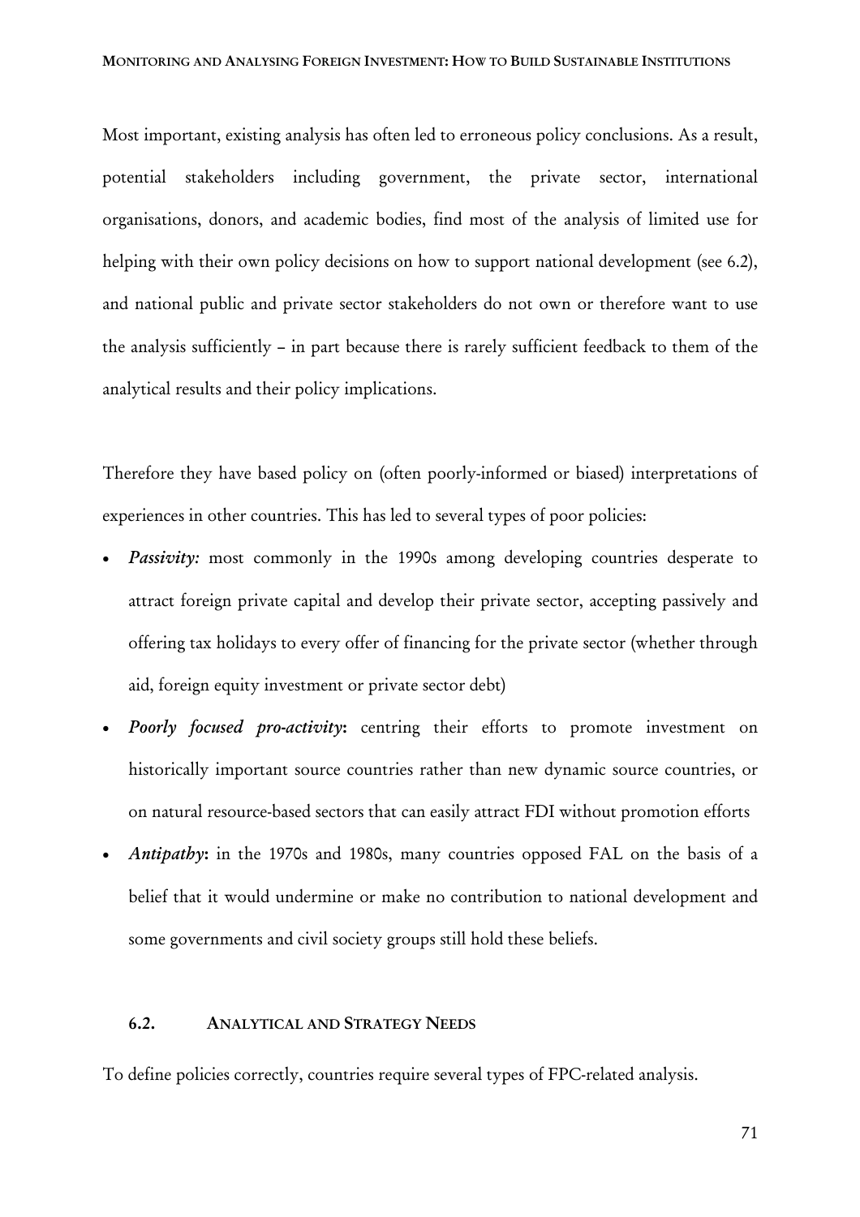Most important, existing analysis has often led to erroneous policy conclusions. As a result, potential stakeholders including government, the private sector, international organisations, donors, and academic bodies, find most of the analysis of limited use for helping with their own policy decisions on how to support national development (see 6.2), and national public and private sector stakeholders do not own or therefore want to use the analysis sufficiently – in part because there is rarely sufficient feedback to them of the analytical results and their policy implications.

Therefore they have based policy on (often poorly-informed or biased) interpretations of experiences in other countries. This has led to several types of poor policies:

- ***Passivity:*** most commonly in the 1990s among developing countries desperate to attract foreign private capital and develop their private sector, accepting passively and offering tax holidays to every offer of financing for the private sector (whether through aid, foreign equity investment or private sector debt)
- ***Poorly focused pro-activity*****:** centring their efforts to promote investment on historically important source countries rather than new dynamic source countries, or on natural resource-based sectors that can easily attract FDI without promotion efforts
- ***Antipathy*****:** in the 1970s and 1980s, many countries opposed FAL on the basis of a belief that it would undermine or make no contribution to national development and some governments and civil society groups still hold these beliefs.

### 6.2. ANALYTICAL AND STRATEGY NEEDS

To define policies correctly, countries require several types of FPC-related analysis.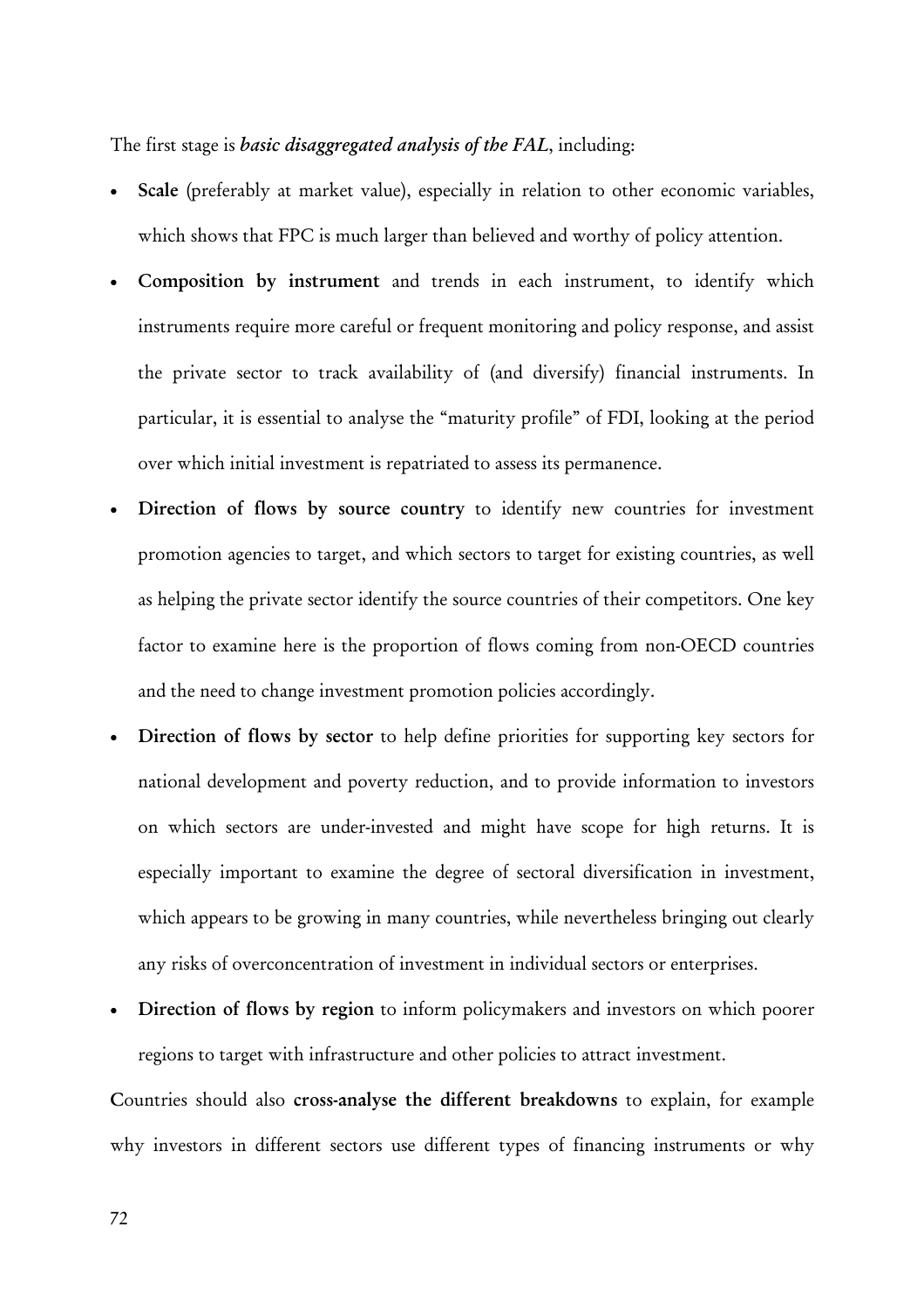The first stage is ***basic disaggregated analysis of the FAL***, including:

- **Scale** (preferably at market value), especially in relation to other economic variables, which shows that FPC is much larger than believed and worthy of policy attention.
- **Composition by instrument** and trends in each instrument, to identify which instruments require more careful or frequent monitoring and policy response, and assist the private sector to track availability of (and diversify) financial instruments. In particular, it is essential to analyse the "maturity profile" of FDI, looking at the period over which initial investment is repatriated to assess its permanence.
- **Direction of flows by source country** to identify new countries for investment promotion agencies to target, and which sectors to target for existing countries, as well as helping the private sector identify the source countries of their competitors. One key factor to examine here is the proportion of flows coming from non-OECD countries and the need to change investment promotion policies accordingly.
- **Direction of flows by sector** to help define priorities for supporting key sectors for national development and poverty reduction, and to provide information to investors on which sectors are under-invested and might have scope for high returns. It is especially important to examine the degree of sectoral diversification in investment, which appears to be growing in many countries, while nevertheless bringing out clearly any risks of overconcentration of investment in individual sectors or enterprises.
- **Direction of flows by region** to inform policymakers and investors on which poorer regions to target with infrastructure and other policies to attract investment.

Countries should also **cross-analyse the different breakdowns** to explain, for example why investors in different sectors use different types of financing instruments or why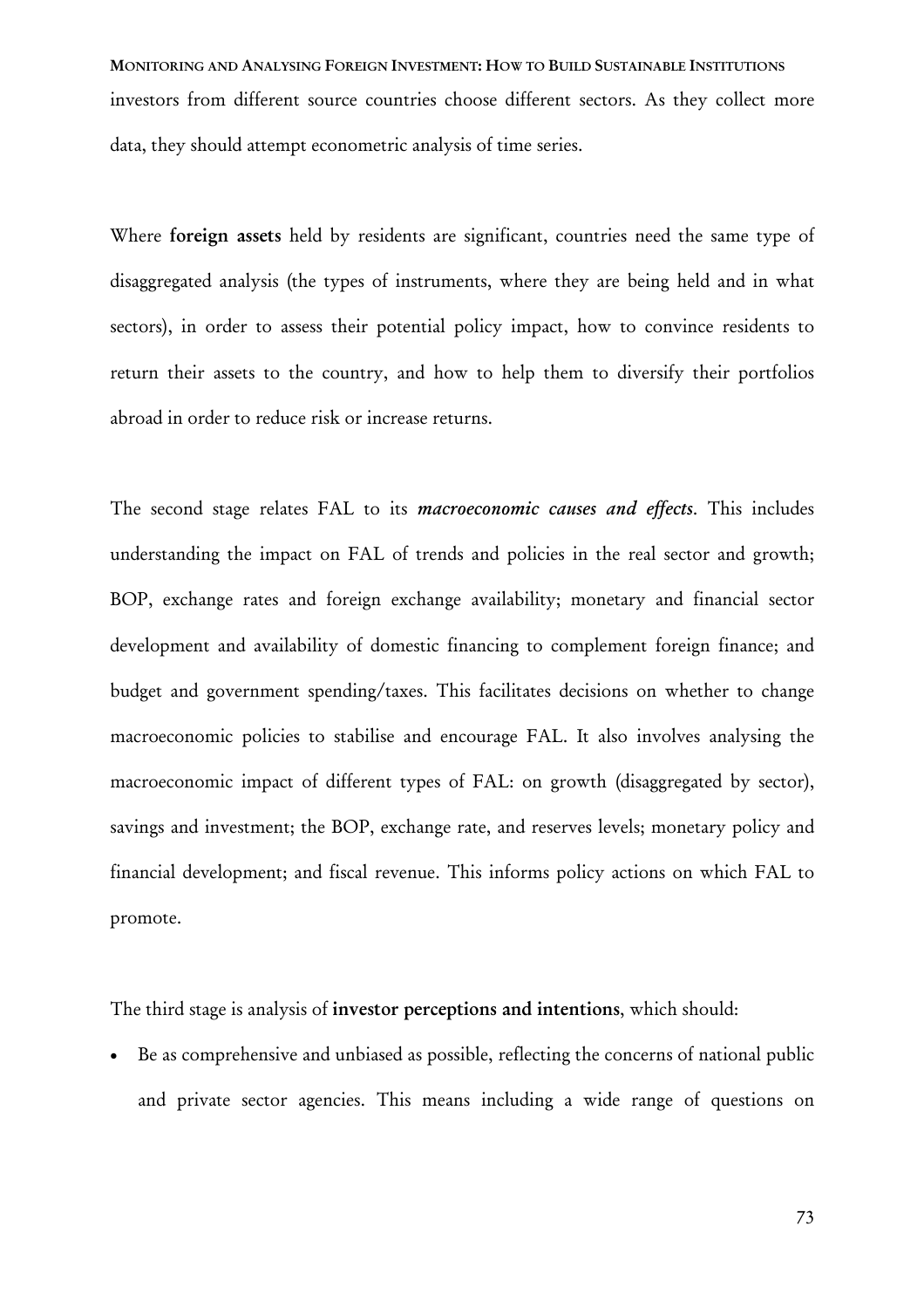investors from different source countries choose different sectors. As they collect more data, they should attempt econometric analysis of time series.

Where **foreign assets** held by residents are significant, countries need the same type of disaggregated analysis (the types of instruments, where they are being held and in what sectors), in order to assess their potential policy impact, how to convince residents to return their assets to the country, and how to help them to diversify their portfolios abroad in order to reduce risk or increase returns.

The second stage relates FAL to its ***macroeconomic causes and effects***. This includes understanding the impact on FAL of trends and policies in the real sector and growth; BOP, exchange rates and foreign exchange availability; monetary and financial sector development and availability of domestic financing to complement foreign finance; and budget and government spending/taxes. This facilitates decisions on whether to change macroeconomic policies to stabilise and encourage FAL. It also involves analysing the macroeconomic impact of different types of FAL: on growth (disaggregated by sector), savings and investment; the BOP, exchange rate, and reserves levels; monetary policy and financial development; and fiscal revenue. This informs policy actions on which FAL to promote.

The third stage is analysis of **investor perceptions and intentions**, which should:

- Be as comprehensive and unbiased as possible, reflecting the concerns of national public and private sector agencies. This means including a wide range of questions on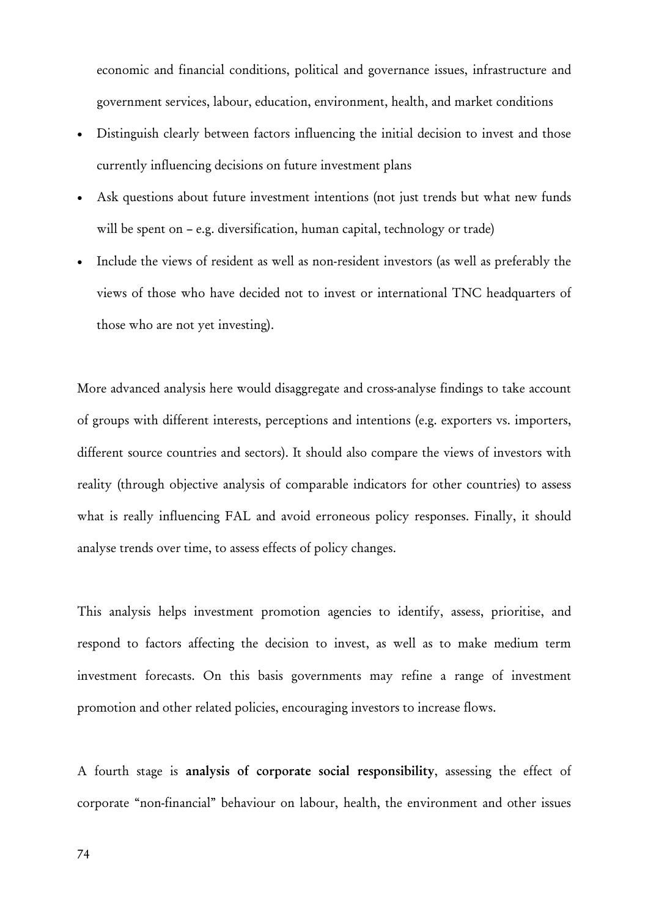economic and financial conditions, political and governance issues, infrastructure and government services, labour, education, environment, health, and market conditions

- Distinguish clearly between factors influencing the initial decision to invest and those currently influencing decisions on future investment plans
- Ask questions about future investment intentions (not just trends but what new funds will be spent on – e.g. diversification, human capital, technology or trade)
- Include the views of resident as well as non-resident investors (as well as preferably the views of those who have decided not to invest or international TNC headquarters of those who are not yet investing).

More advanced analysis here would disaggregate and cross-analyse findings to take account of groups with different interests, perceptions and intentions (e.g. exporters vs. importers, different source countries and sectors). It should also compare the views of investors with reality (through objective analysis of comparable indicators for other countries) to assess what is really influencing FAL and avoid erroneous policy responses. Finally, it should analyse trends over time, to assess effects of policy changes.

This analysis helps investment promotion agencies to identify, assess, prioritise, and respond to factors affecting the decision to invest, as well as to make medium term investment forecasts. On this basis governments may refine a range of investment promotion and other related policies, encouraging investors to increase flows.

A fourth stage is **analysis of corporate social responsibility**, assessing the effect of corporate "non-financial" behaviour on labour, health, the environment and other issues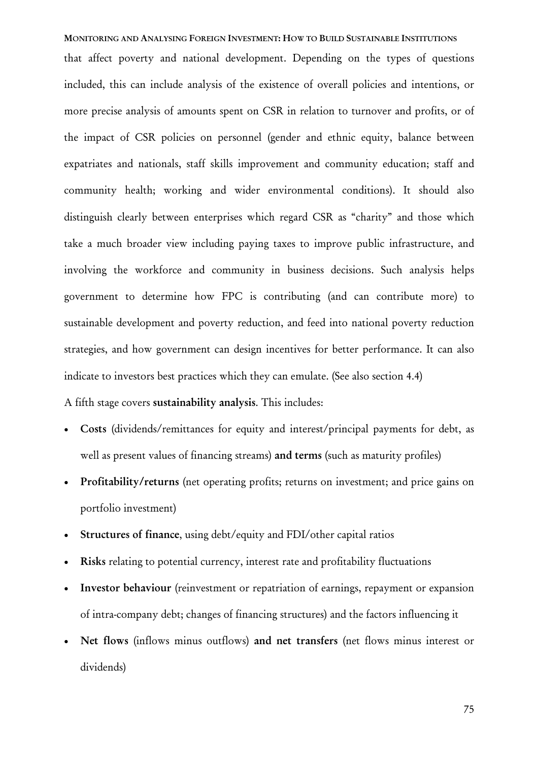that affect poverty and national development. Depending on the types of questions included, this can include analysis of the existence of overall policies and intentions, or more precise analysis of amounts spent on CSR in relation to turnover and profits, or of the impact of CSR policies on personnel (gender and ethnic equity, balance between expatriates and nationals, staff skills improvement and community education; staff and community health; working and wider environmental conditions). It should also distinguish clearly between enterprises which regard CSR as "charity" and those which take a much broader view including paying taxes to improve public infrastructure, and involving the workforce and community in business decisions. Such analysis helps government to determine how FPC is contributing (and can contribute more) to sustainable development and poverty reduction, and feed into national poverty reduction strategies, and how government can design incentives for better performance. It can also indicate to investors best practices which they can emulate. (See also section 4.4)

A fifth stage covers **sustainability analysis**. This includes:

- **Costs** (dividends/remittances for equity and interest/principal payments for debt, as well as present values of financing streams) **and terms** (such as maturity profiles)
- **Profitability/returns** (net operating profits; returns on investment; and price gains on portfolio investment)
- **Structures of finance**, using debt/equity and FDI/other capital ratios
- **Risks** relating to potential currency, interest rate and profitability fluctuations
- **Investor behaviour** (reinvestment or repatriation of earnings, repayment or expansion of intra-company debt; changes of financing structures) and the factors influencing it
- **Net flows** (inflows minus outflows) **and net transfers** (net flows minus interest or dividends)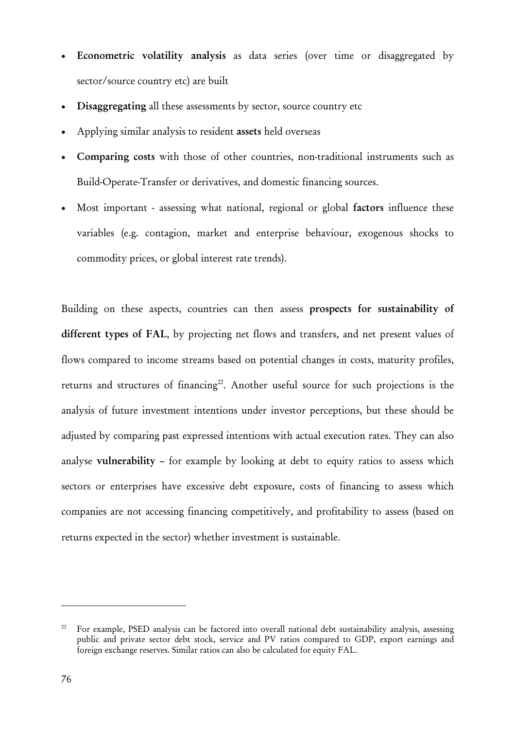- **Econometric volatility analysis** as data series (over time or disaggregated by sector/source country etc) are built
- **Disaggregating** all these assessments by sector, source country etc
- Applying similar analysis to resident **assets** held overseas
- **Comparing costs** with those of other countries, non-traditional instruments such as Build-Operate-Transfer or derivatives, and domestic financing sources.
- Most important - assessing what national, regional or global **factors** influence these variables (e.g. contagion, market and enterprise behaviour, exogenous shocks to commodity prices, or global interest rate trends).

Building on these aspects, countries can then assess **prospects for sustainability of different types of FAL**, by projecting net flows and transfers, and net present values of flows compared to income streams based on potential changes in costs, maturity profiles, returns and structures of financing[22]. Another useful source for such projections is the analysis of future investment intentions under investor perceptions, but these should be adjusted by comparing past expressed intentions with actual execution rates. They can also analyse **vulnerability** – for example by looking at debt to equity ratios to assess which sectors or enterprises have excessive debt exposure, costs of financing to assess which companies are not accessing financing competitively, and profitability to assess (based on returns expected in the sector) whether investment is sustainable.

---

[22] For example, PSED analysis can be factored into overall national debt sustainability analysis, assessing public and private sector debt stock, service and PV ratios compared to GDP, export earnings and foreign exchange reserves. Similar ratios can also be calculated for equity FAL.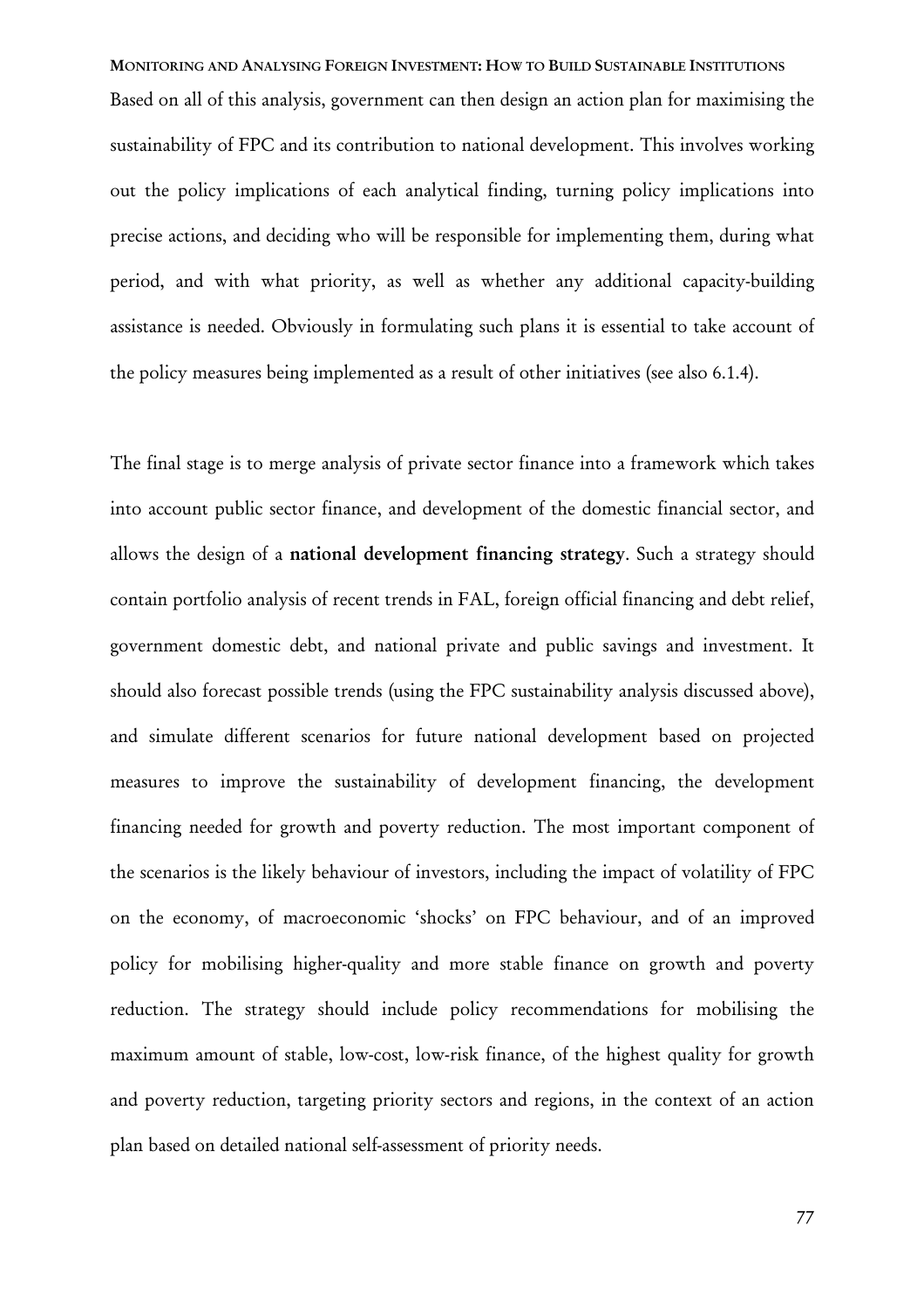Based on all of this analysis, government can then design an action plan for maximising the sustainability of FPC and its contribution to national development. This involves working out the policy implications of each analytical finding, turning policy implications into precise actions, and deciding who will be responsible for implementing them, during what period, and with what priority, as well as whether any additional capacity-building assistance is needed. Obviously in formulating such plans it is essential to take account of the policy measures being implemented as a result of other initiatives (see also 6.1.4).

The final stage is to merge analysis of private sector finance into a framework which takes into account public sector finance, and development of the domestic financial sector, and allows the design of a **national development financing strategy**. Such a strategy should contain portfolio analysis of recent trends in FAL, foreign official financing and debt relief, government domestic debt, and national private and public savings and investment. It should also forecast possible trends (using the FPC sustainability analysis discussed above), and simulate different scenarios for future national development based on projected measures to improve the sustainability of development financing, the development financing needed for growth and poverty reduction. The most important component of the scenarios is the likely behaviour of investors, including the impact of volatility of FPC on the economy, of macroeconomic 'shocks' on FPC behaviour, and of an improved policy for mobilising higher-quality and more stable finance on growth and poverty reduction. The strategy should include policy recommendations for mobilising the maximum amount of stable, low-cost, low-risk finance, of the highest quality for growth and poverty reduction, targeting priority sectors and regions, in the context of an action plan based on detailed national self-assessment of priority needs.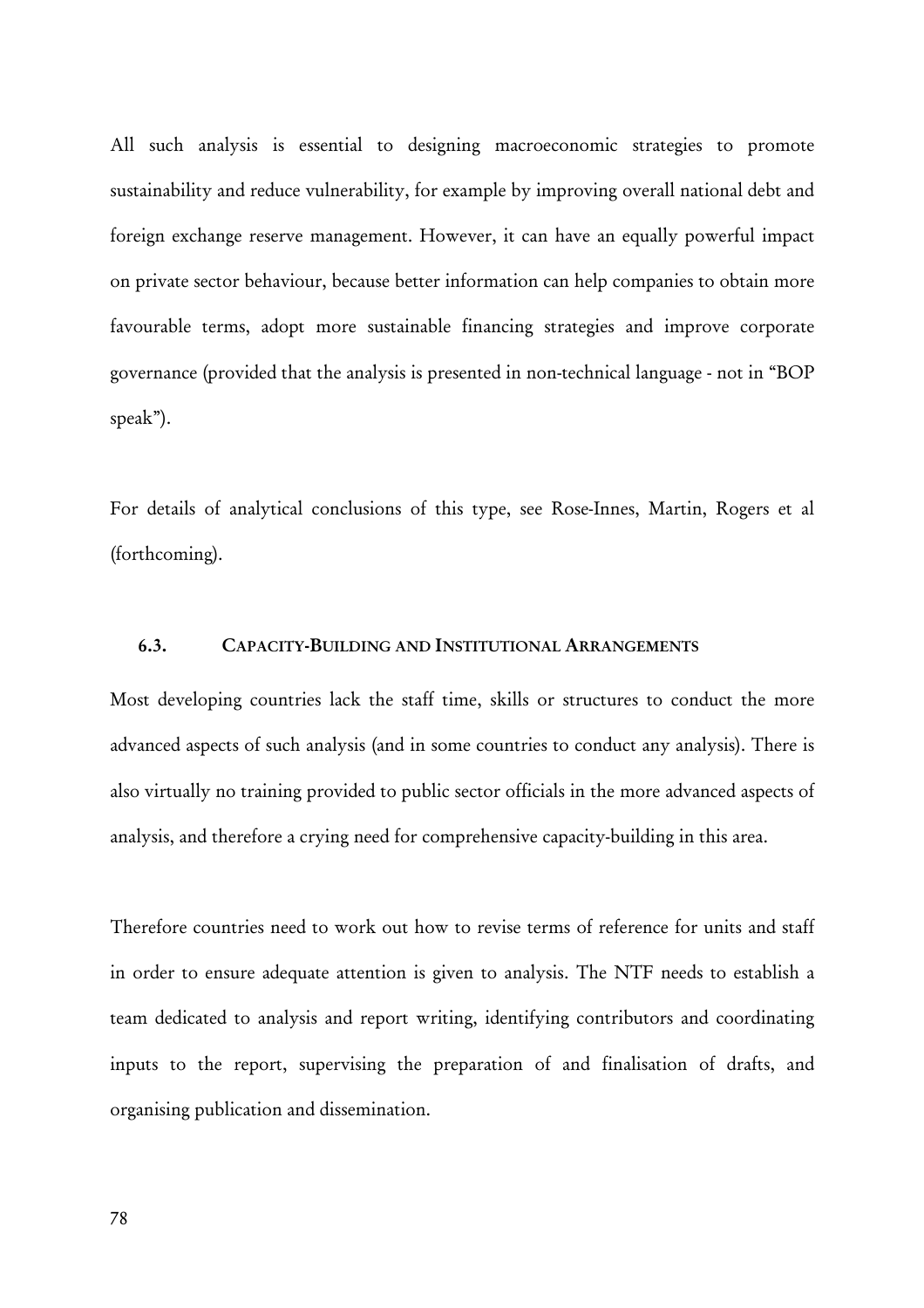All such analysis is essential to designing macroeconomic strategies to promote sustainability and reduce vulnerability, for example by improving overall national debt and foreign exchange reserve management. However, it can have an equally powerful impact on private sector behaviour, because better information can help companies to obtain more favourable terms, adopt more sustainable financing strategies and improve corporate governance (provided that the analysis is presented in non-technical language - not in "BOP speak").

For details of analytical conclusions of this type, see Rose-Innes, Martin, Rogers et al (forthcoming).

### 6.3. CAPACITY-BUILDING AND INSTITUTIONAL ARRANGEMENTS

Most developing countries lack the staff time, skills or structures to conduct the more advanced aspects of such analysis (and in some countries to conduct any analysis). There is also virtually no training provided to public sector officials in the more advanced aspects of analysis, and therefore a crying need for comprehensive capacity-building in this area.

Therefore countries need to work out how to revise terms of reference for units and staff in order to ensure adequate attention is given to analysis. The NTF needs to establish a team dedicated to analysis and report writing, identifying contributors and coordinating inputs to the report, supervising the preparation of and finalisation of drafts, and organising publication and dissemination.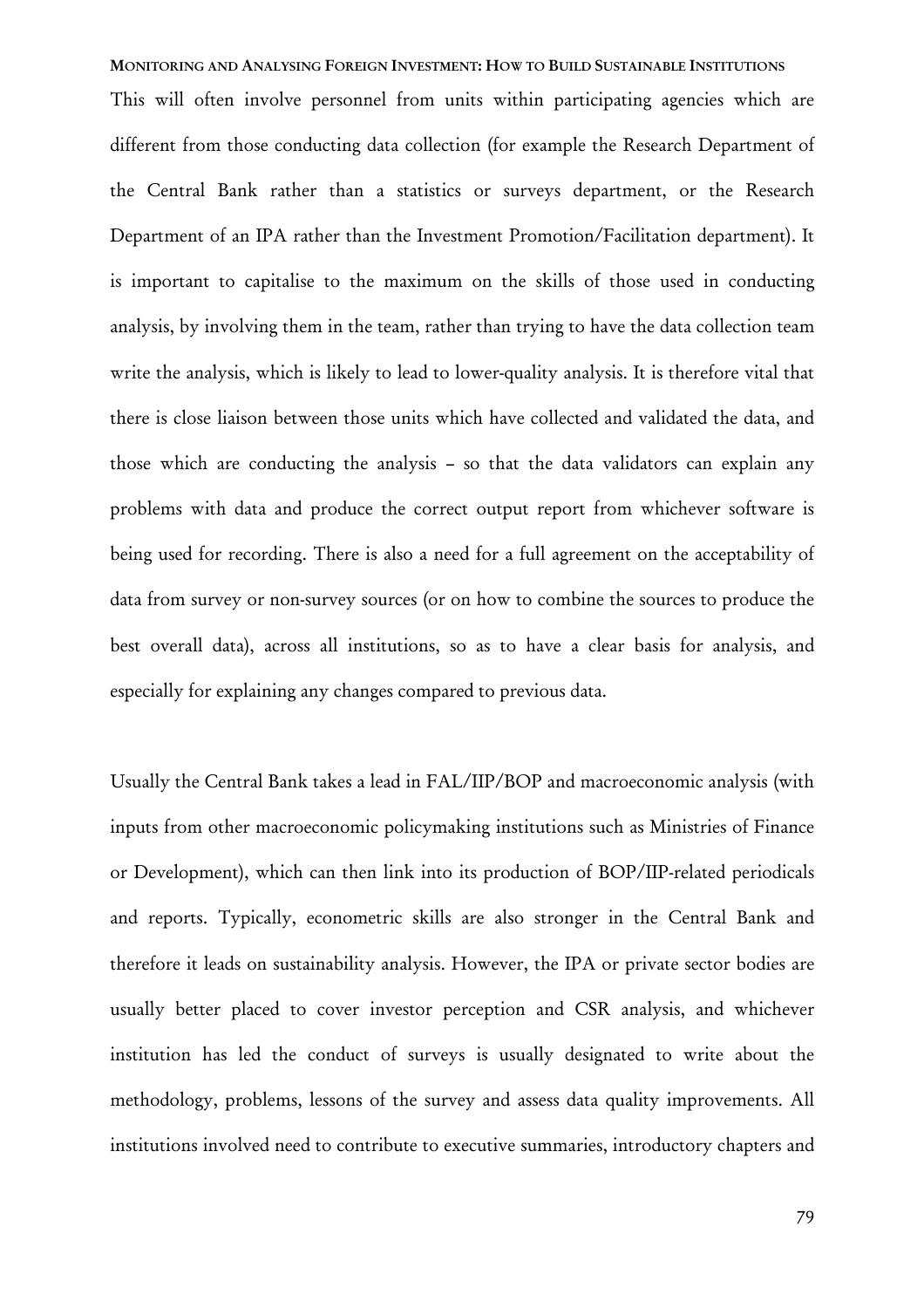This will often involve personnel from units within participating agencies which are different from those conducting data collection (for example the Research Department of the Central Bank rather than a statistics or surveys department, or the Research Department of an IPA rather than the Investment Promotion/Facilitation department). It is important to capitalise to the maximum on the skills of those used in conducting analysis, by involving them in the team, rather than trying to have the data collection team write the analysis, which is likely to lead to lower-quality analysis. It is therefore vital that there is close liaison between those units which have collected and validated the data, and those which are conducting the analysis – so that the data validators can explain any problems with data and produce the correct output report from whichever software is being used for recording. There is also a need for a full agreement on the acceptability of data from survey or non-survey sources (or on how to combine the sources to produce the best overall data), across all institutions, so as to have a clear basis for analysis, and especially for explaining any changes compared to previous data.

Usually the Central Bank takes a lead in FAL/IIP/BOP and macroeconomic analysis (with inputs from other macroeconomic policymaking institutions such as Ministries of Finance or Development), which can then link into its production of BOP/IIP-related periodicals and reports. Typically, econometric skills are also stronger in the Central Bank and therefore it leads on sustainability analysis. However, the IPA or private sector bodies are usually better placed to cover investor perception and CSR analysis, and whichever institution has led the conduct of surveys is usually designated to write about the methodology, problems, lessons of the survey and assess data quality improvements. All institutions involved need to contribute to executive summaries, introductory chapters and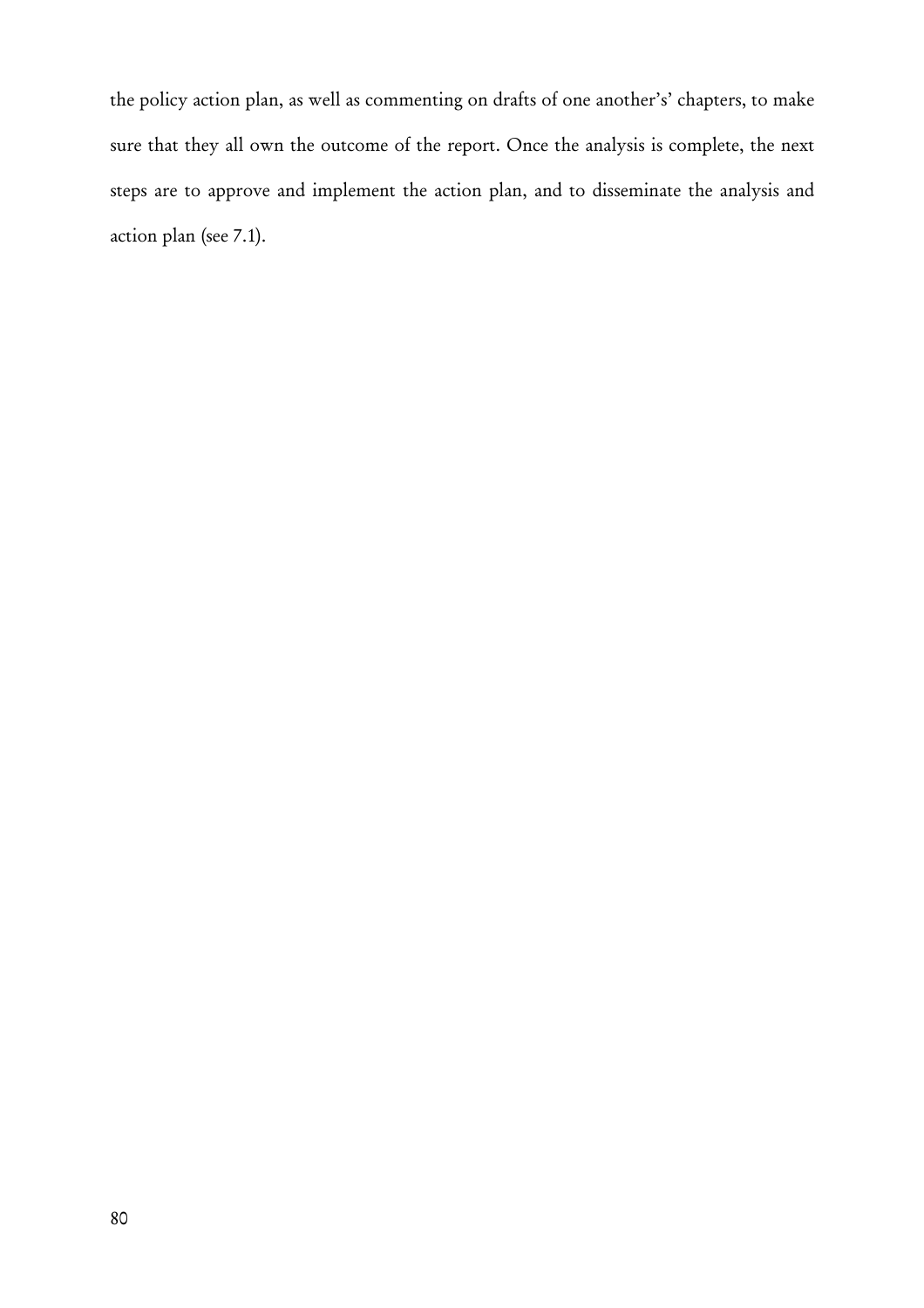the policy action plan, as well as commenting on drafts of one another's' chapters, to make sure that they all own the outcome of the report. Once the analysis is complete, the next steps are to approve and implement the action plan, and to disseminate the analysis and action plan (see 7.1).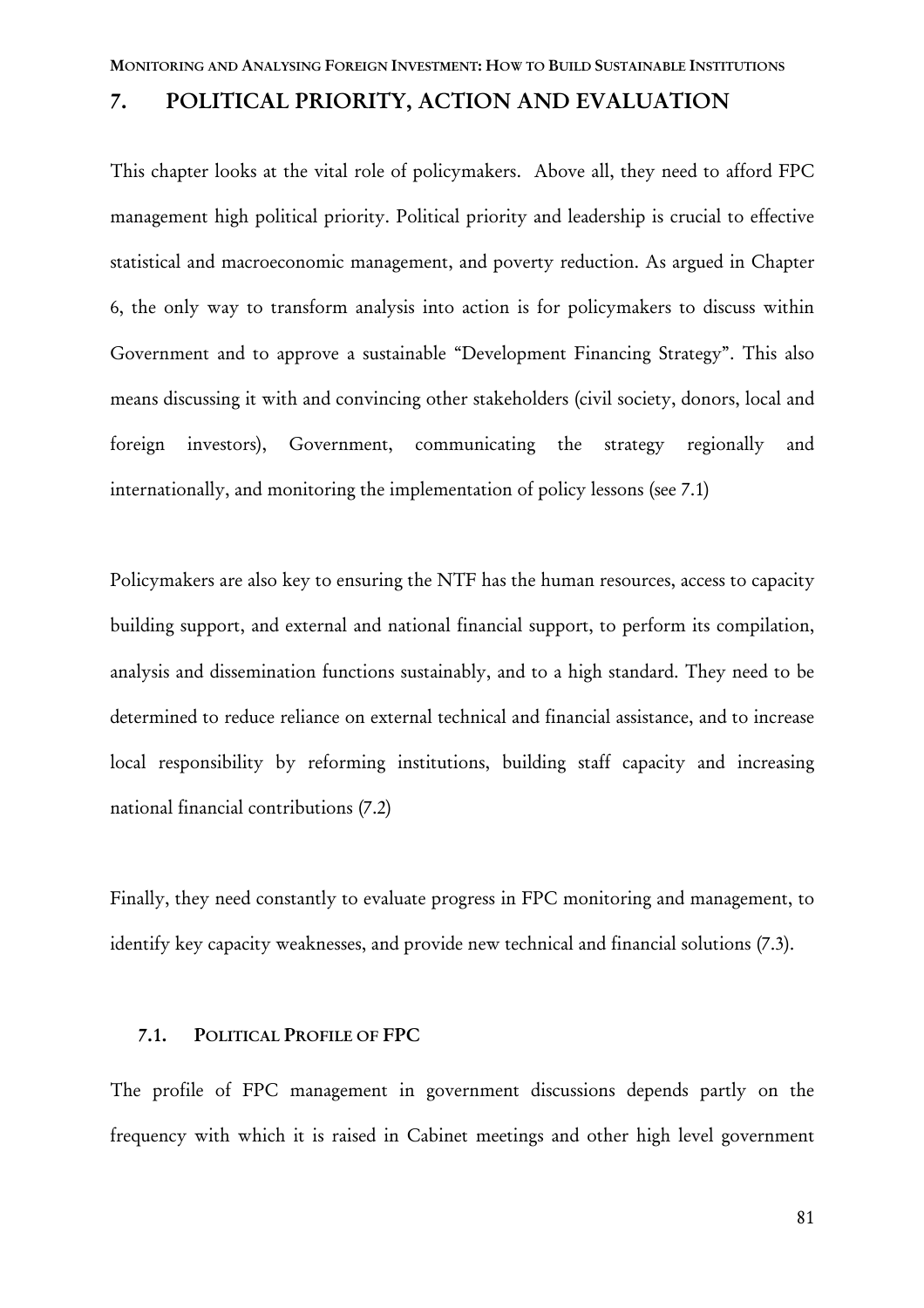# 7. POLITICAL PRIORITY, ACTION AND EVALUATION

This chapter looks at the vital role of policymakers. Above all, they need to afford FPC management high political priority. Political priority and leadership is crucial to effective statistical and macroeconomic management, and poverty reduction. As argued in Chapter 6, the only way to transform analysis into action is for policymakers to discuss within Government and to approve a sustainable "Development Financing Strategy". This also means discussing it with and convincing other stakeholders (civil society, donors, local and foreign investors), Government, communicating the strategy regionally and internationally, and monitoring the implementation of policy lessons (see 7.1)

Policymakers are also key to ensuring the NTF has the human resources, access to capacity building support, and external and national financial support, to perform its compilation, analysis and dissemination functions sustainably, and to a high standard. They need to be determined to reduce reliance on external technical and financial assistance, and to increase local responsibility by reforming institutions, building staff capacity and increasing national financial contributions (7.2)

Finally, they need constantly to evaluate progress in FPC monitoring and management, to identify key capacity weaknesses, and provide new technical and financial solutions (7.3).

## 7.1. POLITICAL PROFILE OF FPC

The profile of FPC management in government discussions depends partly on the frequency with which it is raised in Cabinet meetings and other high level government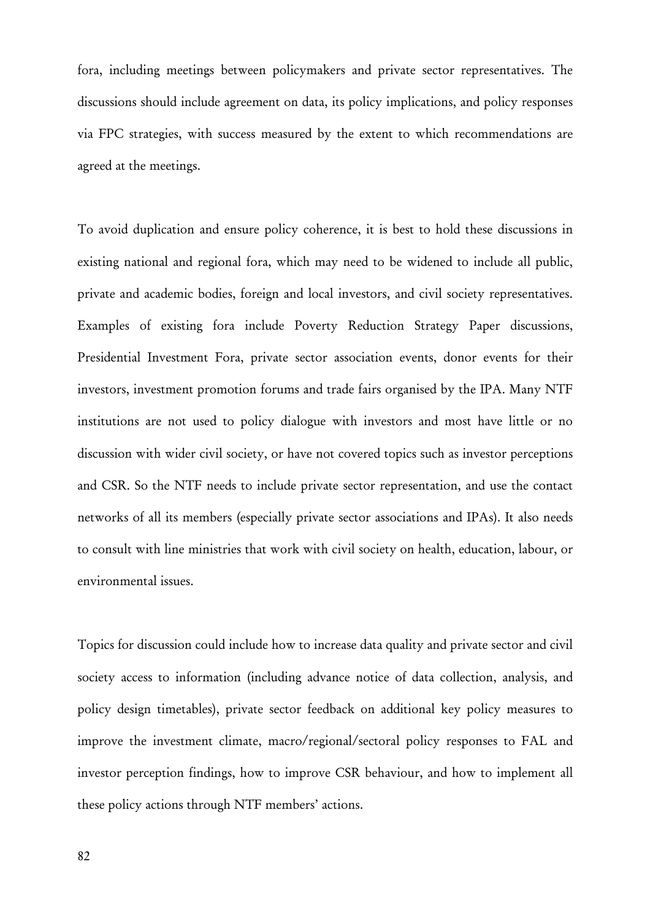fora, including meetings between policymakers and private sector representatives. The discussions should include agreement on data, its policy implications, and policy responses via FPC strategies, with success measured by the extent to which recommendations are agreed at the meetings.

To avoid duplication and ensure policy coherence, it is best to hold these discussions in existing national and regional fora, which may need to be widened to include all public, private and academic bodies, foreign and local investors, and civil society representatives. Examples of existing fora include Poverty Reduction Strategy Paper discussions, Presidential Investment Fora, private sector association events, donor events for their investors, investment promotion forums and trade fairs organised by the IPA. Many NTF institutions are not used to policy dialogue with investors and most have little or no discussion with wider civil society, or have not covered topics such as investor perceptions and CSR. So the NTF needs to include private sector representation, and use the contact networks of all its members (especially private sector associations and IPAs). It also needs to consult with line ministries that work with civil society on health, education, labour, or environmental issues.

Topics for discussion could include how to increase data quality and private sector and civil society access to information (including advance notice of data collection, analysis, and policy design timetables), private sector feedback on additional key policy measures to improve the investment climate, macro/regional/sectoral policy responses to FAL and investor perception findings, how to improve CSR behaviour, and how to implement all these policy actions through NTF members' actions.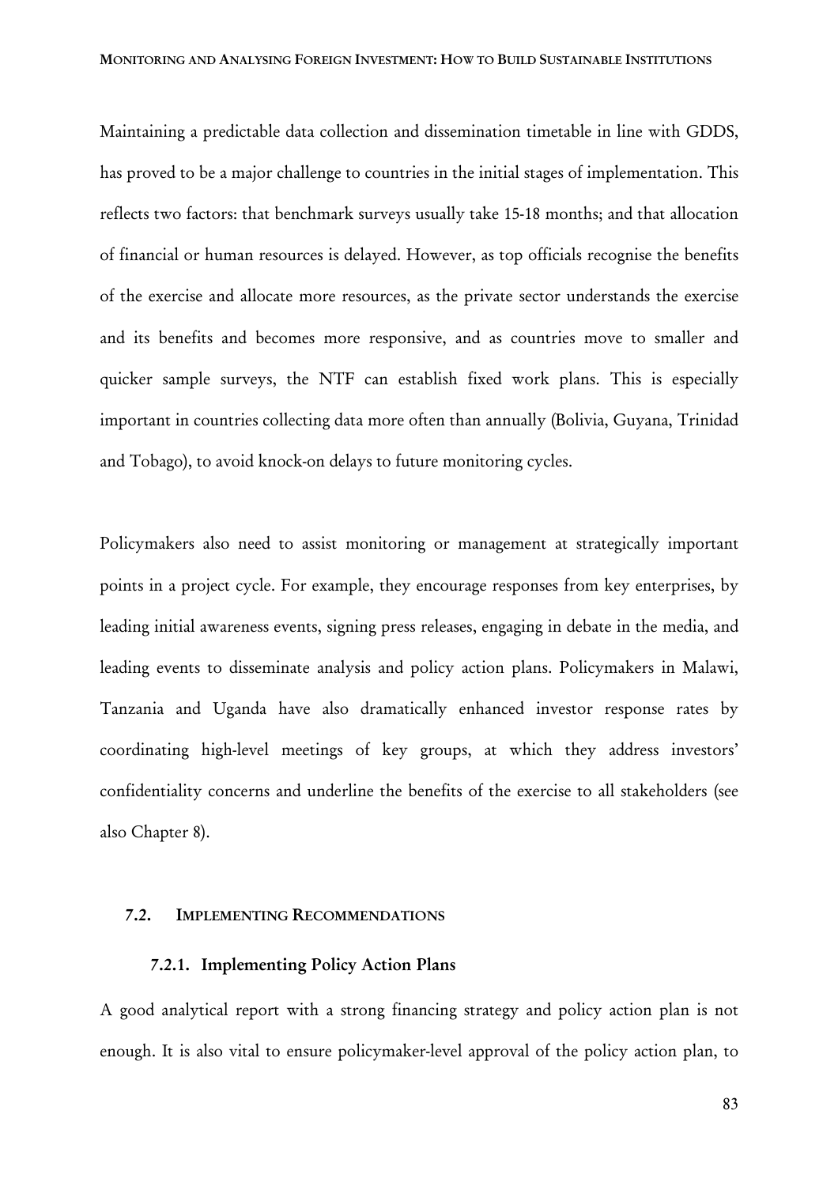Maintaining a predictable data collection and dissemination timetable in line with GDDS, has proved to be a major challenge to countries in the initial stages of implementation. This reflects two factors: that benchmark surveys usually take 15-18 months; and that allocation of financial or human resources is delayed. However, as top officials recognise the benefits of the exercise and allocate more resources, as the private sector understands the exercise and its benefits and becomes more responsive, and as countries move to smaller and quicker sample surveys, the NTF can establish fixed work plans. This is especially important in countries collecting data more often than annually (Bolivia, Guyana, Trinidad and Tobago), to avoid knock-on delays to future monitoring cycles.

Policymakers also need to assist monitoring or management at strategically important points in a project cycle. For example, they encourage responses from key enterprises, by leading initial awareness events, signing press releases, engaging in debate in the media, and leading events to disseminate analysis and policy action plans. Policymakers in Malawi, Tanzania and Uganda have also dramatically enhanced investor response rates by coordinating high-level meetings of key groups, at which they address investors' confidentiality concerns and underline the benefits of the exercise to all stakeholders (see also Chapter 8).

## 7.2. IMPLEMENTING RECOMMENDATIONS

### 7.2.1. Implementing Policy Action Plans

A good analytical report with a strong financing strategy and policy action plan is not enough. It is also vital to ensure policymaker-level approval of the policy action plan, to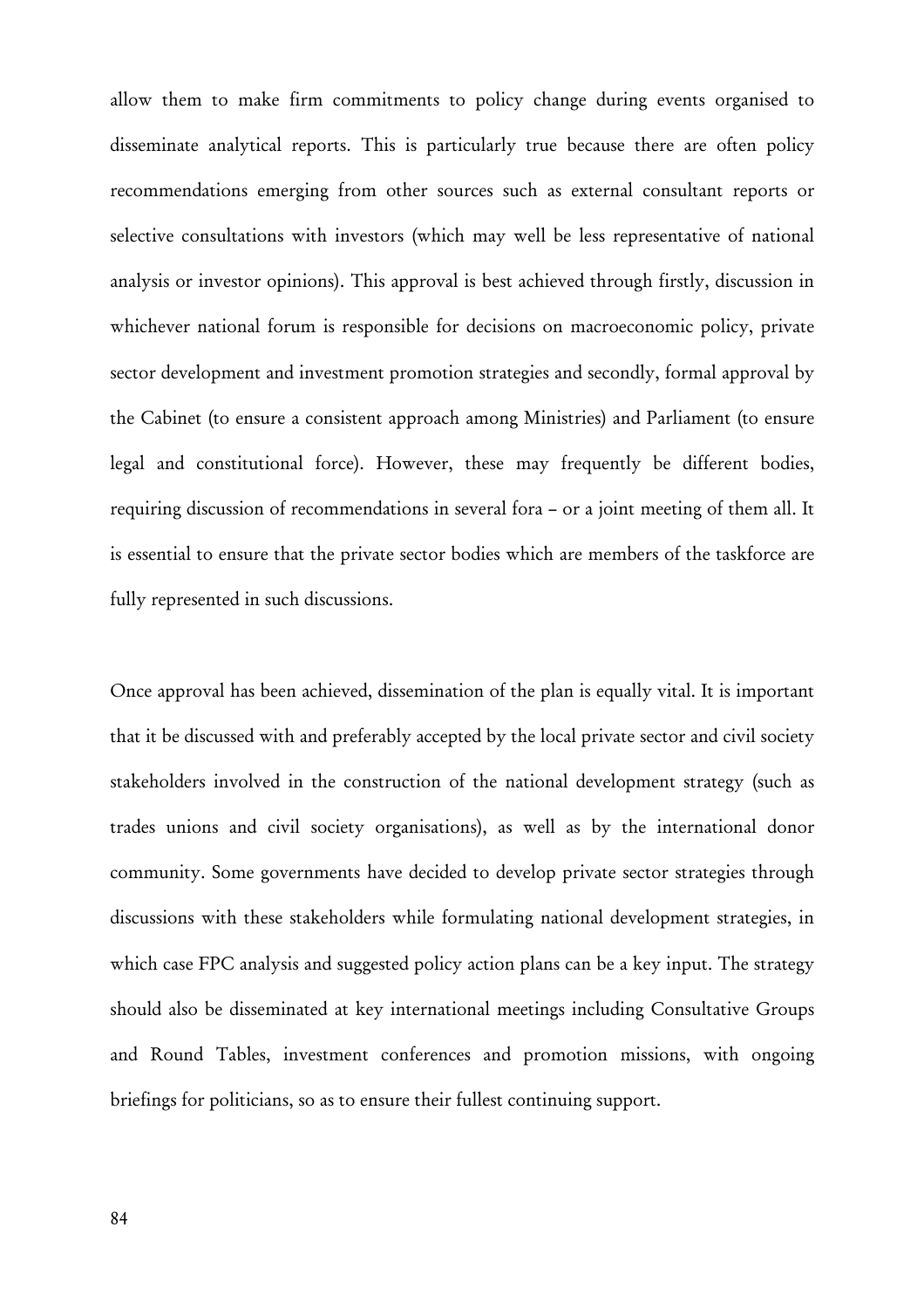allow them to make firm commitments to policy change during events organised to disseminate analytical reports. This is particularly true because there are often policy recommendations emerging from other sources such as external consultant reports or selective consultations with investors (which may well be less representative of national analysis or investor opinions). This approval is best achieved through firstly, discussion in whichever national forum is responsible for decisions on macroeconomic policy, private sector development and investment promotion strategies and secondly, formal approval by the Cabinet (to ensure a consistent approach among Ministries) and Parliament (to ensure legal and constitutional force). However, these may frequently be different bodies, requiring discussion of recommendations in several fora – or a joint meeting of them all. It is essential to ensure that the private sector bodies which are members of the taskforce are fully represented in such discussions.

Once approval has been achieved, dissemination of the plan is equally vital. It is important that it be discussed with and preferably accepted by the local private sector and civil society stakeholders involved in the construction of the national development strategy (such as trades unions and civil society organisations), as well as by the international donor community. Some governments have decided to develop private sector strategies through discussions with these stakeholders while formulating national development strategies, in which case FPC analysis and suggested policy action plans can be a key input. The strategy should also be disseminated at key international meetings including Consultative Groups and Round Tables, investment conferences and promotion missions, with ongoing briefings for politicians, so as to ensure their fullest continuing support.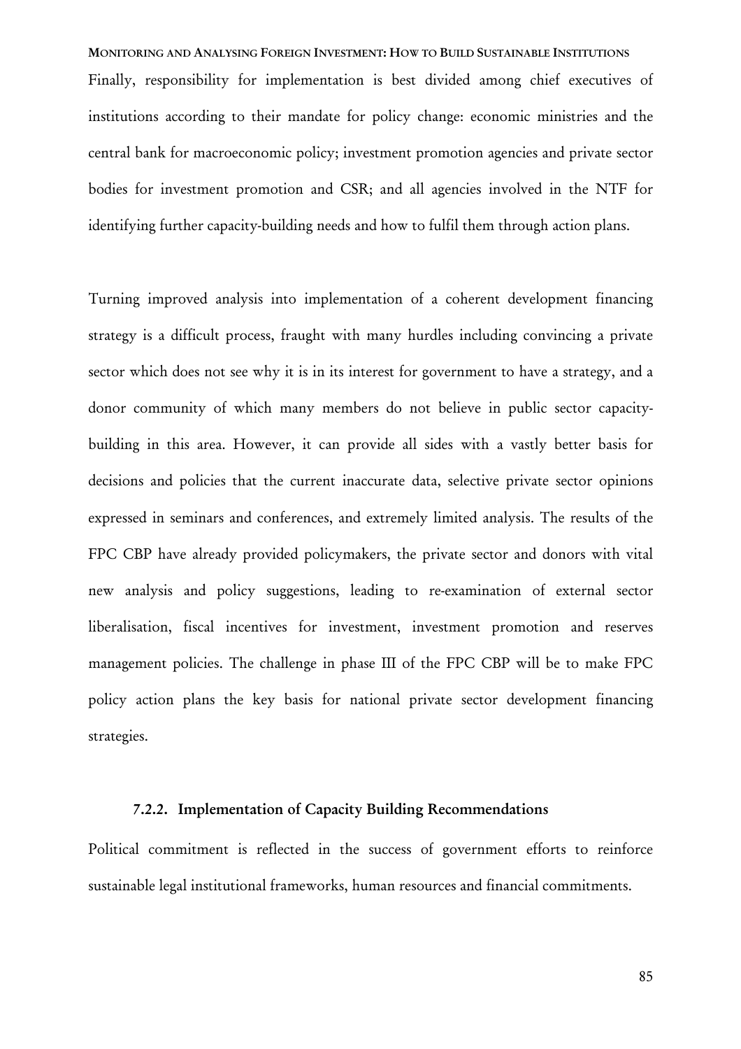Finally, responsibility for implementation is best divided among chief executives of institutions according to their mandate for policy change: economic ministries and the central bank for macroeconomic policy; investment promotion agencies and private sector bodies for investment promotion and CSR; and all agencies involved in the NTF for identifying further capacity-building needs and how to fulfil them through action plans.

Turning improved analysis into implementation of a coherent development financing strategy is a difficult process, fraught with many hurdles including convincing a private sector which does not see why it is in its interest for government to have a strategy, and a donor community of which many members do not believe in public sector capacity-building in this area. However, it can provide all sides with a vastly better basis for decisions and policies that the current inaccurate data, selective private sector opinions expressed in seminars and conferences, and extremely limited analysis. The results of the FPC CBP have already provided policymakers, the private sector and donors with vital new analysis and policy suggestions, leading to re-examination of external sector liberalisation, fiscal incentives for investment, investment promotion and reserves management policies. The challenge in phase III of the FPC CBP will be to make FPC policy action plans the key basis for national private sector development financing strategies.

### 7.2.2. Implementation of Capacity Building Recommendations

Political commitment is reflected in the success of government efforts to reinforce sustainable legal institutional frameworks, human resources and financial commitments.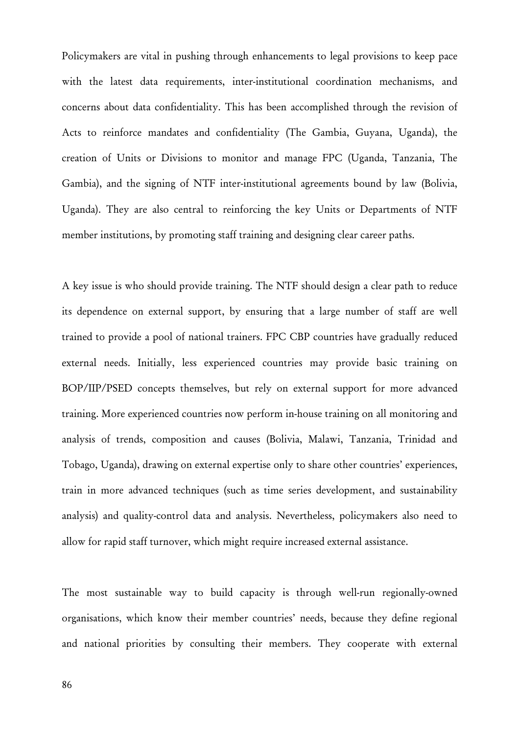Policymakers are vital in pushing through enhancements to legal provisions to keep pace with the latest data requirements, inter-institutional coordination mechanisms, and concerns about data confidentiality. This has been accomplished through the revision of Acts to reinforce mandates and confidentiality (The Gambia, Guyana, Uganda), the creation of Units or Divisions to monitor and manage FPC (Uganda, Tanzania, The Gambia), and the signing of NTF inter-institutional agreements bound by law (Bolivia, Uganda). They are also central to reinforcing the key Units or Departments of NTF member institutions, by promoting staff training and designing clear career paths.

A key issue is who should provide training. The NTF should design a clear path to reduce its dependence on external support, by ensuring that a large number of staff are well trained to provide a pool of national trainers. FPC CBP countries have gradually reduced external needs. Initially, less experienced countries may provide basic training on BOP/IIP/PSED concepts themselves, but rely on external support for more advanced training. More experienced countries now perform in-house training on all monitoring and analysis of trends, composition and causes (Bolivia, Malawi, Tanzania, Trinidad and Tobago, Uganda), drawing on external expertise only to share other countries' experiences, train in more advanced techniques (such as time series development, and sustainability analysis) and quality-control data and analysis. Nevertheless, policymakers also need to allow for rapid staff turnover, which might require increased external assistance.

The most sustainable way to build capacity is through well-run regionally-owned organisations, which know their member countries' needs, because they define regional and national priorities by consulting their members. They cooperate with external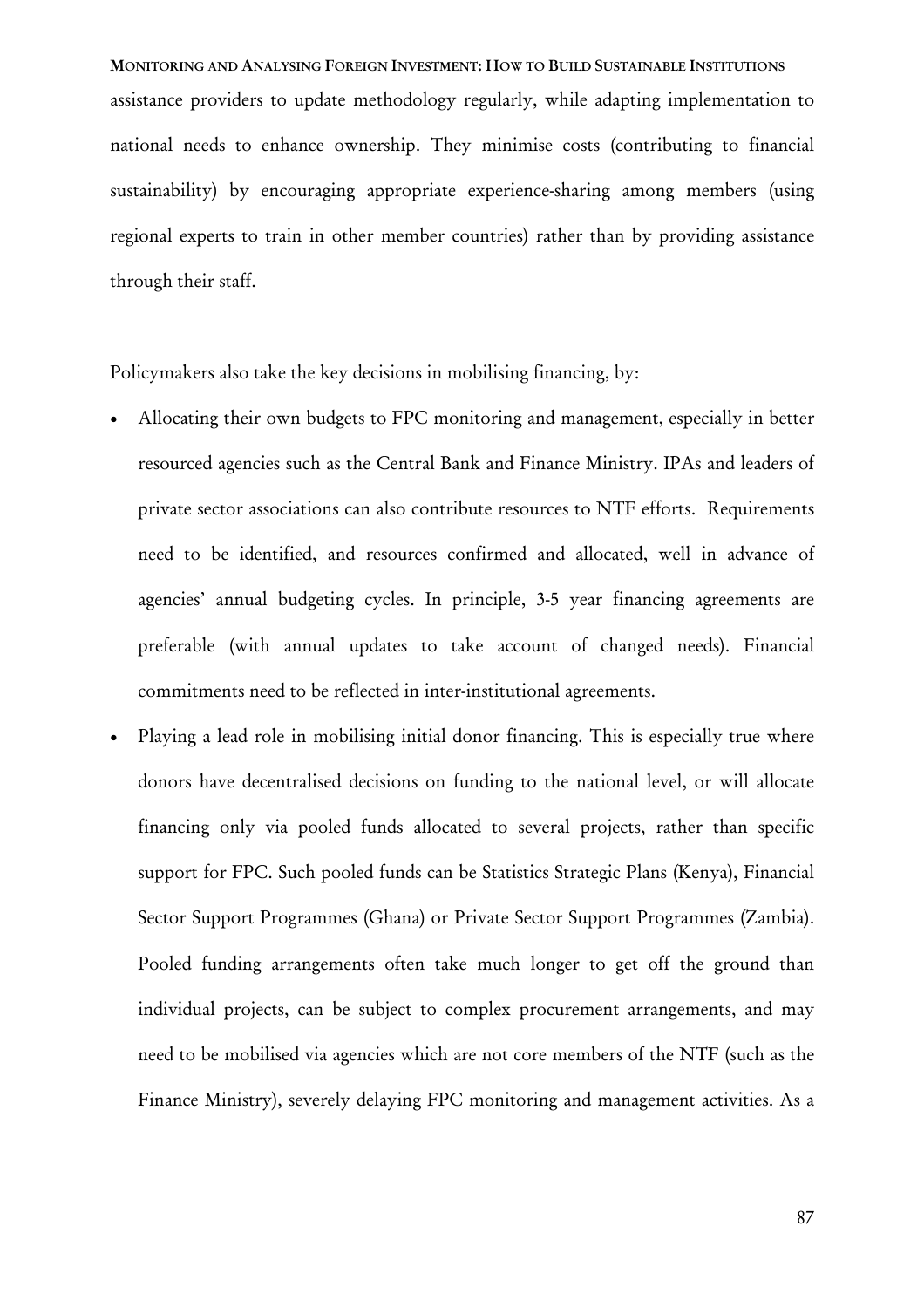assistance providers to update methodology regularly, while adapting implementation to national needs to enhance ownership. They minimise costs (contributing to financial sustainability) by encouraging appropriate experience-sharing among members (using regional experts to train in other member countries) rather than by providing assistance through their staff.

Policymakers also take the key decisions in mobilising financing, by:

- Allocating their own budgets to FPC monitoring and management, especially in better resourced agencies such as the Central Bank and Finance Ministry. IPAs and leaders of private sector associations can also contribute resources to NTF efforts. Requirements need to be identified, and resources confirmed and allocated, well in advance of agencies' annual budgeting cycles. In principle, 3-5 year financing agreements are preferable (with annual updates to take account of changed needs). Financial commitments need to be reflected in inter-institutional agreements.
- Playing a lead role in mobilising initial donor financing. This is especially true where donors have decentralised decisions on funding to the national level, or will allocate financing only via pooled funds allocated to several projects, rather than specific support for FPC. Such pooled funds can be Statistics Strategic Plans (Kenya), Financial Sector Support Programmes (Ghana) or Private Sector Support Programmes (Zambia). Pooled funding arrangements often take much longer to get off the ground than individual projects, can be subject to complex procurement arrangements, and may need to be mobilised via agencies which are not core members of the NTF (such as the Finance Ministry), severely delaying FPC monitoring and management activities. As a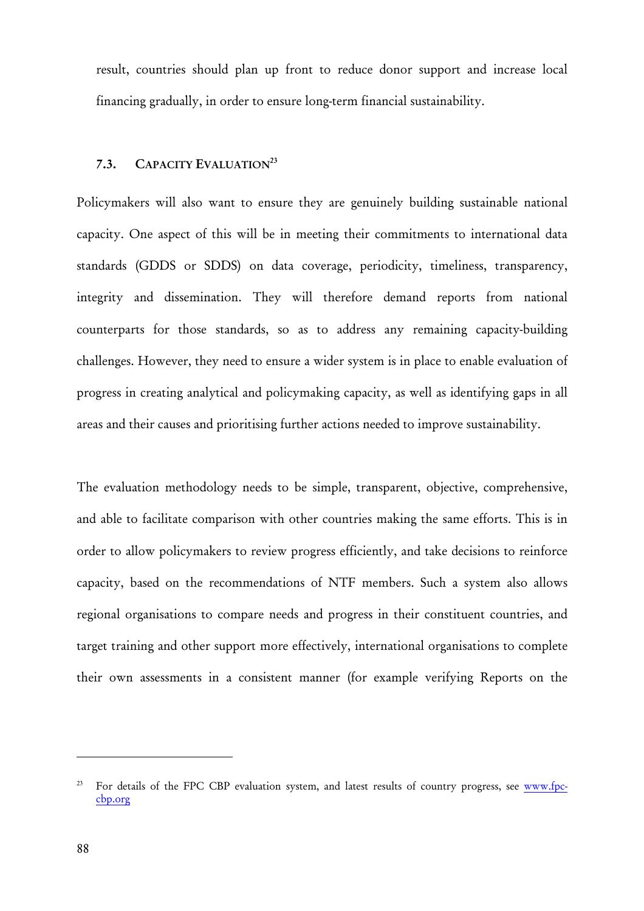result, countries should plan up front to reduce donor support and increase local financing gradually, in order to ensure long-term financial sustainability.

### 7.3. CAPACITY EVALUATION[23]

Policymakers will also want to ensure they are genuinely building sustainable national capacity. One aspect of this will be in meeting their commitments to international data standards (GDDS or SDDS) on data coverage, periodicity, timeliness, transparency, integrity and dissemination. They will therefore demand reports from national counterparts for those standards, so as to address any remaining capacity-building challenges. However, they need to ensure a wider system is in place to enable evaluation of progress in creating analytical and policymaking capacity, as well as identifying gaps in all areas and their causes and prioritising further actions needed to improve sustainability.

The evaluation methodology needs to be simple, transparent, objective, comprehensive, and able to facilitate comparison with other countries making the same efforts. This is in order to allow policymakers to review progress efficiently, and take decisions to reinforce capacity, based on the recommendations of NTF members. Such a system also allows regional organisations to compare needs and progress in their constituent countries, and target training and other support more effectively, international organisations to complete their own assessments in a consistent manner (for example verifying Reports on the

---

[23] For details of the FPC CBP evaluation system, and latest results of country progress, see [www.fpc-cbp.org](www.fpc-cbp.org)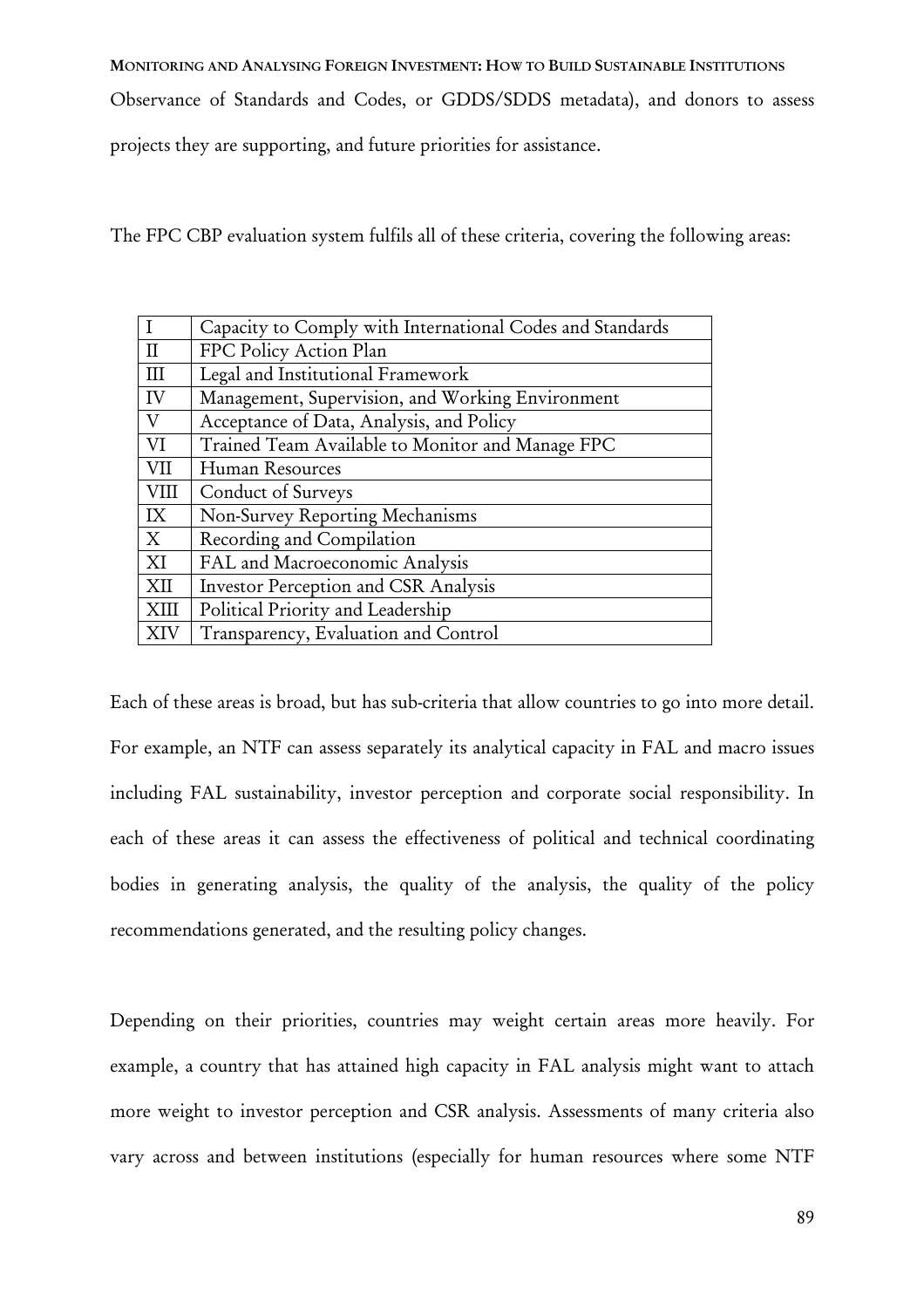Observance of Standards and Codes, or GDDS/SDDS metadata), and donors to assess projects they are supporting, and future priorities for assistance.

The FPC CBP evaluation system fulfils all of these criteria, covering the following areas:

| | |
|---|---|
| I | Capacity to Comply with International Codes and Standards |
| II | FPC Policy Action Plan |
| III | Legal and Institutional Framework |
| IV | Management, Supervision, and Working Environment |
| V | Acceptance of Data, Analysis, and Policy |
| VI | Trained Team Available to Monitor and Manage FPC |
| VII | Human Resources |
| VIII | Conduct of Surveys |
| IX | Non-Survey Reporting Mechanisms |
| X | Recording and Compilation |
| XI | FAL and Macroeconomic Analysis |
| XII | Investor Perception and CSR Analysis |
| XIII | Political Priority and Leadership |
| XIV | Transparency, Evaluation and Control |

Each of these areas is broad, but has sub-criteria that allow countries to go into more detail. For example, an NTF can assess separately its analytical capacity in FAL and macro issues including FAL sustainability, investor perception and corporate social responsibility. In each of these areas it can assess the effectiveness of political and technical coordinating bodies in generating analysis, the quality of the analysis, the quality of the policy recommendations generated, and the resulting policy changes.

Depending on their priorities, countries may weight certain areas more heavily. For example, a country that has attained high capacity in FAL analysis might want to attach more weight to investor perception and CSR analysis. Assessments of many criteria also vary across and between institutions (especially for human resources where some NTF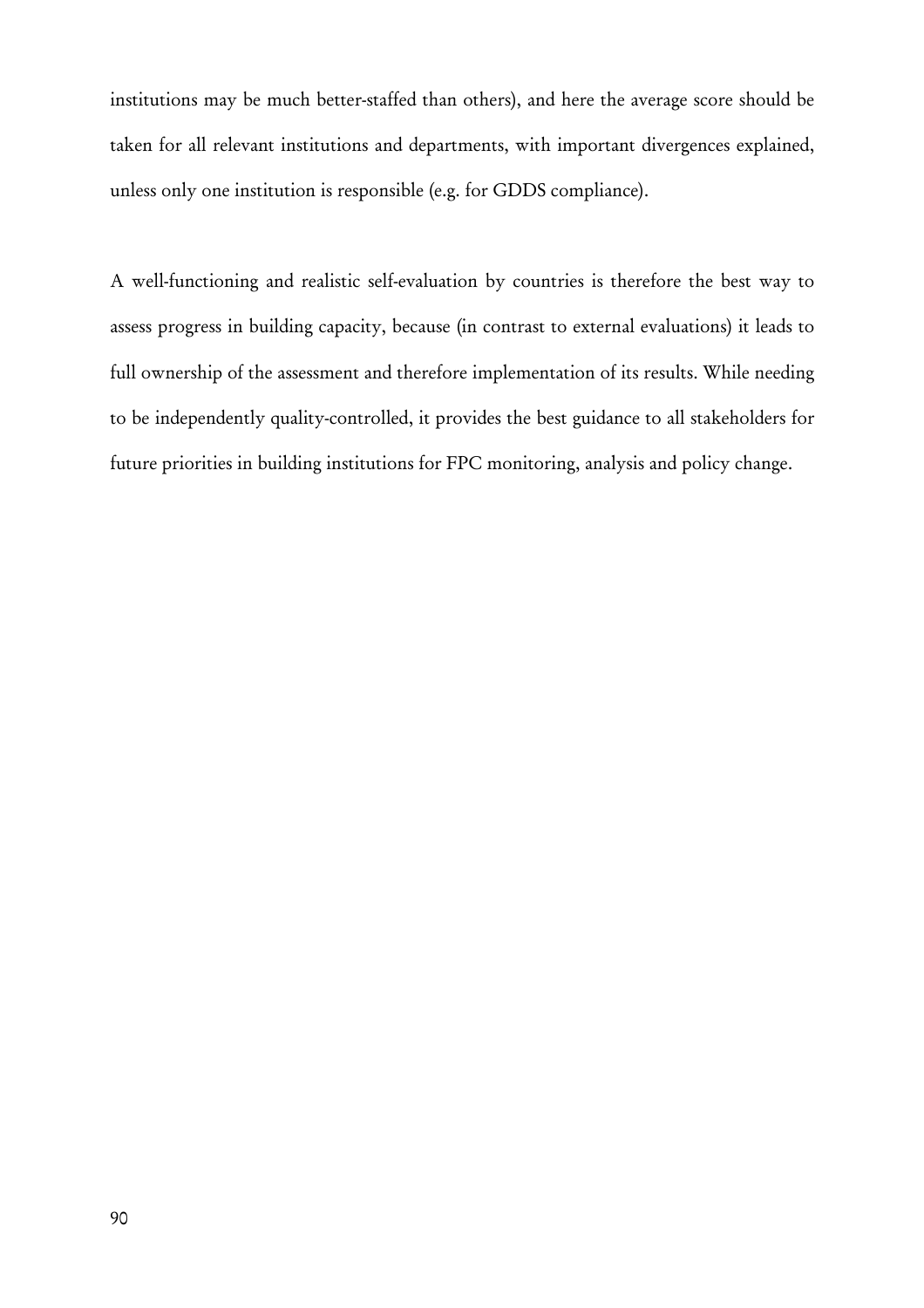institutions may be much better-staffed than others), and here the average score should be taken for all relevant institutions and departments, with important divergences explained, unless only one institution is responsible (e.g. for GDDS compliance).

A well-functioning and realistic self-evaluation by countries is therefore the best way to assess progress in building capacity, because (in contrast to external evaluations) it leads to full ownership of the assessment and therefore implementation of its results. While needing to be independently quality-controlled, it provides the best guidance to all stakeholders for future priorities in building institutions for FPC monitoring, analysis and policy change.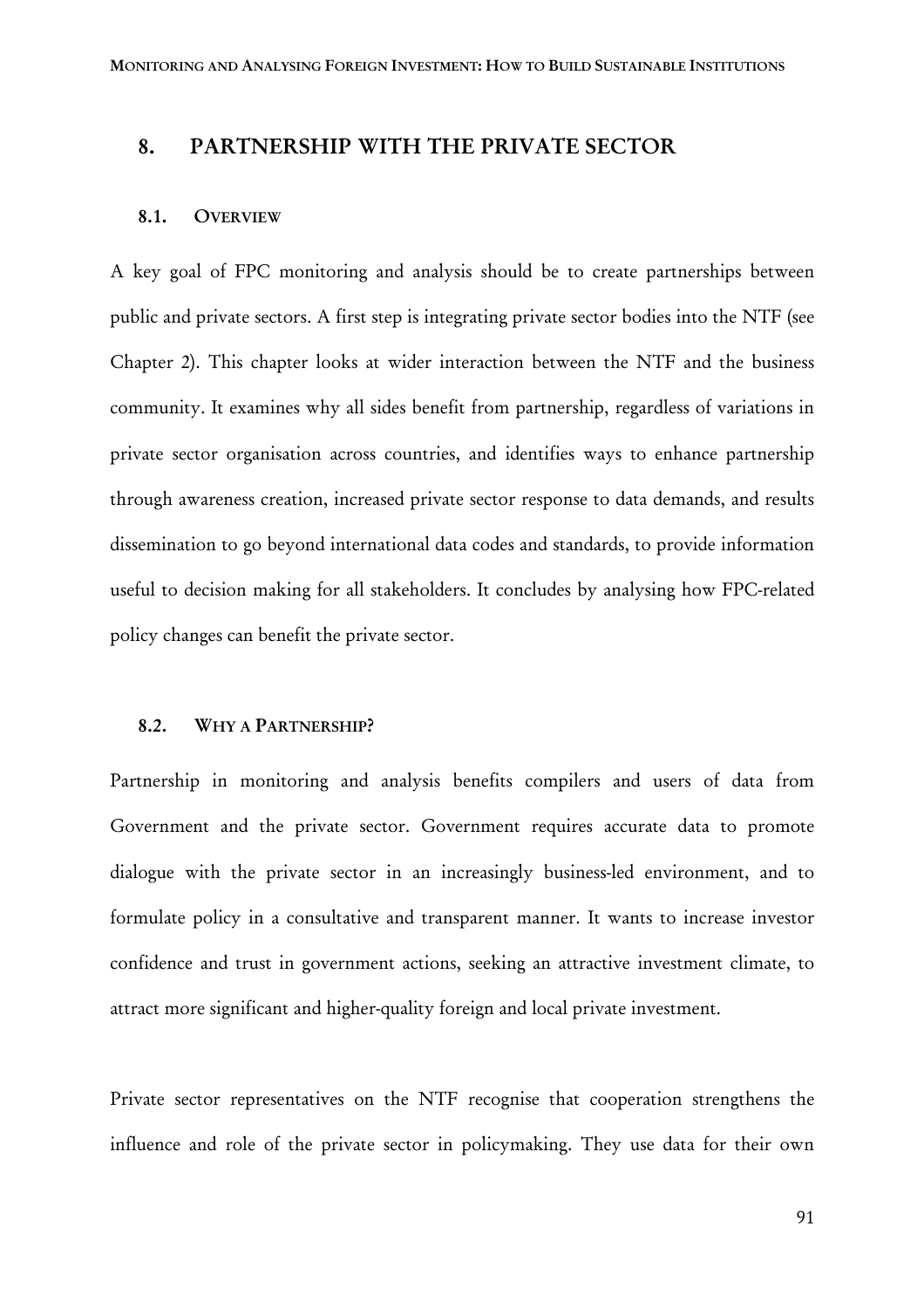## 8. PARTNERSHIP WITH THE PRIVATE SECTOR

### 8.1. OVERVIEW

A key goal of FPC monitoring and analysis should be to create partnerships between public and private sectors. A first step is integrating private sector bodies into the NTF (see Chapter 2). This chapter looks at wider interaction between the NTF and the business community. It examines why all sides benefit from partnership, regardless of variations in private sector organisation across countries, and identifies ways to enhance partnership through awareness creation, increased private sector response to data demands, and results dissemination to go beyond international data codes and standards, to provide information useful to decision making for all stakeholders. It concludes by analysing how FPC-related policy changes can benefit the private sector.

### 8.2. WHY A PARTNERSHIP?

Partnership in monitoring and analysis benefits compilers and users of data from Government and the private sector. Government requires accurate data to promote dialogue with the private sector in an increasingly business-led environment, and to formulate policy in a consultative and transparent manner. It wants to increase investor confidence and trust in government actions, seeking an attractive investment climate, to attract more significant and higher-quality foreign and local private investment.

Private sector representatives on the NTF recognise that cooperation strengthens the influence and role of the private sector in policymaking. They use data for their own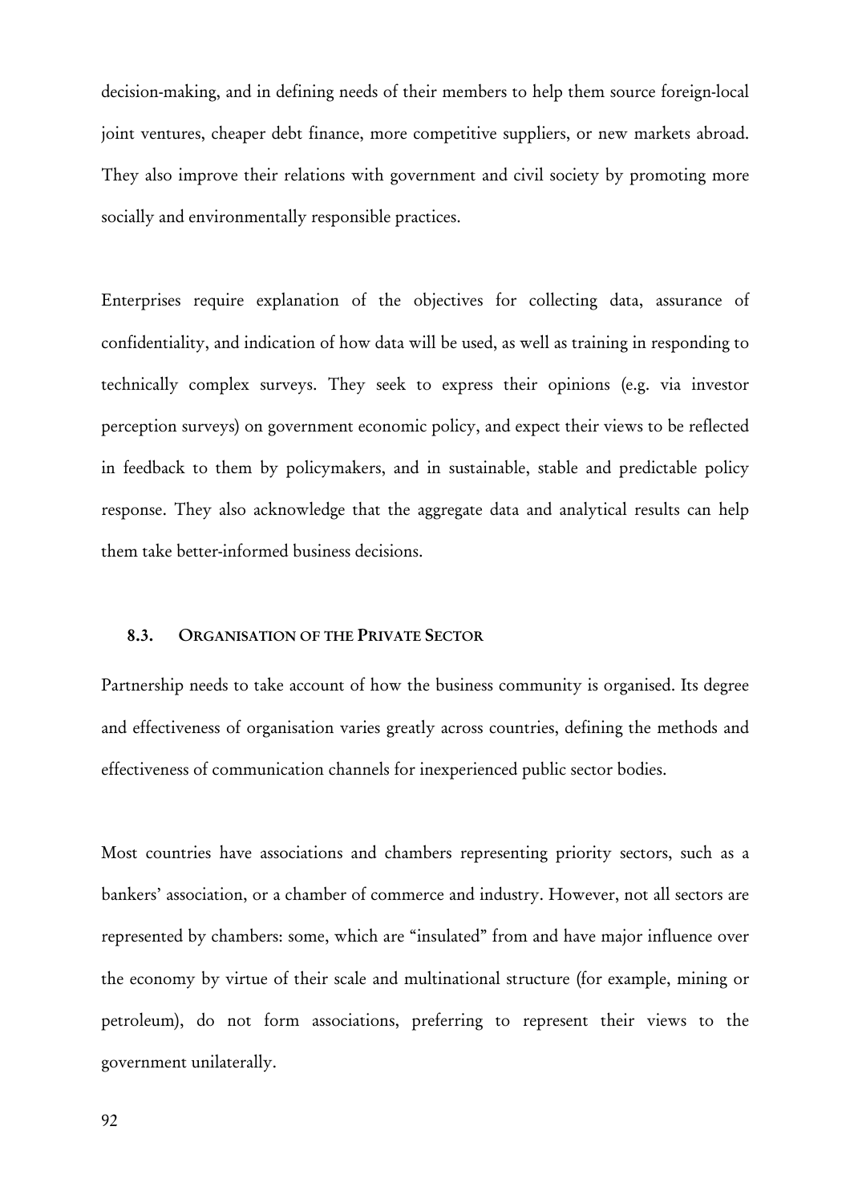decision-making, and in defining needs of their members to help them source foreign-local joint ventures, cheaper debt finance, more competitive suppliers, or new markets abroad. They also improve their relations with government and civil society by promoting more socially and environmentally responsible practices.

Enterprises require explanation of the objectives for collecting data, assurance of confidentiality, and indication of how data will be used, as well as training in responding to technically complex surveys. They seek to express their opinions (e.g. via investor perception surveys) on government economic policy, and expect their views to be reflected in feedback to them by policymakers, and in sustainable, stable and predictable policy response. They also acknowledge that the aggregate data and analytical results can help them take better-informed business decisions.

### 8.3. ORGANISATION OF THE PRIVATE SECTOR

Partnership needs to take account of how the business community is organised. Its degree and effectiveness of organisation varies greatly across countries, defining the methods and effectiveness of communication channels for inexperienced public sector bodies.

Most countries have associations and chambers representing priority sectors, such as a bankers' association, or a chamber of commerce and industry. However, not all sectors are represented by chambers: some, which are "insulated" from and have major influence over the economy by virtue of their scale and multinational structure (for example, mining or petroleum), do not form associations, preferring to represent their views to the government unilaterally.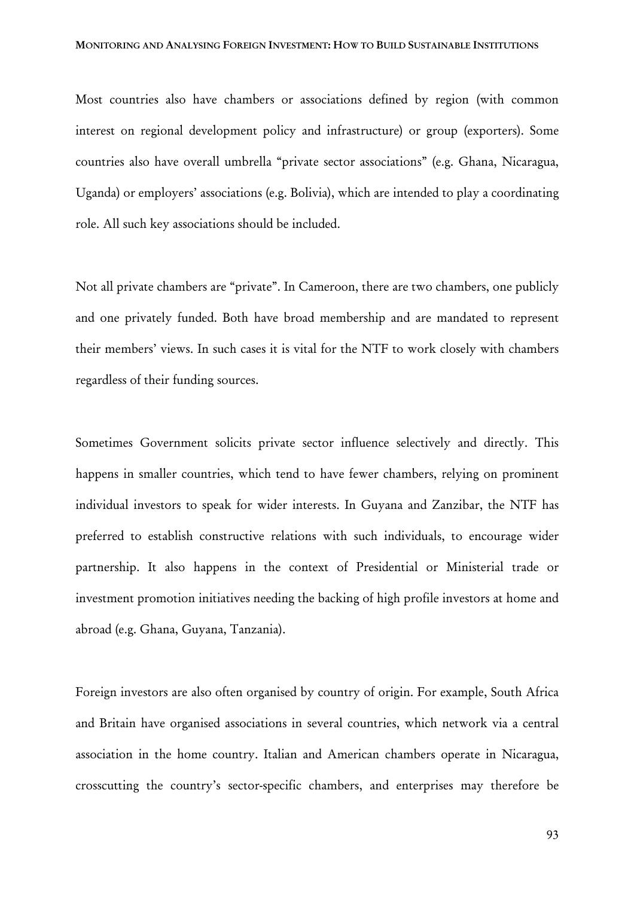Most countries also have chambers or associations defined by region (with common interest on regional development policy and infrastructure) or group (exporters). Some countries also have overall umbrella "private sector associations" (e.g. Ghana, Nicaragua, Uganda) or employers' associations (e.g. Bolivia), which are intended to play a coordinating role. All such key associations should be included.

Not all private chambers are "private". In Cameroon, there are two chambers, one publicly and one privately funded. Both have broad membership and are mandated to represent their members' views. In such cases it is vital for the NTF to work closely with chambers regardless of their funding sources.

Sometimes Government solicits private sector influence selectively and directly. This happens in smaller countries, which tend to have fewer chambers, relying on prominent individual investors to speak for wider interests. In Guyana and Zanzibar, the NTF has preferred to establish constructive relations with such individuals, to encourage wider partnership. It also happens in the context of Presidential or Ministerial trade or investment promotion initiatives needing the backing of high profile investors at home and abroad (e.g. Ghana, Guyana, Tanzania).

Foreign investors are also often organised by country of origin. For example, South Africa and Britain have organised associations in several countries, which network via a central association in the home country. Italian and American chambers operate in Nicaragua, crosscutting the country's sector-specific chambers, and enterprises may therefore be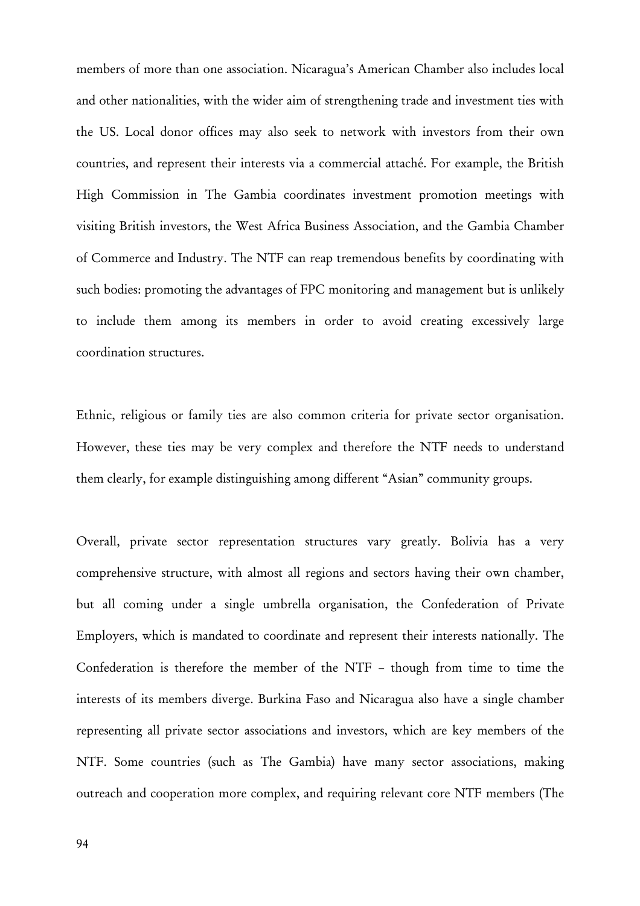members of more than one association. Nicaragua's American Chamber also includes local and other nationalities, with the wider aim of strengthening trade and investment ties with the US. Local donor offices may also seek to network with investors from their own countries, and represent their interests via a commercial attaché. For example, the British High Commission in The Gambia coordinates investment promotion meetings with visiting British investors, the West Africa Business Association, and the Gambia Chamber of Commerce and Industry. The NTF can reap tremendous benefits by coordinating with such bodies: promoting the advantages of FPC monitoring and management but is unlikely to include them among its members in order to avoid creating excessively large coordination structures.

Ethnic, religious or family ties are also common criteria for private sector organisation. However, these ties may be very complex and therefore the NTF needs to understand them clearly, for example distinguishing among different "Asian" community groups.

Overall, private sector representation structures vary greatly. Bolivia has a very comprehensive structure, with almost all regions and sectors having their own chamber, but all coming under a single umbrella organisation, the Confederation of Private Employers, which is mandated to coordinate and represent their interests nationally. The Confederation is therefore the member of the NTF – though from time to time the interests of its members diverge. Burkina Faso and Nicaragua also have a single chamber representing all private sector associations and investors, which are key members of the NTF. Some countries (such as The Gambia) have many sector associations, making outreach and cooperation more complex, and requiring relevant core NTF members (The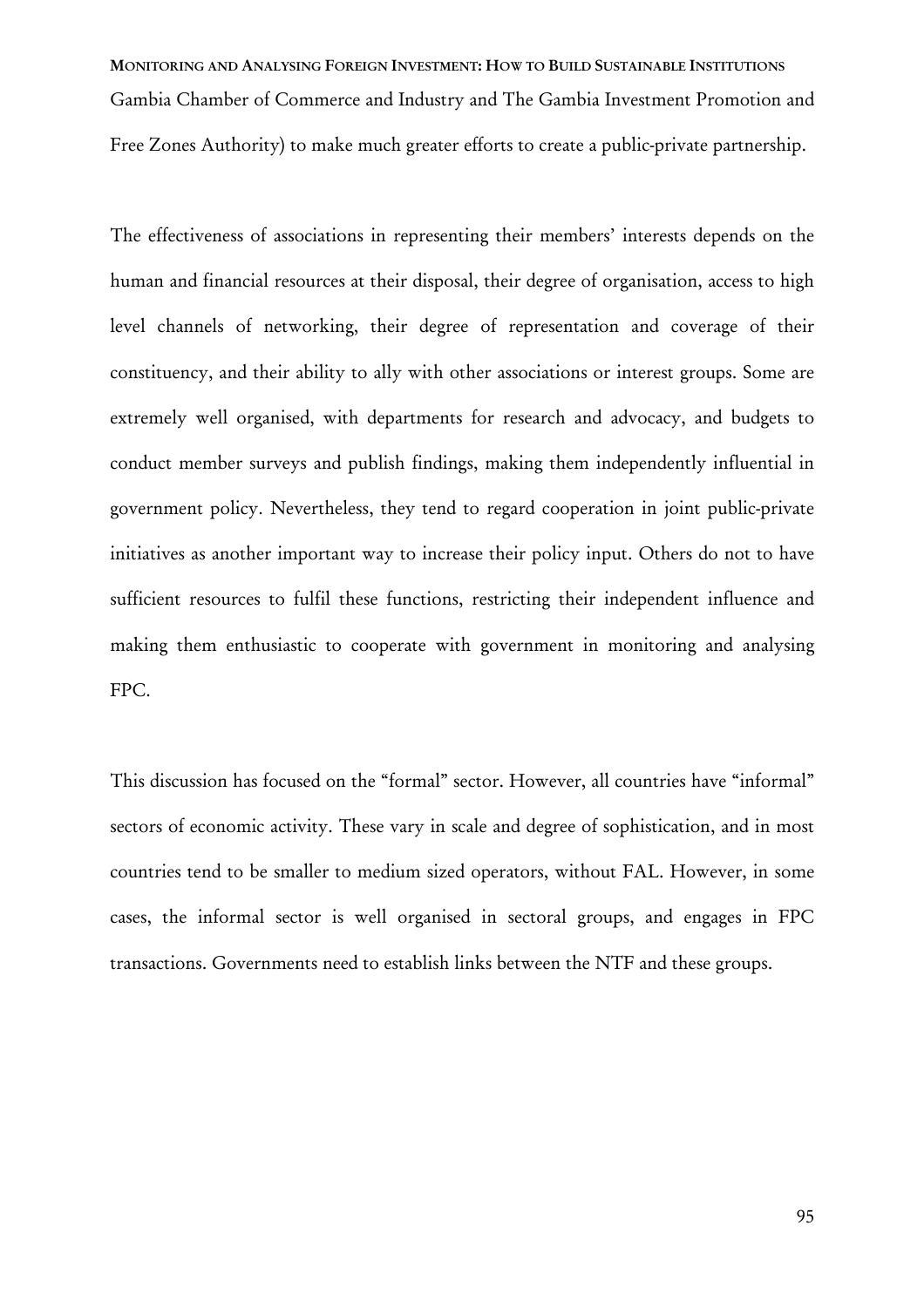Gambia Chamber of Commerce and Industry and The Gambia Investment Promotion and Free Zones Authority) to make much greater efforts to create a public-private partnership.

The effectiveness of associations in representing their members' interests depends on the human and financial resources at their disposal, their degree of organisation, access to high level channels of networking, their degree of representation and coverage of their constituency, and their ability to ally with other associations or interest groups. Some are extremely well organised, with departments for research and advocacy, and budgets to conduct member surveys and publish findings, making them independently influential in government policy. Nevertheless, they tend to regard cooperation in joint public-private initiatives as another important way to increase their policy input. Others do not to have sufficient resources to fulfil these functions, restricting their independent influence and making them enthusiastic to cooperate with government in monitoring and analysing FPC.

This discussion has focused on the "formal" sector. However, all countries have "informal" sectors of economic activity. These vary in scale and degree of sophistication, and in most countries tend to be smaller to medium sized operators, without FAL. However, in some cases, the informal sector is well organised in sectoral groups, and engages in FPC transactions. Governments need to establish links between the NTF and these groups.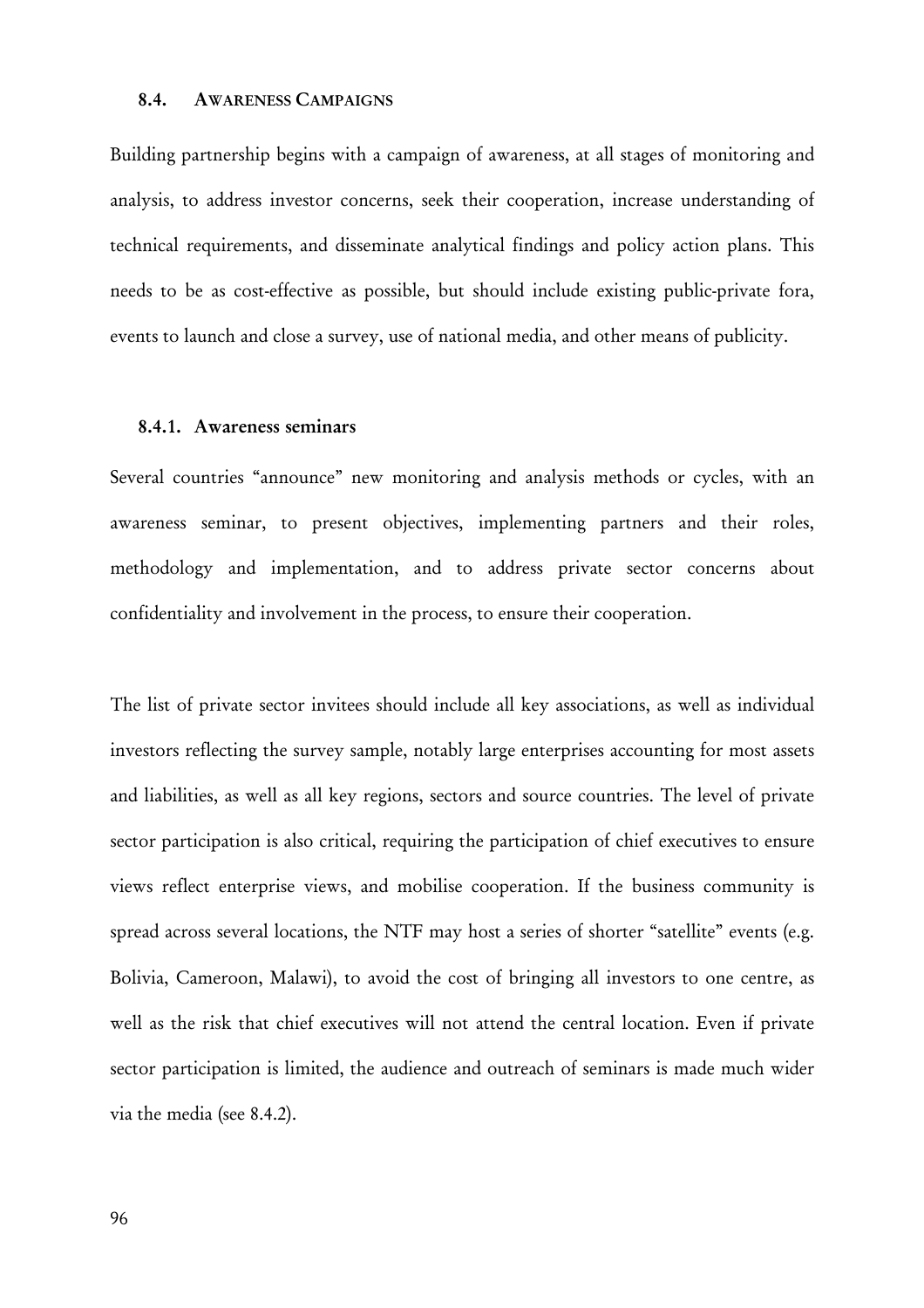### 8.4. AWARENESS CAMPAIGNS

Building partnership begins with a campaign of awareness, at all stages of monitoring and analysis, to address investor concerns, seek their cooperation, increase understanding of technical requirements, and disseminate analytical findings and policy action plans. This needs to be as cost-effective as possible, but should include existing public-private fora, events to launch and close a survey, use of national media, and other means of publicity.

#### 8.4.1. Awareness seminars

Several countries "announce" new monitoring and analysis methods or cycles, with an awareness seminar, to present objectives, implementing partners and their roles, methodology and implementation, and to address private sector concerns about confidentiality and involvement in the process, to ensure their cooperation.

The list of private sector invitees should include all key associations, as well as individual investors reflecting the survey sample, notably large enterprises accounting for most assets and liabilities, as well as all key regions, sectors and source countries. The level of private sector participation is also critical, requiring the participation of chief executives to ensure views reflect enterprise views, and mobilise cooperation. If the business community is spread across several locations, the NTF may host a series of shorter "satellite" events (e.g. Bolivia, Cameroon, Malawi), to avoid the cost of bringing all investors to one centre, as well as the risk that chief executives will not attend the central location. Even if private sector participation is limited, the audience and outreach of seminars is made much wider via the media (see 8.4.2).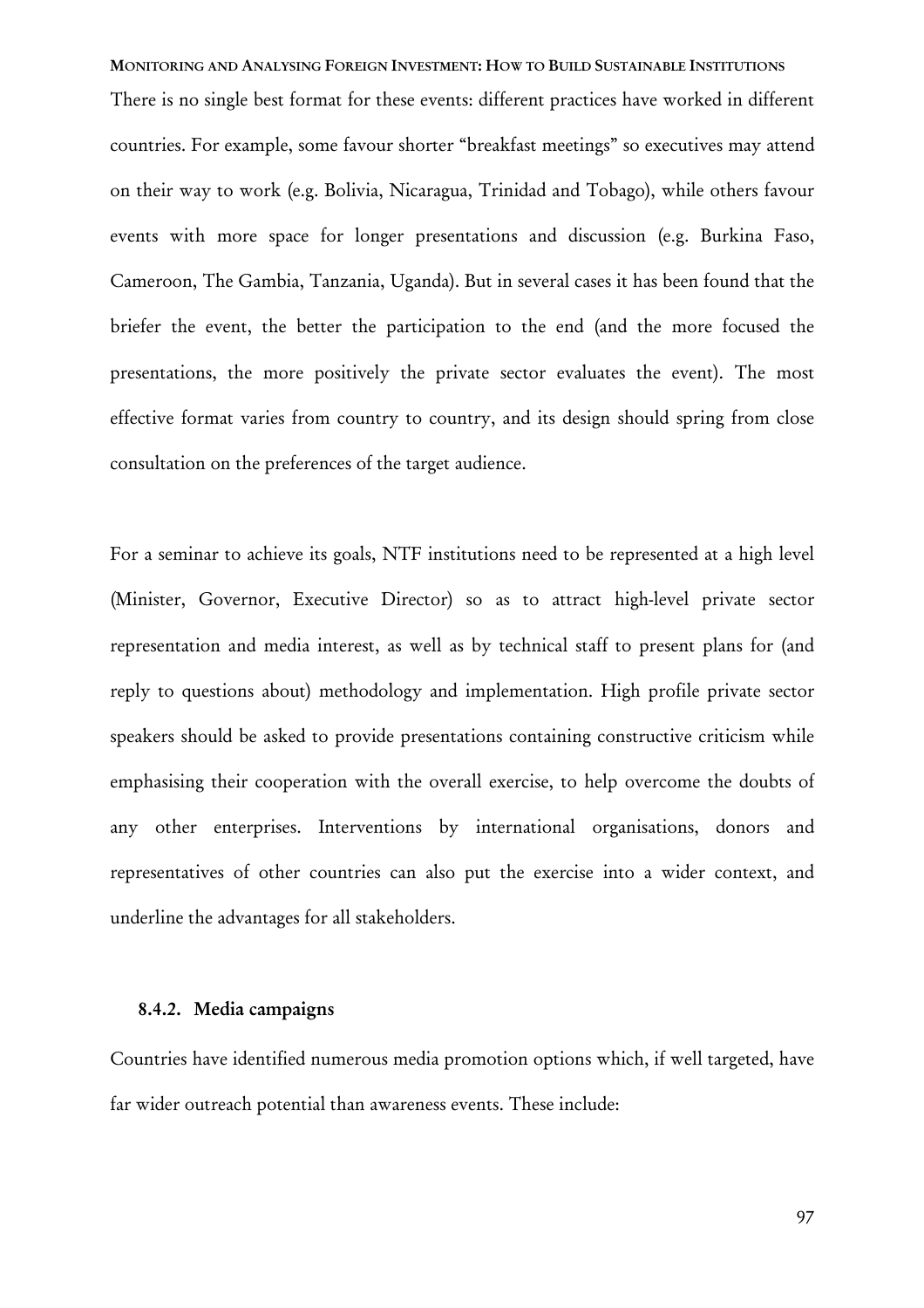There is no single best format for these events: different practices have worked in different countries. For example, some favour shorter "breakfast meetings" so executives may attend on their way to work (e.g. Bolivia, Nicaragua, Trinidad and Tobago), while others favour events with more space for longer presentations and discussion (e.g. Burkina Faso, Cameroon, The Gambia, Tanzania, Uganda). But in several cases it has been found that the briefer the event, the better the participation to the end (and the more focused the presentations, the more positively the private sector evaluates the event). The most effective format varies from country to country, and its design should spring from close consultation on the preferences of the target audience.

For a seminar to achieve its goals, NTF institutions need to be represented at a high level (Minister, Governor, Executive Director) so as to attract high-level private sector representation and media interest, as well as by technical staff to present plans for (and reply to questions about) methodology and implementation. High profile private sector speakers should be asked to provide presentations containing constructive criticism while emphasising their cooperation with the overall exercise, to help overcome the doubts of any other enterprises. Interventions by international organisations, donors and representatives of other countries can also put the exercise into a wider context, and underline the advantages for all stakeholders.

#### 8.4.2. Media campaigns

Countries have identified numerous media promotion options which, if well targeted, have far wider outreach potential than awareness events. These include: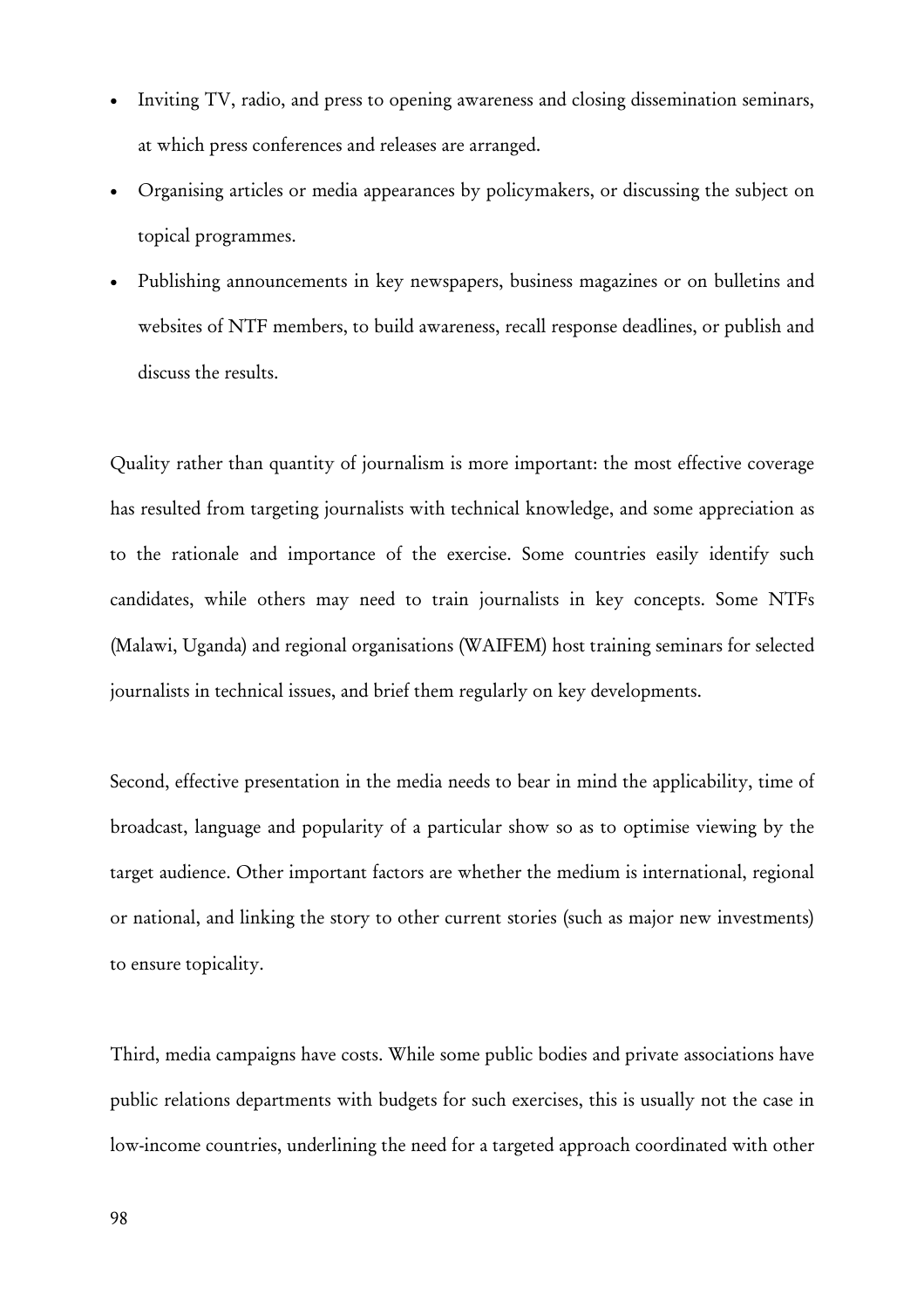- Inviting TV, radio, and press to opening awareness and closing dissemination seminars, at which press conferences and releases are arranged.
- Organising articles or media appearances by policymakers, or discussing the subject on topical programmes.
- Publishing announcements in key newspapers, business magazines or on bulletins and websites of NTF members, to build awareness, recall response deadlines, or publish and discuss the results.

Quality rather than quantity of journalism is more important: the most effective coverage has resulted from targeting journalists with technical knowledge, and some appreciation as to the rationale and importance of the exercise. Some countries easily identify such candidates, while others may need to train journalists in key concepts. Some NTFs (Malawi, Uganda) and regional organisations (WAIFEM) host training seminars for selected journalists in technical issues, and brief them regularly on key developments.

Second, effective presentation in the media needs to bear in mind the applicability, time of broadcast, language and popularity of a particular show so as to optimise viewing by the target audience. Other important factors are whether the medium is international, regional or national, and linking the story to other current stories (such as major new investments) to ensure topicality.

Third, media campaigns have costs. While some public bodies and private associations have public relations departments with budgets for such exercises, this is usually not the case in low-income countries, underlining the need for a targeted approach coordinated with other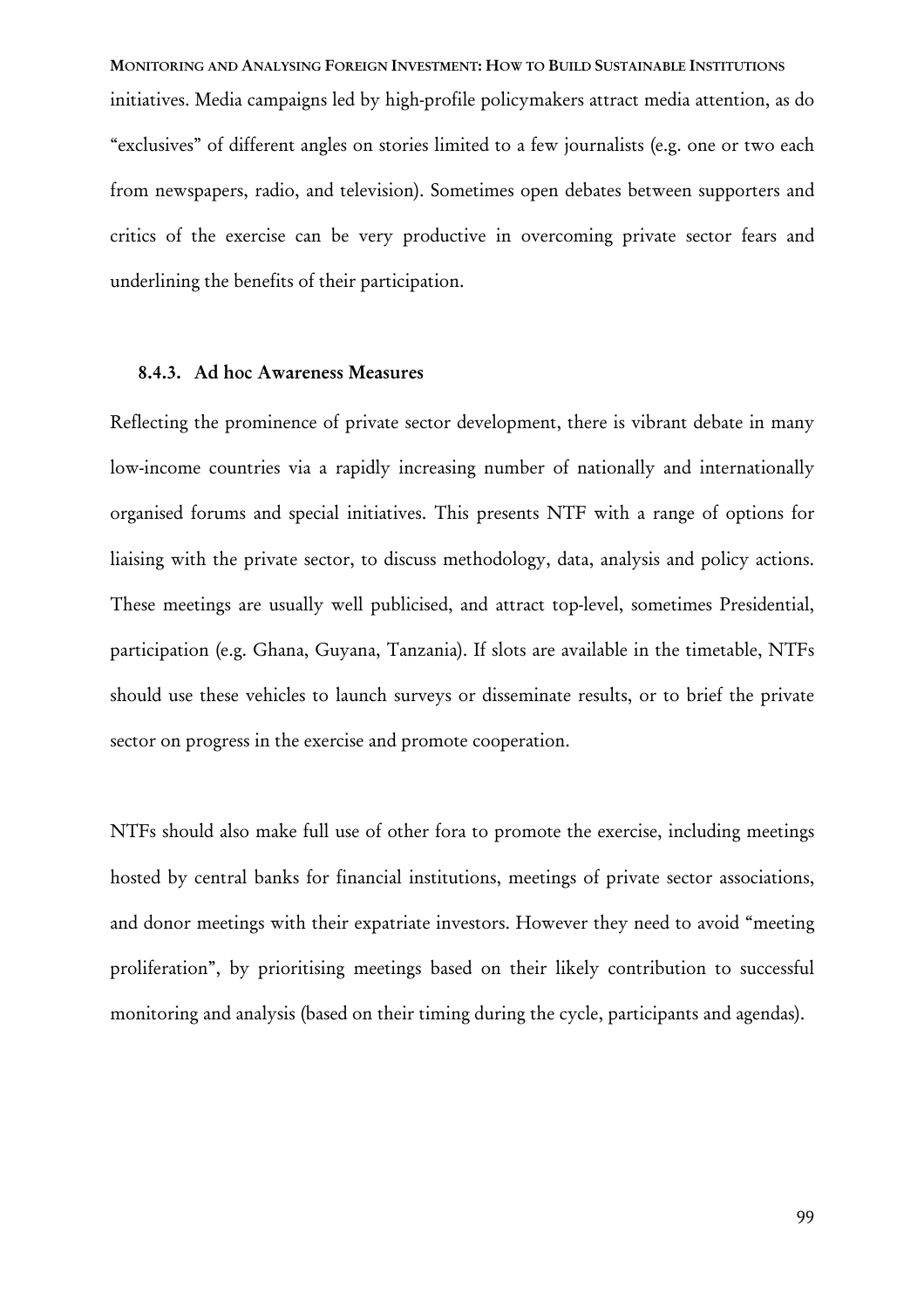initiatives. Media campaigns led by high-profile policymakers attract media attention, as do "exclusives" of different angles on stories limited to a few journalists (e.g. one or two each from newspapers, radio, and television). Sometimes open debates between supporters and critics of the exercise can be very productive in overcoming private sector fears and underlining the benefits of their participation.

### 8.4.3. Ad hoc Awareness Measures

Reflecting the prominence of private sector development, there is vibrant debate in many low-income countries via a rapidly increasing number of nationally and internationally organised forums and special initiatives. This presents NTF with a range of options for liaising with the private sector, to discuss methodology, data, analysis and policy actions. These meetings are usually well publicised, and attract top-level, sometimes Presidential, participation (e.g. Ghana, Guyana, Tanzania). If slots are available in the timetable, NTFs should use these vehicles to launch surveys or disseminate results, or to brief the private sector on progress in the exercise and promote cooperation.

NTFs should also make full use of other fora to promote the exercise, including meetings hosted by central banks for financial institutions, meetings of private sector associations, and donor meetings with their expatriate investors. However they need to avoid "meeting proliferation", by prioritising meetings based on their likely contribution to successful monitoring and analysis (based on their timing during the cycle, participants and agendas).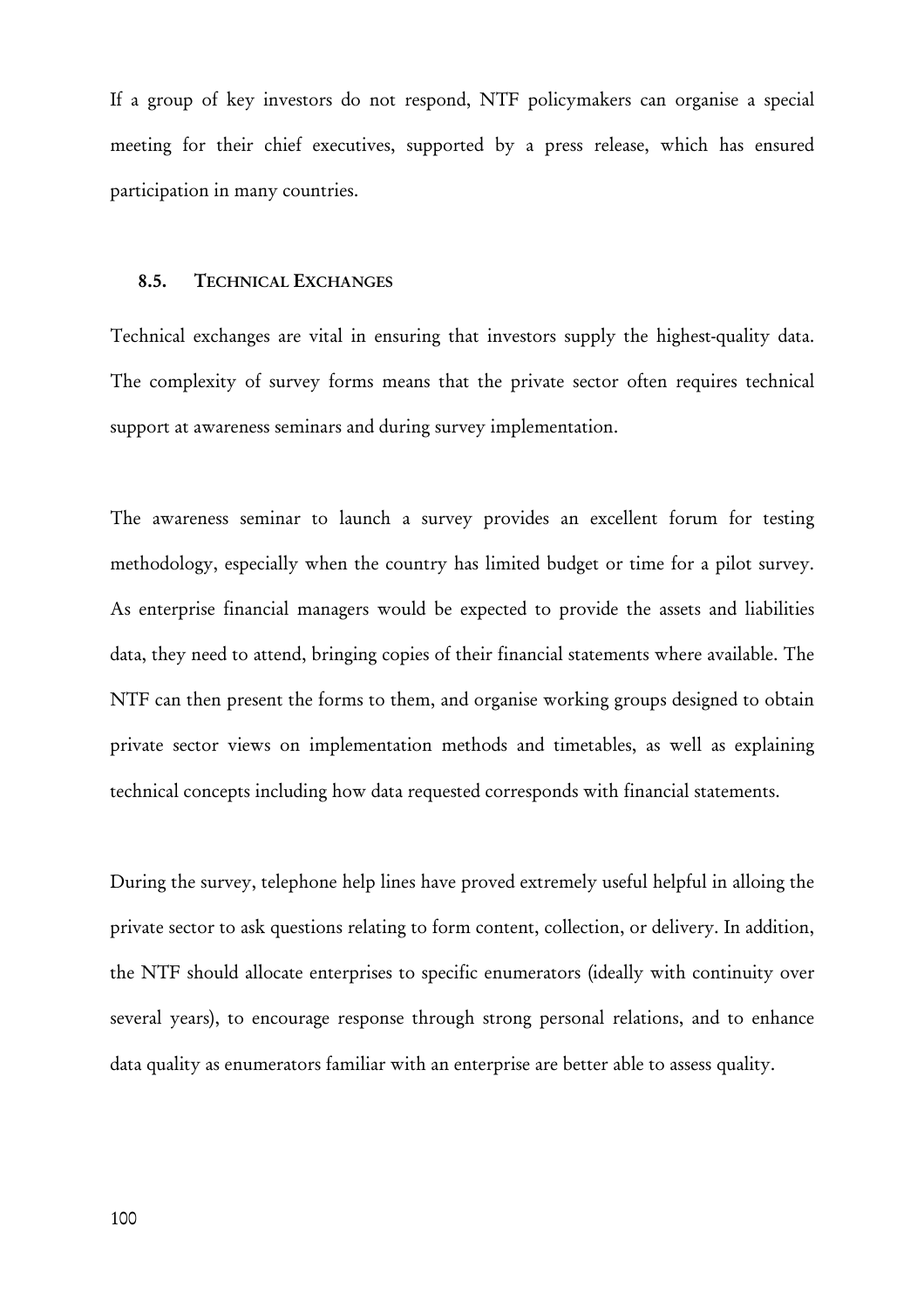If a group of key investors do not respond, NTF policymakers can organise a special meeting for their chief executives, supported by a press release, which has ensured participation in many countries.

### 8.5. TECHNICAL EXCHANGES

Technical exchanges are vital in ensuring that investors supply the highest-quality data. The complexity of survey forms means that the private sector often requires technical support at awareness seminars and during survey implementation.

The awareness seminar to launch a survey provides an excellent forum for testing methodology, especially when the country has limited budget or time for a pilot survey. As enterprise financial managers would be expected to provide the assets and liabilities data, they need to attend, bringing copies of their financial statements where available. The NTF can then present the forms to them, and organise working groups designed to obtain private sector views on implementation methods and timetables, as well as explaining technical concepts including how data requested corresponds with financial statements.

During the survey, telephone help lines have proved extremely useful helpful in alloing the private sector to ask questions relating to form content, collection, or delivery. In addition, the NTF should allocate enterprises to specific enumerators (ideally with continuity over several years), to encourage response through strong personal relations, and to enhance data quality as enumerators familiar with an enterprise are better able to assess quality.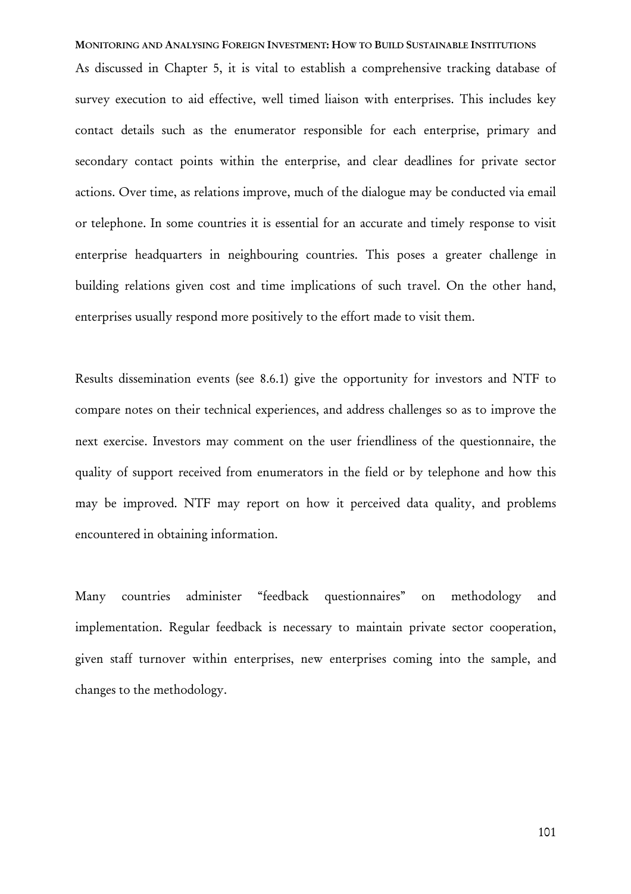As discussed in Chapter 5, it is vital to establish a comprehensive tracking database of survey execution to aid effective, well timed liaison with enterprises. This includes key contact details such as the enumerator responsible for each enterprise, primary and secondary contact points within the enterprise, and clear deadlines for private sector actions. Over time, as relations improve, much of the dialogue may be conducted via email or telephone. In some countries it is essential for an accurate and timely response to visit enterprise headquarters in neighbouring countries. This poses a greater challenge in building relations given cost and time implications of such travel. On the other hand, enterprises usually respond more positively to the effort made to visit them.

Results dissemination events (see 8.6.1) give the opportunity for investors and NTF to compare notes on their technical experiences, and address challenges so as to improve the next exercise. Investors may comment on the user friendliness of the questionnaire, the quality of support received from enumerators in the field or by telephone and how this may be improved. NTF may report on how it perceived data quality, and problems encountered in obtaining information.

Many countries administer "feedback questionnaires" on methodology and implementation. Regular feedback is necessary to maintain private sector cooperation, given staff turnover within enterprises, new enterprises coming into the sample, and changes to the methodology.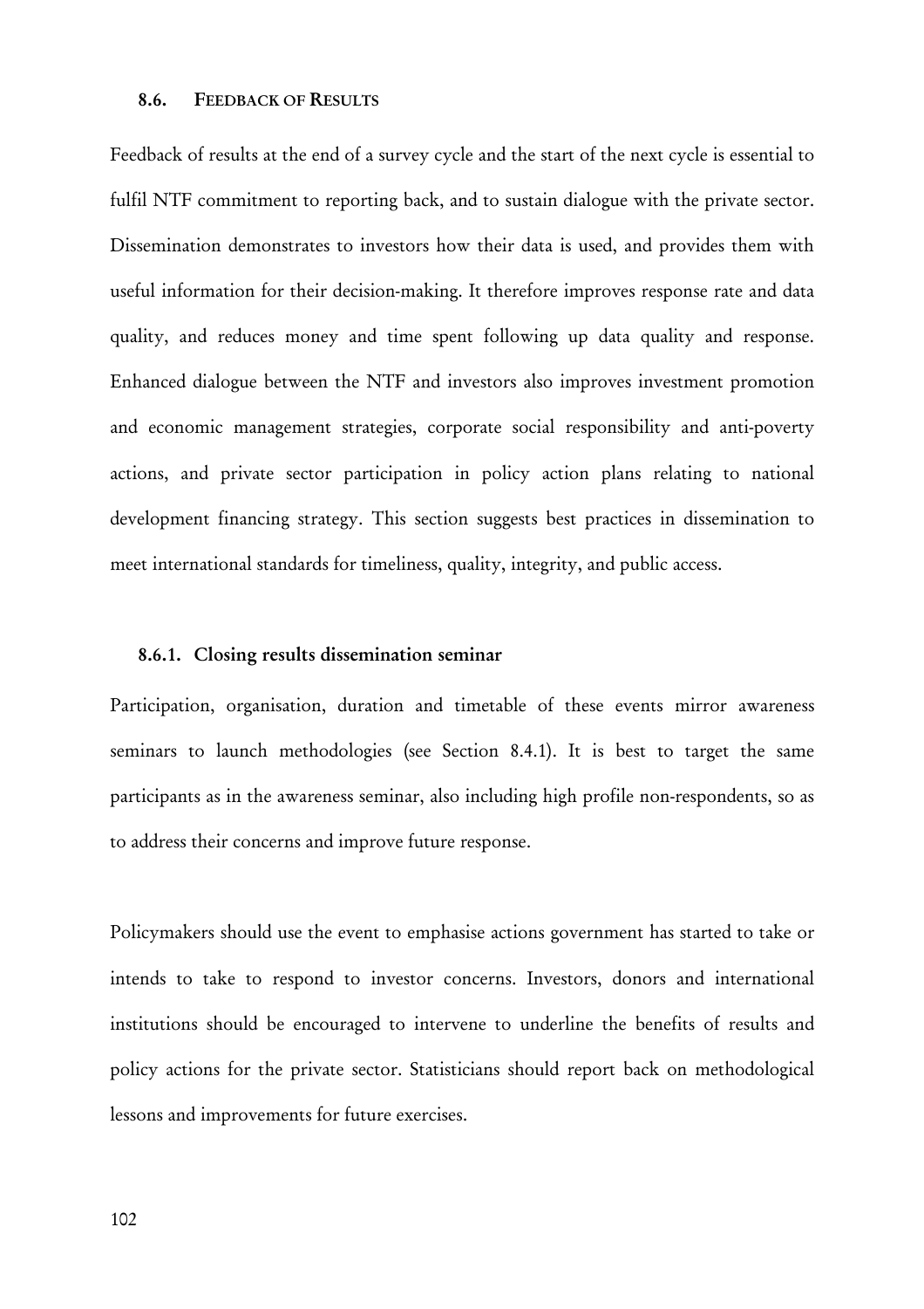## 8.6. FEEDBACK OF RESULTS

Feedback of results at the end of a survey cycle and the start of the next cycle is essential to fulfil NTF commitment to reporting back, and to sustain dialogue with the private sector. Dissemination demonstrates to investors how their data is used, and provides them with useful information for their decision-making. It therefore improves response rate and data quality, and reduces money and time spent following up data quality and response. Enhanced dialogue between the NTF and investors also improves investment promotion and economic management strategies, corporate social responsibility and anti-poverty actions, and private sector participation in policy action plans relating to national development financing strategy. This section suggests best practices in dissemination to meet international standards for timeliness, quality, integrity, and public access.

### 8.6.1. Closing results dissemination seminar

Participation, organisation, duration and timetable of these events mirror awareness seminars to launch methodologies (see Section 8.4.1). It is best to target the same participants as in the awareness seminar, also including high profile non-respondents, so as to address their concerns and improve future response.

Policymakers should use the event to emphasise actions government has started to take or intends to take to respond to investor concerns. Investors, donors and international institutions should be encouraged to intervene to underline the benefits of results and policy actions for the private sector. Statisticians should report back on methodological lessons and improvements for future exercises.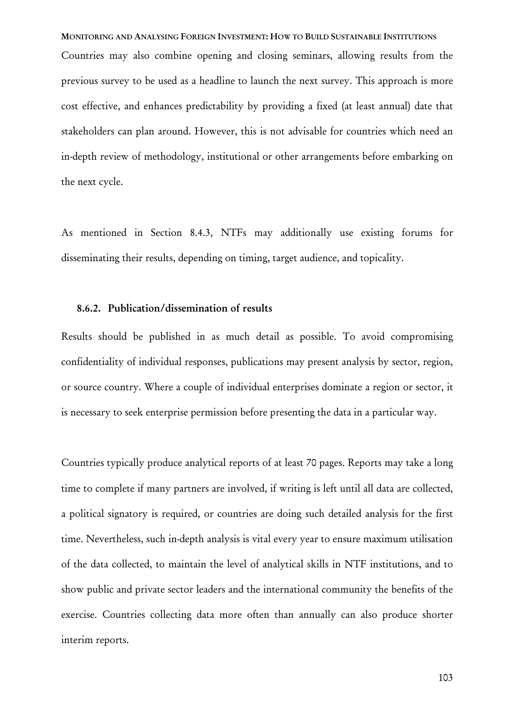Countries may also combine opening and closing seminars, allowing results from the previous survey to be used as a headline to launch the next survey. This approach is more cost effective, and enhances predictability by providing a fixed (at least annual) date that stakeholders can plan around. However, this is not advisable for countries which need an in-depth review of methodology, institutional or other arrangements before embarking on the next cycle.

As mentioned in Section 8.4.3, NTFs may additionally use existing forums for disseminating their results, depending on timing, target audience, and topicality.

### 8.6.2. Publication/dissemination of results

Results should be published in as much detail as possible. To avoid compromising confidentiality of individual responses, publications may present analysis by sector, region, or source country. Where a couple of individual enterprises dominate a region or sector, it is necessary to seek enterprise permission before presenting the data in a particular way.

Countries typically produce analytical reports of at least 70 pages. Reports may take a long time to complete if many partners are involved, if writing is left until all data are collected, a political signatory is required, or countries are doing such detailed analysis for the first time. Nevertheless, such in-depth analysis is vital every year to ensure maximum utilisation of the data collected, to maintain the level of analytical skills in NTF institutions, and to show public and private sector leaders and the international community the benefits of the exercise. Countries collecting data more often than annually can also produce shorter interim reports.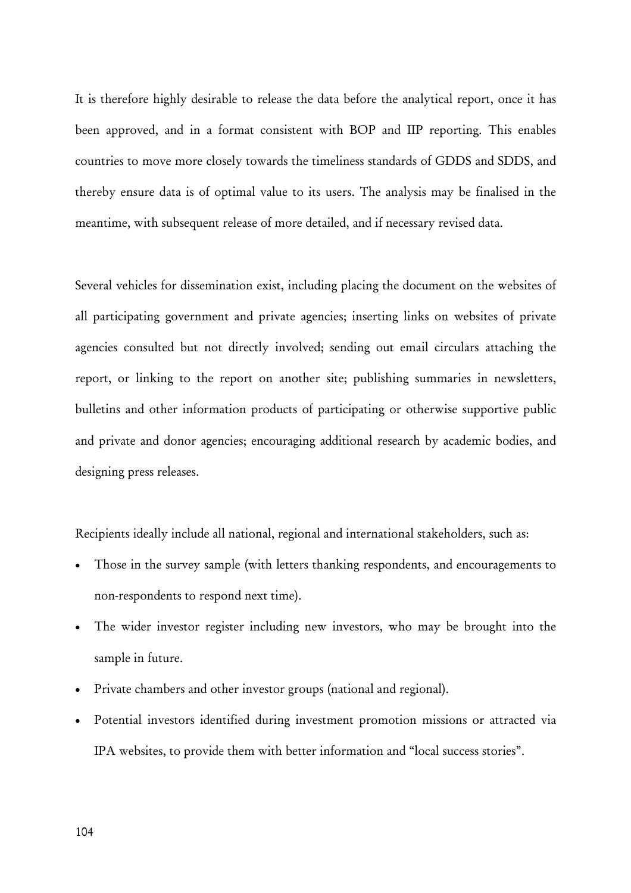It is therefore highly desirable to release the data before the analytical report, once it has been approved, and in a format consistent with BOP and IIP reporting. This enables countries to move more closely towards the timeliness standards of GDDS and SDDS, and thereby ensure data is of optimal value to its users. The analysis may be finalised in the meantime, with subsequent release of more detailed, and if necessary revised data.

Several vehicles for dissemination exist, including placing the document on the websites of all participating government and private agencies; inserting links on websites of private agencies consulted but not directly involved; sending out email circulars attaching the report, or linking to the report on another site; publishing summaries in newsletters, bulletins and other information products of participating or otherwise supportive public and private and donor agencies; encouraging additional research by academic bodies, and designing press releases.

Recipients ideally include all national, regional and international stakeholders, such as:

- Those in the survey sample (with letters thanking respondents, and encouragements to non-respondents to respond next time).
- The wider investor register including new investors, who may be brought into the sample in future.
- Private chambers and other investor groups (national and regional).
- Potential investors identified during investment promotion missions or attracted via IPA websites, to provide them with better information and "local success stories".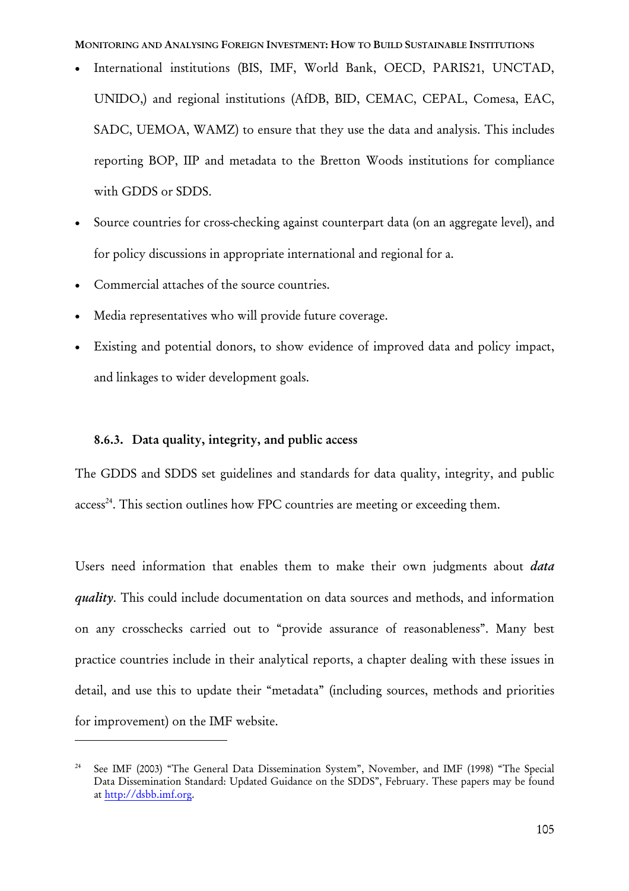- International institutions (BIS, IMF, World Bank, OECD, PARIS21, UNCTAD, UNIDO,) and regional institutions (AfDB, BID, CEMAC, CEPAL, Comesa, EAC, SADC, UEMOA, WAMZ) to ensure that they use the data and analysis. This includes reporting BOP, IIP and metadata to the Bretton Woods institutions for compliance with GDDS or SDDS.
- Source countries for cross-checking against counterpart data (on an aggregate level), and for policy discussions in appropriate international and regional for a.
- Commercial attaches of the source countries.
- Media representatives who will provide future coverage.
- Existing and potential donors, to show evidence of improved data and policy impact, and linkages to wider development goals.

### 8.6.3. Data quality, integrity, and public access

The GDDS and SDDS set guidelines and standards for data quality, integrity, and public access[24]. This section outlines how FPC countries are meeting or exceeding them.

Users need information that enables them to make their own judgments about ***data quality***. This could include documentation on data sources and methods, and information on any crosschecks carried out to "provide assurance of reasonableness". Many best practice countries include in their analytical reports, a chapter dealing with these issues in detail, and use this to update their "metadata" (including sources, methods and priorities for improvement) on the IMF website.

---

[24] See IMF (2003) "The General Data Dissemination System", November, and IMF (1998) "The Special Data Dissemination Standard: Updated Guidance on the SDDS", February. These papers may be found at http://dsbb.imf.org.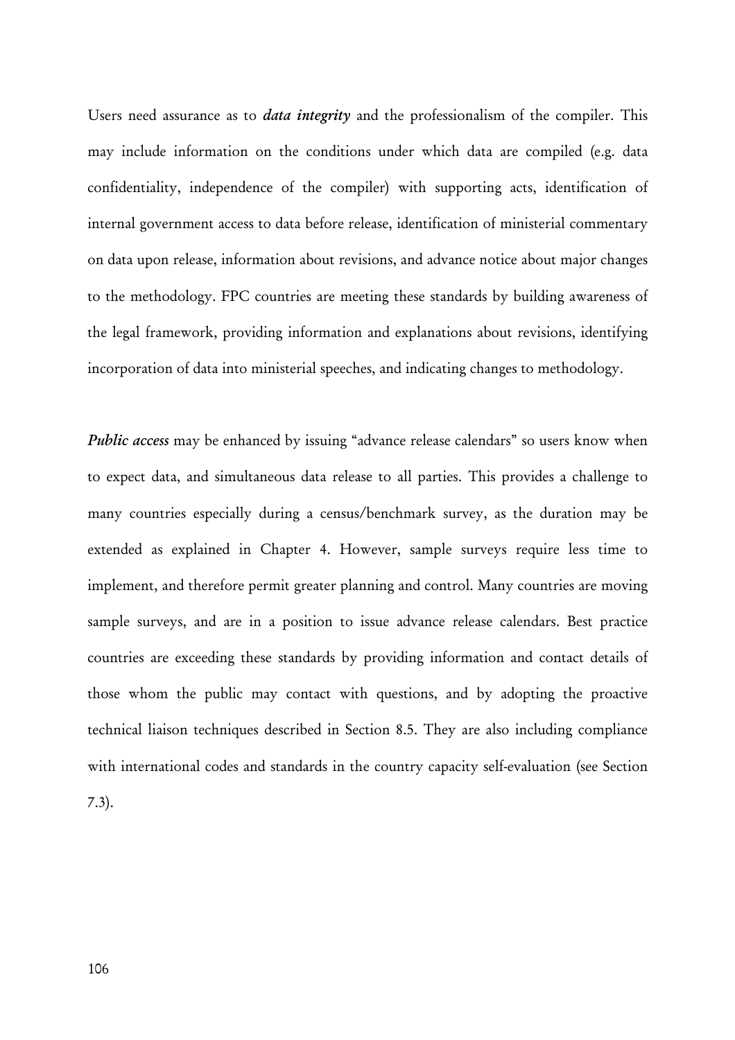Users need assurance as to ***data integrity*** and the professionalism of the compiler. This may include information on the conditions under which data are compiled (e.g. data confidentiality, independence of the compiler) with supporting acts, identification of internal government access to data before release, identification of ministerial commentary on data upon release, information about revisions, and advance notice about major changes to the methodology. FPC countries are meeting these standards by building awareness of the legal framework, providing information and explanations about revisions, identifying incorporation of data into ministerial speeches, and indicating changes to methodology.

***Public access*** may be enhanced by issuing "advance release calendars" so users know when to expect data, and simultaneous data release to all parties. This provides a challenge to many countries especially during a census/benchmark survey, as the duration may be extended as explained in Chapter 4. However, sample surveys require less time to implement, and therefore permit greater planning and control. Many countries are moving sample surveys, and are in a position to issue advance release calendars. Best practice countries are exceeding these standards by providing information and contact details of those whom the public may contact with questions, and by adopting the proactive technical liaison techniques described in Section 8.5. They are also including compliance with international codes and standards in the country capacity self-evaluation (see Section 7.3).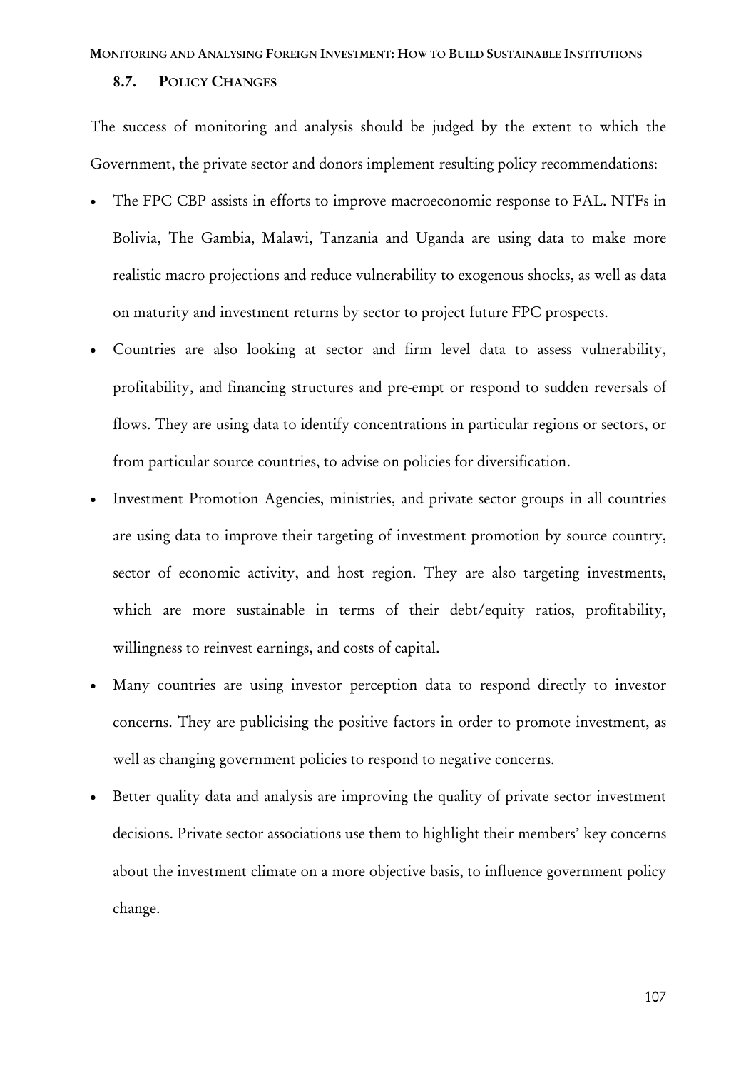### 8.7. POLICY CHANGES

The success of monitoring and analysis should be judged by the extent to which the Government, the private sector and donors implement resulting policy recommendations:

- The FPC CBP assists in efforts to improve macroeconomic response to FAL. NTFs in Bolivia, The Gambia, Malawi, Tanzania and Uganda are using data to make more realistic macro projections and reduce vulnerability to exogenous shocks, as well as data on maturity and investment returns by sector to project future FPC prospects.
- Countries are also looking at sector and firm level data to assess vulnerability, profitability, and financing structures and pre-empt or respond to sudden reversals of flows. They are using data to identify concentrations in particular regions or sectors, or from particular source countries, to advise on policies for diversification.
- Investment Promotion Agencies, ministries, and private sector groups in all countries are using data to improve their targeting of investment promotion by source country, sector of economic activity, and host region. They are also targeting investments, which are more sustainable in terms of their debt/equity ratios, profitability, willingness to reinvest earnings, and costs of capital.
- Many countries are using investor perception data to respond directly to investor concerns. They are publicising the positive factors in order to promote investment, as well as changing government policies to respond to negative concerns.
- Better quality data and analysis are improving the quality of private sector investment decisions. Private sector associations use them to highlight their members' key concerns about the investment climate on a more objective basis, to influence government policy change.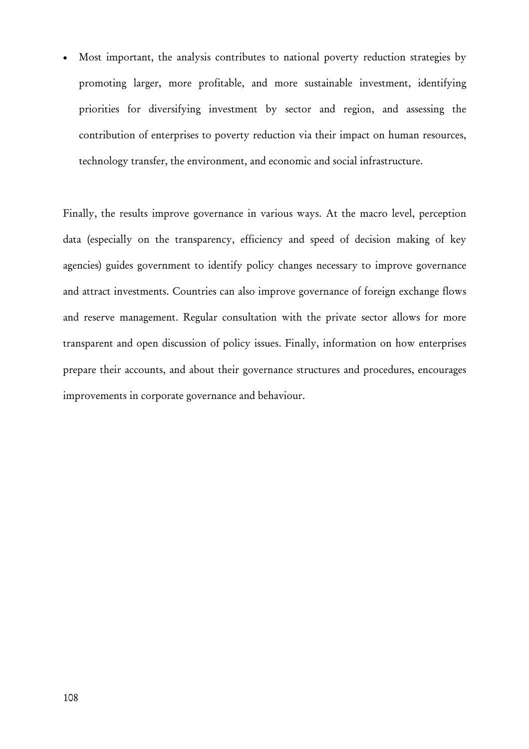- Most important, the analysis contributes to national poverty reduction strategies by promoting larger, more profitable, and more sustainable investment, identifying priorities for diversifying investment by sector and region, and assessing the contribution of enterprises to poverty reduction via their impact on human resources, technology transfer, the environment, and economic and social infrastructure.

Finally, the results improve governance in various ways. At the macro level, perception data (especially on the transparency, efficiency and speed of decision making of key agencies) guides government to identify policy changes necessary to improve governance and attract investments. Countries can also improve governance of foreign exchange flows and reserve management. Regular consultation with the private sector allows for more transparent and open discussion of policy issues. Finally, information on how enterprises prepare their accounts, and about their governance structures and procedures, encourages improvements in corporate governance and behaviour.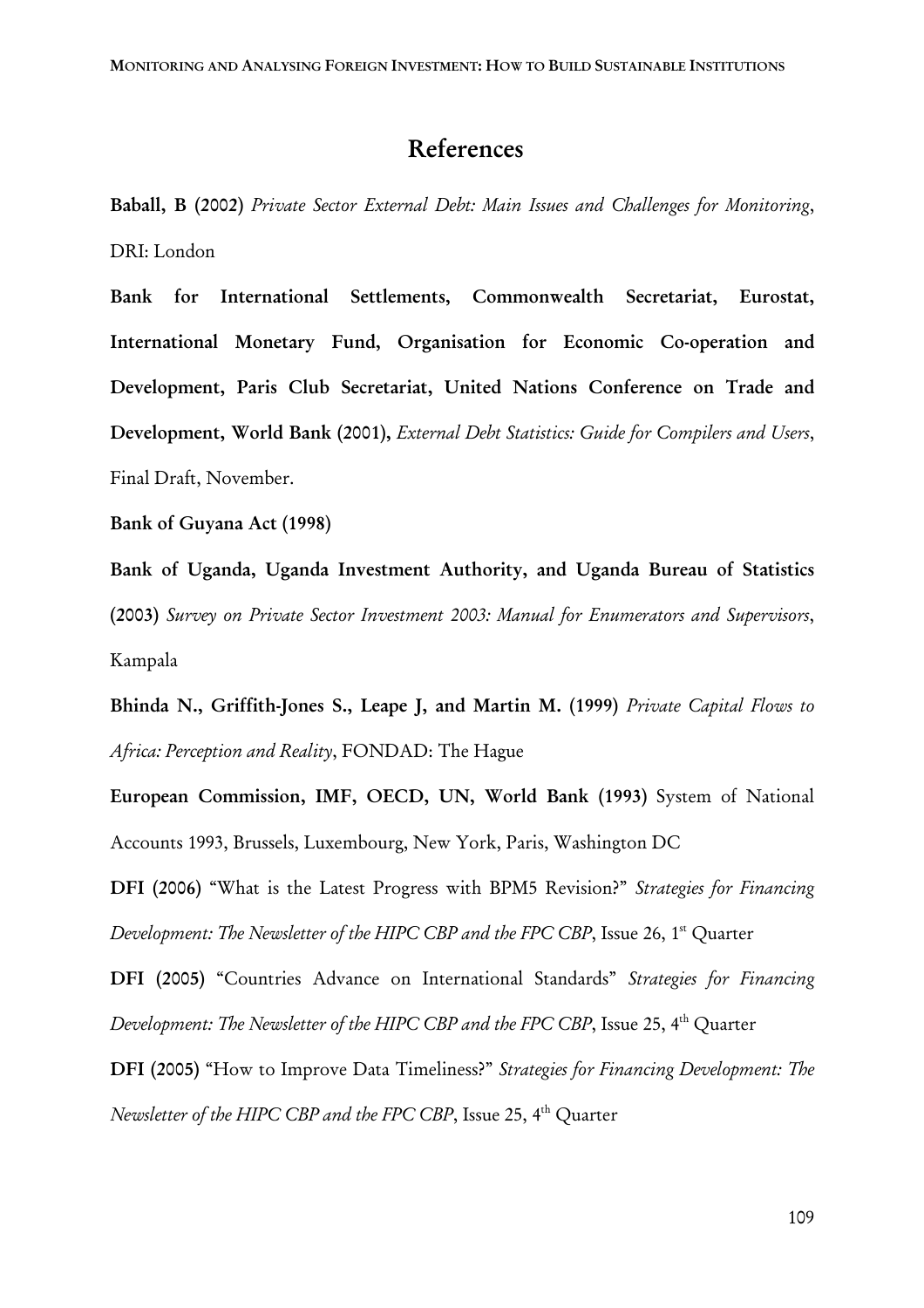# References

**Baball, B (2002)** *Private Sector External Debt: Main Issues and Challenges for Monitoring*, DRI: London

**Bank for International Settlements, Commonwealth Secretariat, Eurostat, International Monetary Fund, Organisation for Economic Co-operation and Development, Paris Club Secretariat, United Nations Conference on Trade and Development, World Bank (2001),** *External Debt Statistics: Guide for Compilers and Users*, Final Draft, November.

**Bank of Guyana Act (1998)**

**Bank of Uganda, Uganda Investment Authority, and Uganda Bureau of Statistics (2003)** *Survey on Private Sector Investment 2003: Manual for Enumerators and Supervisors*, Kampala

**Bhinda N., Griffith-Jones S., Leape J, and Martin M. (1999)** *Private Capital Flows to Africa: Perception and Reality*, FONDAD: The Hague

**European Commission, IMF, OECD, UN, World Bank (1993)** System of National Accounts 1993, Brussels, Luxembourg, New York, Paris, Washington DC

**DFI (2006)** "What is the Latest Progress with BPM5 Revision?" *Strategies for Financing Development: The Newsletter of the HIPC CBP and the FPC CBP*, Issue 26, 1st Quarter

**DFI (2005)** "Countries Advance on International Standards" *Strategies for Financing Development: The Newsletter of the HIPC CBP and the FPC CBP*, Issue 25, 4th Quarter

**DFI (2005)** "How to Improve Data Timeliness?" *Strategies for Financing Development: The Newsletter of the HIPC CBP and the FPC CBP*, Issue 25, 4th Quarter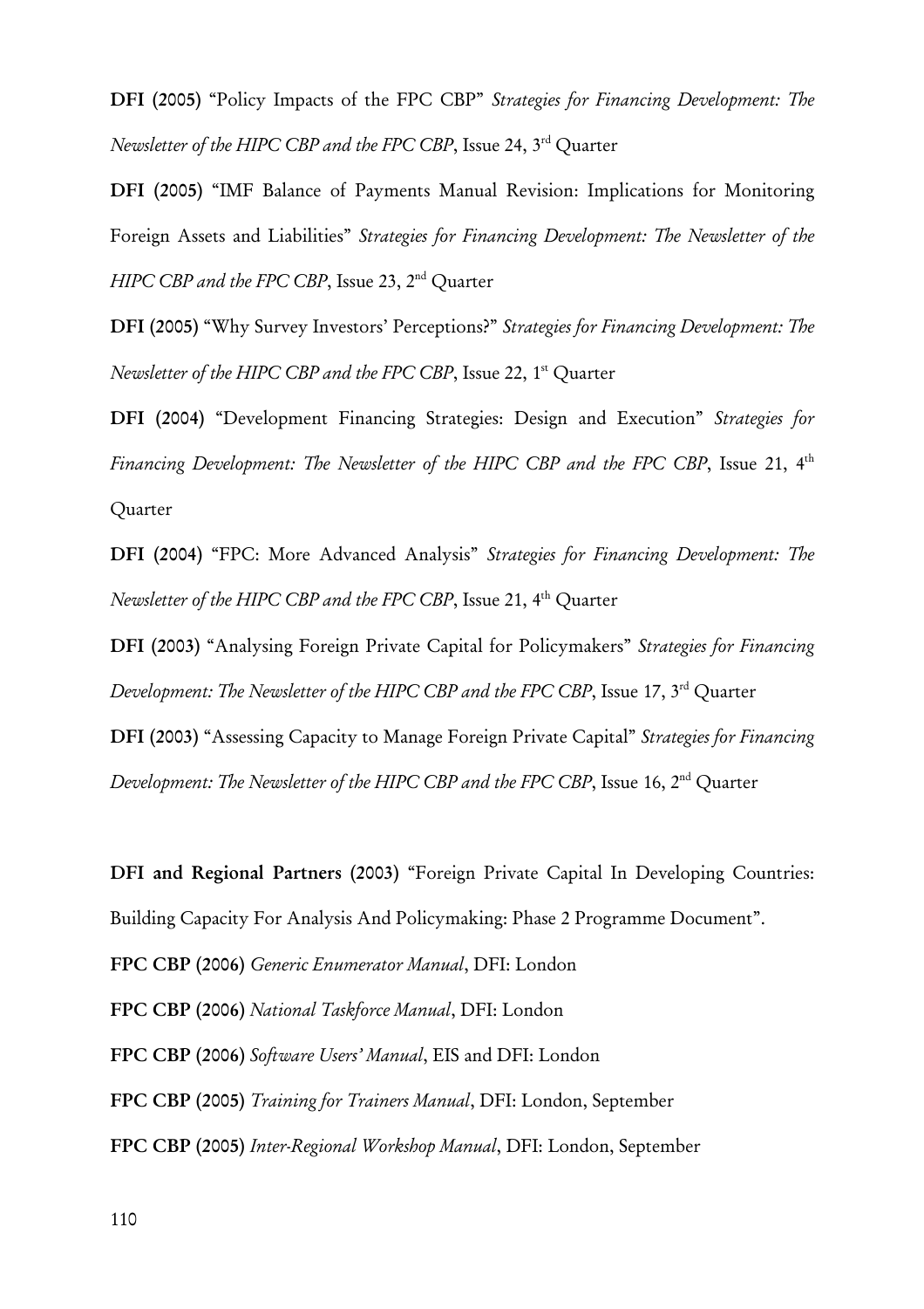**DFI (2005)** "Policy Impacts of the FPC CBP" *Strategies for Financing Development: The Newsletter of the HIPC CBP and the FPC CBP*, Issue 24, 3rd Quarter

**DFI (2005)** "IMF Balance of Payments Manual Revision: Implications for Monitoring Foreign Assets and Liabilities" *Strategies for Financing Development: The Newsletter of the HIPC CBP and the FPC CBP*, Issue 23, 2nd Quarter

**DFI (2005)** "Why Survey Investors' Perceptions?" *Strategies for Financing Development: The Newsletter of the HIPC CBP and the FPC CBP*, Issue 22, 1st Quarter

**DFI (2004)** "Development Financing Strategies: Design and Execution" *Strategies for Financing Development: The Newsletter of the HIPC CBP and the FPC CBP*, Issue 21, 4th Quarter

**DFI (2004)** "FPC: More Advanced Analysis" *Strategies for Financing Development: The Newsletter of the HIPC CBP and the FPC CBP*, Issue 21, 4th Quarter

**DFI (2003)** "Analysing Foreign Private Capital for Policymakers" *Strategies for Financing Development: The Newsletter of the HIPC CBP and the FPC CBP*, Issue 17, 3rd Quarter

**DFI (2003)** "Assessing Capacity to Manage Foreign Private Capital" *Strategies for Financing Development: The Newsletter of the HIPC CBP and the FPC CBP*, Issue 16, 2nd Quarter

**DFI and Regional Partners (2003)** "Foreign Private Capital In Developing Countries: Building Capacity For Analysis And Policymaking: Phase 2 Programme Document".

**FPC CBP (2006)** *Generic Enumerator Manual*, DFI: London

**FPC CBP (2006)** *National Taskforce Manual*, DFI: London

**FPC CBP (2006)** *Software Users' Manual*, EIS and DFI: London

**FPC CBP (2005)** *Training for Trainers Manual*, DFI: London, September

**FPC CBP (2005)** *Inter-Regional Workshop Manual*, DFI: London, September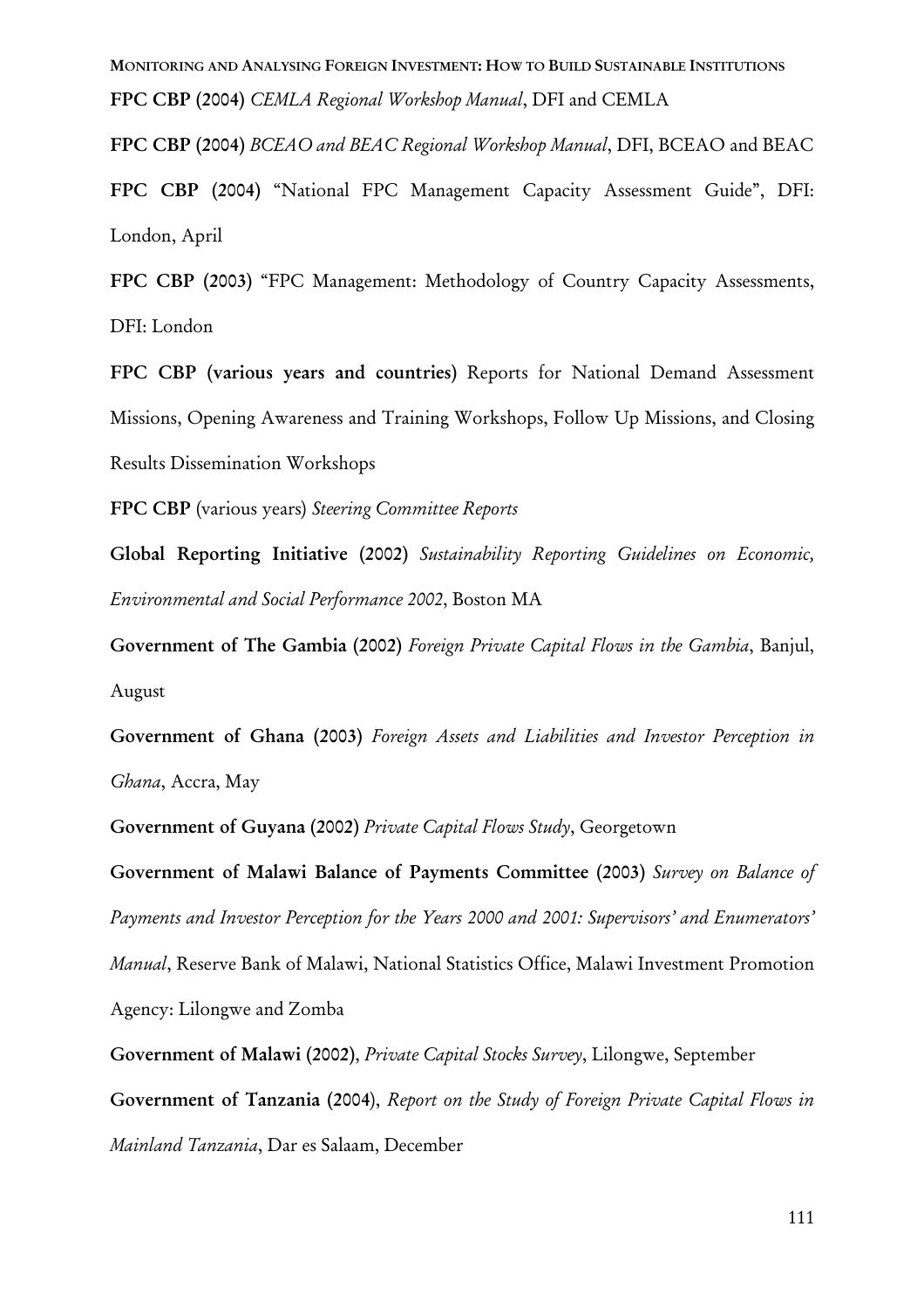**FPC CBP (2004)** *CEMLA Regional Workshop Manual*, DFI and CEMLA

**FPC CBP (2004)** *BCEAO and BEAC Regional Workshop Manual*, DFI, BCEAO and BEAC

**FPC CBP (2004)** "National FPC Management Capacity Assessment Guide", DFI: London, April

**FPC CBP (2003)** "FPC Management: Methodology of Country Capacity Assessments, DFI: London

**FPC CBP (various years and countries)** Reports for National Demand Assessment Missions, Opening Awareness and Training Workshops, Follow Up Missions, and Closing Results Dissemination Workshops

**FPC CBP** (various years) *Steering Committee Reports*

**Global Reporting Initiative (2002)** *Sustainability Reporting Guidelines on Economic, Environmental and Social Performance 2002*, Boston MA

**Government of The Gambia (2002)** *Foreign Private Capital Flows in the Gambia*, Banjul, August

**Government of Ghana (2003)** *Foreign Assets and Liabilities and Investor Perception in Ghana*, Accra, May

**Government of Guyana (2002)** *Private Capital Flows Study*, Georgetown

**Government of Malawi Balance of Payments Committee (2003)** *Survey on Balance of Payments and Investor Perception for the Years 2000 and 2001: Supervisors' and Enumerators' Manual*, Reserve Bank of Malawi, National Statistics Office, Malawi Investment Promotion Agency: Lilongwe and Zomba

**Government of Malawi (2002)**, *Private Capital Stocks Survey*, Lilongwe, September

**Government of Tanzania (2004)**, *Report on the Study of Foreign Private Capital Flows in Mainland Tanzania*, Dar es Salaam, December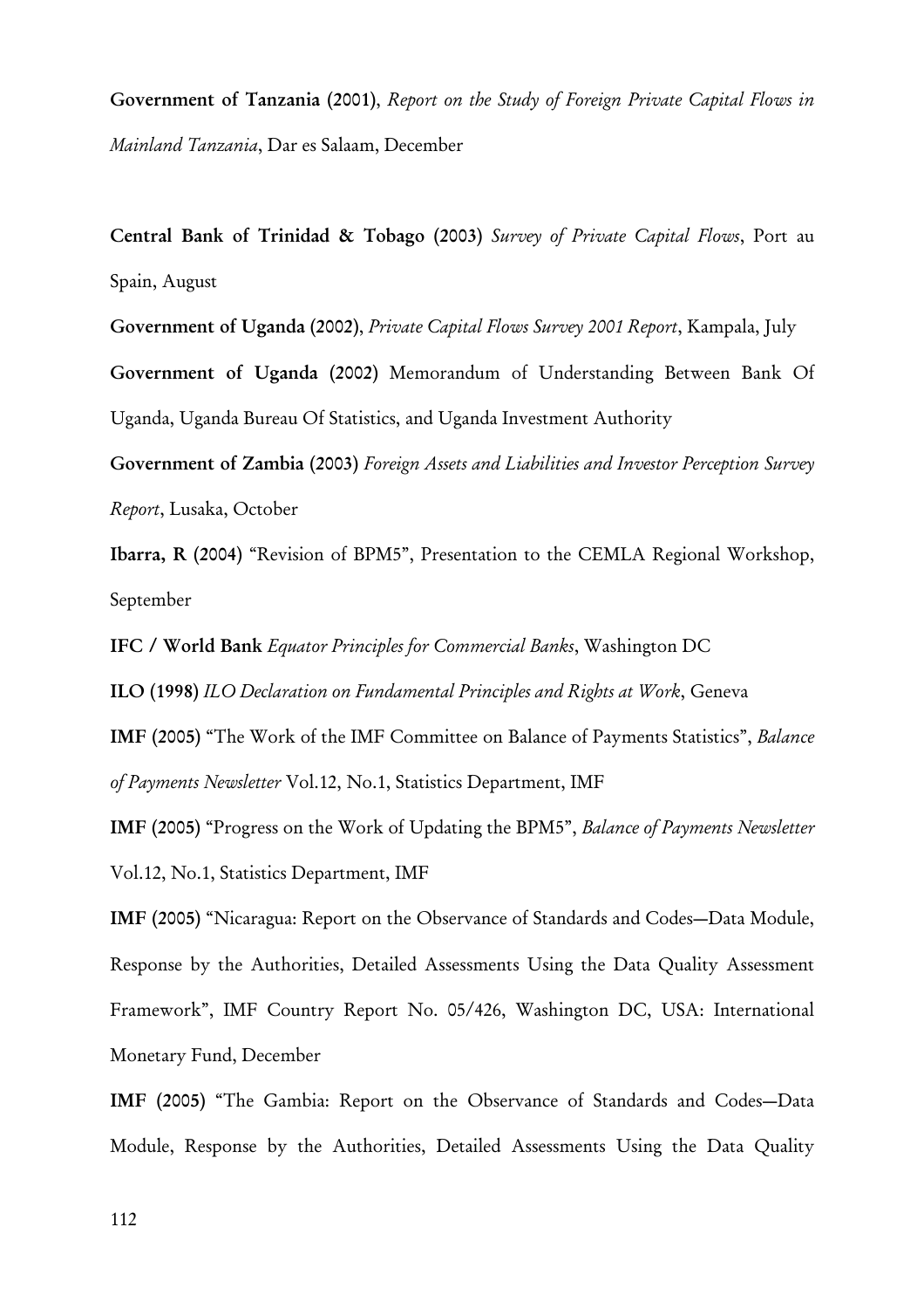**Government of Tanzania (2001)**, *Report on the Study of Foreign Private Capital Flows in Mainland Tanzania*, Dar es Salaam, December

**Central Bank of Trinidad & Tobago (2003)** *Survey of Private Capital Flows*, Port au Spain, August

**Government of Uganda (2002)**, *Private Capital Flows Survey 2001 Report*, Kampala, July

**Government of Uganda (2002)** Memorandum of Understanding Between Bank Of Uganda, Uganda Bureau Of Statistics, and Uganda Investment Authority

**Government of Zambia (2003)** *Foreign Assets and Liabilities and Investor Perception Survey Report*, Lusaka, October

**Ibarra, R (2004)** "Revision of BPM5", Presentation to the CEMLA Regional Workshop, September

**IFC / World Bank** *Equator Principles for Commercial Banks*, Washington DC

**ILO (1998)** *ILO Declaration on Fundamental Principles and Rights at Work*, Geneva

**IMF (2005)** "The Work of the IMF Committee on Balance of Payments Statistics", *Balance of Payments Newsletter* Vol.12, No.1, Statistics Department, IMF

**IMF (2005)** "Progress on the Work of Updating the BPM5", *Balance of Payments Newsletter* Vol.12, No.1, Statistics Department, IMF

**IMF (2005)** "Nicaragua: Report on the Observance of Standards and Codes—Data Module, Response by the Authorities, Detailed Assessments Using the Data Quality Assessment Framework", IMF Country Report No. 05/426, Washington DC, USA: International Monetary Fund, December

**IMF (2005)** "The Gambia: Report on the Observance of Standards and Codes—Data Module, Response by the Authorities, Detailed Assessments Using the Data Quality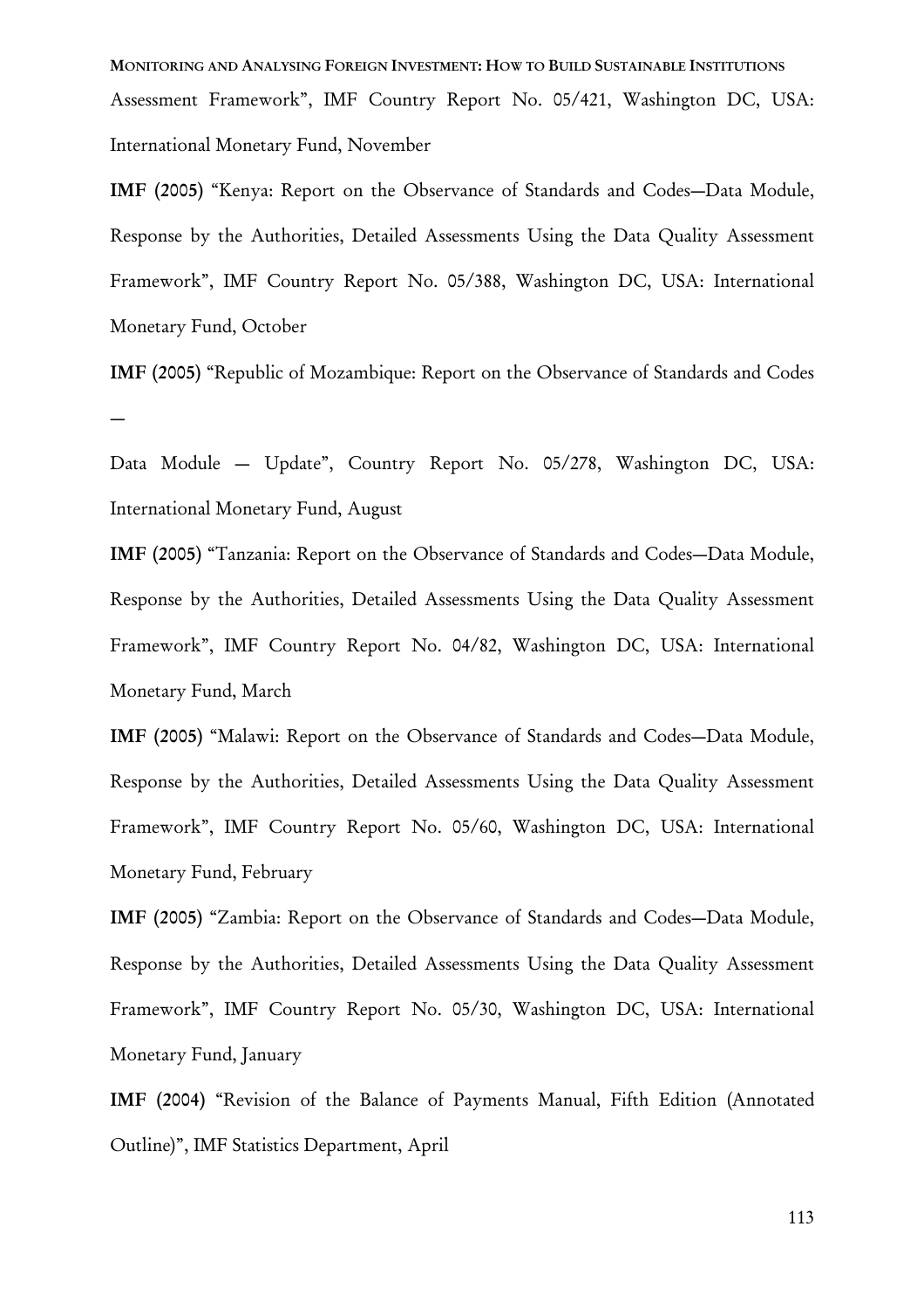Assessment Framework", IMF Country Report No. 05/421, Washington DC, USA: International Monetary Fund, November

**IMF (2005)** "Kenya: Report on the Observance of Standards and Codes—Data Module, Response by the Authorities, Detailed Assessments Using the Data Quality Assessment Framework", IMF Country Report No. 05/388, Washington DC, USA: International Monetary Fund, October

**IMF (2005)** "Republic of Mozambique: Report on the Observance of Standards and Codes —

Data Module — Update", Country Report No. 05/278, Washington DC, USA: International Monetary Fund, August

**IMF (2005)** "Tanzania: Report on the Observance of Standards and Codes—Data Module, Response by the Authorities, Detailed Assessments Using the Data Quality Assessment Framework", IMF Country Report No. 04/82, Washington DC, USA: International Monetary Fund, March

**IMF (2005)** "Malawi: Report on the Observance of Standards and Codes—Data Module, Response by the Authorities, Detailed Assessments Using the Data Quality Assessment Framework", IMF Country Report No. 05/60, Washington DC, USA: International Monetary Fund, February

**IMF (2005)** "Zambia: Report on the Observance of Standards and Codes—Data Module, Response by the Authorities, Detailed Assessments Using the Data Quality Assessment Framework", IMF Country Report No. 05/30, Washington DC, USA: International Monetary Fund, January

**IMF (2004)** "Revision of the Balance of Payments Manual, Fifth Edition (Annotated Outline)", IMF Statistics Department, April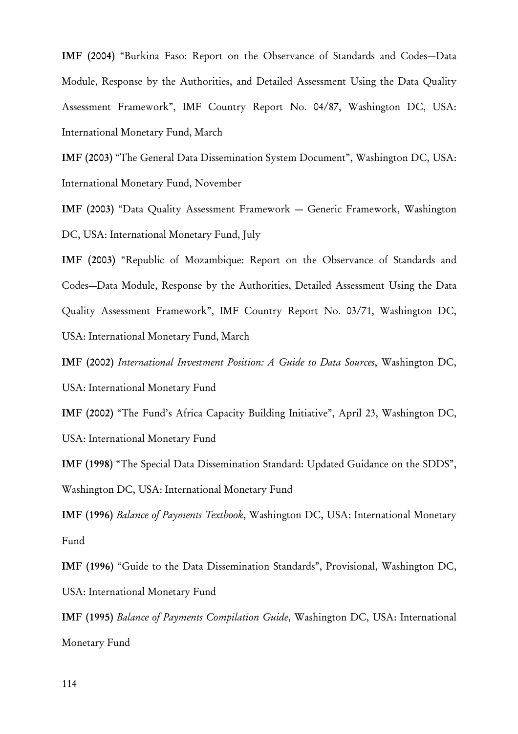**IMF (2004)** "Burkina Faso: Report on the Observance of Standards and Codes—Data Module, Response by the Authorities, and Detailed Assessment Using the Data Quality Assessment Framework", IMF Country Report No. 04/87, Washington DC, USA: International Monetary Fund, March

**IMF (2003)** "The General Data Dissemination System Document", Washington DC, USA: International Monetary Fund, November

**IMF (2003)** "Data Quality Assessment Framework — Generic Framework, Washington DC, USA: International Monetary Fund, July

**IMF (2003)** "Republic of Mozambique: Report on the Observance of Standards and Codes—Data Module, Response by the Authorities, Detailed Assessment Using the Data Quality Assessment Framework", IMF Country Report No. 03/71, Washington DC, USA: International Monetary Fund, March

**IMF (2002)** *International Investment Position: A Guide to Data Sources*, Washington DC, USA: International Monetary Fund

**IMF (2002)** "The Fund's Africa Capacity Building Initiative", April 23, Washington DC, USA: International Monetary Fund

**IMF (1998)** "The Special Data Dissemination Standard: Updated Guidance on the SDDS", Washington DC, USA: International Monetary Fund

**IMF (1996)** *Balance of Payments Textbook*, Washington DC, USA: International Monetary Fund

**IMF (1996)** "Guide to the Data Dissemination Standards", Provisional, Washington DC, USA: International Monetary Fund

**IMF (1995)** *Balance of Payments Compilation Guide*, Washington DC, USA: International Monetary Fund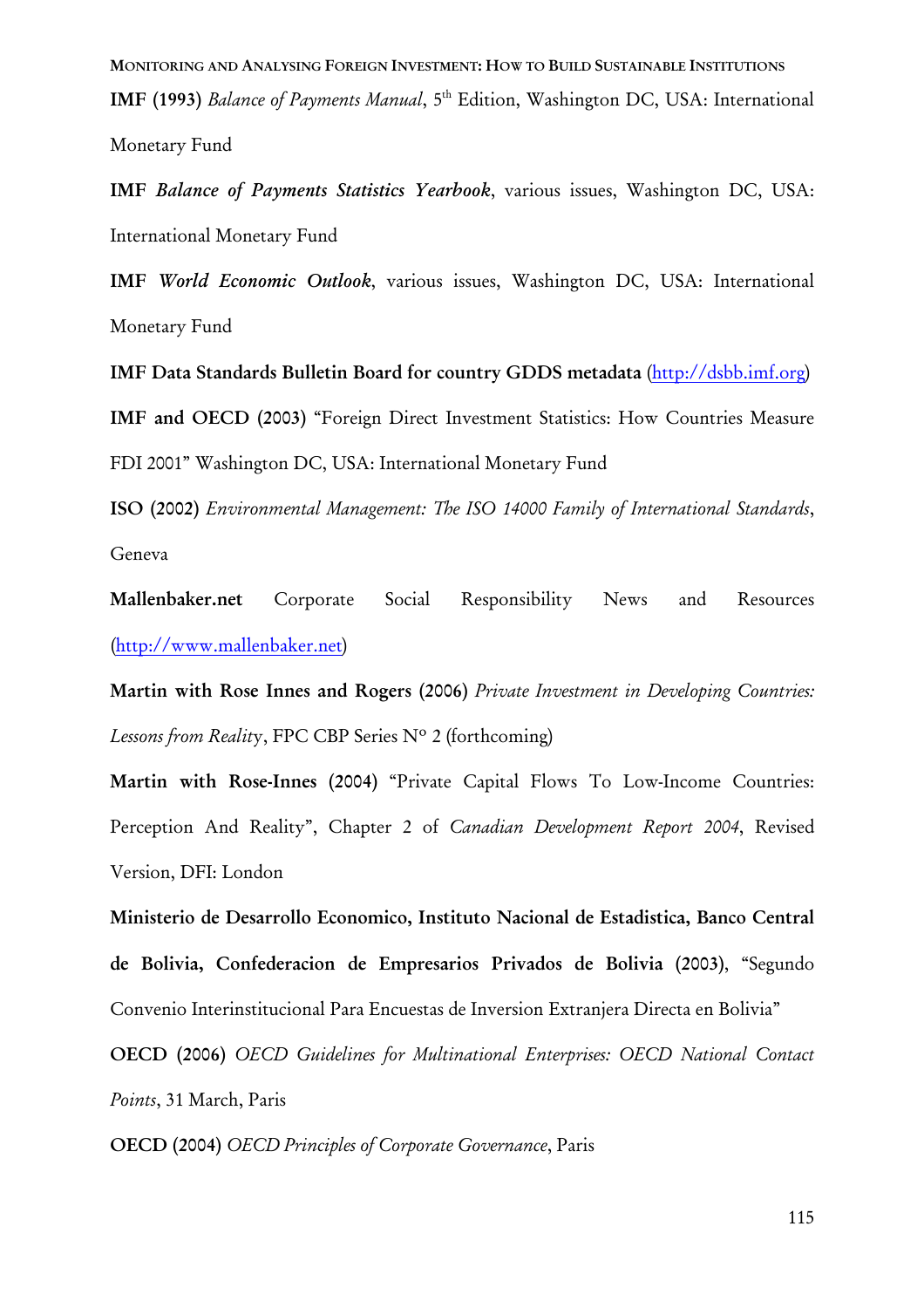**IMF (1993)** *Balance of Payments Manual*, 5th Edition, Washington DC, USA: International Monetary Fund

**IMF** ***Balance of Payments Statistics Yearbook***, various issues, Washington DC, USA: International Monetary Fund

**IMF** ***World Economic Outlook***, various issues, Washington DC, USA: International Monetary Fund

**IMF Data Standards Bulletin Board for country GDDS metadata** (http://dsbb.imf.org)

**IMF and OECD (2003)** "Foreign Direct Investment Statistics: How Countries Measure FDI 2001" Washington DC, USA: International Monetary Fund

**ISO (2002)** *Environmental Management: The ISO 14000 Family of International Standards*, Geneva

**Mallenbaker.net** Corporate Social Responsibility News and Resources (http://www.mallenbaker.net)

**Martin with Rose Innes and Rogers (2006)** *Private Investment in Developing Countries: Lessons from Reality*, FPC CBP Series Nº 2 (forthcoming)

**Martin with Rose-Innes (2004)** "Private Capital Flows To Low-Income Countries: Perception And Reality", Chapter 2 of *Canadian Development Report 2004*, Revised Version, DFI: London

**Ministerio de Desarrollo Economico, Instituto Nacional de Estadistica, Banco Central de Bolivia, Confederacion de Empresarios Privados de Bolivia (2003)**, "Segundo Convenio Interinstitucional Para Encuestas de Inversion Extranjera Directa en Bolivia"

**OECD (2006)** *OECD Guidelines for Multinational Enterprises: OECD National Contact Points*, 31 March, Paris

**OECD (2004)** *OECD Principles of Corporate Governance*, Paris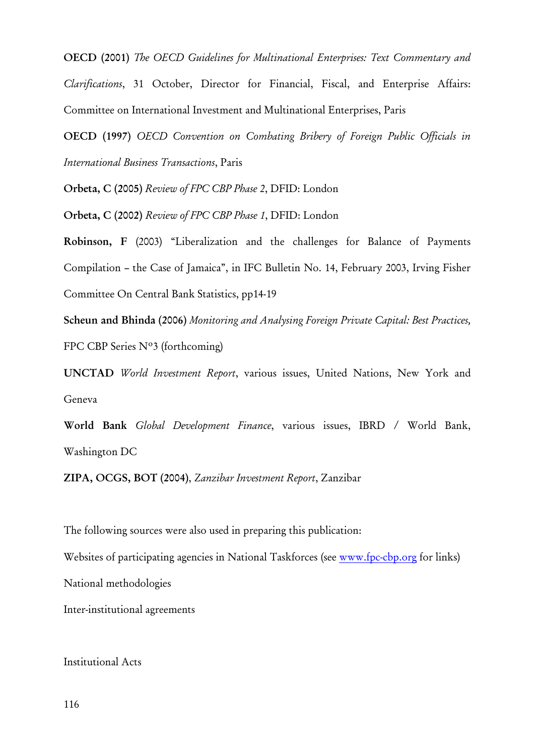**OECD (2001)** *The OECD Guidelines for Multinational Enterprises: Text Commentary and Clarifications*, 31 October, Director for Financial, Fiscal, and Enterprise Affairs: Committee on International Investment and Multinational Enterprises, Paris

**OECD (1997)** *OECD Convention on Combating Bribery of Foreign Public Officials in International Business Transactions*, Paris

**Orbeta, C (2005)** *Review of FPC CBP Phase 2*, DFID: London

**Orbeta, C (2002)** *Review of FPC CBP Phase 1*, DFID: London

**Robinson, F** (2003) "Liberalization and the challenges for Balance of Payments Compilation – the Case of Jamaica", in IFC Bulletin No. 14, February 2003, Irving Fisher Committee On Central Bank Statistics, pp14-19

**Scheun and Bhinda (2006)** *Monitoring and Analysing Foreign Private Capital: Best Practices,* FPC CBP Series N°3 (forthcoming)

**UNCTAD** *World Investment Report*, various issues, United Nations, New York and Geneva

**World Bank** *Global Development Finance*, various issues, IBRD / World Bank, Washington DC

**ZIPA, OCGS, BOT (2004)**, *Zanzibar Investment Report*, Zanzibar

The following sources were also used in preparing this publication:

Websites of participating agencies in National Taskforces (see www.fpc-cbp.org for links)

National methodologies

Inter-institutional agreements

Institutional Acts